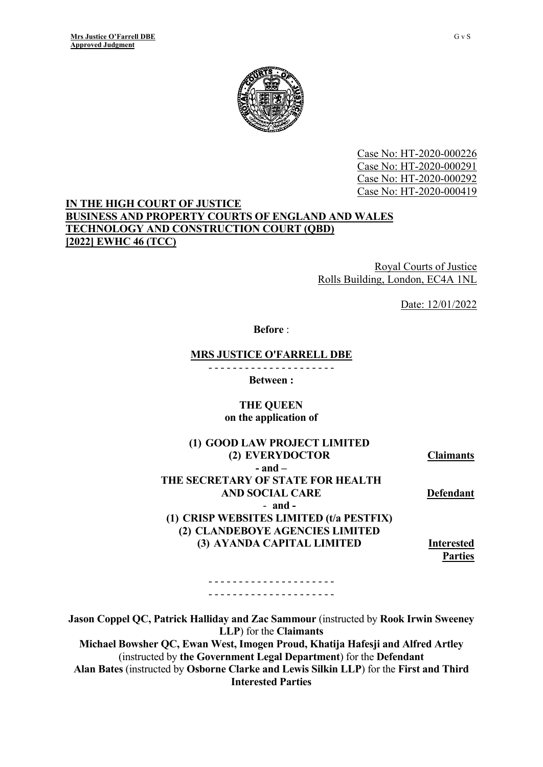Case No: HT-2020-000226
Case No: HT-2020-000291
Case No: HT-2020-000292
Case No: HT-2020-000419

**IN THE HIGH COURT OF JUSTICE**
**BUSINESS AND PROPERTY COURTS OF ENGLAND AND WALES**
**TECHNOLOGY AND CONSTRUCTION COURT (QBD)**
**[2022] EWHC 46 (TCC)**

Royal Courts of Justice
Rolls Building, London, EC4A 1NL

Date: 12/01/2022

**Before** :

**MRS JUSTICE O'FARRELL DBE**

- - - - - - - - - - - - - - - - - - - - -

**Between :**

**THE QUEEN**
**on the application of**

**(1) GOOD LAW PROJECT LIMITED**
**(2) EVERYDOCTOR** — **Claimants**

**- and –**

**THE SECRETARY OF STATE FOR HEALTH AND SOCIAL CARE** — **Defendant**

**- and -**

**(1) CRISP WEBSITES LIMITED (t/a PESTFIX)**
**(2) CLANDEBOYE AGENCIES LIMITED**
**(3) AYANDA CAPITAL LIMITED** — **Interested Parties**

- - - - - - - - - - - - - - - - - - - - -
- - - - - - - - - - - - - - - - - - - - -

**Jason Coppel QC, Patrick Halliday and Zac Sammour** (instructed by **Rook Irwin Sweeney LLP**) for the **Claimants**
**Michael Bowsher QC, Ewan West, Imogen Proud, Khatija Hafesji and Alfred Artley** (instructed by **the Government Legal Department**) for the **Defendant**
**Alan Bates** (instructed by **Osborne Clarke and Lewis Silkin LLP**) for the **First and Third Interested Parties**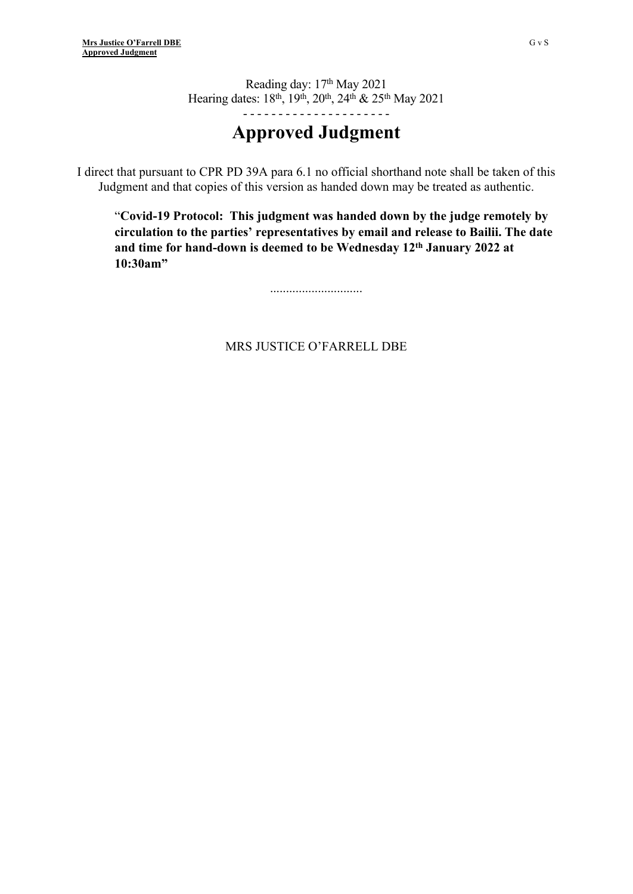Reading day: 17th May 2021
Hearing dates: 18th, 19th, 20th, 24th & 25th May 2021

- - - - - - - - - - - - - - - - - - - - -

# Approved Judgment

I direct that pursuant to CPR PD 39A para 6.1 no official shorthand note shall be taken of this Judgment and that copies of this version as handed down may be treated as authentic.

"**Covid-19 Protocol: This judgment was handed down by the judge remotely by circulation to the parties' representatives by email and release to Bailii. The date and time for hand-down is deemed to be Wednesday 12th January 2022 at 10:30am"**

.............................

MRS JUSTICE O'FARRELL DBE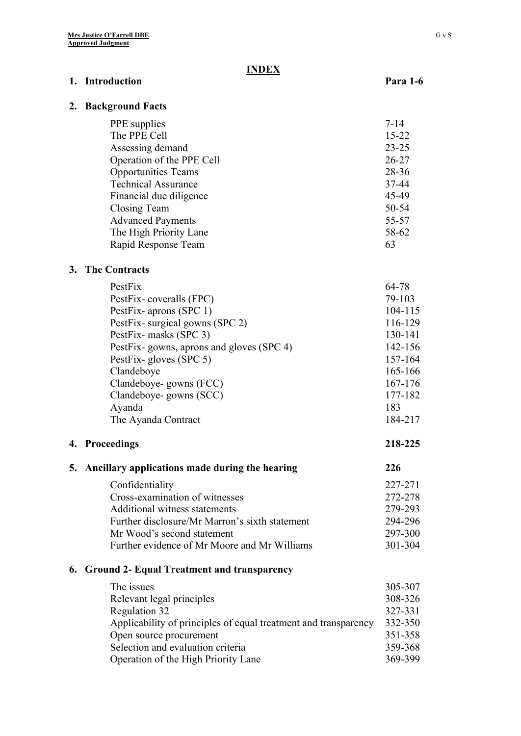# INDEX

| | |
|---|---|
| **1. Introduction** | **Para 1-6** |
| **2. Background Facts** | |
| PPE supplies | 7-14 |
| The PPE Cell | 15-22 |
| Assessing demand | 23-25 |
| Operation of the PPE Cell | 26-27 |
| Opportunities Teams | 28-36 |
| Technical Assurance | 37-44 |
| Financial due diligence | 45-49 |
| Closing Team | 50-54 |
| Advanced Payments | 55-57 |
| The High Priority Lane | 58-62 |
| Rapid Response Team | 63 |
| **3. The Contracts** | |
| PestFix | 64-78 |
| PestFix- coveralls (FPC) | 79-103 |
| PestFix- aprons (SPC 1) | 104-115 |
| PestFix- surgical gowns (SPC 2) | 116-129 |
| PestFix- masks (SPC 3) | 130-141 |
| PestFix- gowns, aprons and gloves (SPC 4) | 142-156 |
| PestFix- gloves (SPC 5) | 157-164 |
| Clandeboye | 165-166 |
| Clandeboye- gowns (FCC) | 167-176 |
| Clandeboye- gowns (SCC) | 177-182 |
| Ayanda | 183 |
| The Ayanda Contract | 184-217 |
| **4. Proceedings** | **218-225** |
| **5. Ancillary applications made during the hearing** | **226** |
| Confidentiality | 227-271 |
| Cross-examination of witnesses | 272-278 |
| Additional witness statements | 279-293 |
| Further disclosure/Mr Marron's sixth statement | 294-296 |
| Mr Wood's second statement | 297-300 |
| Further evidence of Mr Moore and Mr Williams | 301-304 |
| **6. Ground 2- Equal Treatment and transparency** | |
| The issues | 305-307 |
| Relevant legal principles | 308-326 |
| Regulation 32 | 327-331 |
| Applicability of principles of equal treatment and transparency | 332-350 |
| Open source procurement | 351-358 |
| Selection and evaluation criteria | 359-368 |
| Operation of the High Priority Lane | 369-399 |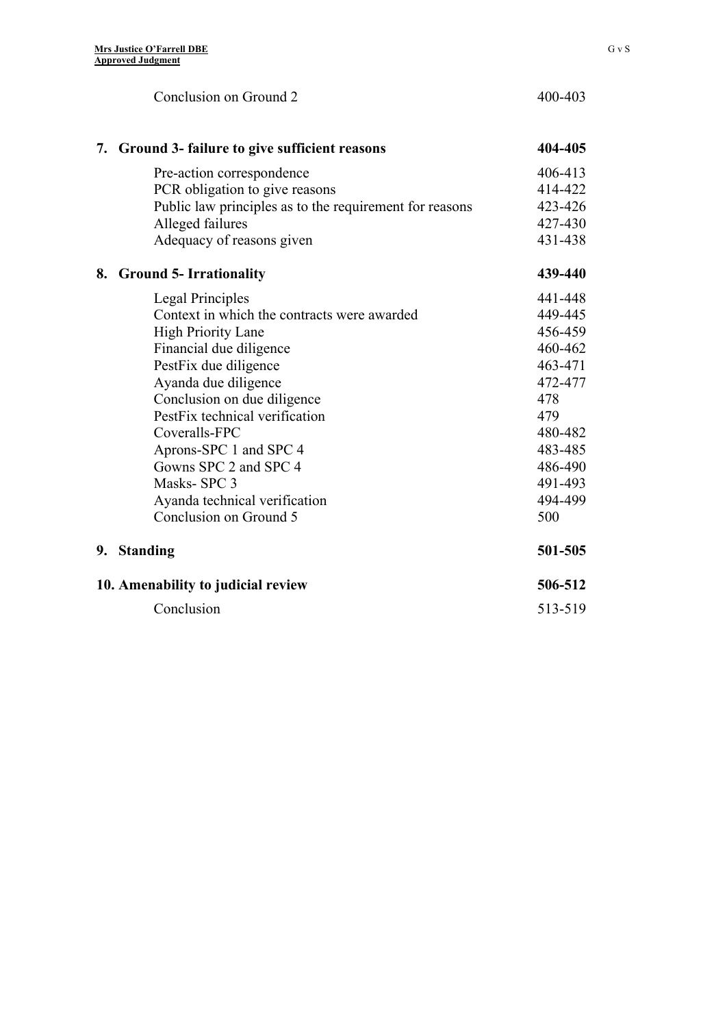| | |
|---|---|
| Conclusion on Ground 2 | 400-403 |
| **7. Ground 3- failure to give sufficient reasons** | **404-405** |
| Pre-action correspondence | 406-413 |
| PCR obligation to give reasons | 414-422 |
| Public law principles as to the requirement for reasons | 423-426 |
| Alleged failures | 427-430 |
| Adequacy of reasons given | 431-438 |
| **8. Ground 5- Irrationality** | **439-440** |
| Legal Principles | 441-448 |
| Context in which the contracts were awarded | 449-445 |
| High Priority Lane | 456-459 |
| Financial due diligence | 460-462 |
| PestFix due diligence | 463-471 |
| Ayanda due diligence | 472-477 |
| Conclusion on due diligence | 478 |
| PestFix technical verification | 479 |
| Coveralls-FPC | 480-482 |
| Aprons-SPC 1 and SPC 4 | 483-485 |
| Gowns SPC 2 and SPC 4 | 486-490 |
| Masks- SPC 3 | 491-493 |
| Ayanda technical verification | 494-499 |
| Conclusion on Ground 5 | 500 |
| **9. Standing** | **501-505** |
| **10. Amenability to judicial review** | **506-512** |
| Conclusion | 513-519 |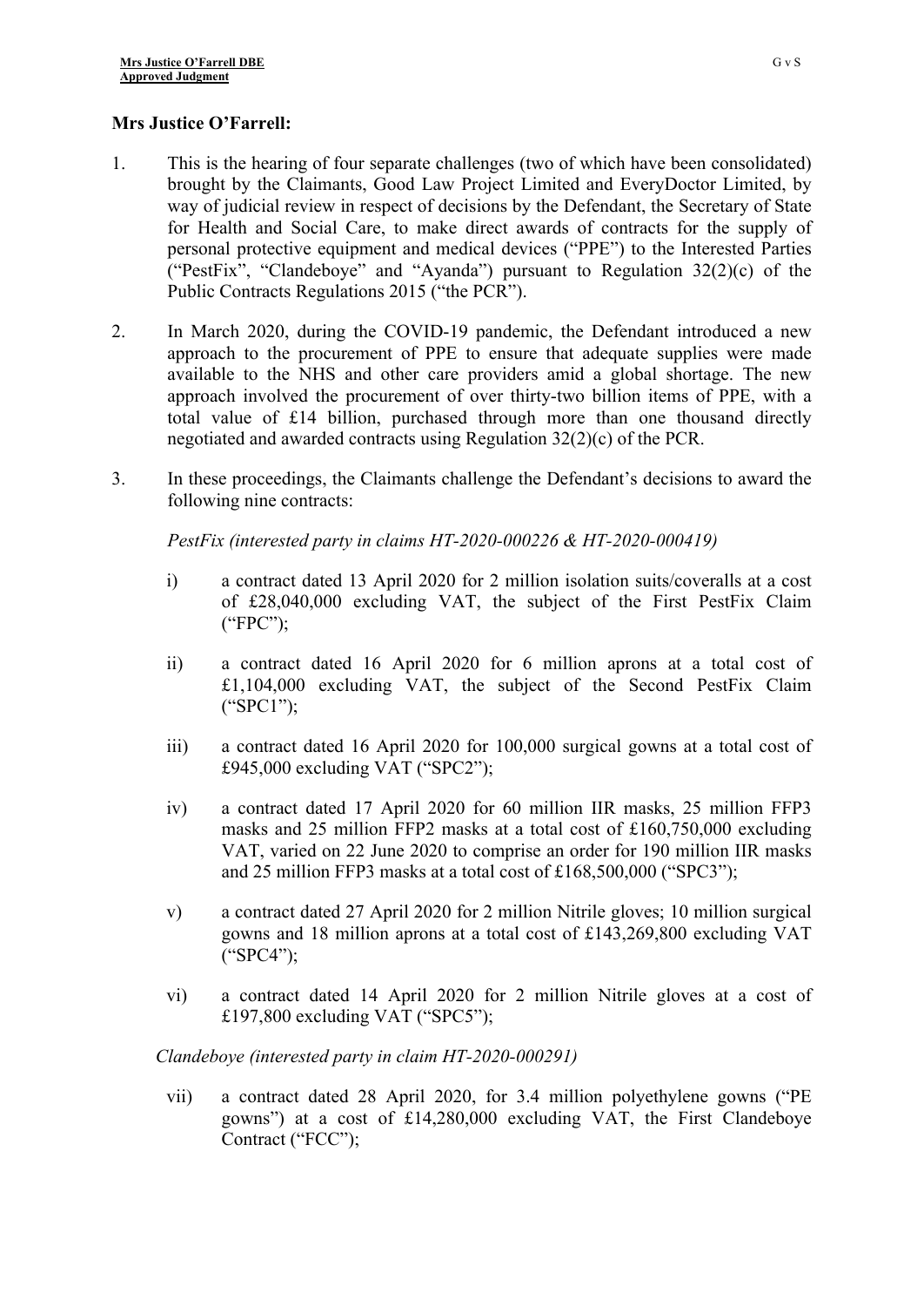**Mrs Justice O'Farrell:**

1. This is the hearing of four separate challenges (two of which have been consolidated) brought by the Claimants, Good Law Project Limited and EveryDoctor Limited, by way of judicial review in respect of decisions by the Defendant, the Secretary of State for Health and Social Care, to make direct awards of contracts for the supply of personal protective equipment and medical devices ("PPE") to the Interested Parties ("PestFix", "Clandeboye" and "Ayanda") pursuant to Regulation 32(2)(c) of the Public Contracts Regulations 2015 ("the PCR").

2. In March 2020, during the COVID-19 pandemic, the Defendant introduced a new approach to the procurement of PPE to ensure that adequate supplies were made available to the NHS and other care providers amid a global shortage. The new approach involved the procurement of over thirty-two billion items of PPE, with a total value of £14 billion, purchased through more than one thousand directly negotiated and awarded contracts using Regulation 32(2)(c) of the PCR.

3. In these proceedings, the Claimants challenge the Defendant's decisions to award the following nine contracts:

   *PestFix (interested party in claims HT-2020-000226 & HT-2020-000419)*

   i) a contract dated 13 April 2020 for 2 million isolation suits/coveralls at a cost of £28,040,000 excluding VAT, the subject of the First PestFix Claim ("FPC");

   ii) a contract dated 16 April 2020 for 6 million aprons at a total cost of £1,104,000 excluding VAT, the subject of the Second PestFix Claim ("SPC1");

   iii) a contract dated 16 April 2020 for 100,000 surgical gowns at a total cost of £945,000 excluding VAT ("SPC2");

   iv) a contract dated 17 April 2020 for 60 million IIR masks, 25 million FFP3 masks and 25 million FFP2 masks at a total cost of £160,750,000 excluding VAT, varied on 22 June 2020 to comprise an order for 190 million IIR masks and 25 million FFP3 masks at a total cost of £168,500,000 ("SPC3");

   v) a contract dated 27 April 2020 for 2 million Nitrile gloves; 10 million surgical gowns and 18 million aprons at a total cost of £143,269,800 excluding VAT ("SPC4");

   vi) a contract dated 14 April 2020 for 2 million Nitrile gloves at a cost of £197,800 excluding VAT ("SPC5");

   *Clandeboye (interested party in claim HT-2020-000291)*

   vii) a contract dated 28 April 2020, for 3.4 million polyethylene gowns ("PE gowns") at a cost of £14,280,000 excluding VAT, the First Clandeboye Contract ("FCC");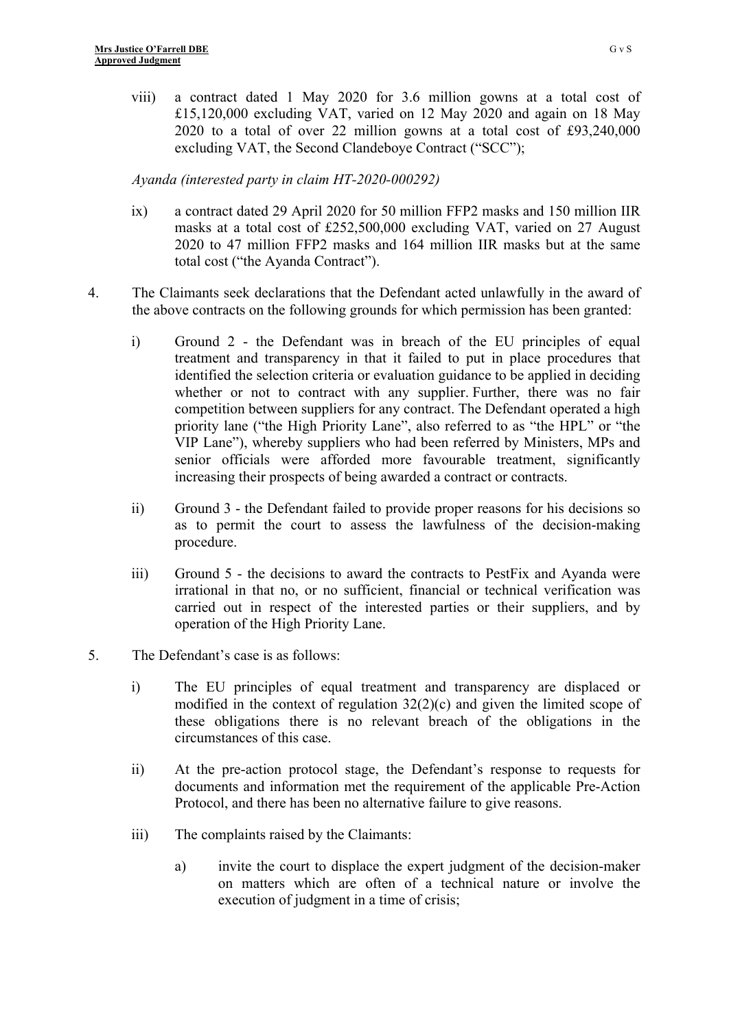viii) a contract dated 1 May 2020 for 3.6 million gowns at a total cost of £15,120,000 excluding VAT, varied on 12 May 2020 and again on 18 May 2020 to a total of over 22 million gowns at a total cost of £93,240,000 excluding VAT, the Second Clandeboye Contract ("SCC");

*Ayanda (interested party in claim HT-2020-000292)*

ix) a contract dated 29 April 2020 for 50 million FFP2 masks and 150 million IIR masks at a total cost of £252,500,000 excluding VAT, varied on 27 August 2020 to 47 million FFP2 masks and 164 million IIR masks but at the same total cost ("the Ayanda Contract").

4. The Claimants seek declarations that the Defendant acted unlawfully in the award of the above contracts on the following grounds for which permission has been granted:

   i) Ground 2 - the Defendant was in breach of the EU principles of equal treatment and transparency in that it failed to put in place procedures that identified the selection criteria or evaluation guidance to be applied in deciding whether or not to contract with any supplier. Further, there was no fair competition between suppliers for any contract. The Defendant operated a high priority lane ("the High Priority Lane", also referred to as "the HPL" or "the VIP Lane"), whereby suppliers who had been referred by Ministers, MPs and senior officials were afforded more favourable treatment, significantly increasing their prospects of being awarded a contract or contracts.

   ii) Ground 3 - the Defendant failed to provide proper reasons for his decisions so as to permit the court to assess the lawfulness of the decision-making procedure.

   iii) Ground 5 - the decisions to award the contracts to PestFix and Ayanda were irrational in that no, or no sufficient, financial or technical verification was carried out in respect of the interested parties or their suppliers, and by operation of the High Priority Lane.

5. The Defendant's case is as follows:

   i) The EU principles of equal treatment and transparency are displaced or modified in the context of regulation 32(2)(c) and given the limited scope of these obligations there is no relevant breach of the obligations in the circumstances of this case.

   ii) At the pre-action protocol stage, the Defendant's response to requests for documents and information met the requirement of the applicable Pre-Action Protocol, and there has been no alternative failure to give reasons.

   iii) The complaints raised by the Claimants:

      a) invite the court to displace the expert judgment of the decision-maker on matters which are often of a technical nature or involve the execution of judgment in a time of crisis;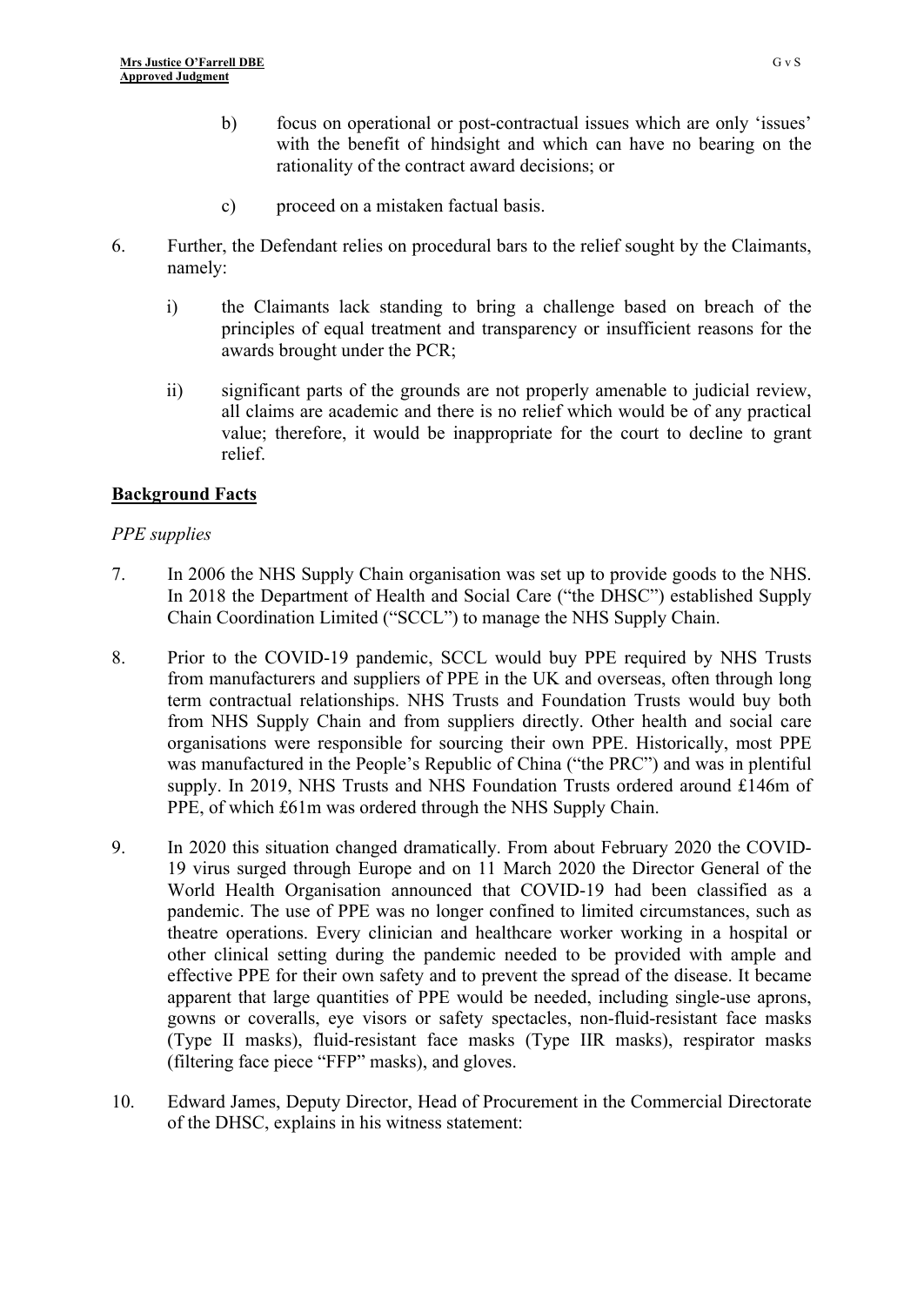b) focus on operational or post-contractual issues which are only 'issues' with the benefit of hindsight and which can have no bearing on the rationality of the contract award decisions; or

c) proceed on a mistaken factual basis.

6. Further, the Defendant relies on procedural bars to the relief sought by the Claimants, namely:

   i) the Claimants lack standing to bring a challenge based on breach of the principles of equal treatment and transparency or insufficient reasons for the awards brought under the PCR;

   ii) significant parts of the grounds are not properly amenable to judicial review, all claims are academic and there is no relief which would be of any practical value; therefore, it would be inappropriate for the court to decline to grant relief.

## Background Facts

*PPE supplies*

7. In 2006 the NHS Supply Chain organisation was set up to provide goods to the NHS. In 2018 the Department of Health and Social Care ("the DHSC") established Supply Chain Coordination Limited ("SCCL") to manage the NHS Supply Chain.

8. Prior to the COVID-19 pandemic, SCCL would buy PPE required by NHS Trusts from manufacturers and suppliers of PPE in the UK and overseas, often through long term contractual relationships. NHS Trusts and Foundation Trusts would buy both from NHS Supply Chain and from suppliers directly. Other health and social care organisations were responsible for sourcing their own PPE. Historically, most PPE was manufactured in the People's Republic of China ("the PRC") and was in plentiful supply. In 2019, NHS Trusts and NHS Foundation Trusts ordered around £146m of PPE, of which £61m was ordered through the NHS Supply Chain.

9. In 2020 this situation changed dramatically. From about February 2020 the COVID-19 virus surged through Europe and on 11 March 2020 the Director General of the World Health Organisation announced that COVID-19 had been classified as a pandemic. The use of PPE was no longer confined to limited circumstances, such as theatre operations. Every clinician and healthcare worker working in a hospital or other clinical setting during the pandemic needed to be provided with ample and effective PPE for their own safety and to prevent the spread of the disease. It became apparent that large quantities of PPE would be needed, including single-use aprons, gowns or coveralls, eye visors or safety spectacles, non-fluid-resistant face masks (Type II masks), fluid-resistant face masks (Type IIR masks), respirator masks (filtering face piece "FFP" masks), and gloves.

10. Edward James, Deputy Director, Head of Procurement in the Commercial Directorate of the DHSC, explains in his witness statement: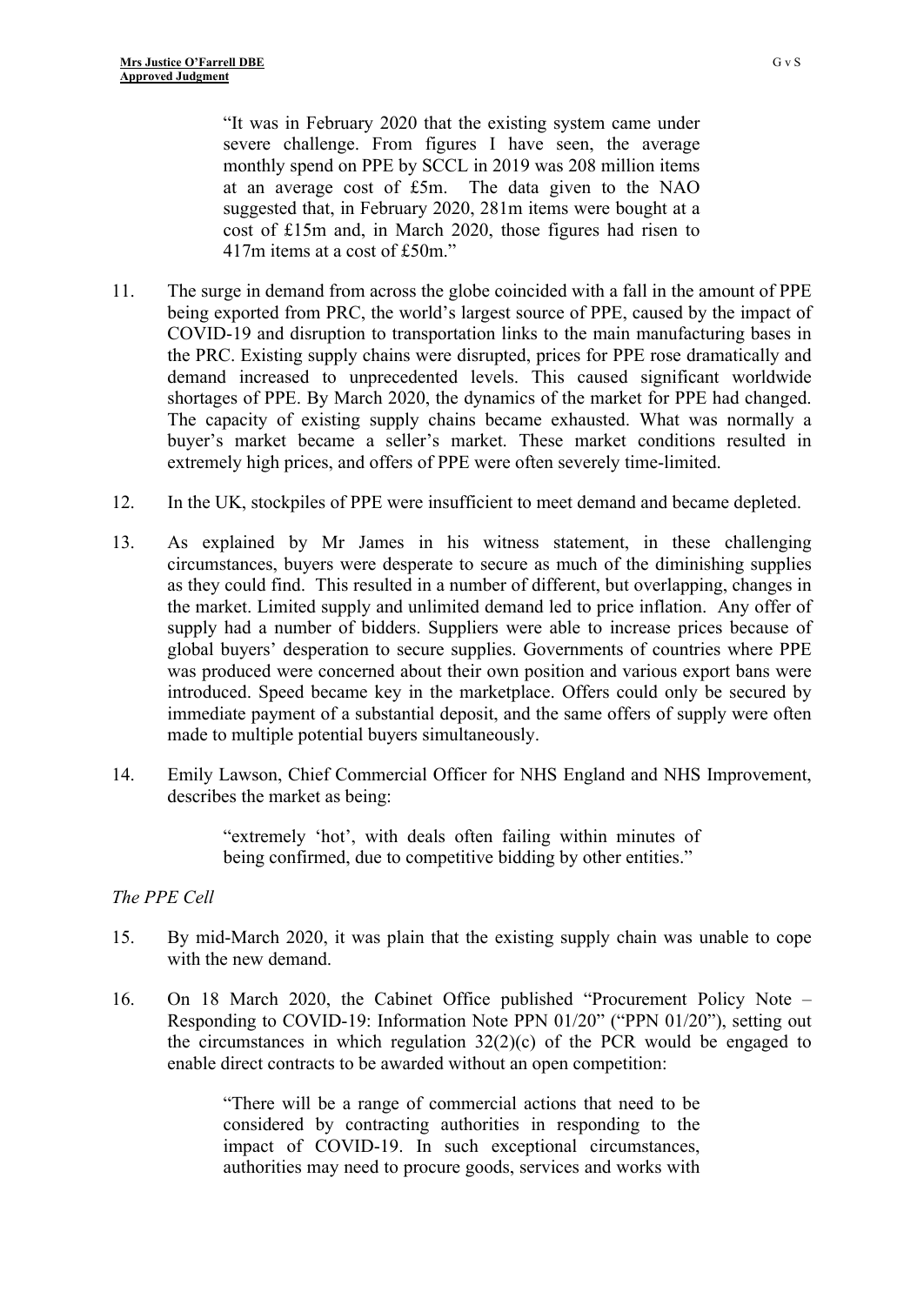> "It was in February 2020 that the existing system came under severe challenge. From figures I have seen, the average monthly spend on PPE by SCCL in 2019 was 208 million items at an average cost of £5m. The data given to the NAO suggested that, in February 2020, 281m items were bought at a cost of £15m and, in March 2020, those figures had risen to 417m items at a cost of £50m."

11. The surge in demand from across the globe coincided with a fall in the amount of PPE being exported from PRC, the world's largest source of PPE, caused by the impact of COVID-19 and disruption to transportation links to the main manufacturing bases in the PRC. Existing supply chains were disrupted, prices for PPE rose dramatically and demand increased to unprecedented levels. This caused significant worldwide shortages of PPE. By March 2020, the dynamics of the market for PPE had changed. The capacity of existing supply chains became exhausted. What was normally a buyer's market became a seller's market. These market conditions resulted in extremely high prices, and offers of PPE were often severely time-limited.

12. In the UK, stockpiles of PPE were insufficient to meet demand and became depleted.

13. As explained by Mr James in his witness statement, in these challenging circumstances, buyers were desperate to secure as much of the diminishing supplies as they could find. This resulted in a number of different, but overlapping, changes in the market. Limited supply and unlimited demand led to price inflation. Any offer of supply had a number of bidders. Suppliers were able to increase prices because of global buyers' desperation to secure supplies. Governments of countries where PPE was produced were concerned about their own position and various export bans were introduced. Speed became key in the marketplace. Offers could only be secured by immediate payment of a substantial deposit, and the same offers of supply were often made to multiple potential buyers simultaneously.

14. Emily Lawson, Chief Commercial Officer for NHS England and NHS Improvement, describes the market as being:

> "extremely 'hot', with deals often failing within minutes of being confirmed, due to competitive bidding by other entities."

*The PPE Cell*

15. By mid-March 2020, it was plain that the existing supply chain was unable to cope with the new demand.

16. On 18 March 2020, the Cabinet Office published "Procurement Policy Note – Responding to COVID-19: Information Note PPN 01/20" ("PPN 01/20"), setting out the circumstances in which regulation 32(2)(c) of the PCR would be engaged to enable direct contracts to be awarded without an open competition:

> "There will be a range of commercial actions that need to be considered by contracting authorities in responding to the impact of COVID-19. In such exceptional circumstances, authorities may need to procure goods, services and works with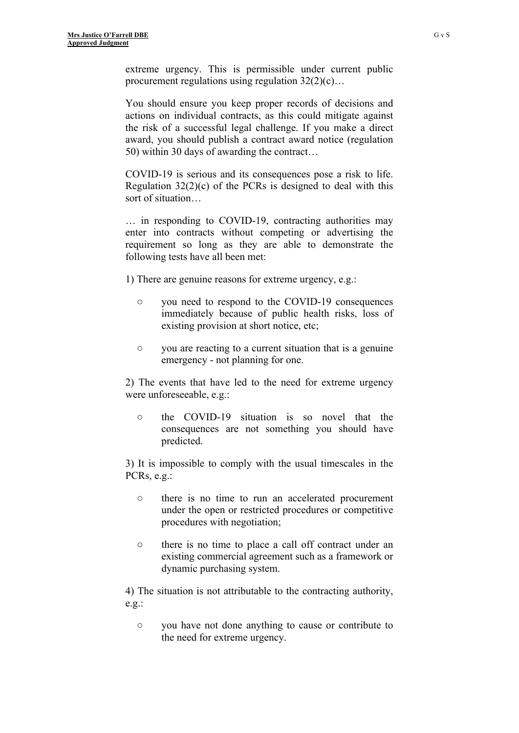extreme urgency. This is permissible under current public procurement regulations using regulation 32(2)(c)…

You should ensure you keep proper records of decisions and actions on individual contracts, as this could mitigate against the risk of a successful legal challenge. If you make a direct award, you should publish a contract award notice (regulation 50) within 30 days of awarding the contract…

COVID-19 is serious and its consequences pose a risk to life. Regulation 32(2)(c) of the PCRs is designed to deal with this sort of situation…

… in responding to COVID-19, contracting authorities may enter into contracts without competing or advertising the requirement so long as they are able to demonstrate the following tests have all been met:

1) There are genuine reasons for extreme urgency, e.g.:

- you need to respond to the COVID-19 consequences immediately because of public health risks, loss of existing provision at short notice, etc;
- you are reacting to a current situation that is a genuine emergency - not planning for one.

2) The events that have led to the need for extreme urgency were unforeseeable, e.g.:

- the COVID-19 situation is so novel that the consequences are not something you should have predicted.

3) It is impossible to comply with the usual timescales in the PCRs, e.g.:

- there is no time to run an accelerated procurement under the open or restricted procedures or competitive procedures with negotiation;
- there is no time to place a call off contract under an existing commercial agreement such as a framework or dynamic purchasing system.

4) The situation is not attributable to the contracting authority, e.g.:

- you have not done anything to cause or contribute to the need for extreme urgency.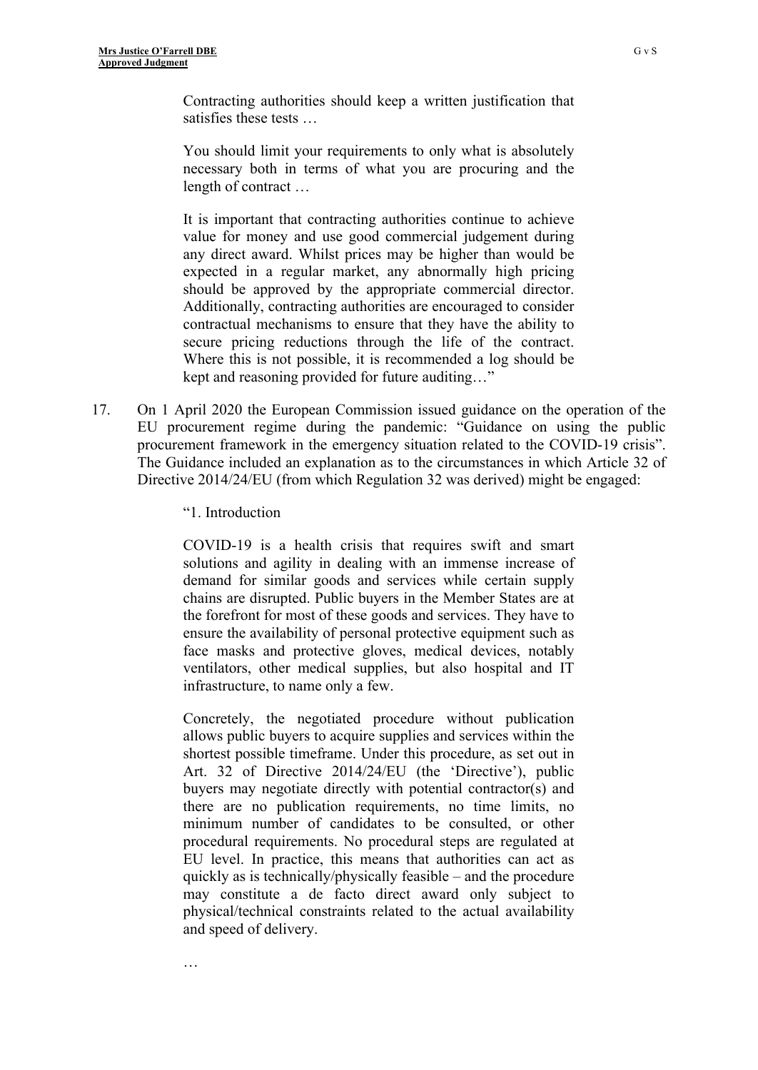> Contracting authorities should keep a written justification that satisfies these tests …
>
> You should limit your requirements to only what is absolutely necessary both in terms of what you are procuring and the length of contract …
>
> It is important that contracting authorities continue to achieve value for money and use good commercial judgement during any direct award. Whilst prices may be higher than would be expected in a regular market, any abnormally high pricing should be approved by the appropriate commercial director. Additionally, contracting authorities are encouraged to consider contractual mechanisms to ensure that they have the ability to secure pricing reductions through the life of the contract. Where this is not possible, it is recommended a log should be kept and reasoning provided for future auditing…"

17. On 1 April 2020 the European Commission issued guidance on the operation of the EU procurement regime during the pandemic: "Guidance on using the public procurement framework in the emergency situation related to the COVID-19 crisis". The Guidance included an explanation as to the circumstances in which Article 32 of Directive 2014/24/EU (from which Regulation 32 was derived) might be engaged:

> "1. Introduction
>
> COVID-19 is a health crisis that requires swift and smart solutions and agility in dealing with an immense increase of demand for similar goods and services while certain supply chains are disrupted. Public buyers in the Member States are at the forefront for most of these goods and services. They have to ensure the availability of personal protective equipment such as face masks and protective gloves, medical devices, notably ventilators, other medical supplies, but also hospital and IT infrastructure, to name only a few.
>
> Concretely, the negotiated procedure without publication allows public buyers to acquire supplies and services within the shortest possible timeframe. Under this procedure, as set out in Art. 32 of Directive 2014/24/EU (the 'Directive'), public buyers may negotiate directly with potential contractor(s) and there are no publication requirements, no time limits, no minimum number of candidates to be consulted, or other procedural requirements. No procedural steps are regulated at EU level. In practice, this means that authorities can act as quickly as is technically/physically feasible – and the procedure may constitute a de facto direct award only subject to physical/technical constraints related to the actual availability and speed of delivery.
>
> …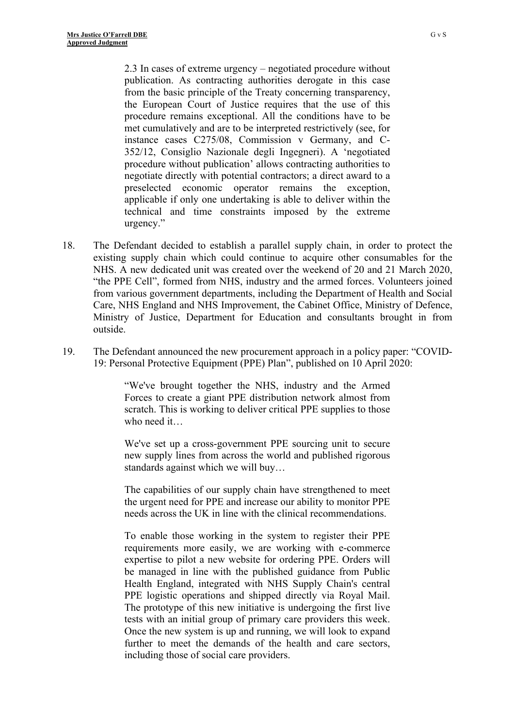> 2.3 In cases of extreme urgency – negotiated procedure without publication. As contracting authorities derogate in this case from the basic principle of the Treaty concerning transparency, the European Court of Justice requires that the use of this procedure remains exceptional. All the conditions have to be met cumulatively and are to be interpreted restrictively (see, for instance cases C275/08, Commission v Germany, and C-352/12, Consiglio Nazionale degli Ingegneri). A 'negotiated procedure without publication' allows contracting authorities to negotiate directly with potential contractors; a direct award to a preselected economic operator remains the exception, applicable if only one undertaking is able to deliver within the technical and time constraints imposed by the extreme urgency."

18. The Defendant decided to establish a parallel supply chain, in order to protect the existing supply chain which could continue to acquire other consumables for the NHS. A new dedicated unit was created over the weekend of 20 and 21 March 2020, "the PPE Cell", formed from NHS, industry and the armed forces. Volunteers joined from various government departments, including the Department of Health and Social Care, NHS England and NHS Improvement, the Cabinet Office, Ministry of Defence, Ministry of Justice, Department for Education and consultants brought in from outside.

19. The Defendant announced the new procurement approach in a policy paper: "COVID-19: Personal Protective Equipment (PPE) Plan", published on 10 April 2020:

> "We've brought together the NHS, industry and the Armed Forces to create a giant PPE distribution network almost from scratch. This is working to deliver critical PPE supplies to those who need it…
>
> We've set up a cross-government PPE sourcing unit to secure new supply lines from across the world and published rigorous standards against which we will buy…
>
> The capabilities of our supply chain have strengthened to meet the urgent need for PPE and increase our ability to monitor PPE needs across the UK in line with the clinical recommendations.
>
> To enable those working in the system to register their PPE requirements more easily, we are working with e-commerce expertise to pilot a new website for ordering PPE. Orders will be managed in line with the published guidance from Public Health England, integrated with NHS Supply Chain's central PPE logistic operations and shipped directly via Royal Mail. The prototype of this new initiative is undergoing the first live tests with an initial group of primary care providers this week. Once the new system is up and running, we will look to expand further to meet the demands of the health and care sectors, including those of social care providers.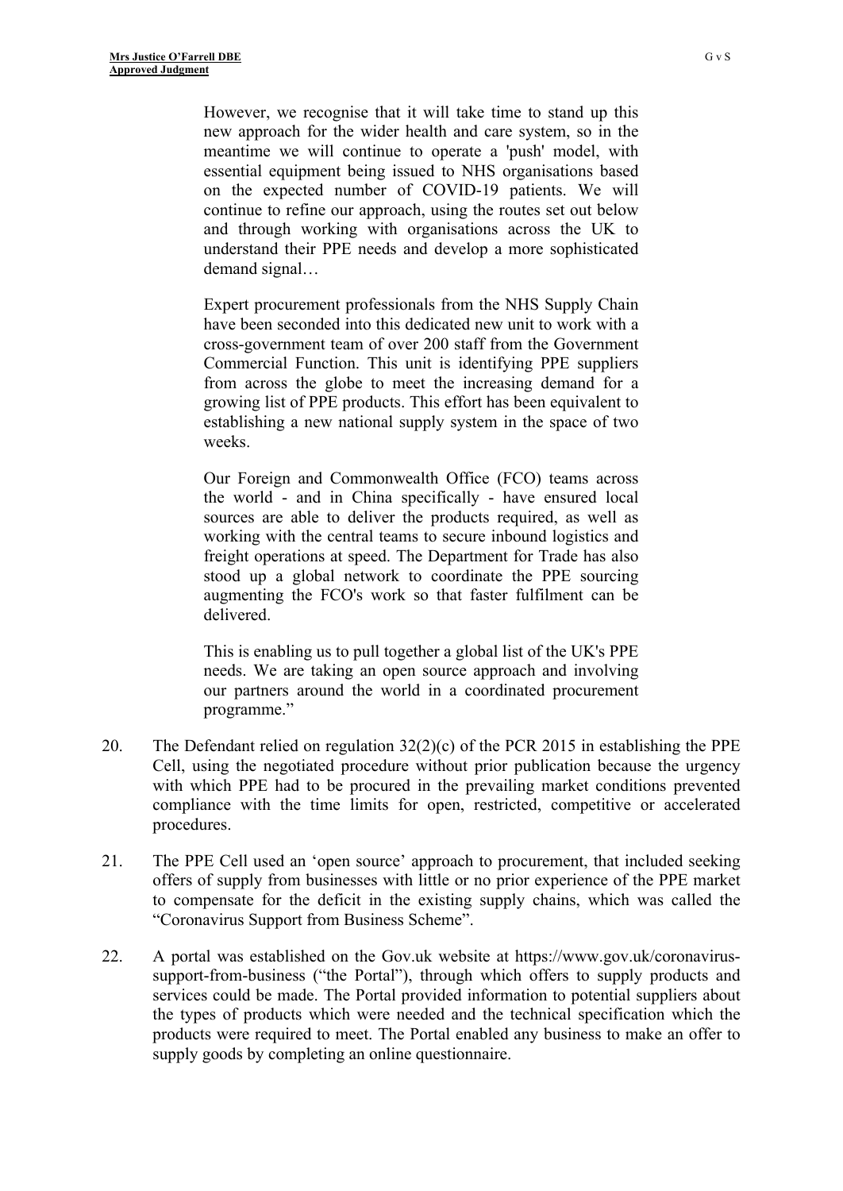> However, we recognise that it will take time to stand up this new approach for the wider health and care system, so in the meantime we will continue to operate a 'push' model, with essential equipment being issued to NHS organisations based on the expected number of COVID-19 patients. We will continue to refine our approach, using the routes set out below and through working with organisations across the UK to understand their PPE needs and develop a more sophisticated demand signal…
>
> Expert procurement professionals from the NHS Supply Chain have been seconded into this dedicated new unit to work with a cross-government team of over 200 staff from the Government Commercial Function. This unit is identifying PPE suppliers from across the globe to meet the increasing demand for a growing list of PPE products. This effort has been equivalent to establishing a new national supply system in the space of two weeks.
>
> Our Foreign and Commonwealth Office (FCO) teams across the world - and in China specifically - have ensured local sources are able to deliver the products required, as well as working with the central teams to secure inbound logistics and freight operations at speed. The Department for Trade has also stood up a global network to coordinate the PPE sourcing augmenting the FCO's work so that faster fulfilment can be delivered.
>
> This is enabling us to pull together a global list of the UK's PPE needs. We are taking an open source approach and involving our partners around the world in a coordinated procurement programme."

20. The Defendant relied on regulation 32(2)(c) of the PCR 2015 in establishing the PPE Cell, using the negotiated procedure without prior publication because the urgency with which PPE had to be procured in the prevailing market conditions prevented compliance with the time limits for open, restricted, competitive or accelerated procedures.

21. The PPE Cell used an 'open source' approach to procurement, that included seeking offers of supply from businesses with little or no prior experience of the PPE market to compensate for the deficit in the existing supply chains, which was called the "Coronavirus Support from Business Scheme".

22. A portal was established on the Gov.uk website at https://www.gov.uk/coronavirus-support-from-business ("the Portal"), through which offers to supply products and services could be made. The Portal provided information to potential suppliers about the types of products which were needed and the technical specification which the products were required to meet. The Portal enabled any business to make an offer to supply goods by completing an online questionnaire.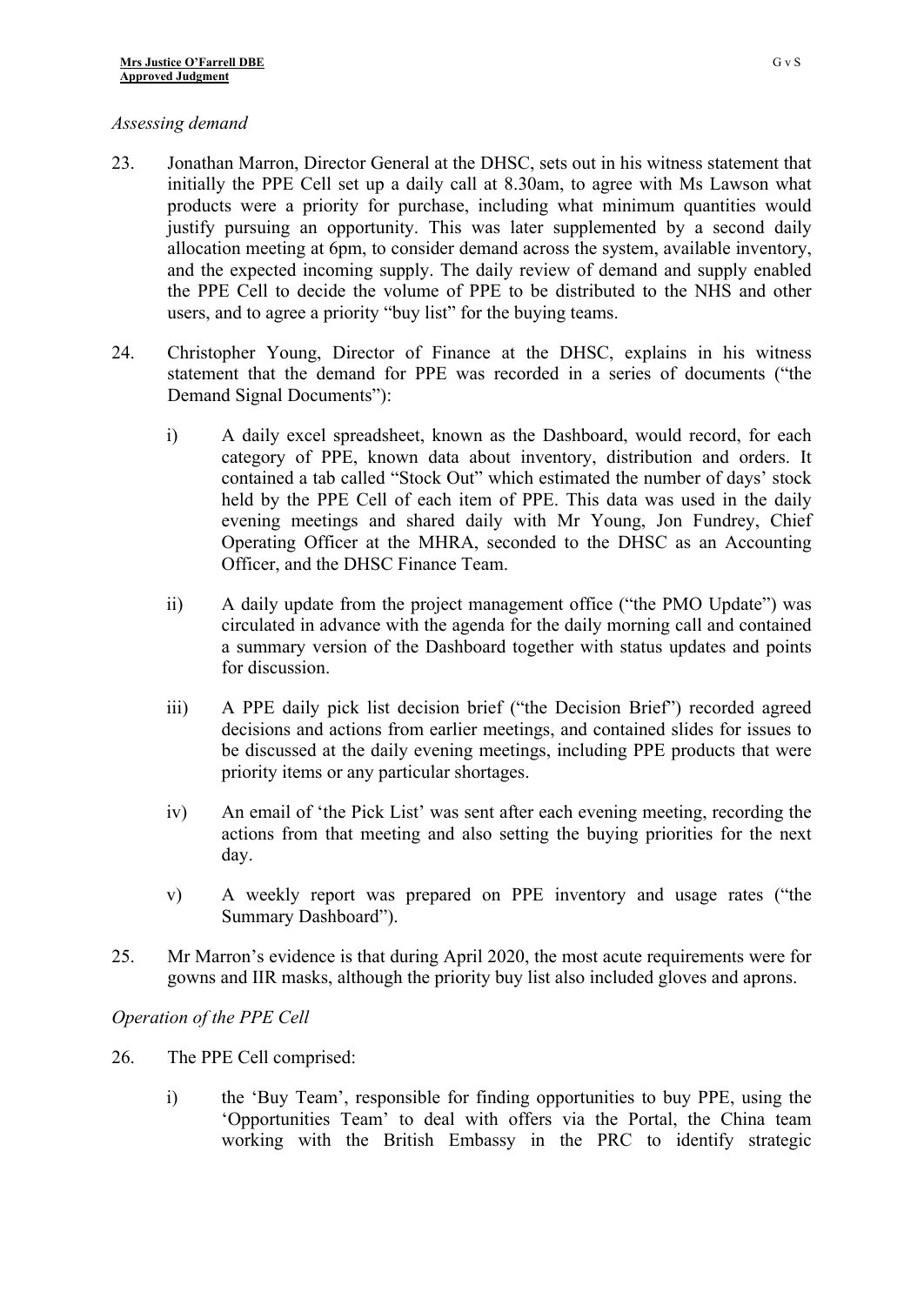*Assessing demand*

23. Jonathan Marron, Director General at the DHSC, sets out in his witness statement that initially the PPE Cell set up a daily call at 8.30am, to agree with Ms Lawson what products were a priority for purchase, including what minimum quantities would justify pursuing an opportunity. This was later supplemented by a second daily allocation meeting at 6pm, to consider demand across the system, available inventory, and the expected incoming supply. The daily review of demand and supply enabled the PPE Cell to decide the volume of PPE to be distributed to the NHS and other users, and to agree a priority "buy list" for the buying teams.

24. Christopher Young, Director of Finance at the DHSC, explains in his witness statement that the demand for PPE was recorded in a series of documents ("the Demand Signal Documents"):

    i) A daily excel spreadsheet, known as the Dashboard, would record, for each category of PPE, known data about inventory, distribution and orders. It contained a tab called "Stock Out" which estimated the number of days' stock held by the PPE Cell of each item of PPE. This data was used in the daily evening meetings and shared daily with Mr Young, Jon Fundrey, Chief Operating Officer at the MHRA, seconded to the DHSC as an Accounting Officer, and the DHSC Finance Team.

    ii) A daily update from the project management office ("the PMO Update") was circulated in advance with the agenda for the daily morning call and contained a summary version of the Dashboard together with status updates and points for discussion.

    iii) A PPE daily pick list decision brief ("the Decision Brief") recorded agreed decisions and actions from earlier meetings, and contained slides for issues to be discussed at the daily evening meetings, including PPE products that were priority items or any particular shortages.

    iv) An email of 'the Pick List' was sent after each evening meeting, recording the actions from that meeting and also setting the buying priorities for the next day.

    v) A weekly report was prepared on PPE inventory and usage rates ("the Summary Dashboard").

25. Mr Marron's evidence is that during April 2020, the most acute requirements were for gowns and IIR masks, although the priority buy list also included gloves and aprons.

*Operation of the PPE Cell*

26. The PPE Cell comprised:

    i) the 'Buy Team', responsible for finding opportunities to buy PPE, using the 'Opportunities Team' to deal with offers via the Portal, the China team working with the British Embassy in the PRC to identify strategic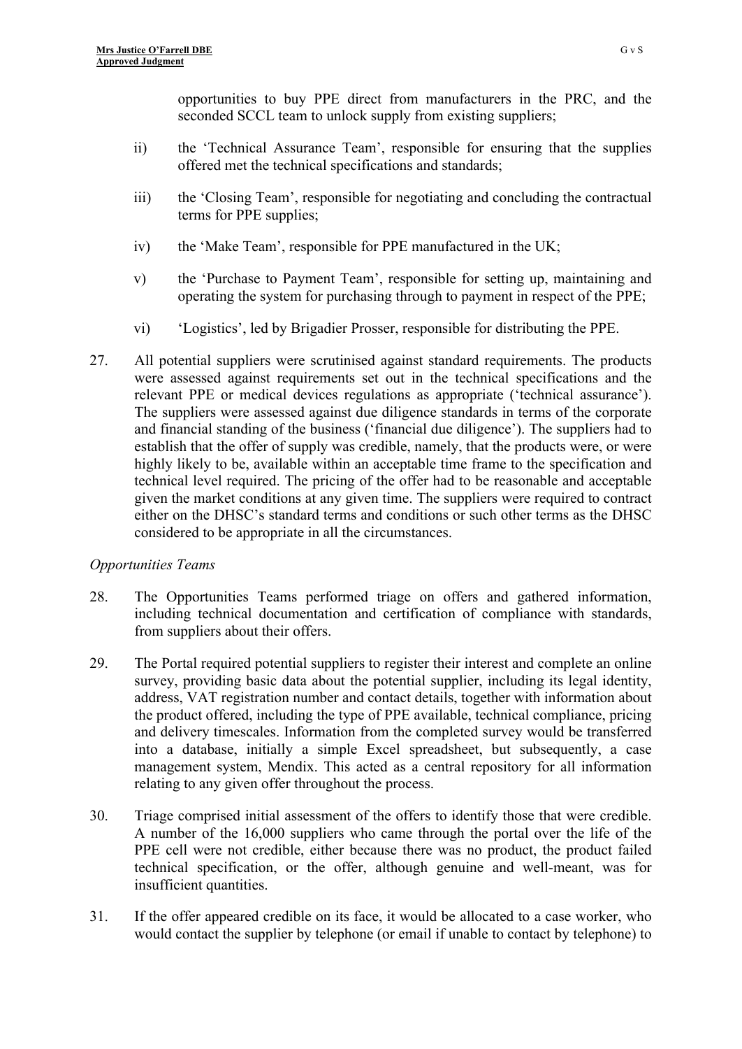opportunities to buy PPE direct from manufacturers in the PRC, and the seconded SCCL team to unlock supply from existing suppliers;

ii) the 'Technical Assurance Team', responsible for ensuring that the supplies offered met the technical specifications and standards;

iii) the 'Closing Team', responsible for negotiating and concluding the contractual terms for PPE supplies;

iv) the 'Make Team', responsible for PPE manufactured in the UK;

v) the 'Purchase to Payment Team', responsible for setting up, maintaining and operating the system for purchasing through to payment in respect of the PPE;

vi) 'Logistics', led by Brigadier Prosser, responsible for distributing the PPE.

27. All potential suppliers were scrutinised against standard requirements. The products were assessed against requirements set out in the technical specifications and the relevant PPE or medical devices regulations as appropriate ('technical assurance'). The suppliers were assessed against due diligence standards in terms of the corporate and financial standing of the business ('financial due diligence'). The suppliers had to establish that the offer of supply was credible, namely, that the products were, or were highly likely to be, available within an acceptable time frame to the specification and technical level required. The pricing of the offer had to be reasonable and acceptable given the market conditions at any given time. The suppliers were required to contract either on the DHSC's standard terms and conditions or such other terms as the DHSC considered to be appropriate in all the circumstances.

*Opportunities Teams*

28. The Opportunities Teams performed triage on offers and gathered information, including technical documentation and certification of compliance with standards, from suppliers about their offers.

29. The Portal required potential suppliers to register their interest and complete an online survey, providing basic data about the potential supplier, including its legal identity, address, VAT registration number and contact details, together with information about the product offered, including the type of PPE available, technical compliance, pricing and delivery timescales. Information from the completed survey would be transferred into a database, initially a simple Excel spreadsheet, but subsequently, a case management system, Mendix. This acted as a central repository for all information relating to any given offer throughout the process.

30. Triage comprised initial assessment of the offers to identify those that were credible. A number of the 16,000 suppliers who came through the portal over the life of the PPE cell were not credible, either because there was no product, the product failed technical specification, or the offer, although genuine and well-meant, was for insufficient quantities.

31. If the offer appeared credible on its face, it would be allocated to a case worker, who would contact the supplier by telephone (or email if unable to contact by telephone) to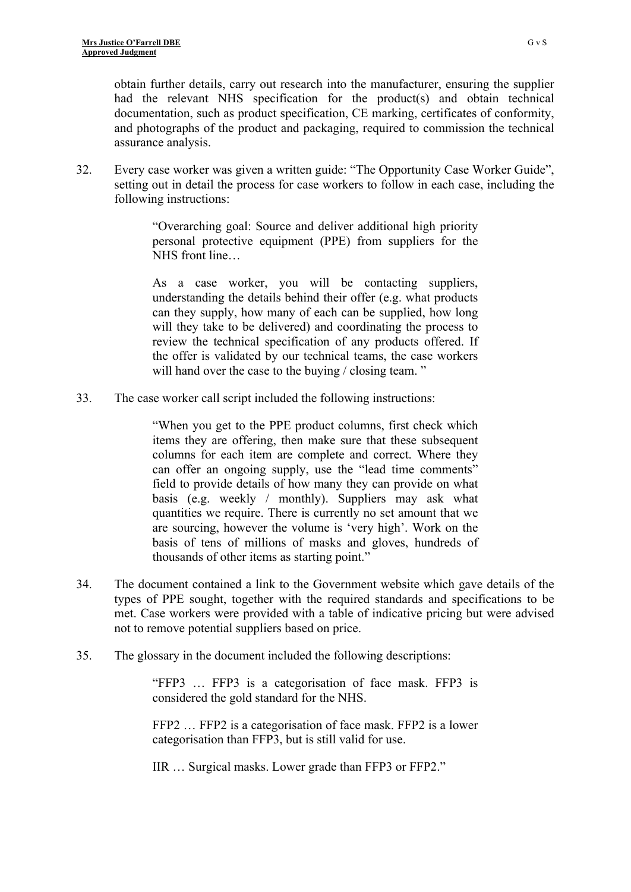obtain further details, carry out research into the manufacturer, ensuring the supplier had the relevant NHS specification for the product(s) and obtain technical documentation, such as product specification, CE marking, certificates of conformity, and photographs of the product and packaging, required to commission the technical assurance analysis.

32. Every case worker was given a written guide: "The Opportunity Case Worker Guide", setting out in detail the process for case workers to follow in each case, including the following instructions:

> "Overarching goal: Source and deliver additional high priority personal protective equipment (PPE) from suppliers for the NHS front line…
>
> As a case worker, you will be contacting suppliers, understanding the details behind their offer (e.g. what products can they supply, how many of each can be supplied, how long will they take to be delivered) and coordinating the process to review the technical specification of any products offered. If the offer is validated by our technical teams, the case workers will hand over the case to the buying / closing team. "

33. The case worker call script included the following instructions:

> "When you get to the PPE product columns, first check which items they are offering, then make sure that these subsequent columns for each item are complete and correct. Where they can offer an ongoing supply, use the "lead time comments" field to provide details of how many they can provide on what basis (e.g. weekly / monthly). Suppliers may ask what quantities we require. There is currently no set amount that we are sourcing, however the volume is 'very high'. Work on the basis of tens of millions of masks and gloves, hundreds of thousands of other items as starting point."

34. The document contained a link to the Government website which gave details of the types of PPE sought, together with the required standards and specifications to be met. Case workers were provided with a table of indicative pricing but were advised not to remove potential suppliers based on price.

35. The glossary in the document included the following descriptions:

> "FFP3 … FFP3 is a categorisation of face mask. FFP3 is considered the gold standard for the NHS.
>
> FFP2 … FFP2 is a categorisation of face mask. FFP2 is a lower categorisation than FFP3, but is still valid for use.
>
> IIR … Surgical masks. Lower grade than FFP3 or FFP2."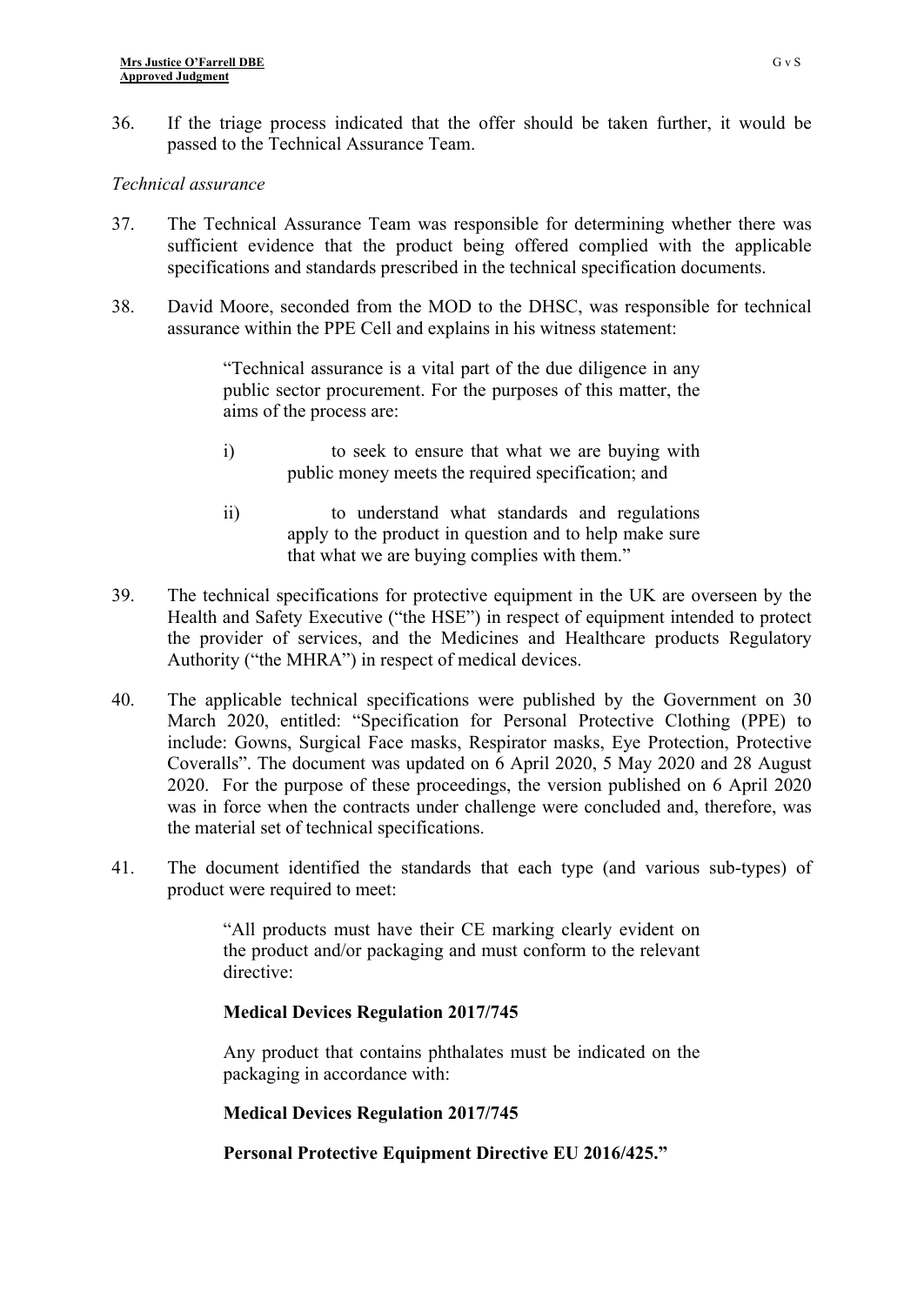36. If the triage process indicated that the offer should be taken further, it would be passed to the Technical Assurance Team.

*Technical assurance*

37. The Technical Assurance Team was responsible for determining whether there was sufficient evidence that the product being offered complied with the applicable specifications and standards prescribed in the technical specification documents.

38. David Moore, seconded from the MOD to the DHSC, was responsible for technical assurance within the PPE Cell and explains in his witness statement:

> "Technical assurance is a vital part of the due diligence in any public sector procurement. For the purposes of this matter, the aims of the process are:
>
> i) to seek to ensure that what we are buying with public money meets the required specification; and
>
> ii) to understand what standards and regulations apply to the product in question and to help make sure that what we are buying complies with them."

39. The technical specifications for protective equipment in the UK are overseen by the Health and Safety Executive ("the HSE") in respect of equipment intended to protect the provider of services, and the Medicines and Healthcare products Regulatory Authority ("the MHRA") in respect of medical devices.

40. The applicable technical specifications were published by the Government on 30 March 2020, entitled: "Specification for Personal Protective Clothing (PPE) to include: Gowns, Surgical Face masks, Respirator masks, Eye Protection, Protective Coveralls". The document was updated on 6 April 2020, 5 May 2020 and 28 August 2020. For the purpose of these proceedings, the version published on 6 April 2020 was in force when the contracts under challenge were concluded and, therefore, was the material set of technical specifications.

41. The document identified the standards that each type (and various sub-types) of product were required to meet:

> "All products must have their CE marking clearly evident on the product and/or packaging and must conform to the relevant directive:
>
> **Medical Devices Regulation 2017/745**
>
> Any product that contains phthalates must be indicated on the packaging in accordance with:
>
> **Medical Devices Regulation 2017/745**
>
> **Personal Protective Equipment Directive EU 2016/425."**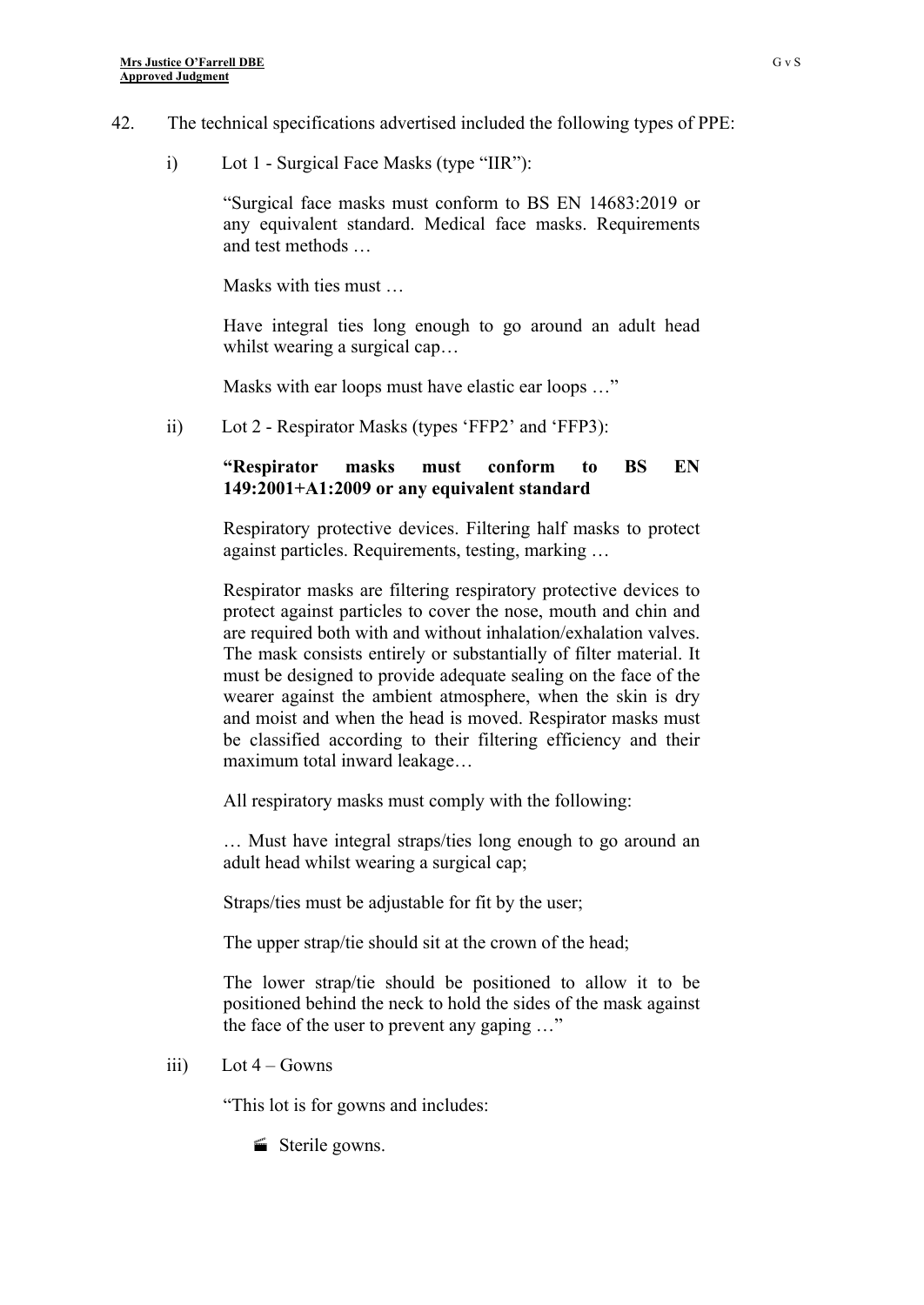42. The technical specifications advertised included the following types of PPE:

    i) Lot 1 - Surgical Face Masks (type "IIR"):

    > "Surgical face masks must conform to BS EN 14683:2019 or any equivalent standard. Medical face masks. Requirements and test methods …
    >
    > Masks with ties must …
    >
    > Have integral ties long enough to go around an adult head whilst wearing a surgical cap…
    >
    > Masks with ear loops must have elastic ear loops …"

    ii) Lot 2 - Respirator Masks (types 'FFP2' and 'FFP3):

    > **"Respirator masks must conform to BS EN 149:2001+A1:2009 or any equivalent standard**
    >
    > Respiratory protective devices. Filtering half masks to protect against particles. Requirements, testing, marking …
    >
    > Respirator masks are filtering respiratory protective devices to protect against particles to cover the nose, mouth and chin and are required both with and without inhalation/exhalation valves. The mask consists entirely or substantially of filter material. It must be designed to provide adequate sealing on the face of the wearer against the ambient atmosphere, when the skin is dry and moist and when the head is moved. Respirator masks must be classified according to their filtering efficiency and their maximum total inward leakage…
    >
    > All respiratory masks must comply with the following:
    >
    > … Must have integral straps/ties long enough to go around an adult head whilst wearing a surgical cap;
    >
    > Straps/ties must be adjustable for fit by the user;
    >
    > The upper strap/tie should sit at the crown of the head;
    >
    > The lower strap/tie should be positioned to allow it to be positioned behind the neck to hold the sides of the mask against the face of the user to prevent any gaping …"

    iii) Lot 4 – Gowns

    > "This lot is for gowns and includes:
    >
    > - Sterile gowns.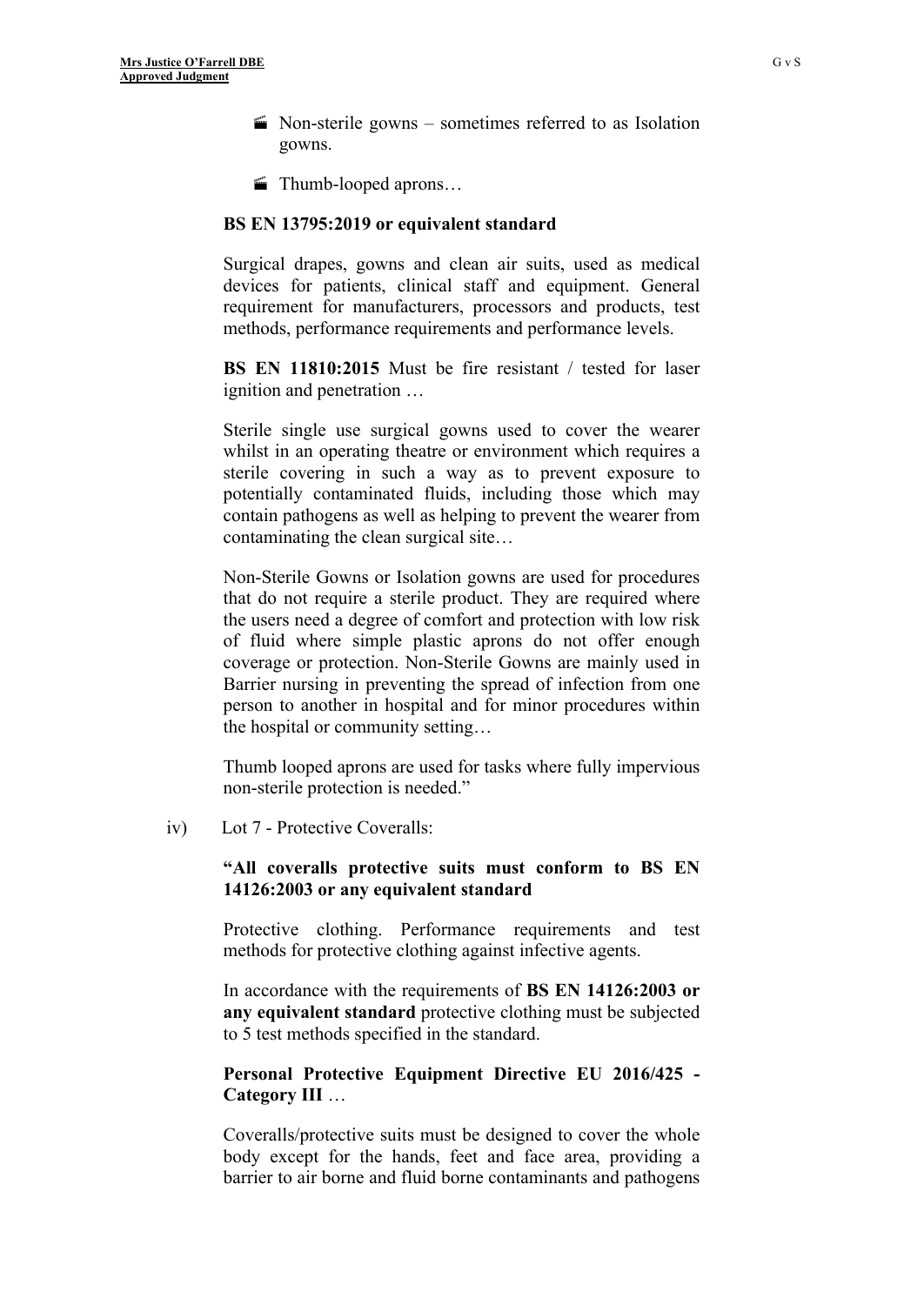- Non-sterile gowns – sometimes referred to as Isolation gowns.
- Thumb-looped aprons…

**BS EN 13795:2019 or equivalent standard**

Surgical drapes, gowns and clean air suits, used as medical devices for patients, clinical staff and equipment. General requirement for manufacturers, processors and products, test methods, performance requirements and performance levels.

**BS EN 11810:2015** Must be fire resistant / tested for laser ignition and penetration …

Sterile single use surgical gowns used to cover the wearer whilst in an operating theatre or environment which requires a sterile covering in such a way as to prevent exposure to potentially contaminated fluids, including those which may contain pathogens as well as helping to prevent the wearer from contaminating the clean surgical site…

Non-Sterile Gowns or Isolation gowns are used for procedures that do not require a sterile product. They are required where the users need a degree of comfort and protection with low risk of fluid where simple plastic aprons do not offer enough coverage or protection. Non-Sterile Gowns are mainly used in Barrier nursing in preventing the spread of infection from one person to another in hospital and for minor procedures within the hospital or community setting…

Thumb looped aprons are used for tasks where fully impervious non-sterile protection is needed."

iv) Lot 7 - Protective Coveralls:

**"All coveralls protective suits must conform to BS EN 14126:2003 or any equivalent standard**

Protective clothing. Performance requirements and test methods for protective clothing against infective agents.

In accordance with the requirements of **BS EN 14126:2003 or any equivalent standard** protective clothing must be subjected to 5 test methods specified in the standard.

**Personal Protective Equipment Directive EU 2016/425 - Category III** …

Coveralls/protective suits must be designed to cover the whole body except for the hands, feet and face area, providing a barrier to air borne and fluid borne contaminants and pathogens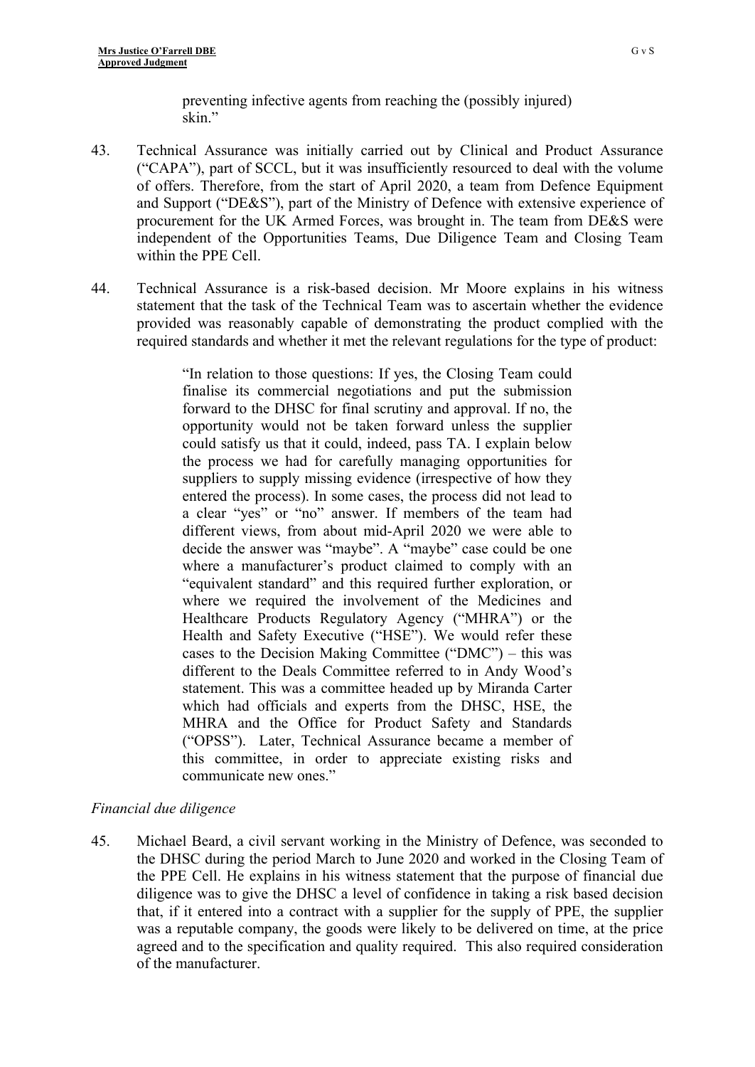> preventing infective agents from reaching the (possibly injured) skin."

43. Technical Assurance was initially carried out by Clinical and Product Assurance ("CAPA"), part of SCCL, but it was insufficiently resourced to deal with the volume of offers. Therefore, from the start of April 2020, a team from Defence Equipment and Support ("DE&S"), part of the Ministry of Defence with extensive experience of procurement for the UK Armed Forces, was brought in. The team from DE&S were independent of the Opportunities Teams, Due Diligence Team and Closing Team within the PPE Cell.

44. Technical Assurance is a risk-based decision. Mr Moore explains in his witness statement that the task of the Technical Team was to ascertain whether the evidence provided was reasonably capable of demonstrating the product complied with the required standards and whether it met the relevant regulations for the type of product:

> "In relation to those questions: If yes, the Closing Team could finalise its commercial negotiations and put the submission forward to the DHSC for final scrutiny and approval. If no, the opportunity would not be taken forward unless the supplier could satisfy us that it could, indeed, pass TA. I explain below the process we had for carefully managing opportunities for suppliers to supply missing evidence (irrespective of how they entered the process). In some cases, the process did not lead to a clear "yes" or "no" answer. If members of the team had different views, from about mid-April 2020 we were able to decide the answer was "maybe". A "maybe" case could be one where a manufacturer's product claimed to comply with an "equivalent standard" and this required further exploration, or where we required the involvement of the Medicines and Healthcare Products Regulatory Agency ("MHRA") or the Health and Safety Executive ("HSE"). We would refer these cases to the Decision Making Committee ("DMC") – this was different to the Deals Committee referred to in Andy Wood's statement. This was a committee headed up by Miranda Carter which had officials and experts from the DHSC, HSE, the MHRA and the Office for Product Safety and Standards ("OPSS"). Later, Technical Assurance became a member of this committee, in order to appreciate existing risks and communicate new ones."

*Financial due diligence*

45. Michael Beard, a civil servant working in the Ministry of Defence, was seconded to the DHSC during the period March to June 2020 and worked in the Closing Team of the PPE Cell. He explains in his witness statement that the purpose of financial due diligence was to give the DHSC a level of confidence in taking a risk based decision that, if it entered into a contract with a supplier for the supply of PPE, the supplier was a reputable company, the goods were likely to be delivered on time, at the price agreed and to the specification and quality required. This also required consideration of the manufacturer.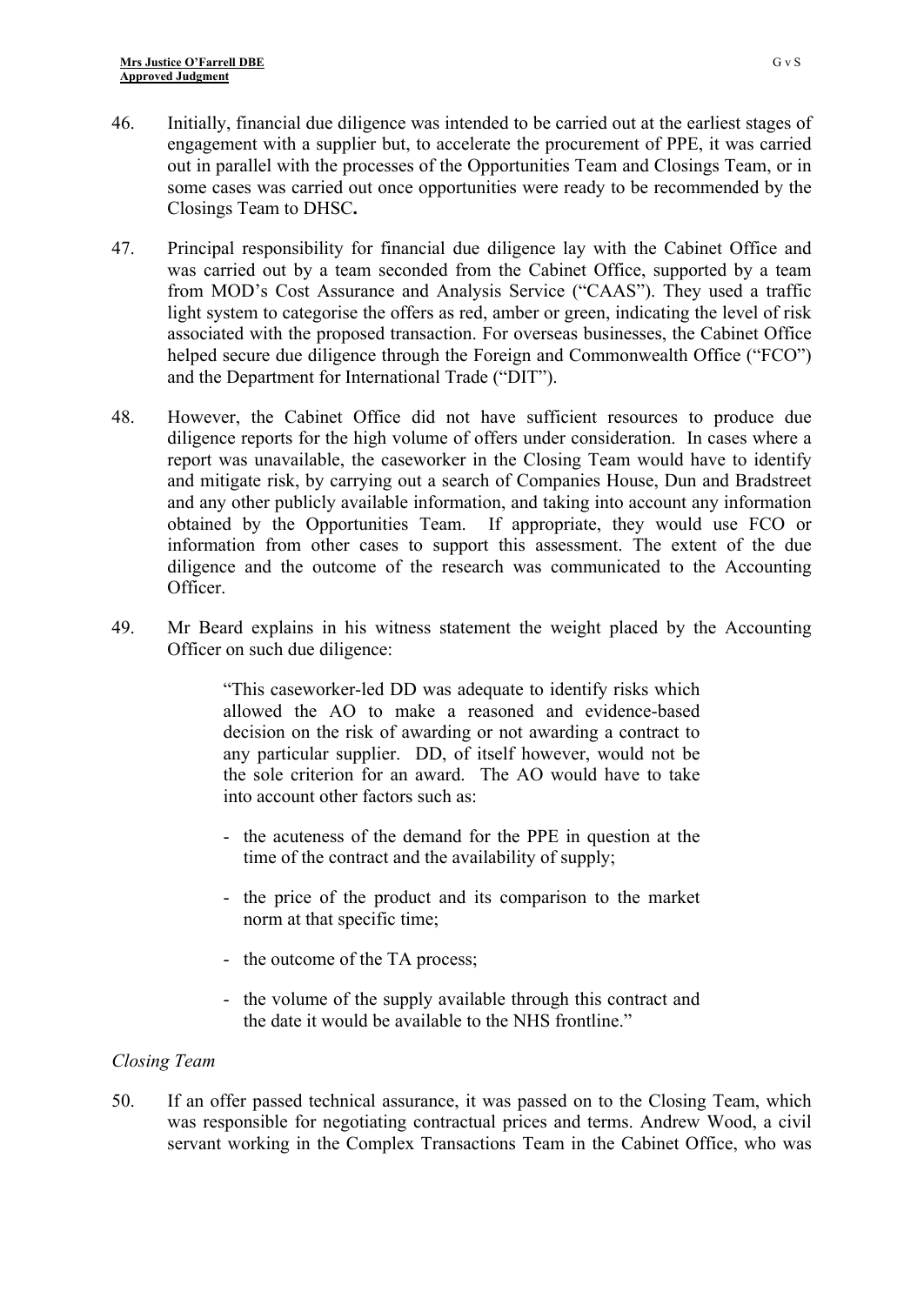46. Initially, financial due diligence was intended to be carried out at the earliest stages of engagement with a supplier but, to accelerate the procurement of PPE, it was carried out in parallel with the processes of the Opportunities Team and Closings Team, or in some cases was carried out once opportunities were ready to be recommended by the Closings Team to DHSC**.**

47. Principal responsibility for financial due diligence lay with the Cabinet Office and was carried out by a team seconded from the Cabinet Office, supported by a team from MOD's Cost Assurance and Analysis Service ("CAAS"). They used a traffic light system to categorise the offers as red, amber or green, indicating the level of risk associated with the proposed transaction. For overseas businesses, the Cabinet Office helped secure due diligence through the Foreign and Commonwealth Office ("FCO") and the Department for International Trade ("DIT").

48. However, the Cabinet Office did not have sufficient resources to produce due diligence reports for the high volume of offers under consideration. In cases where a report was unavailable, the caseworker in the Closing Team would have to identify and mitigate risk, by carrying out a search of Companies House, Dun and Bradstreet and any other publicly available information, and taking into account any information obtained by the Opportunities Team. If appropriate, they would use FCO or information from other cases to support this assessment. The extent of the due diligence and the outcome of the research was communicated to the Accounting Officer.

49. Mr Beard explains in his witness statement the weight placed by the Accounting Officer on such due diligence:

> "This caseworker-led DD was adequate to identify risks which allowed the AO to make a reasoned and evidence-based decision on the risk of awarding or not awarding a contract to any particular supplier. DD, of itself however, would not be the sole criterion for an award. The AO would have to take into account other factors such as:
>
> - the acuteness of the demand for the PPE in question at the time of the contract and the availability of supply;
> - the price of the product and its comparison to the market norm at that specific time;
> - the outcome of the TA process;
> - the volume of the supply available through this contract and the date it would be available to the NHS frontline."

*Closing Team*

50. If an offer passed technical assurance, it was passed on to the Closing Team, which was responsible for negotiating contractual prices and terms. Andrew Wood, a civil servant working in the Complex Transactions Team in the Cabinet Office, who was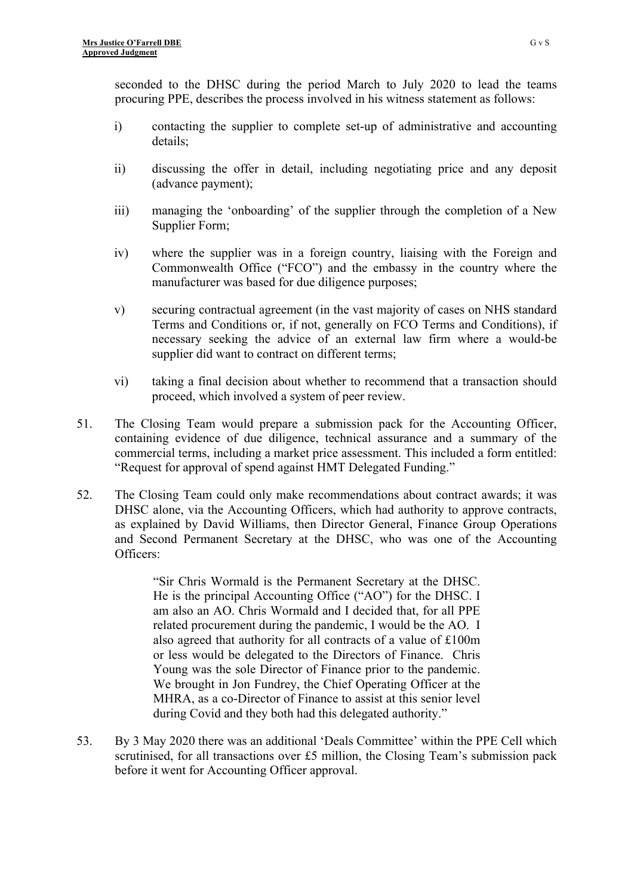seconded to the DHSC during the period March to July 2020 to lead the teams procuring PPE, describes the process involved in his witness statement as follows:

i) contacting the supplier to complete set-up of administrative and accounting details;

ii) discussing the offer in detail, including negotiating price and any deposit (advance payment);

iii) managing the 'onboarding' of the supplier through the completion of a New Supplier Form;

iv) where the supplier was in a foreign country, liaising with the Foreign and Commonwealth Office ("FCO") and the embassy in the country where the manufacturer was based for due diligence purposes;

v) securing contractual agreement (in the vast majority of cases on NHS standard Terms and Conditions or, if not, generally on FCO Terms and Conditions), if necessary seeking the advice of an external law firm where a would-be supplier did want to contract on different terms;

vi) taking a final decision about whether to recommend that a transaction should proceed, which involved a system of peer review.

51. The Closing Team would prepare a submission pack for the Accounting Officer, containing evidence of due diligence, technical assurance and a summary of the commercial terms, including a market price assessment. This included a form entitled: "Request for approval of spend against HMT Delegated Funding."

52. The Closing Team could only make recommendations about contract awards; it was DHSC alone, via the Accounting Officers, which had authority to approve contracts, as explained by David Williams, then Director General, Finance Group Operations and Second Permanent Secretary at the DHSC, who was one of the Accounting Officers:

> "Sir Chris Wormald is the Permanent Secretary at the DHSC. He is the principal Accounting Office ("AO") for the DHSC. I am also an AO. Chris Wormald and I decided that, for all PPE related procurement during the pandemic, I would be the AO. I also agreed that authority for all contracts of a value of £100m or less would be delegated to the Directors of Finance. Chris Young was the sole Director of Finance prior to the pandemic. We brought in Jon Fundrey, the Chief Operating Officer at the MHRA, as a co-Director of Finance to assist at this senior level during Covid and they both had this delegated authority."

53. By 3 May 2020 there was an additional 'Deals Committee' within the PPE Cell which scrutinised, for all transactions over £5 million, the Closing Team's submission pack before it went for Accounting Officer approval.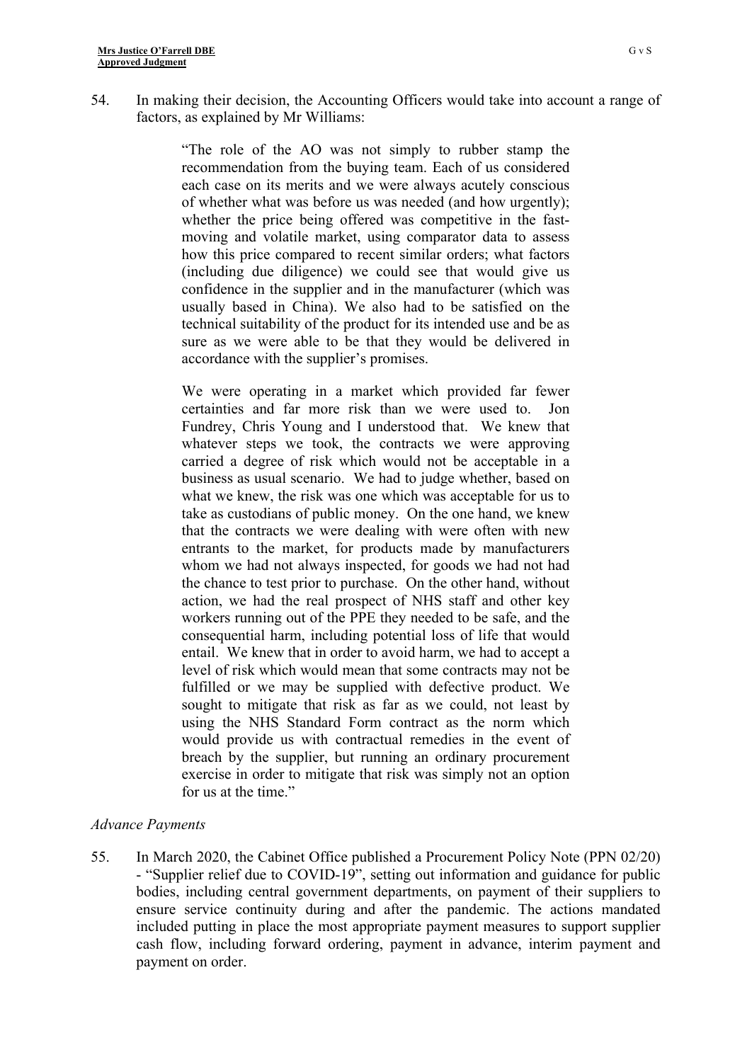54. In making their decision, the Accounting Officers would take into account a range of factors, as explained by Mr Williams:

> "The role of the AO was not simply to rubber stamp the recommendation from the buying team. Each of us considered each case on its merits and we were always acutely conscious of whether what was before us was needed (and how urgently); whether the price being offered was competitive in the fast-moving and volatile market, using comparator data to assess how this price compared to recent similar orders; what factors (including due diligence) we could see that would give us confidence in the supplier and in the manufacturer (which was usually based in China). We also had to be satisfied on the technical suitability of the product for its intended use and be as sure as we were able to be that they would be delivered in accordance with the supplier's promises.
>
> We were operating in a market which provided far fewer certainties and far more risk than we were used to. Jon Fundrey, Chris Young and I understood that. We knew that whatever steps we took, the contracts we were approving carried a degree of risk which would not be acceptable in a business as usual scenario. We had to judge whether, based on what we knew, the risk was one which was acceptable for us to take as custodians of public money. On the one hand, we knew that the contracts we were dealing with were often with new entrants to the market, for products made by manufacturers whom we had not always inspected, for goods we had not had the chance to test prior to purchase. On the other hand, without action, we had the real prospect of NHS staff and other key workers running out of the PPE they needed to be safe, and the consequential harm, including potential loss of life that would entail. We knew that in order to avoid harm, we had to accept a level of risk which would mean that some contracts may not be fulfilled or we may be supplied with defective product. We sought to mitigate that risk as far as we could, not least by using the NHS Standard Form contract as the norm which would provide us with contractual remedies in the event of breach by the supplier, but running an ordinary procurement exercise in order to mitigate that risk was simply not an option for us at the time."

*Advance Payments*

55. In March 2020, the Cabinet Office published a Procurement Policy Note (PPN 02/20) - "Supplier relief due to COVID-19", setting out information and guidance for public bodies, including central government departments, on payment of their suppliers to ensure service continuity during and after the pandemic. The actions mandated included putting in place the most appropriate payment measures to support supplier cash flow, including forward ordering, payment in advance, interim payment and payment on order.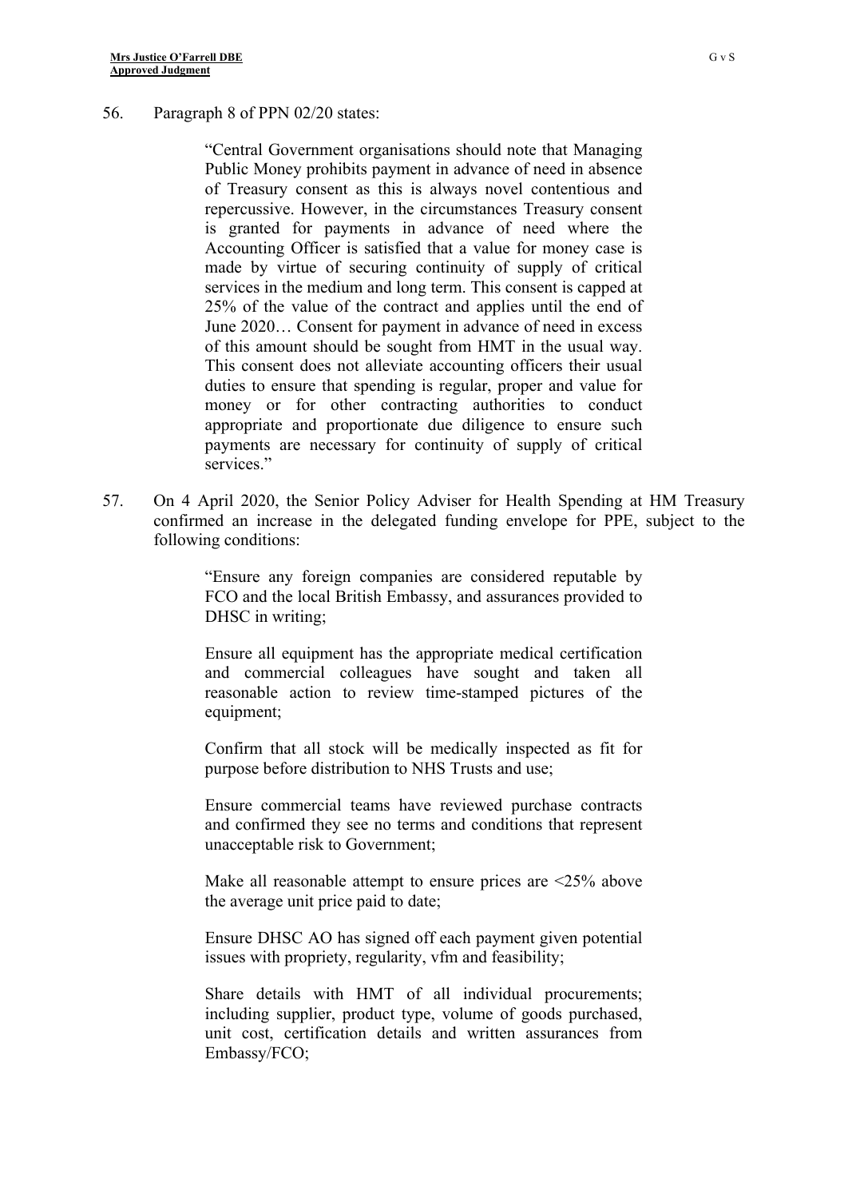56. Paragraph 8 of PPN 02/20 states:

> "Central Government organisations should note that Managing Public Money prohibits payment in advance of need in absence of Treasury consent as this is always novel contentious and repercussive. However, in the circumstances Treasury consent is granted for payments in advance of need where the Accounting Officer is satisfied that a value for money case is made by virtue of securing continuity of supply of critical services in the medium and long term. This consent is capped at 25% of the value of the contract and applies until the end of June 2020… Consent for payment in advance of need in excess of this amount should be sought from HMT in the usual way. This consent does not alleviate accounting officers their usual duties to ensure that spending is regular, proper and value for money or for other contracting authorities to conduct appropriate and proportionate due diligence to ensure such payments are necessary for continuity of supply of critical services."

57. On 4 April 2020, the Senior Policy Adviser for Health Spending at HM Treasury confirmed an increase in the delegated funding envelope for PPE, subject to the following conditions:

> "Ensure any foreign companies are considered reputable by FCO and the local British Embassy, and assurances provided to DHSC in writing;
>
> Ensure all equipment has the appropriate medical certification and commercial colleagues have sought and taken all reasonable action to review time-stamped pictures of the equipment;
>
> Confirm that all stock will be medically inspected as fit for purpose before distribution to NHS Trusts and use;
>
> Ensure commercial teams have reviewed purchase contracts and confirmed they see no terms and conditions that represent unacceptable risk to Government;
>
> Make all reasonable attempt to ensure prices are <25% above the average unit price paid to date;
>
> Ensure DHSC AO has signed off each payment given potential issues with propriety, regularity, vfm and feasibility;
>
> Share details with HMT of all individual procurements; including supplier, product type, volume of goods purchased, unit cost, certification details and written assurances from Embassy/FCO;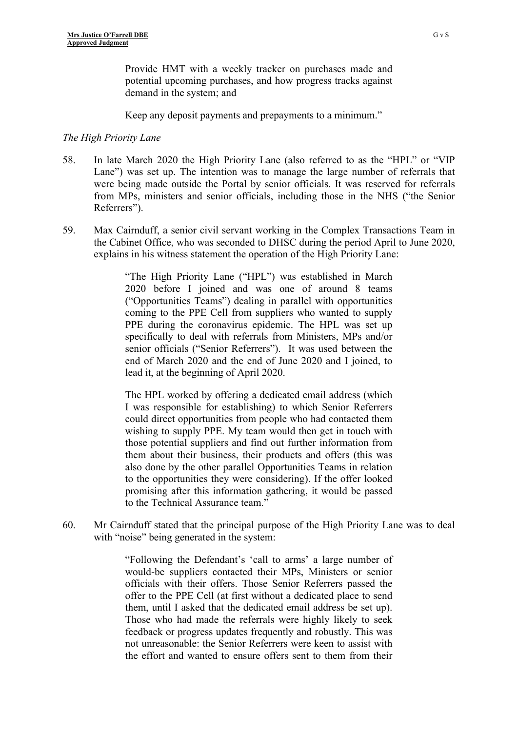> Provide HMT with a weekly tracker on purchases made and potential upcoming purchases, and how progress tracks against demand in the system; and
>
> Keep any deposit payments and prepayments to a minimum."

*The High Priority Lane*

58. In late March 2020 the High Priority Lane (also referred to as the "HPL" or "VIP Lane") was set up. The intention was to manage the large number of referrals that were being made outside the Portal by senior officials. It was reserved for referrals from MPs, ministers and senior officials, including those in the NHS ("the Senior Referrers").

59. Max Cairnduff, a senior civil servant working in the Complex Transactions Team in the Cabinet Office, who was seconded to DHSC during the period April to June 2020, explains in his witness statement the operation of the High Priority Lane:

> "The High Priority Lane ("HPL") was established in March 2020 before I joined and was one of around 8 teams ("Opportunities Teams") dealing in parallel with opportunities coming to the PPE Cell from suppliers who wanted to supply PPE during the coronavirus epidemic. The HPL was set up specifically to deal with referrals from Ministers, MPs and/or senior officials ("Senior Referrers"). It was used between the end of March 2020 and the end of June 2020 and I joined, to lead it, at the beginning of April 2020.
>
> The HPL worked by offering a dedicated email address (which I was responsible for establishing) to which Senior Referrers could direct opportunities from people who had contacted them wishing to supply PPE. My team would then get in touch with those potential suppliers and find out further information from them about their business, their products and offers (this was also done by the other parallel Opportunities Teams in relation to the opportunities they were considering). If the offer looked promising after this information gathering, it would be passed to the Technical Assurance team."

60. Mr Cairnduff stated that the principal purpose of the High Priority Lane was to deal with "noise" being generated in the system:

> "Following the Defendant's 'call to arms' a large number of would-be suppliers contacted their MPs, Ministers or senior officials with their offers. Those Senior Referrers passed the offer to the PPE Cell (at first without a dedicated place to send them, until I asked that the dedicated email address be set up). Those who had made the referrals were highly likely to seek feedback or progress updates frequently and robustly. This was not unreasonable: the Senior Referrers were keen to assist with the effort and wanted to ensure offers sent to them from their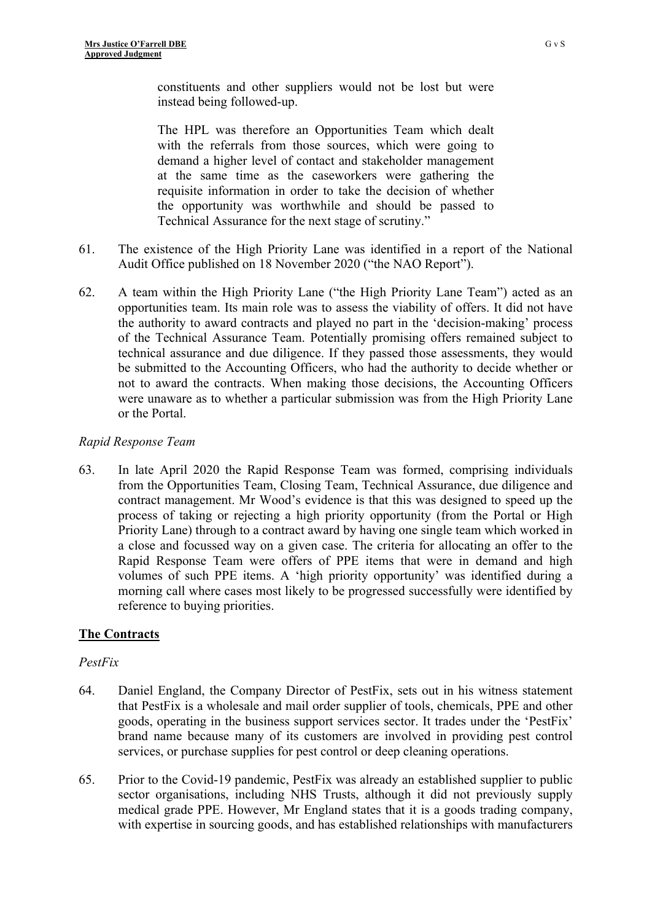> constituents and other suppliers would not be lost but were instead being followed-up.
>
> The HPL was therefore an Opportunities Team which dealt with the referrals from those sources, which were going to demand a higher level of contact and stakeholder management at the same time as the caseworkers were gathering the requisite information in order to take the decision of whether the opportunity was worthwhile and should be passed to Technical Assurance for the next stage of scrutiny."

61. The existence of the High Priority Lane was identified in a report of the National Audit Office published on 18 November 2020 ("the NAO Report").

62. A team within the High Priority Lane ("the High Priority Lane Team") acted as an opportunities team. Its main role was to assess the viability of offers. It did not have the authority to award contracts and played no part in the 'decision-making' process of the Technical Assurance Team. Potentially promising offers remained subject to technical assurance and due diligence. If they passed those assessments, they would be submitted to the Accounting Officers, who had the authority to decide whether or not to award the contracts. When making those decisions, the Accounting Officers were unaware as to whether a particular submission was from the High Priority Lane or the Portal.

*Rapid Response Team*

63. In late April 2020 the Rapid Response Team was formed, comprising individuals from the Opportunities Team, Closing Team, Technical Assurance, due diligence and contract management. Mr Wood's evidence is that this was designed to speed up the process of taking or rejecting a high priority opportunity (from the Portal or High Priority Lane) through to a contract award by having one single team which worked in a close and focussed way on a given case. The criteria for allocating an offer to the Rapid Response Team were offers of PPE items that were in demand and high volumes of such PPE items. A 'high priority opportunity' was identified during a morning call where cases most likely to be progressed successfully were identified by reference to buying priorities.

## The Contracts

*PestFix*

64. Daniel England, the Company Director of PestFix, sets out in his witness statement that PestFix is a wholesale and mail order supplier of tools, chemicals, PPE and other goods, operating in the business support services sector. It trades under the 'PestFix' brand name because many of its customers are involved in providing pest control services, or purchase supplies for pest control or deep cleaning operations.

65. Prior to the Covid-19 pandemic, PestFix was already an established supplier to public sector organisations, including NHS Trusts, although it did not previously supply medical grade PPE. However, Mr England states that it is a goods trading company, with expertise in sourcing goods, and has established relationships with manufacturers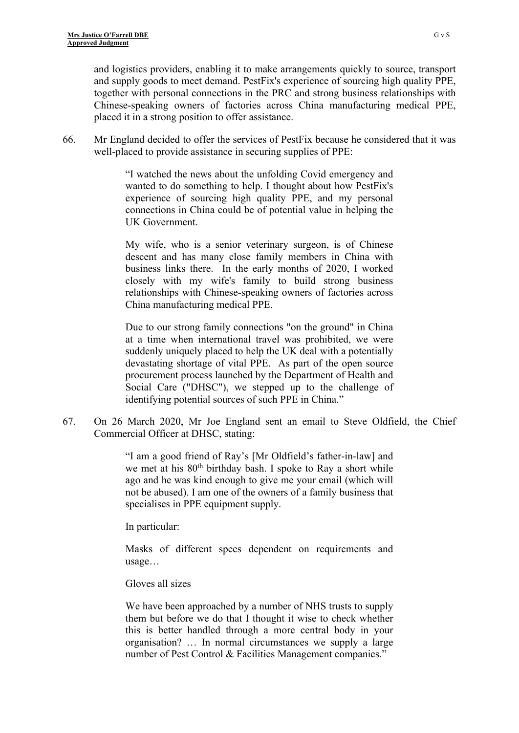and logistics providers, enabling it to make arrangements quickly to source, transport and supply goods to meet demand. PestFix's experience of sourcing high quality PPE, together with personal connections in the PRC and strong business relationships with Chinese-speaking owners of factories across China manufacturing medical PPE, placed it in a strong position to offer assistance.

66. Mr England decided to offer the services of PestFix because he considered that it was well-placed to provide assistance in securing supplies of PPE:

> "I watched the news about the unfolding Covid emergency and wanted to do something to help. I thought about how PestFix's experience of sourcing high quality PPE, and my personal connections in China could be of potential value in helping the UK Government.
>
> My wife, who is a senior veterinary surgeon, is of Chinese descent and has many close family members in China with business links there. In the early months of 2020, I worked closely with my wife's family to build strong business relationships with Chinese-speaking owners of factories across China manufacturing medical PPE.
>
> Due to our strong family connections "on the ground" in China at a time when international travel was prohibited, we were suddenly uniquely placed to help the UK deal with a potentially devastating shortage of vital PPE. As part of the open source procurement process launched by the Department of Health and Social Care ("DHSC"), we stepped up to the challenge of identifying potential sources of such PPE in China."

67. On 26 March 2020, Mr Joe England sent an email to Steve Oldfield, the Chief Commercial Officer at DHSC, stating:

> "I am a good friend of Ray's [Mr Oldfield's father-in-law] and we met at his 80th birthday bash. I spoke to Ray a short while ago and he was kind enough to give me your email (which will not be abused). I am one of the owners of a family business that specialises in PPE equipment supply.
>
> In particular:
>
> Masks of different specs dependent on requirements and usage…
>
> Gloves all sizes
>
> We have been approached by a number of NHS trusts to supply them but before we do that I thought it wise to check whether this is better handled through a more central body in your organisation? … In normal circumstances we supply a large number of Pest Control & Facilities Management companies."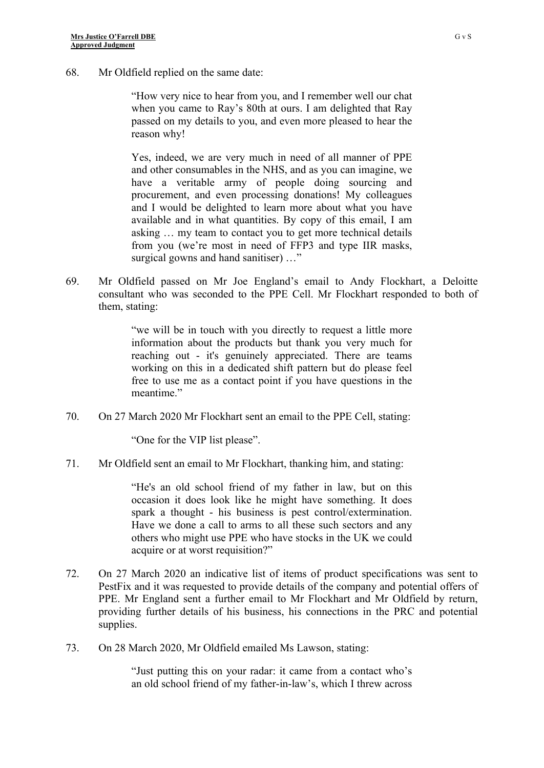68. Mr Oldfield replied on the same date:

> "How very nice to hear from you, and I remember well our chat when you came to Ray's 80th at ours. I am delighted that Ray passed on my details to you, and even more pleased to hear the reason why!
>
> Yes, indeed, we are very much in need of all manner of PPE and other consumables in the NHS, and as you can imagine, we have a veritable army of people doing sourcing and procurement, and even processing donations! My colleagues and I would be delighted to learn more about what you have available and in what quantities. By copy of this email, I am asking … my team to contact you to get more technical details from you (we're most in need of FFP3 and type IIR masks, surgical gowns and hand sanitiser) …"

69. Mr Oldfield passed on Mr Joe England's email to Andy Flockhart, a Deloitte consultant who was seconded to the PPE Cell. Mr Flockhart responded to both of them, stating:

> "we will be in touch with you directly to request a little more information about the products but thank you very much for reaching out - it's genuinely appreciated. There are teams working on this in a dedicated shift pattern but do please feel free to use me as a contact point if you have questions in the meantime."

70. On 27 March 2020 Mr Flockhart sent an email to the PPE Cell, stating:

> "One for the VIP list please".

71. Mr Oldfield sent an email to Mr Flockhart, thanking him, and stating:

> "He's an old school friend of my father in law, but on this occasion it does look like he might have something. It does spark a thought - his business is pest control/extermination. Have we done a call to arms to all these such sectors and any others who might use PPE who have stocks in the UK we could acquire or at worst requisition?"

72. On 27 March 2020 an indicative list of items of product specifications was sent to PestFix and it was requested to provide details of the company and potential offers of PPE. Mr England sent a further email to Mr Flockhart and Mr Oldfield by return, providing further details of his business, his connections in the PRC and potential supplies.

73. On 28 March 2020, Mr Oldfield emailed Ms Lawson, stating:

> "Just putting this on your radar: it came from a contact who's an old school friend of my father-in-law's, which I threw across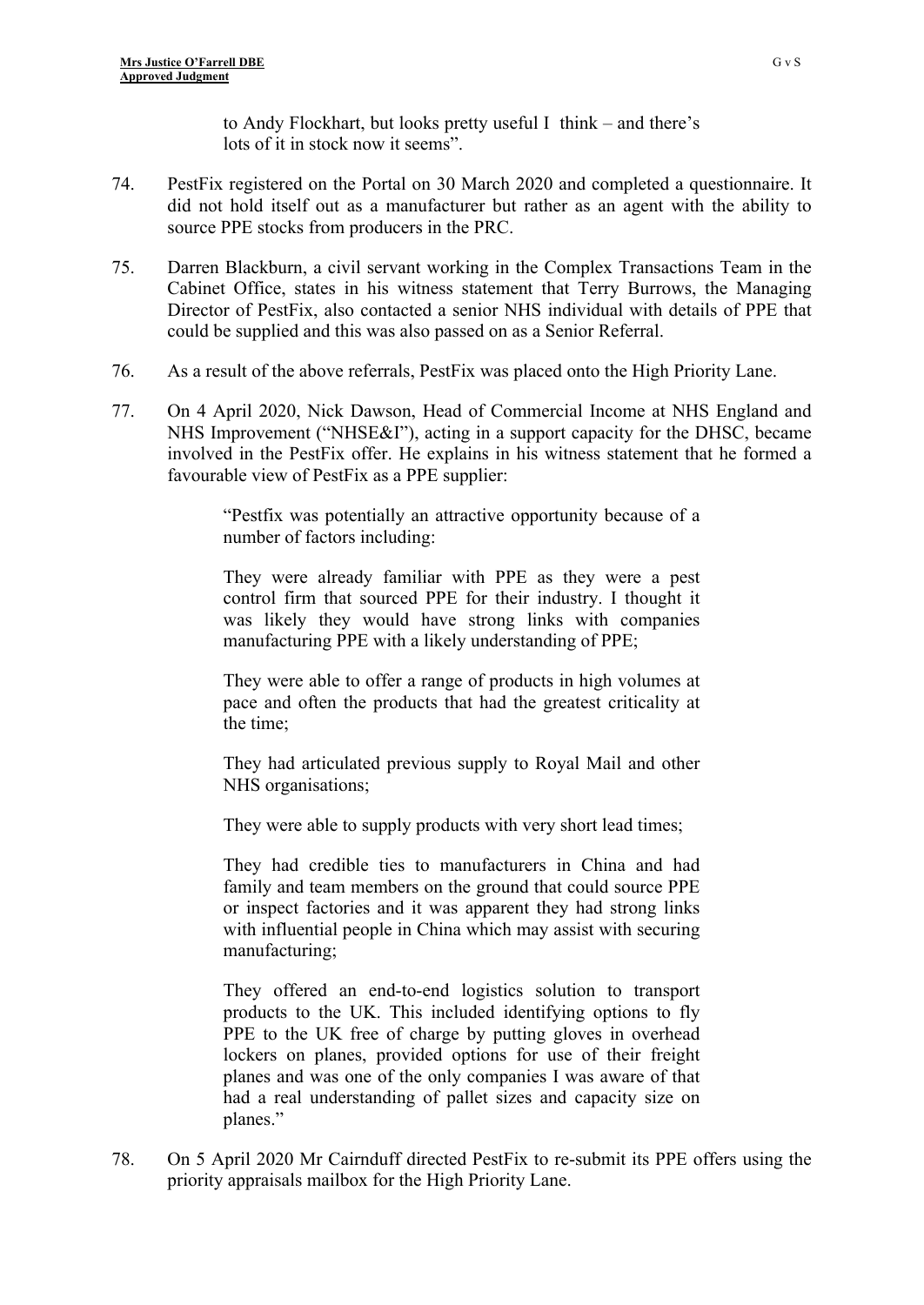> to Andy Flockhart, but looks pretty useful I think – and there's lots of it in stock now it seems".

74. PestFix registered on the Portal on 30 March 2020 and completed a questionnaire. It did not hold itself out as a manufacturer but rather as an agent with the ability to source PPE stocks from producers in the PRC.

75. Darren Blackburn, a civil servant working in the Complex Transactions Team in the Cabinet Office, states in his witness statement that Terry Burrows, the Managing Director of PestFix, also contacted a senior NHS individual with details of PPE that could be supplied and this was also passed on as a Senior Referral.

76. As a result of the above referrals, PestFix was placed onto the High Priority Lane.

77. On 4 April 2020, Nick Dawson, Head of Commercial Income at NHS England and NHS Improvement ("NHSE&I"), acting in a support capacity for the DHSC, became involved in the PestFix offer. He explains in his witness statement that he formed a favourable view of PestFix as a PPE supplier:

> "Pestfix was potentially an attractive opportunity because of a number of factors including:
>
> They were already familiar with PPE as they were a pest control firm that sourced PPE for their industry. I thought it was likely they would have strong links with companies manufacturing PPE with a likely understanding of PPE;
>
> They were able to offer a range of products in high volumes at pace and often the products that had the greatest criticality at the time;
>
> They had articulated previous supply to Royal Mail and other NHS organisations;
>
> They were able to supply products with very short lead times;
>
> They had credible ties to manufacturers in China and had family and team members on the ground that could source PPE or inspect factories and it was apparent they had strong links with influential people in China which may assist with securing manufacturing;
>
> They offered an end-to-end logistics solution to transport products to the UK. This included identifying options to fly PPE to the UK free of charge by putting gloves in overhead lockers on planes, provided options for use of their freight planes and was one of the only companies I was aware of that had a real understanding of pallet sizes and capacity size on planes."

78. On 5 April 2020 Mr Cairnduff directed PestFix to re-submit its PPE offers using the priority appraisals mailbox for the High Priority Lane.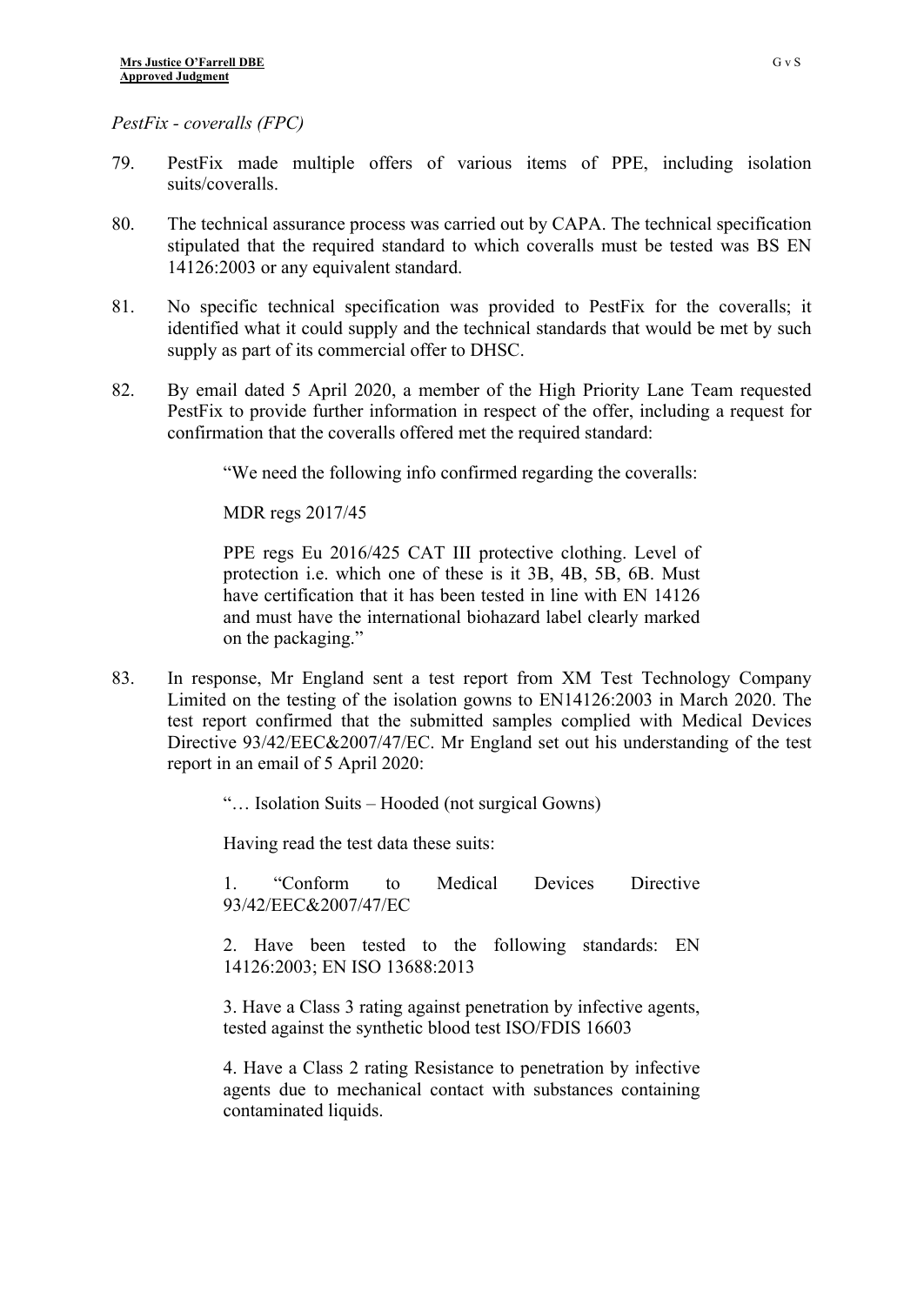*PestFix - coveralls (FPC)*

79. PestFix made multiple offers of various items of PPE, including isolation suits/coveralls.

80. The technical assurance process was carried out by CAPA. The technical specification stipulated that the required standard to which coveralls must be tested was BS EN 14126:2003 or any equivalent standard.

81. No specific technical specification was provided to PestFix for the coveralls; it identified what it could supply and the technical standards that would be met by such supply as part of its commercial offer to DHSC.

82. By email dated 5 April 2020, a member of the High Priority Lane Team requested PestFix to provide further information in respect of the offer, including a request for confirmation that the coveralls offered met the required standard:

> "We need the following info confirmed regarding the coveralls:
>
> MDR regs 2017/45
>
> PPE regs Eu 2016/425 CAT III protective clothing. Level of protection i.e. which one of these is it 3B, 4B, 5B, 6B. Must have certification that it has been tested in line with EN 14126 and must have the international biohazard label clearly marked on the packaging."

83. In response, Mr England sent a test report from XM Test Technology Company Limited on the testing of the isolation gowns to EN14126:2003 in March 2020. The test report confirmed that the submitted samples complied with Medical Devices Directive 93/42/EEC&2007/47/EC. Mr England set out his understanding of the test report in an email of 5 April 2020:

> "… Isolation Suits – Hooded (not surgical Gowns)
>
> Having read the test data these suits:
>
> 1. "Conform to Medical Devices Directive 93/42/EEC&2007/47/EC
>
> 2. Have been tested to the following standards: EN 14126:2003; EN ISO 13688:2013
>
> 3. Have a Class 3 rating against penetration by infective agents, tested against the synthetic blood test ISO/FDIS 16603
>
> 4. Have a Class 2 rating Resistance to penetration by infective agents due to mechanical contact with substances containing contaminated liquids.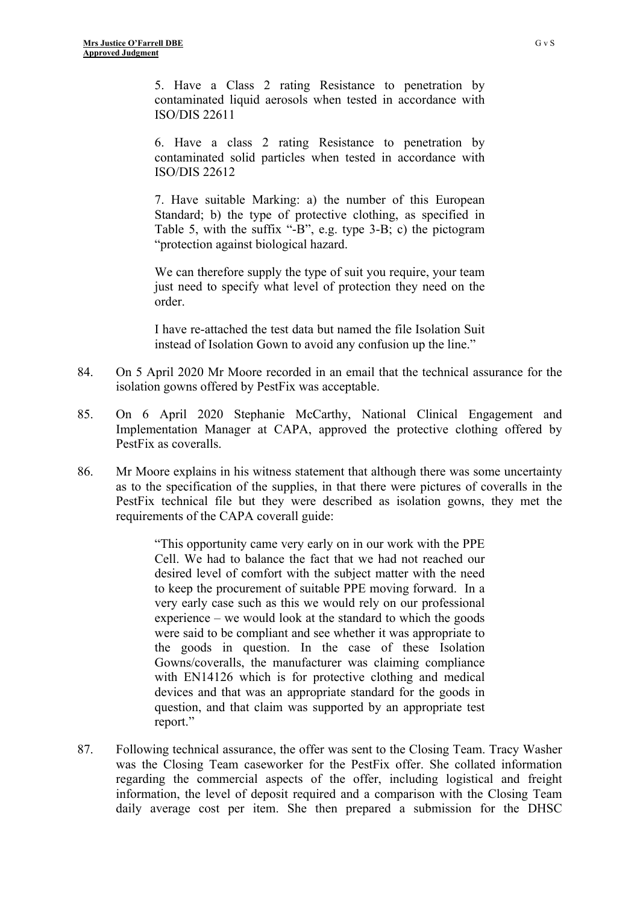> 5. Have a Class 2 rating Resistance to penetration by contaminated liquid aerosols when tested in accordance with ISO/DIS 22611
>
> 6. Have a class 2 rating Resistance to penetration by contaminated solid particles when tested in accordance with ISO/DIS 22612
>
> 7. Have suitable Marking: a) the number of this European Standard; b) the type of protective clothing, as specified in Table 5, with the suffix "-B", e.g. type 3-B; c) the pictogram "protection against biological hazard.
>
> We can therefore supply the type of suit you require, your team just need to specify what level of protection they need on the order.
>
> I have re-attached the test data but named the file Isolation Suit instead of Isolation Gown to avoid any confusion up the line."

84. On 5 April 2020 Mr Moore recorded in an email that the technical assurance for the isolation gowns offered by PestFix was acceptable.

85. On 6 April 2020 Stephanie McCarthy, National Clinical Engagement and Implementation Manager at CAPA, approved the protective clothing offered by PestFix as coveralls.

86. Mr Moore explains in his witness statement that although there was some uncertainty as to the specification of the supplies, in that there were pictures of coveralls in the PestFix technical file but they were described as isolation gowns, they met the requirements of the CAPA coverall guide:

> "This opportunity came very early on in our work with the PPE Cell. We had to balance the fact that we had not reached our desired level of comfort with the subject matter with the need to keep the procurement of suitable PPE moving forward. In a very early case such as this we would rely on our professional experience – we would look at the standard to which the goods were said to be compliant and see whether it was appropriate to the goods in question. In the case of these Isolation Gowns/coveralls, the manufacturer was claiming compliance with EN14126 which is for protective clothing and medical devices and that was an appropriate standard for the goods in question, and that claim was supported by an appropriate test report."

87. Following technical assurance, the offer was sent to the Closing Team. Tracy Washer was the Closing Team caseworker for the PestFix offer. She collated information regarding the commercial aspects of the offer, including logistical and freight information, the level of deposit required and a comparison with the Closing Team daily average cost per item. She then prepared a submission for the DHSC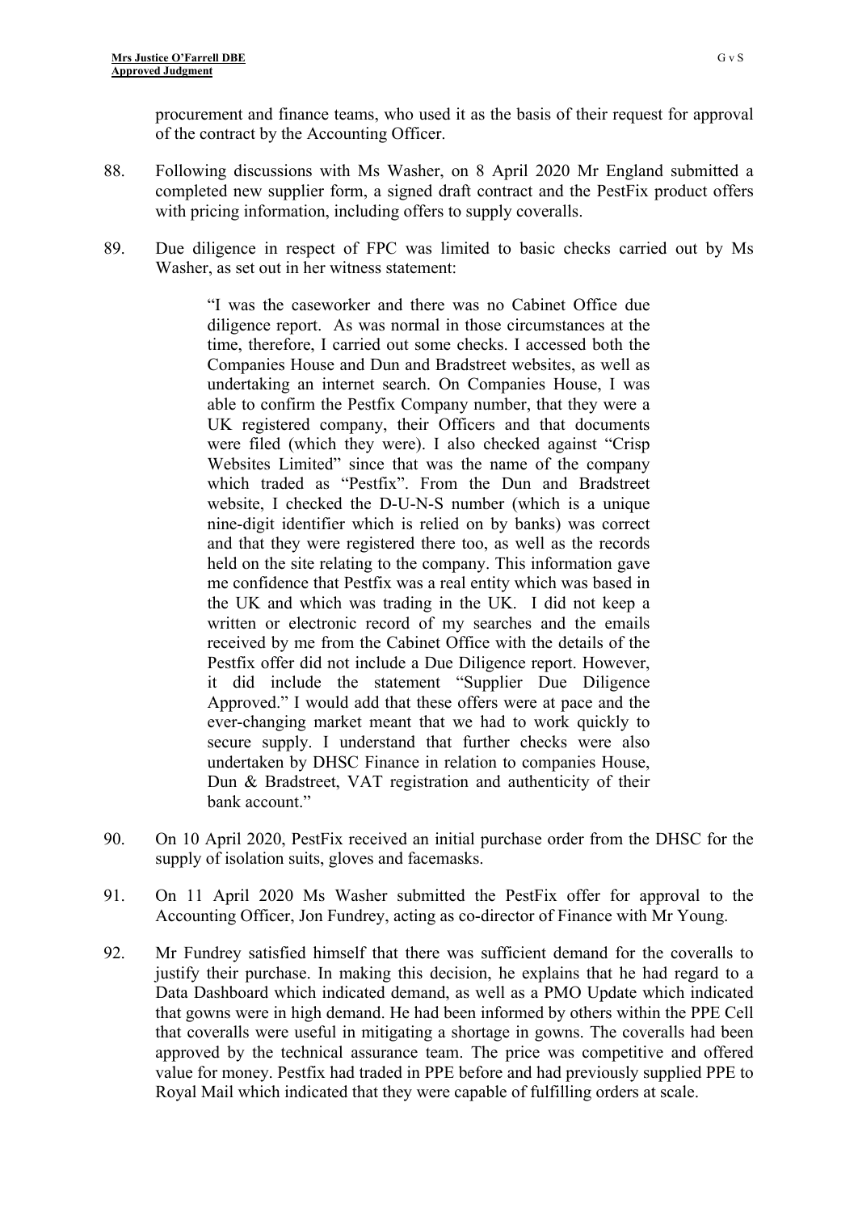procurement and finance teams, who used it as the basis of their request for approval of the contract by the Accounting Officer.

88. Following discussions with Ms Washer, on 8 April 2020 Mr England submitted a completed new supplier form, a signed draft contract and the PestFix product offers with pricing information, including offers to supply coveralls.

89. Due diligence in respect of FPC was limited to basic checks carried out by Ms Washer, as set out in her witness statement:

> "I was the caseworker and there was no Cabinet Office due diligence report. As was normal in those circumstances at the time, therefore, I carried out some checks. I accessed both the Companies House and Dun and Bradstreet websites, as well as undertaking an internet search. On Companies House, I was able to confirm the Pestfix Company number, that they were a UK registered company, their Officers and that documents were filed (which they were). I also checked against "Crisp Websites Limited" since that was the name of the company which traded as "Pestfix". From the Dun and Bradstreet website, I checked the D-U-N-S number (which is a unique nine-digit identifier which is relied on by banks) was correct and that they were registered there too, as well as the records held on the site relating to the company. This information gave me confidence that Pestfix was a real entity which was based in the UK and which was trading in the UK. I did not keep a written or electronic record of my searches and the emails received by me from the Cabinet Office with the details of the Pestfix offer did not include a Due Diligence report. However, it did include the statement "Supplier Due Diligence Approved." I would add that these offers were at pace and the ever-changing market meant that we had to work quickly to secure supply. I understand that further checks were also undertaken by DHSC Finance in relation to companies House, Dun & Bradstreet, VAT registration and authenticity of their bank account."

90. On 10 April 2020, PestFix received an initial purchase order from the DHSC for the supply of isolation suits, gloves and facemasks.

91. On 11 April 2020 Ms Washer submitted the PestFix offer for approval to the Accounting Officer, Jon Fundrey, acting as co-director of Finance with Mr Young.

92. Mr Fundrey satisfied himself that there was sufficient demand for the coveralls to justify their purchase. In making this decision, he explains that he had regard to a Data Dashboard which indicated demand, as well as a PMO Update which indicated that gowns were in high demand. He had been informed by others within the PPE Cell that coveralls were useful in mitigating a shortage in gowns. The coveralls had been approved by the technical assurance team. The price was competitive and offered value for money. Pestfix had traded in PPE before and had previously supplied PPE to Royal Mail which indicated that they were capable of fulfilling orders at scale.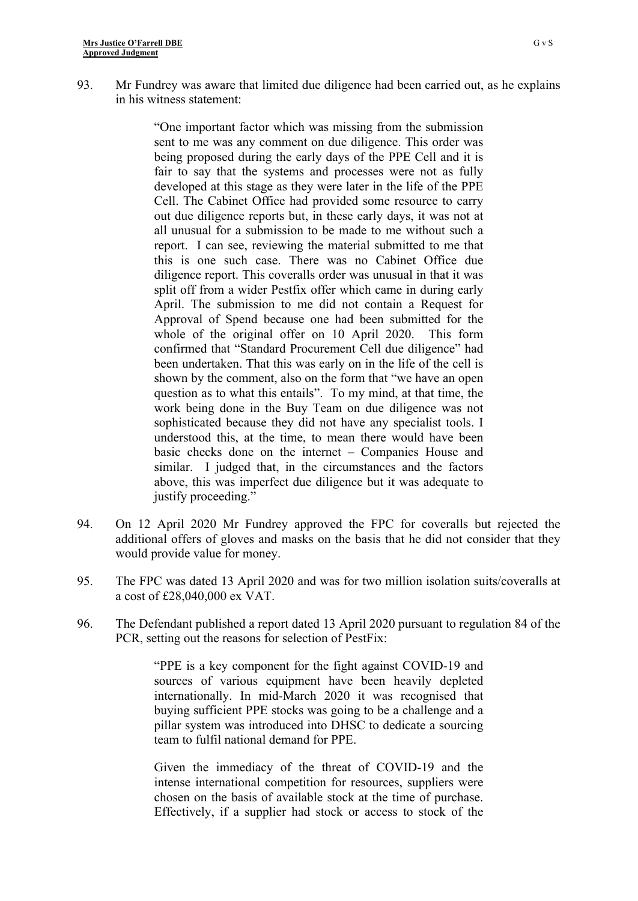93. Mr Fundrey was aware that limited due diligence had been carried out, as he explains in his witness statement:

> "One important factor which was missing from the submission sent to me was any comment on due diligence. This order was being proposed during the early days of the PPE Cell and it is fair to say that the systems and processes were not as fully developed at this stage as they were later in the life of the PPE Cell. The Cabinet Office had provided some resource to carry out due diligence reports but, in these early days, it was not at all unusual for a submission to be made to me without such a report. I can see, reviewing the material submitted to me that this is one such case. There was no Cabinet Office due diligence report. This coveralls order was unusual in that it was split off from a wider Pestfix offer which came in during early April. The submission to me did not contain a Request for Approval of Spend because one had been submitted for the whole of the original offer on 10 April 2020. This form confirmed that "Standard Procurement Cell due diligence" had been undertaken. That this was early on in the life of the cell is shown by the comment, also on the form that "we have an open question as to what this entails". To my mind, at that time, the work being done in the Buy Team on due diligence was not sophisticated because they did not have any specialist tools. I understood this, at the time, to mean there would have been basic checks done on the internet – Companies House and similar. I judged that, in the circumstances and the factors above, this was imperfect due diligence but it was adequate to justify proceeding."

94. On 12 April 2020 Mr Fundrey approved the FPC for coveralls but rejected the additional offers of gloves and masks on the basis that he did not consider that they would provide value for money.

95. The FPC was dated 13 April 2020 and was for two million isolation suits/coveralls at a cost of £28,040,000 ex VAT.

96. The Defendant published a report dated 13 April 2020 pursuant to regulation 84 of the PCR, setting out the reasons for selection of PestFix:

> "PPE is a key component for the fight against COVID-19 and sources of various equipment have been heavily depleted internationally. In mid-March 2020 it was recognised that buying sufficient PPE stocks was going to be a challenge and a pillar system was introduced into DHSC to dedicate a sourcing team to fulfil national demand for PPE.
>
> Given the immediacy of the threat of COVID-19 and the intense international competition for resources, suppliers were chosen on the basis of available stock at the time of purchase. Effectively, if a supplier had stock or access to stock of the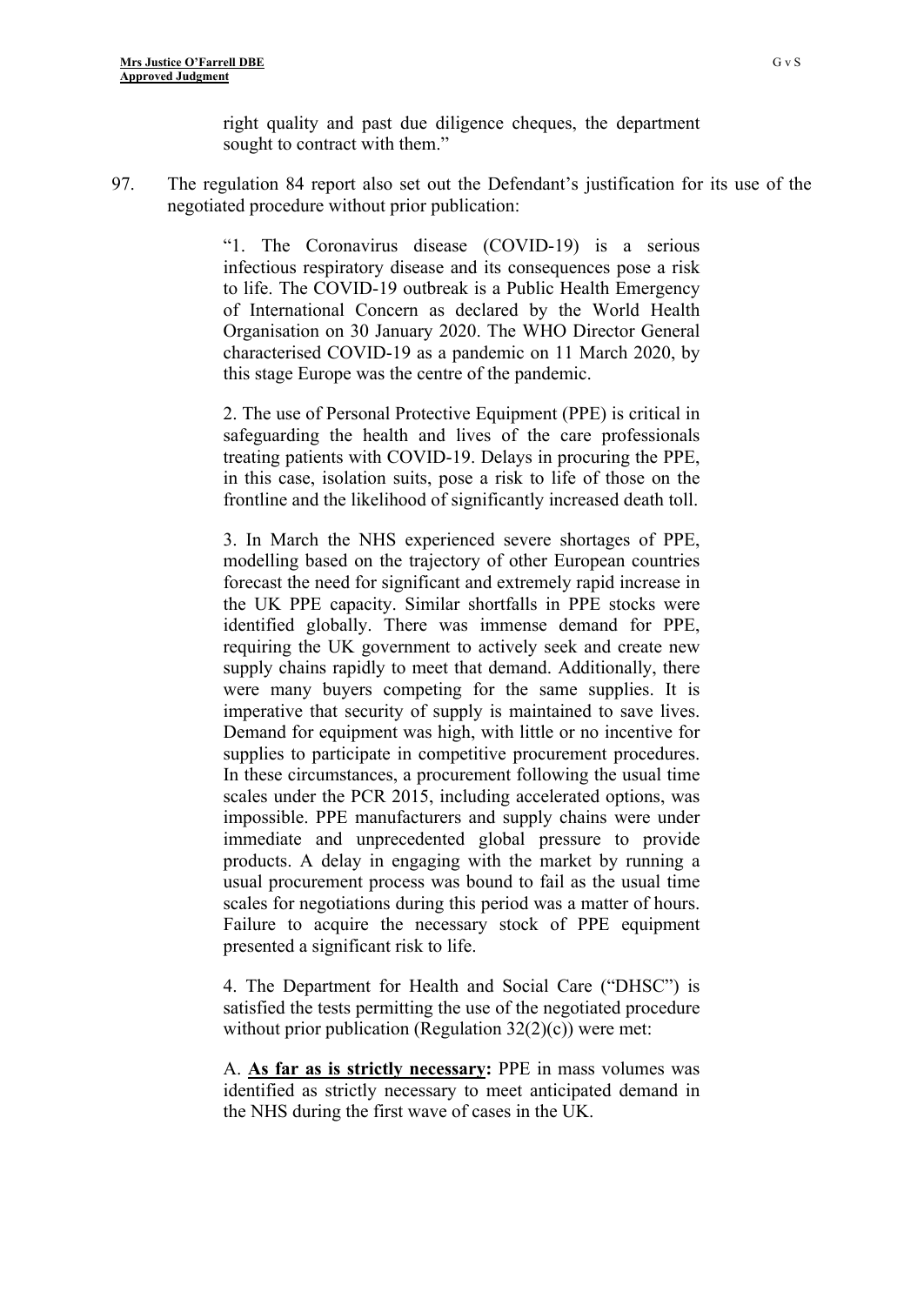> right quality and past due diligence cheques, the department sought to contract with them."

97. The regulation 84 report also set out the Defendant's justification for its use of the negotiated procedure without prior publication:

> "1. The Coronavirus disease (COVID-19) is a serious infectious respiratory disease and its consequences pose a risk to life. The COVID-19 outbreak is a Public Health Emergency of International Concern as declared by the World Health Organisation on 30 January 2020. The WHO Director General characterised COVID-19 as a pandemic on 11 March 2020, by this stage Europe was the centre of the pandemic.
>
> 2. The use of Personal Protective Equipment (PPE) is critical in safeguarding the health and lives of the care professionals treating patients with COVID-19. Delays in procuring the PPE, in this case, isolation suits, pose a risk to life of those on the frontline and the likelihood of significantly increased death toll.
>
> 3. In March the NHS experienced severe shortages of PPE, modelling based on the trajectory of other European countries forecast the need for significant and extremely rapid increase in the UK PPE capacity. Similar shortfalls in PPE stocks were identified globally. There was immense demand for PPE, requiring the UK government to actively seek and create new supply chains rapidly to meet that demand. Additionally, there were many buyers competing for the same supplies. It is imperative that security of supply is maintained to save lives. Demand for equipment was high, with little or no incentive for supplies to participate in competitive procurement procedures. In these circumstances, a procurement following the usual time scales under the PCR 2015, including accelerated options, was impossible. PPE manufacturers and supply chains were under immediate and unprecedented global pressure to provide products. A delay in engaging with the market by running a usual procurement process was bound to fail as the usual time scales for negotiations during this period was a matter of hours. Failure to acquire the necessary stock of PPE equipment presented a significant risk to life.
>
> 4. The Department for Health and Social Care ("DHSC") is satisfied the tests permitting the use of the negotiated procedure without prior publication (Regulation 32(2)(c)) were met:
>
> A. **<u>As far as is strictly necessary</u>:** PPE in mass volumes was identified as strictly necessary to meet anticipated demand in the NHS during the first wave of cases in the UK.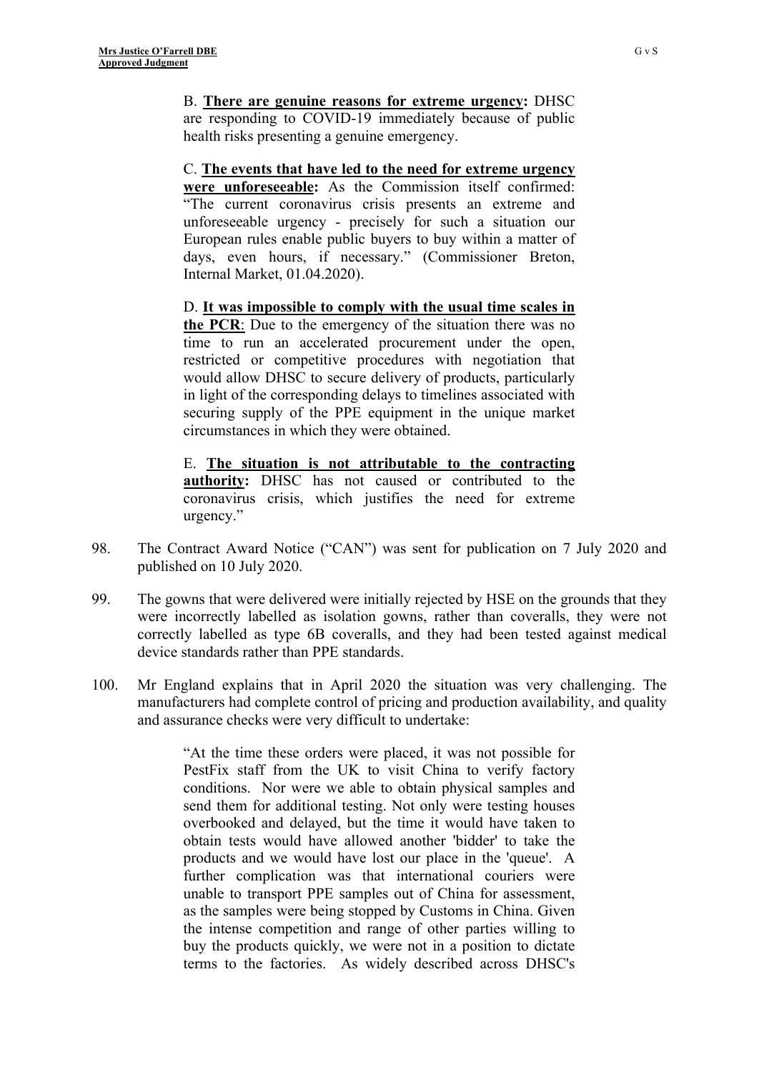> B. **<u>There are genuine reasons for extreme urgency</u>:** DHSC are responding to COVID-19 immediately because of public health risks presenting a genuine emergency.
>
> C. **<u>The events that have led to the need for extreme urgency were unforeseeable</u>:** As the Commission itself confirmed: "The current coronavirus crisis presents an extreme and unforeseeable urgency - precisely for such a situation our European rules enable public buyers to buy within a matter of days, even hours, if necessary." (Commissioner Breton, Internal Market, 01.04.2020).
>
> D. **<u>It was impossible to comply with the usual time scales in the PCR</u>**: Due to the emergency of the situation there was no time to run an accelerated procurement under the open, restricted or competitive procedures with negotiation that would allow DHSC to secure delivery of products, particularly in light of the corresponding delays to timelines associated with securing supply of the PPE equipment in the unique market circumstances in which they were obtained.
>
> E. **<u>The situation is not attributable to the contracting authority</u>:** DHSC has not caused or contributed to the coronavirus crisis, which justifies the need for extreme urgency."

98. The Contract Award Notice ("CAN") was sent for publication on 7 July 2020 and published on 10 July 2020.

99. The gowns that were delivered were initially rejected by HSE on the grounds that they were incorrectly labelled as isolation gowns, rather than coveralls, they were not correctly labelled as type 6B coveralls, and they had been tested against medical device standards rather than PPE standards.

100. Mr England explains that in April 2020 the situation was very challenging. The manufacturers had complete control of pricing and production availability, and quality and assurance checks were very difficult to undertake:

> "At the time these orders were placed, it was not possible for PestFix staff from the UK to visit China to verify factory conditions. Nor were we able to obtain physical samples and send them for additional testing. Not only were testing houses overbooked and delayed, but the time it would have taken to obtain tests would have allowed another 'bidder' to take the products and we would have lost our place in the 'queue'. A further complication was that international couriers were unable to transport PPE samples out of China for assessment, as the samples were being stopped by Customs in China. Given the intense competition and range of other parties willing to buy the products quickly, we were not in a position to dictate terms to the factories. As widely described across DHSC's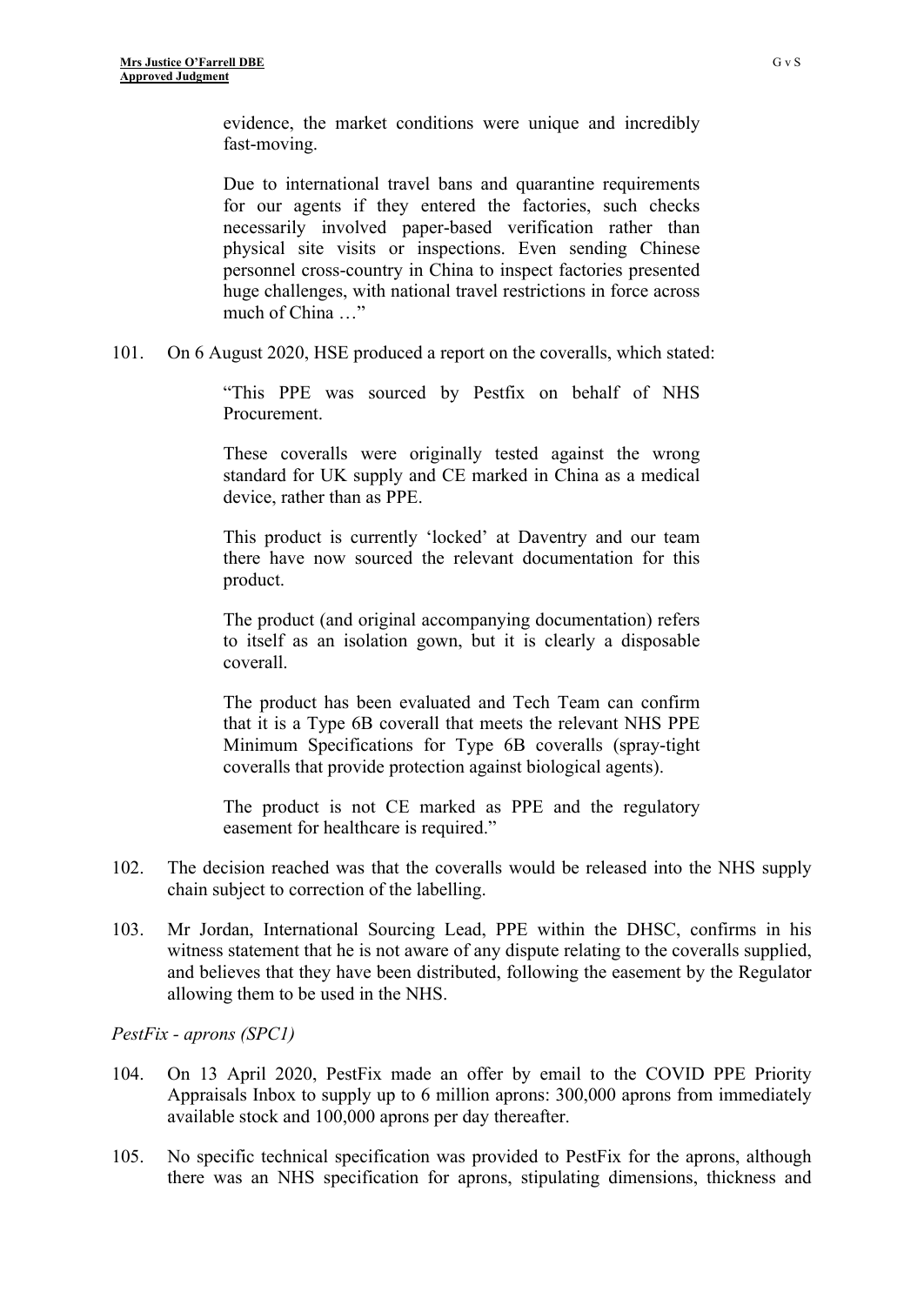> evidence, the market conditions were unique and incredibly fast-moving.
>
> Due to international travel bans and quarantine requirements for our agents if they entered the factories, such checks necessarily involved paper-based verification rather than physical site visits or inspections. Even sending Chinese personnel cross-country in China to inspect factories presented huge challenges, with national travel restrictions in force across much of China …"

101. On 6 August 2020, HSE produced a report on the coveralls, which stated:

> "This PPE was sourced by Pestfix on behalf of NHS Procurement.
>
> These coveralls were originally tested against the wrong standard for UK supply and CE marked in China as a medical device, rather than as PPE.
>
> This product is currently 'locked' at Daventry and our team there have now sourced the relevant documentation for this product.
>
> The product (and original accompanying documentation) refers to itself as an isolation gown, but it is clearly a disposable coverall.
>
> The product has been evaluated and Tech Team can confirm that it is a Type 6B coverall that meets the relevant NHS PPE Minimum Specifications for Type 6B coveralls (spray-tight coveralls that provide protection against biological agents).
>
> The product is not CE marked as PPE and the regulatory easement for healthcare is required."

102. The decision reached was that the coveralls would be released into the NHS supply chain subject to correction of the labelling.

103. Mr Jordan, International Sourcing Lead, PPE within the DHSC, confirms in his witness statement that he is not aware of any dispute relating to the coveralls supplied, and believes that they have been distributed, following the easement by the Regulator allowing them to be used in the NHS.

*PestFix - aprons (SPC1)*

104. On 13 April 2020, PestFix made an offer by email to the COVID PPE Priority Appraisals Inbox to supply up to 6 million aprons: 300,000 aprons from immediately available stock and 100,000 aprons per day thereafter.

105. No specific technical specification was provided to PestFix for the aprons, although there was an NHS specification for aprons, stipulating dimensions, thickness and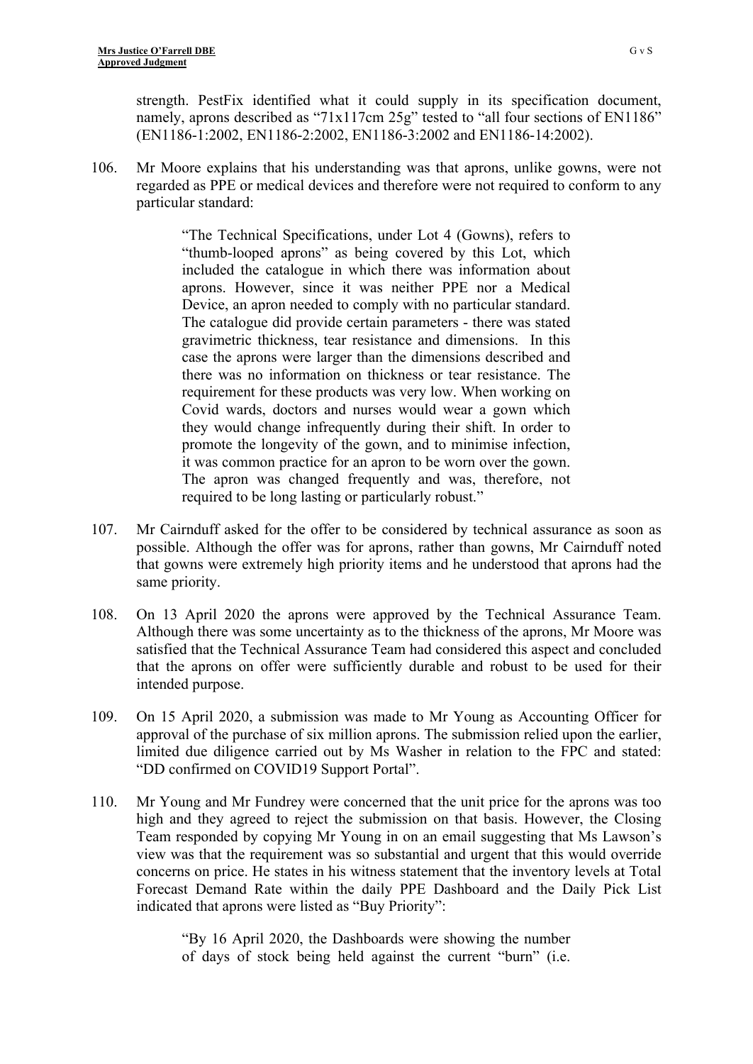strength. PestFix identified what it could supply in its specification document, namely, aprons described as "71x117cm 25g" tested to "all four sections of EN1186" (EN1186-1:2002, EN1186-2:2002, EN1186-3:2002 and EN1186-14:2002).

106. Mr Moore explains that his understanding was that aprons, unlike gowns, were not regarded as PPE or medical devices and therefore were not required to conform to any particular standard:

> "The Technical Specifications, under Lot 4 (Gowns), refers to "thumb-looped aprons" as being covered by this Lot, which included the catalogue in which there was information about aprons. However, since it was neither PPE nor a Medical Device, an apron needed to comply with no particular standard. The catalogue did provide certain parameters - there was stated gravimetric thickness, tear resistance and dimensions. In this case the aprons were larger than the dimensions described and there was no information on thickness or tear resistance. The requirement for these products was very low. When working on Covid wards, doctors and nurses would wear a gown which they would change infrequently during their shift. In order to promote the longevity of the gown, and to minimise infection, it was common practice for an apron to be worn over the gown. The apron was changed frequently and was, therefore, not required to be long lasting or particularly robust."

107. Mr Cairnduff asked for the offer to be considered by technical assurance as soon as possible. Although the offer was for aprons, rather than gowns, Mr Cairnduff noted that gowns were extremely high priority items and he understood that aprons had the same priority.

108. On 13 April 2020 the aprons were approved by the Technical Assurance Team. Although there was some uncertainty as to the thickness of the aprons, Mr Moore was satisfied that the Technical Assurance Team had considered this aspect and concluded that the aprons on offer were sufficiently durable and robust to be used for their intended purpose.

109. On 15 April 2020, a submission was made to Mr Young as Accounting Officer for approval of the purchase of six million aprons. The submission relied upon the earlier, limited due diligence carried out by Ms Washer in relation to the FPC and stated: "DD confirmed on COVID19 Support Portal".

110. Mr Young and Mr Fundrey were concerned that the unit price for the aprons was too high and they agreed to reject the submission on that basis. However, the Closing Team responded by copying Mr Young in on an email suggesting that Ms Lawson's view was that the requirement was so substantial and urgent that this would override concerns on price. He states in his witness statement that the inventory levels at Total Forecast Demand Rate within the daily PPE Dashboard and the Daily Pick List indicated that aprons were listed as "Buy Priority":

> "By 16 April 2020, the Dashboards were showing the number of days of stock being held against the current "burn" (i.e.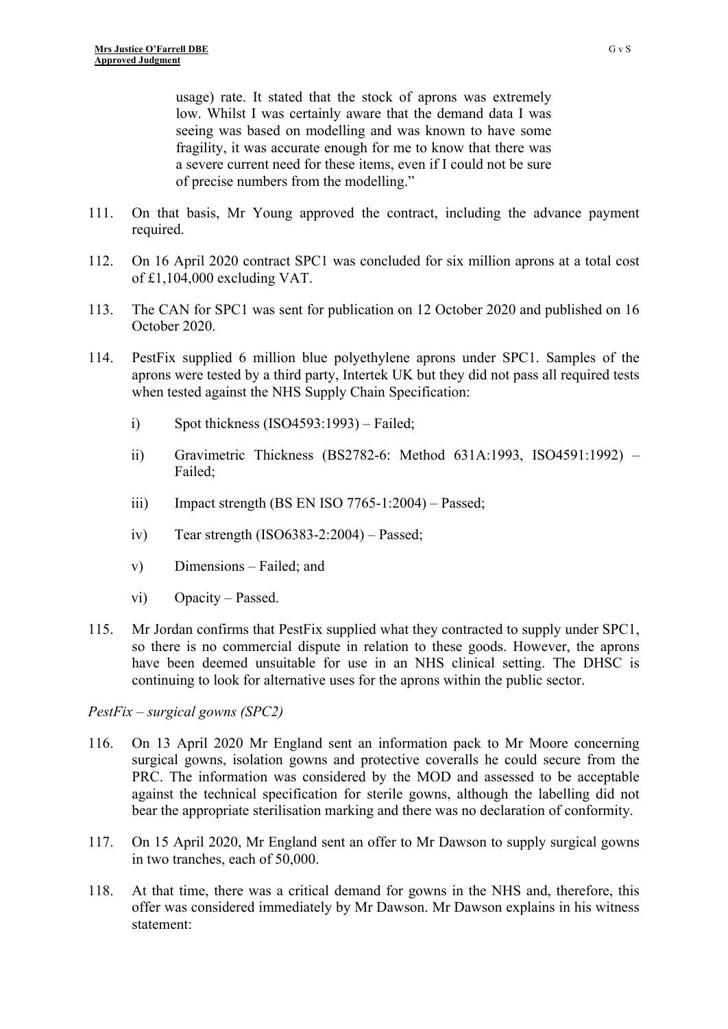> usage) rate. It stated that the stock of aprons was extremely low. Whilst I was certainly aware that the demand data I was seeing was based on modelling and was known to have some fragility, it was accurate enough for me to know that there was a severe current need for these items, even if I could not be sure of precise numbers from the modelling."

111. On that basis, Mr Young approved the contract, including the advance payment required.

112. On 16 April 2020 contract SPC1 was concluded for six million aprons at a total cost of £1,104,000 excluding VAT.

113. The CAN for SPC1 was sent for publication on 12 October 2020 and published on 16 October 2020.

114. PestFix supplied 6 million blue polyethylene aprons under SPC1. Samples of the aprons were tested by a third party, Intertek UK but they did not pass all required tests when tested against the NHS Supply Chain Specification:

    i) Spot thickness (ISO4593:1993) – Failed;

    ii) Gravimetric Thickness (BS2782-6: Method 631A:1993, ISO4591:1992) – Failed;

    iii) Impact strength (BS EN ISO 7765-1:2004) – Passed;

    iv) Tear strength (ISO6383-2:2004) – Passed;

    v) Dimensions – Failed; and

    vi) Opacity – Passed.

115. Mr Jordan confirms that PestFix supplied what they contracted to supply under SPC1, so there is no commercial dispute in relation to these goods. However, the aprons have been deemed unsuitable for use in an NHS clinical setting. The DHSC is continuing to look for alternative uses for the aprons within the public sector.

*PestFix – surgical gowns (SPC2)*

116. On 13 April 2020 Mr England sent an information pack to Mr Moore concerning surgical gowns, isolation gowns and protective coveralls he could secure from the PRC. The information was considered by the MOD and assessed to be acceptable against the technical specification for sterile gowns, although the labelling did not bear the appropriate sterilisation marking and there was no declaration of conformity.

117. On 15 April 2020, Mr England sent an offer to Mr Dawson to supply surgical gowns in two tranches, each of 50,000.

118. At that time, there was a critical demand for gowns in the NHS and, therefore, this offer was considered immediately by Mr Dawson. Mr Dawson explains in his witness statement: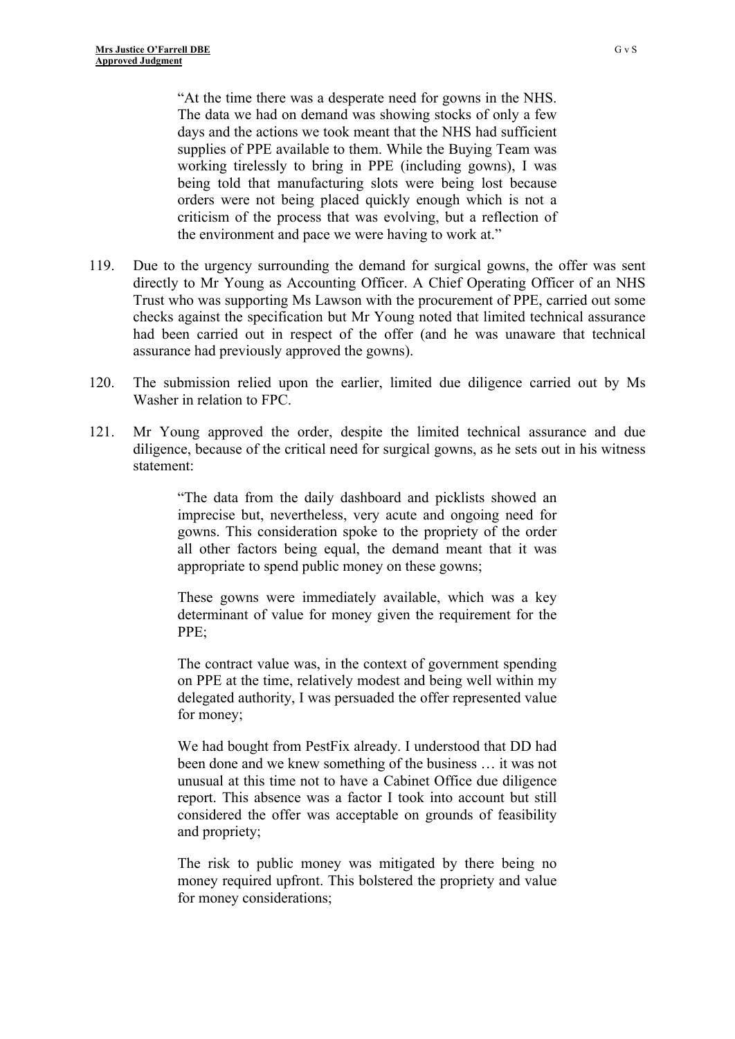> "At the time there was a desperate need for gowns in the NHS. The data we had on demand was showing stocks of only a few days and the actions we took meant that the NHS had sufficient supplies of PPE available to them. While the Buying Team was working tirelessly to bring in PPE (including gowns), I was being told that manufacturing slots were being lost because orders were not being placed quickly enough which is not a criticism of the process that was evolving, but a reflection of the environment and pace we were having to work at."

119. Due to the urgency surrounding the demand for surgical gowns, the offer was sent directly to Mr Young as Accounting Officer. A Chief Operating Officer of an NHS Trust who was supporting Ms Lawson with the procurement of PPE, carried out some checks against the specification but Mr Young noted that limited technical assurance had been carried out in respect of the offer (and he was unaware that technical assurance had previously approved the gowns).

120. The submission relied upon the earlier, limited due diligence carried out by Ms Washer in relation to FPC.

121. Mr Young approved the order, despite the limited technical assurance and due diligence, because of the critical need for surgical gowns, as he sets out in his witness statement:

> "The data from the daily dashboard and picklists showed an imprecise but, nevertheless, very acute and ongoing need for gowns. This consideration spoke to the propriety of the order all other factors being equal, the demand meant that it was appropriate to spend public money on these gowns;
>
> These gowns were immediately available, which was a key determinant of value for money given the requirement for the PPE;
>
> The contract value was, in the context of government spending on PPE at the time, relatively modest and being well within my delegated authority, I was persuaded the offer represented value for money;
>
> We had bought from PestFix already. I understood that DD had been done and we knew something of the business … it was not unusual at this time not to have a Cabinet Office due diligence report. This absence was a factor I took into account but still considered the offer was acceptable on grounds of feasibility and propriety;
>
> The risk to public money was mitigated by there being no money required upfront. This bolstered the propriety and value for money considerations;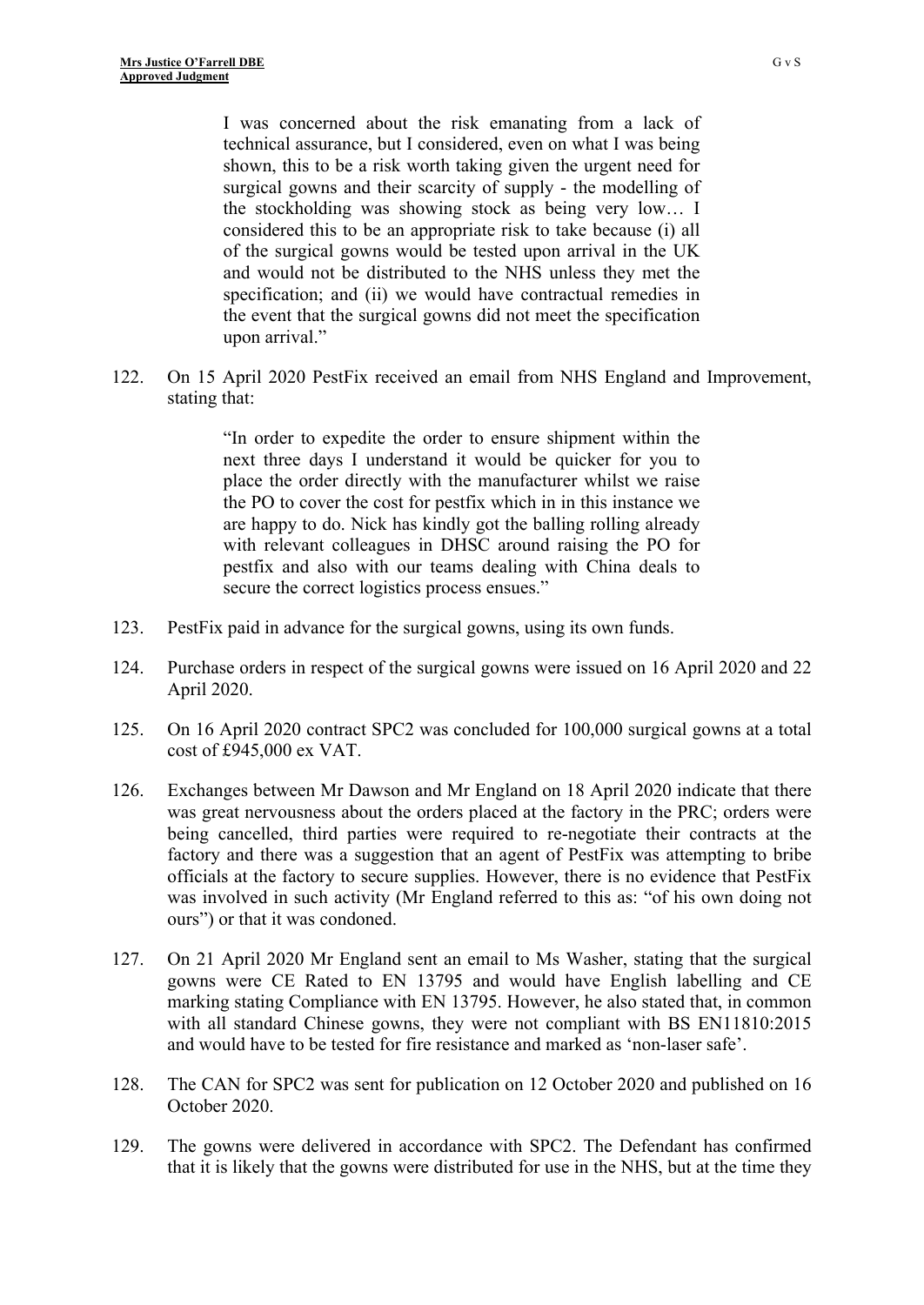> I was concerned about the risk emanating from a lack of technical assurance, but I considered, even on what I was being shown, this to be a risk worth taking given the urgent need for surgical gowns and their scarcity of supply - the modelling of the stockholding was showing stock as being very low… I considered this to be an appropriate risk to take because (i) all of the surgical gowns would be tested upon arrival in the UK and would not be distributed to the NHS unless they met the specification; and (ii) we would have contractual remedies in the event that the surgical gowns did not meet the specification upon arrival."

122. On 15 April 2020 PestFix received an email from NHS England and Improvement, stating that:

> "In order to expedite the order to ensure shipment within the next three days I understand it would be quicker for you to place the order directly with the manufacturer whilst we raise the PO to cover the cost for pestfix which in in this instance we are happy to do. Nick has kindly got the balling rolling already with relevant colleagues in DHSC around raising the PO for pestfix and also with our teams dealing with China deals to secure the correct logistics process ensues."

123. PestFix paid in advance for the surgical gowns, using its own funds.

124. Purchase orders in respect of the surgical gowns were issued on 16 April 2020 and 22 April 2020.

125. On 16 April 2020 contract SPC2 was concluded for 100,000 surgical gowns at a total cost of £945,000 ex VAT.

126. Exchanges between Mr Dawson and Mr England on 18 April 2020 indicate that there was great nervousness about the orders placed at the factory in the PRC; orders were being cancelled, third parties were required to re-negotiate their contracts at the factory and there was a suggestion that an agent of PestFix was attempting to bribe officials at the factory to secure supplies. However, there is no evidence that PestFix was involved in such activity (Mr England referred to this as: "of his own doing not ours") or that it was condoned.

127. On 21 April 2020 Mr England sent an email to Ms Washer, stating that the surgical gowns were CE Rated to EN 13795 and would have English labelling and CE marking stating Compliance with EN 13795. However, he also stated that, in common with all standard Chinese gowns, they were not compliant with BS EN11810:2015 and would have to be tested for fire resistance and marked as 'non-laser safe'.

128. The CAN for SPC2 was sent for publication on 12 October 2020 and published on 16 October 2020.

129. The gowns were delivered in accordance with SPC2. The Defendant has confirmed that it is likely that the gowns were distributed for use in the NHS, but at the time they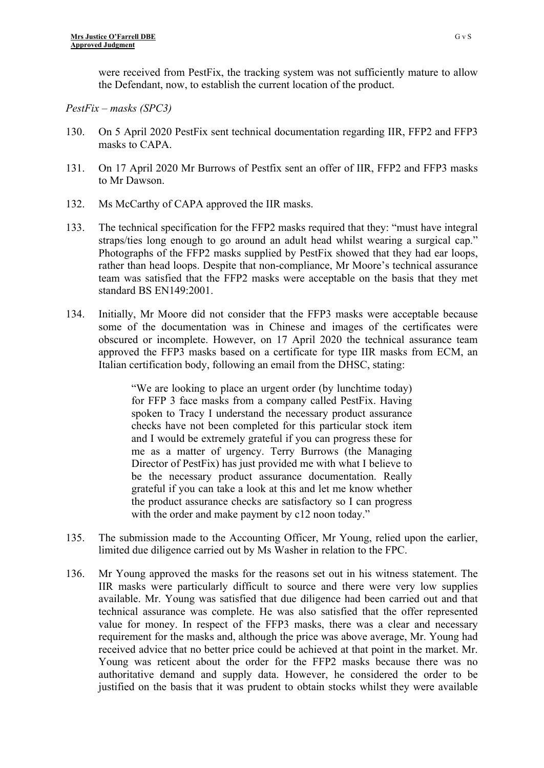were received from PestFix, the tracking system was not sufficiently mature to allow the Defendant, now, to establish the current location of the product.

*PestFix – masks (SPC3)*

130. On 5 April 2020 PestFix sent technical documentation regarding IIR, FFP2 and FFP3 masks to CAPA.

131. On 17 April 2020 Mr Burrows of Pestfix sent an offer of IIR, FFP2 and FFP3 masks to Mr Dawson.

132. Ms McCarthy of CAPA approved the IIR masks.

133. The technical specification for the FFP2 masks required that they: "must have integral straps/ties long enough to go around an adult head whilst wearing a surgical cap." Photographs of the FFP2 masks supplied by PestFix showed that they had ear loops, rather than head loops. Despite that non-compliance, Mr Moore's technical assurance team was satisfied that the FFP2 masks were acceptable on the basis that they met standard BS EN149:2001.

134. Initially, Mr Moore did not consider that the FFP3 masks were acceptable because some of the documentation was in Chinese and images of the certificates were obscured or incomplete. However, on 17 April 2020 the technical assurance team approved the FFP3 masks based on a certificate for type IIR masks from ECM, an Italian certification body, following an email from the DHSC, stating:

> "We are looking to place an urgent order (by lunchtime today) for FFP 3 face masks from a company called PestFix. Having spoken to Tracy I understand the necessary product assurance checks have not been completed for this particular stock item and I would be extremely grateful if you can progress these for me as a matter of urgency. Terry Burrows (the Managing Director of PestFix) has just provided me with what I believe to be the necessary product assurance documentation. Really grateful if you can take a look at this and let me know whether the product assurance checks are satisfactory so I can progress with the order and make payment by c12 noon today."

135. The submission made to the Accounting Officer, Mr Young, relied upon the earlier, limited due diligence carried out by Ms Washer in relation to the FPC.

136. Mr Young approved the masks for the reasons set out in his witness statement. The IIR masks were particularly difficult to source and there were very low supplies available. Mr. Young was satisfied that due diligence had been carried out and that technical assurance was complete. He was also satisfied that the offer represented value for money. In respect of the FFP3 masks, there was a clear and necessary requirement for the masks and, although the price was above average, Mr. Young had received advice that no better price could be achieved at that point in the market. Mr. Young was reticent about the order for the FFP2 masks because there was no authoritative demand and supply data. However, he considered the order to be justified on the basis that it was prudent to obtain stocks whilst they were available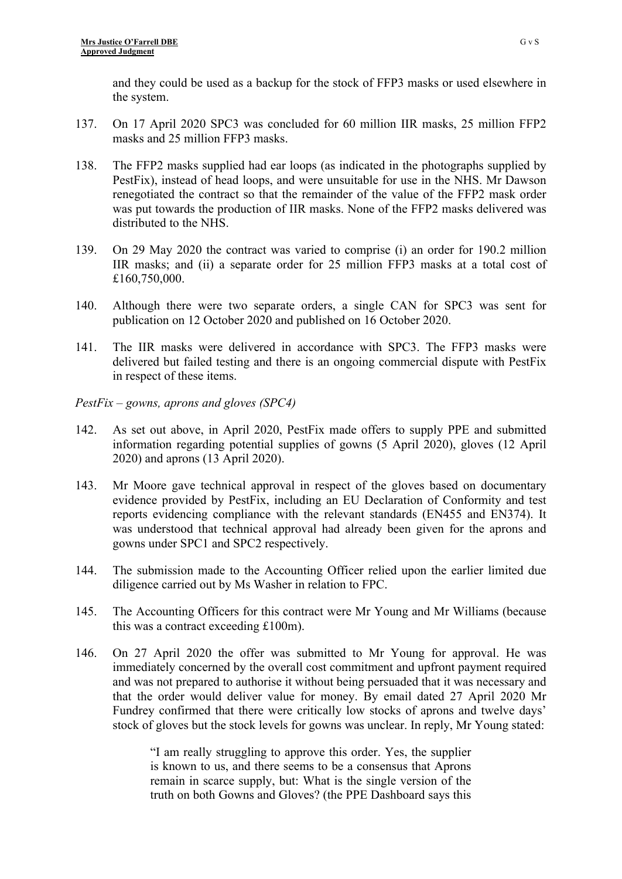and they could be used as a backup for the stock of FFP3 masks or used elsewhere in the system.

137. On 17 April 2020 SPC3 was concluded for 60 million IIR masks, 25 million FFP2 masks and 25 million FFP3 masks.

138. The FFP2 masks supplied had ear loops (as indicated in the photographs supplied by PestFix), instead of head loops, and were unsuitable for use in the NHS. Mr Dawson renegotiated the contract so that the remainder of the value of the FFP2 mask order was put towards the production of IIR masks. None of the FFP2 masks delivered was distributed to the NHS.

139. On 29 May 2020 the contract was varied to comprise (i) an order for 190.2 million IIR masks; and (ii) a separate order for 25 million FFP3 masks at a total cost of £160,750,000.

140. Although there were two separate orders, a single CAN for SPC3 was sent for publication on 12 October 2020 and published on 16 October 2020.

141. The IIR masks were delivered in accordance with SPC3. The FFP3 masks were delivered but failed testing and there is an ongoing commercial dispute with PestFix in respect of these items.

*PestFix – gowns, aprons and gloves (SPC4)*

142. As set out above, in April 2020, PestFix made offers to supply PPE and submitted information regarding potential supplies of gowns (5 April 2020), gloves (12 April 2020) and aprons (13 April 2020).

143. Mr Moore gave technical approval in respect of the gloves based on documentary evidence provided by PestFix, including an EU Declaration of Conformity and test reports evidencing compliance with the relevant standards (EN455 and EN374). It was understood that technical approval had already been given for the aprons and gowns under SPC1 and SPC2 respectively.

144. The submission made to the Accounting Officer relied upon the earlier limited due diligence carried out by Ms Washer in relation to FPC.

145. The Accounting Officers for this contract were Mr Young and Mr Williams (because this was a contract exceeding £100m).

146. On 27 April 2020 the offer was submitted to Mr Young for approval. He was immediately concerned by the overall cost commitment and upfront payment required and was not prepared to authorise it without being persuaded that it was necessary and that the order would deliver value for money. By email dated 27 April 2020 Mr Fundrey confirmed that there were critically low stocks of aprons and twelve days' stock of gloves but the stock levels for gowns was unclear. In reply, Mr Young stated:

> "I am really struggling to approve this order. Yes, the supplier is known to us, and there seems to be a consensus that Aprons remain in scarce supply, but: What is the single version of the truth on both Gowns and Gloves? (the PPE Dashboard says this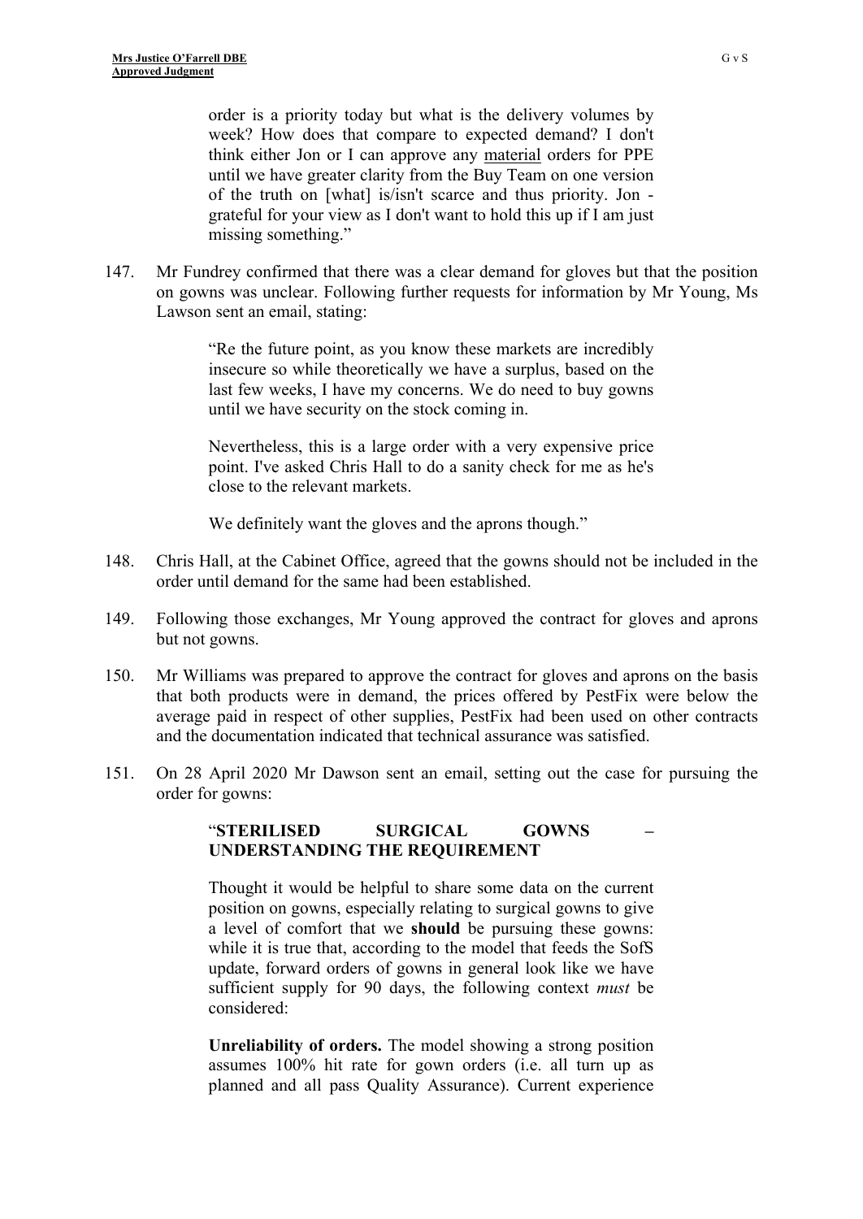> order is a priority today but what is the delivery volumes by week? How does that compare to expected demand? I don't think either Jon or I can approve any material orders for PPE until we have greater clarity from the Buy Team on one version of the truth on [what] is/isn't scarce and thus priority. Jon - grateful for your view as I don't want to hold this up if I am just missing something."

147. Mr Fundrey confirmed that there was a clear demand for gloves but that the position on gowns was unclear. Following further requests for information by Mr Young, Ms Lawson sent an email, stating:

> "Re the future point, as you know these markets are incredibly insecure so while theoretically we have a surplus, based on the last few weeks, I have my concerns. We do need to buy gowns until we have security on the stock coming in.
>
> Nevertheless, this is a large order with a very expensive price point. I've asked Chris Hall to do a sanity check for me as he's close to the relevant markets.
>
> We definitely want the gloves and the aprons though."

148. Chris Hall, at the Cabinet Office, agreed that the gowns should not be included in the order until demand for the same had been established.

149. Following those exchanges, Mr Young approved the contract for gloves and aprons but not gowns.

150. Mr Williams was prepared to approve the contract for gloves and aprons on the basis that both products were in demand, the prices offered by PestFix were below the average paid in respect of other supplies, PestFix had been used on other contracts and the documentation indicated that technical assurance was satisfied.

151. On 28 April 2020 Mr Dawson sent an email, setting out the case for pursuing the order for gowns:

> "**STERILISED SURGICAL GOWNS – UNDERSTANDING THE REQUIREMENT**
>
> Thought it would be helpful to share some data on the current position on gowns, especially relating to surgical gowns to give a level of comfort that we **should** be pursuing these gowns: while it is true that, according to the model that feeds the SofS update, forward orders of gowns in general look like we have sufficient supply for 90 days, the following context *must* be considered:
>
> **Unreliability of orders.** The model showing a strong position assumes 100% hit rate for gown orders (i.e. all turn up as planned and all pass Quality Assurance). Current experience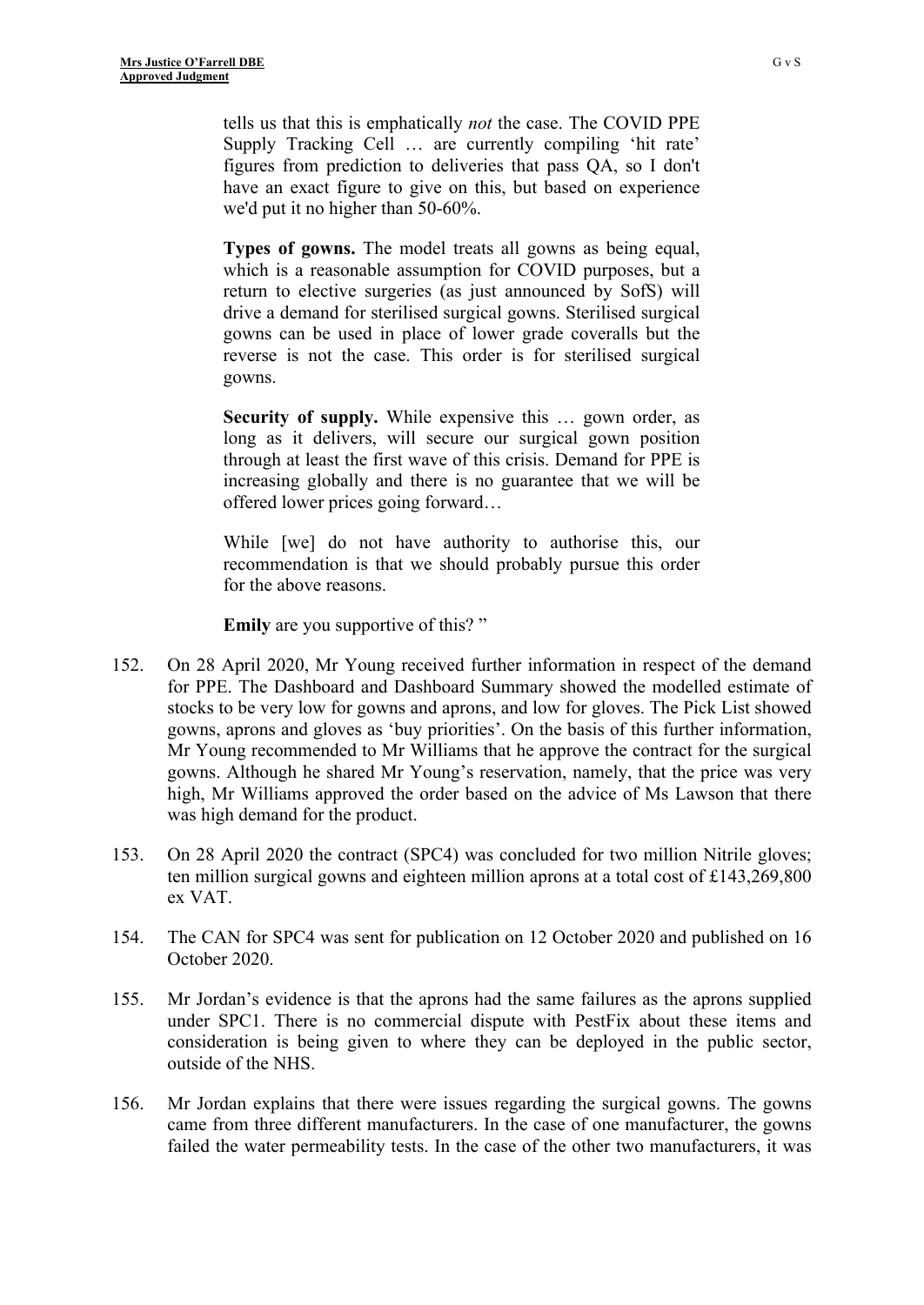> tells us that this is emphatically *not* the case. The COVID PPE Supply Tracking Cell … are currently compiling 'hit rate' figures from prediction to deliveries that pass QA, so I don't have an exact figure to give on this, but based on experience we'd put it no higher than 50-60%.
>
> **Types of gowns.** The model treats all gowns as being equal, which is a reasonable assumption for COVID purposes, but a return to elective surgeries (as just announced by SofS) will drive a demand for sterilised surgical gowns. Sterilised surgical gowns can be used in place of lower grade coveralls but the reverse is not the case. This order is for sterilised surgical gowns.
>
> **Security of supply.** While expensive this … gown order, as long as it delivers, will secure our surgical gown position through at least the first wave of this crisis. Demand for PPE is increasing globally and there is no guarantee that we will be offered lower prices going forward…
>
> While [we] do not have authority to authorise this, our recommendation is that we should probably pursue this order for the above reasons.
>
> **Emily** are you supportive of this? "

152. On 28 April 2020, Mr Young received further information in respect of the demand for PPE. The Dashboard and Dashboard Summary showed the modelled estimate of stocks to be very low for gowns and aprons, and low for gloves. The Pick List showed gowns, aprons and gloves as 'buy priorities'. On the basis of this further information, Mr Young recommended to Mr Williams that he approve the contract for the surgical gowns. Although he shared Mr Young's reservation, namely, that the price was very high, Mr Williams approved the order based on the advice of Ms Lawson that there was high demand for the product.

153. On 28 April 2020 the contract (SPC4) was concluded for two million Nitrile gloves; ten million surgical gowns and eighteen million aprons at a total cost of £143,269,800 ex VAT.

154. The CAN for SPC4 was sent for publication on 12 October 2020 and published on 16 October 2020.

155. Mr Jordan's evidence is that the aprons had the same failures as the aprons supplied under SPC1. There is no commercial dispute with PestFix about these items and consideration is being given to where they can be deployed in the public sector, outside of the NHS.

156. Mr Jordan explains that there were issues regarding the surgical gowns. The gowns came from three different manufacturers. In the case of one manufacturer, the gowns failed the water permeability tests. In the case of the other two manufacturers, it was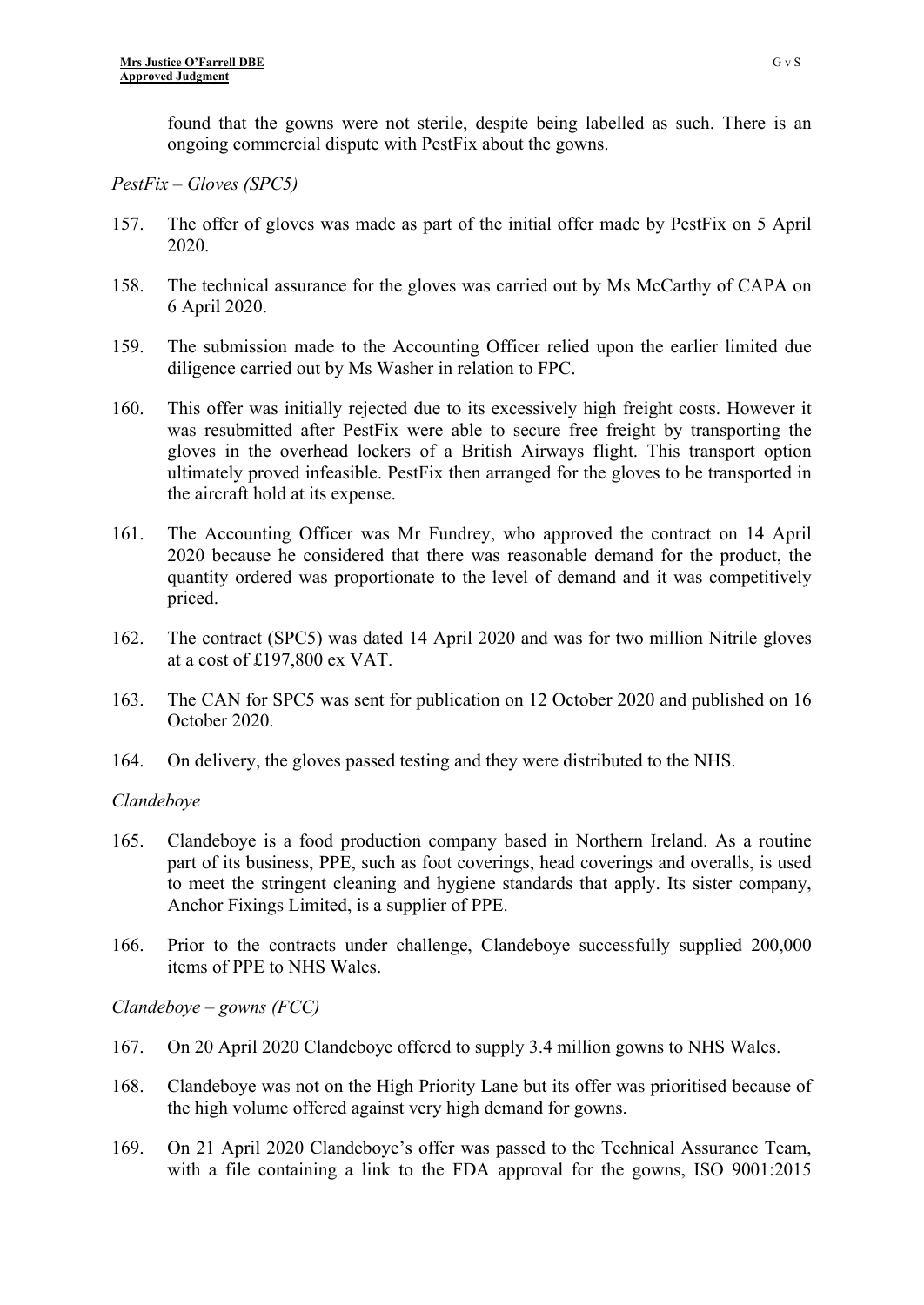found that the gowns were not sterile, despite being labelled as such. There is an ongoing commercial dispute with PestFix about the gowns.

*PestFix – Gloves (SPC5)*

157. The offer of gloves was made as part of the initial offer made by PestFix on 5 April 2020.

158. The technical assurance for the gloves was carried out by Ms McCarthy of CAPA on 6 April 2020.

159. The submission made to the Accounting Officer relied upon the earlier limited due diligence carried out by Ms Washer in relation to FPC.

160. This offer was initially rejected due to its excessively high freight costs. However it was resubmitted after PestFix were able to secure free freight by transporting the gloves in the overhead lockers of a British Airways flight. This transport option ultimately proved infeasible. PestFix then arranged for the gloves to be transported in the aircraft hold at its expense.

161. The Accounting Officer was Mr Fundrey, who approved the contract on 14 April 2020 because he considered that there was reasonable demand for the product, the quantity ordered was proportionate to the level of demand and it was competitively priced.

162. The contract (SPC5) was dated 14 April 2020 and was for two million Nitrile gloves at a cost of £197,800 ex VAT.

163. The CAN for SPC5 was sent for publication on 12 October 2020 and published on 16 October 2020.

164. On delivery, the gloves passed testing and they were distributed to the NHS.

*Clandeboye*

165. Clandeboye is a food production company based in Northern Ireland. As a routine part of its business, PPE, such as foot coverings, head coverings and overalls, is used to meet the stringent cleaning and hygiene standards that apply. Its sister company, Anchor Fixings Limited, is a supplier of PPE.

166. Prior to the contracts under challenge, Clandeboye successfully supplied 200,000 items of PPE to NHS Wales.

*Clandeboye – gowns (FCC)*

167. On 20 April 2020 Clandeboye offered to supply 3.4 million gowns to NHS Wales.

168. Clandeboye was not on the High Priority Lane but its offer was prioritised because of the high volume offered against very high demand for gowns.

169. On 21 April 2020 Clandeboye's offer was passed to the Technical Assurance Team, with a file containing a link to the FDA approval for the gowns, ISO 9001:2015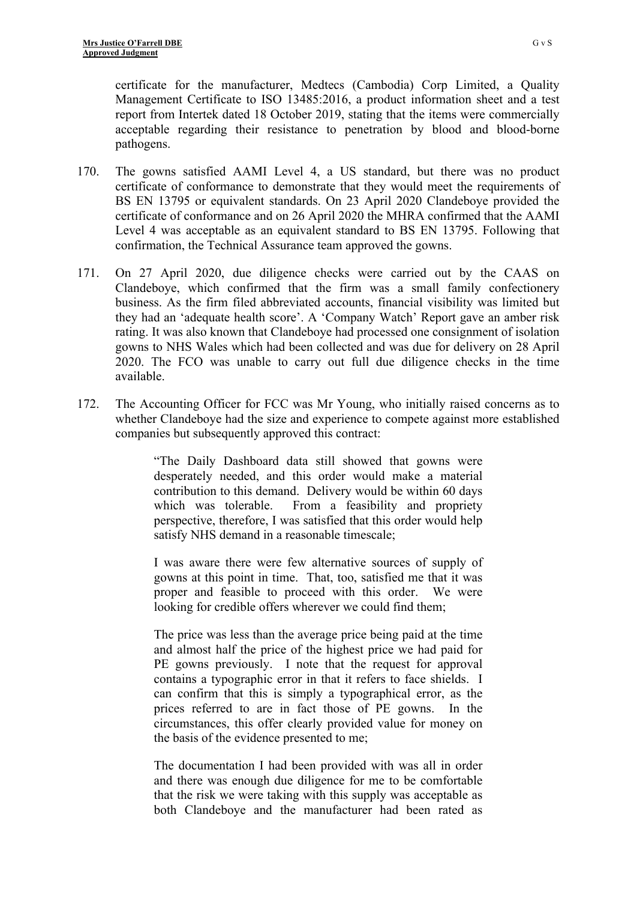certificate for the manufacturer, Medtecs (Cambodia) Corp Limited, a Quality Management Certificate to ISO 13485:2016, a product information sheet and a test report from Intertek dated 18 October 2019, stating that the items were commercially acceptable regarding their resistance to penetration by blood and blood-borne pathogens.

170. The gowns satisfied AAMI Level 4, a US standard, but there was no product certificate of conformance to demonstrate that they would meet the requirements of BS EN 13795 or equivalent standards. On 23 April 2020 Clandeboye provided the certificate of conformance and on 26 April 2020 the MHRA confirmed that the AAMI Level 4 was acceptable as an equivalent standard to BS EN 13795. Following that confirmation, the Technical Assurance team approved the gowns.

171. On 27 April 2020, due diligence checks were carried out by the CAAS on Clandeboye, which confirmed that the firm was a small family confectionery business. As the firm filed abbreviated accounts, financial visibility was limited but they had an 'adequate health score'. A 'Company Watch' Report gave an amber risk rating. It was also known that Clandeboye had processed one consignment of isolation gowns to NHS Wales which had been collected and was due for delivery on 28 April 2020. The FCO was unable to carry out full due diligence checks in the time available.

172. The Accounting Officer for FCC was Mr Young, who initially raised concerns as to whether Clandeboye had the size and experience to compete against more established companies but subsequently approved this contract:

> "The Daily Dashboard data still showed that gowns were desperately needed, and this order would make a material contribution to this demand. Delivery would be within 60 days which was tolerable. From a feasibility and propriety perspective, therefore, I was satisfied that this order would help satisfy NHS demand in a reasonable timescale;
>
> I was aware there were few alternative sources of supply of gowns at this point in time. That, too, satisfied me that it was proper and feasible to proceed with this order. We were looking for credible offers wherever we could find them;
>
> The price was less than the average price being paid at the time and almost half the price of the highest price we had paid for PE gowns previously. I note that the request for approval contains a typographic error in that it refers to face shields. I can confirm that this is simply a typographical error, as the prices referred to are in fact those of PE gowns. In the circumstances, this offer clearly provided value for money on the basis of the evidence presented to me;
>
> The documentation I had been provided with was all in order and there was enough due diligence for me to be comfortable that the risk we were taking with this supply was acceptable as both Clandeboye and the manufacturer had been rated as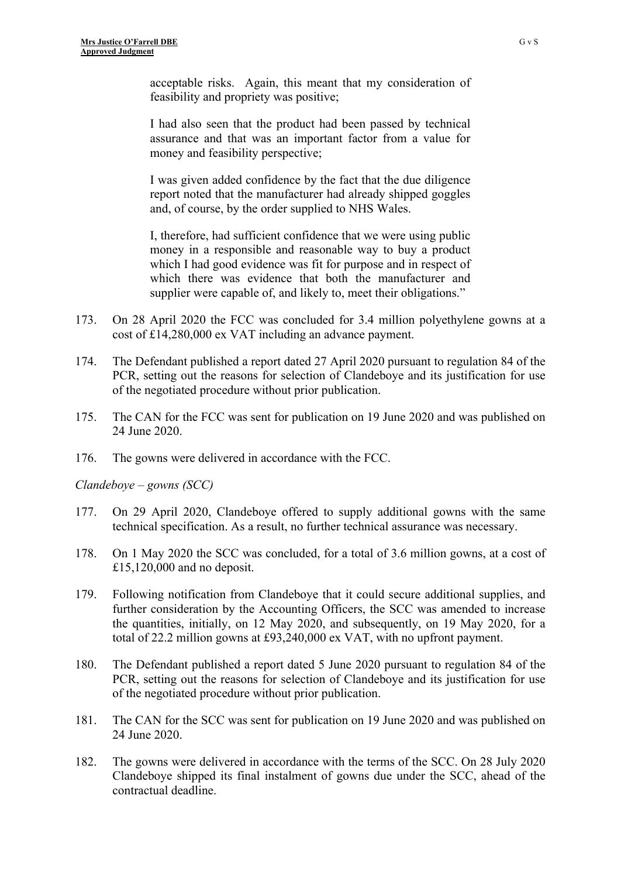> acceptable risks. Again, this meant that my consideration of feasibility and propriety was positive;
>
> I had also seen that the product had been passed by technical assurance and that was an important factor from a value for money and feasibility perspective;
>
> I was given added confidence by the fact that the due diligence report noted that the manufacturer had already shipped goggles and, of course, by the order supplied to NHS Wales.
>
> I, therefore, had sufficient confidence that we were using public money in a responsible and reasonable way to buy a product which I had good evidence was fit for purpose and in respect of which there was evidence that both the manufacturer and supplier were capable of, and likely to, meet their obligations."

173. On 28 April 2020 the FCC was concluded for 3.4 million polyethylene gowns at a cost of £14,280,000 ex VAT including an advance payment.

174. The Defendant published a report dated 27 April 2020 pursuant to regulation 84 of the PCR, setting out the reasons for selection of Clandeboye and its justification for use of the negotiated procedure without prior publication.

175. The CAN for the FCC was sent for publication on 19 June 2020 and was published on 24 June 2020.

176. The gowns were delivered in accordance with the FCC.

*Clandeboye – gowns (SCC)*

177. On 29 April 2020, Clandeboye offered to supply additional gowns with the same technical specification. As a result, no further technical assurance was necessary.

178. On 1 May 2020 the SCC was concluded, for a total of 3.6 million gowns, at a cost of £15,120,000 and no deposit.

179. Following notification from Clandeboye that it could secure additional supplies, and further consideration by the Accounting Officers, the SCC was amended to increase the quantities, initially, on 12 May 2020, and subsequently, on 19 May 2020, for a total of 22.2 million gowns at £93,240,000 ex VAT, with no upfront payment.

180. The Defendant published a report dated 5 June 2020 pursuant to regulation 84 of the PCR, setting out the reasons for selection of Clandeboye and its justification for use of the negotiated procedure without prior publication.

181. The CAN for the SCC was sent for publication on 19 June 2020 and was published on 24 June 2020.

182. The gowns were delivered in accordance with the terms of the SCC. On 28 July 2020 Clandeboye shipped its final instalment of gowns due under the SCC, ahead of the contractual deadline.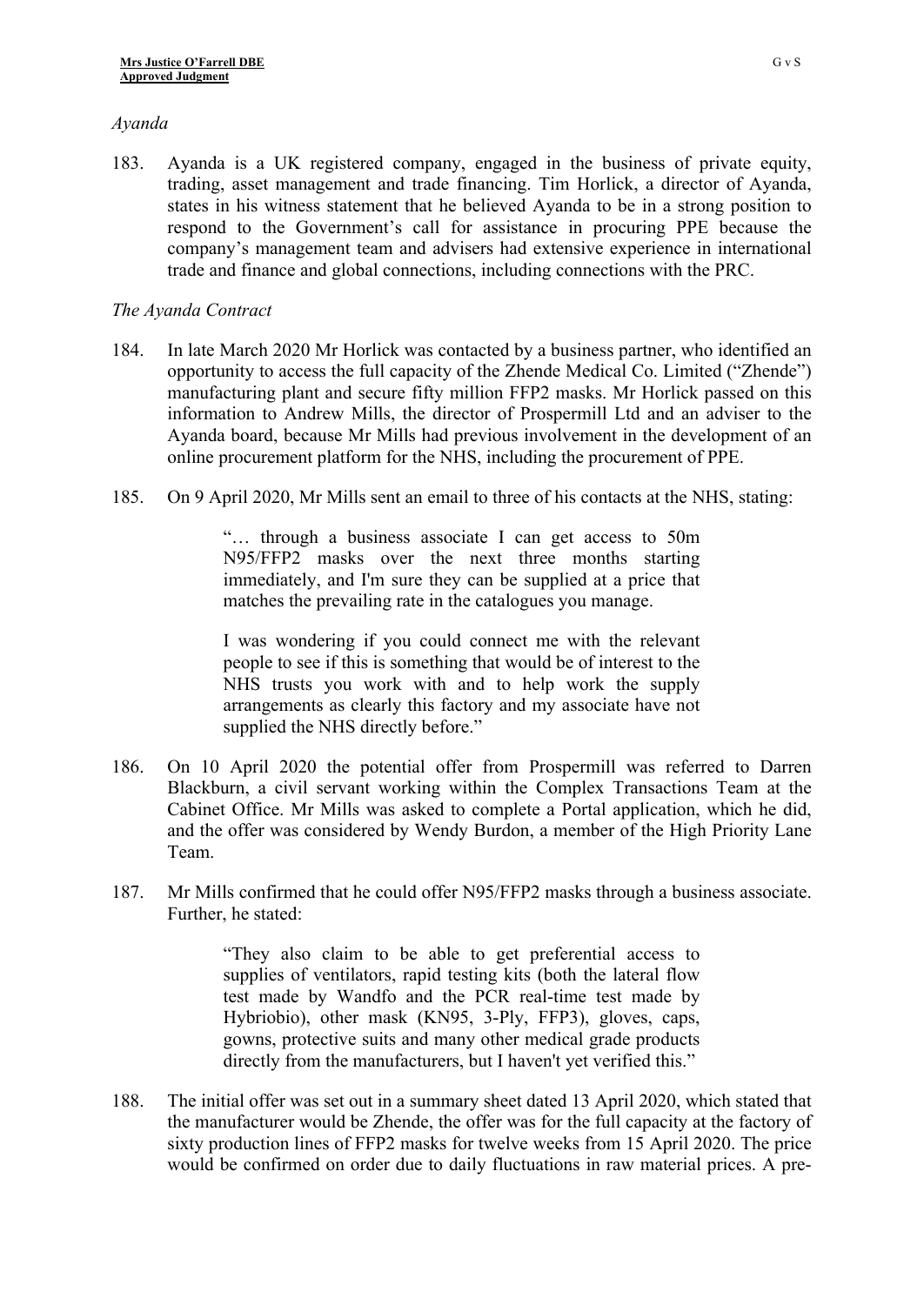*Ayanda*

183. Ayanda is a UK registered company, engaged in the business of private equity, trading, asset management and trade financing. Tim Horlick, a director of Ayanda, states in his witness statement that he believed Ayanda to be in a strong position to respond to the Government's call for assistance in procuring PPE because the company's management team and advisers had extensive experience in international trade and finance and global connections, including connections with the PRC.

*The Ayanda Contract*

184. In late March 2020 Mr Horlick was contacted by a business partner, who identified an opportunity to access the full capacity of the Zhende Medical Co. Limited ("Zhende") manufacturing plant and secure fifty million FFP2 masks. Mr Horlick passed on this information to Andrew Mills, the director of Prospermill Ltd and an adviser to the Ayanda board, because Mr Mills had previous involvement in the development of an online procurement platform for the NHS, including the procurement of PPE.

185. On 9 April 2020, Mr Mills sent an email to three of his contacts at the NHS, stating:

> "… through a business associate I can get access to 50m N95/FFP2 masks over the next three months starting immediately, and I'm sure they can be supplied at a price that matches the prevailing rate in the catalogues you manage.
>
> I was wondering if you could connect me with the relevant people to see if this is something that would be of interest to the NHS trusts you work with and to help work the supply arrangements as clearly this factory and my associate have not supplied the NHS directly before."

186. On 10 April 2020 the potential offer from Prospermill was referred to Darren Blackburn, a civil servant working within the Complex Transactions Team at the Cabinet Office. Mr Mills was asked to complete a Portal application, which he did, and the offer was considered by Wendy Burdon, a member of the High Priority Lane Team.

187. Mr Mills confirmed that he could offer N95/FFP2 masks through a business associate. Further, he stated:

> "They also claim to be able to get preferential access to supplies of ventilators, rapid testing kits (both the lateral flow test made by Wandfo and the PCR real-time test made by Hybriobio), other mask (KN95, 3-Ply, FFP3), gloves, caps, gowns, protective suits and many other medical grade products directly from the manufacturers, but I haven't yet verified this."

188. The initial offer was set out in a summary sheet dated 13 April 2020, which stated that the manufacturer would be Zhende, the offer was for the full capacity at the factory of sixty production lines of FFP2 masks for twelve weeks from 15 April 2020. The price would be confirmed on order due to daily fluctuations in raw material prices. A pre-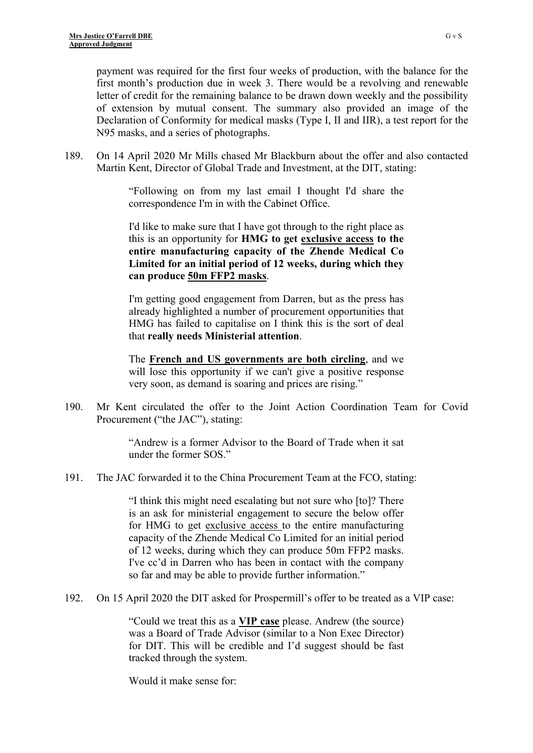payment was required for the first four weeks of production, with the balance for the first month's production due in week 3. There would be a revolving and renewable letter of credit for the remaining balance to be drawn down weekly and the possibility of extension by mutual consent. The summary also provided an image of the Declaration of Conformity for medical masks (Type I, II and IIR), a test report for the N95 masks, and a series of photographs.

189. On 14 April 2020 Mr Mills chased Mr Blackburn about the offer and also contacted Martin Kent, Director of Global Trade and Investment, at the DIT, stating:

> "Following on from my last email I thought I'd share the correspondence I'm in with the Cabinet Office.
>
> I'd like to make sure that I have got through to the right place as this is an opportunity for **HMG to get <u>exclusive access</u> to the entire manufacturing capacity of the Zhende Medical Co Limited for an initial period of 12 weeks, during which they can produce <u>50m FFP2 masks</u>**.
>
> I'm getting good engagement from Darren, but as the press has already highlighted a number of procurement opportunities that HMG has failed to capitalise on I think this is the sort of deal that **really needs Ministerial attention**.
>
> The **<u>French and US governments are both circling</u>**, and we will lose this opportunity if we can't give a positive response very soon, as demand is soaring and prices are rising."

190. Mr Kent circulated the offer to the Joint Action Coordination Team for Covid Procurement ("the JAC"), stating:

> "Andrew is a former Advisor to the Board of Trade when it sat under the former SOS."

191. The JAC forwarded it to the China Procurement Team at the FCO, stating:

> "I think this might need escalating but not sure who [to]? There is an ask for ministerial engagement to secure the below offer for HMG to get <u>exclusive access</u> to the entire manufacturing capacity of the Zhende Medical Co Limited for an initial period of 12 weeks, during which they can produce 50m FFP2 masks. I've cc'd in Darren who has been in contact with the company so far and may be able to provide further information."

192. On 15 April 2020 the DIT asked for Prospermill's offer to be treated as a VIP case:

> "Could we treat this as a **<u>VIP case</u>** please. Andrew (the source) was a Board of Trade Advisor (similar to a Non Exec Director) for DIT. This will be credible and I'd suggest should be fast tracked through the system.
>
> Would it make sense for: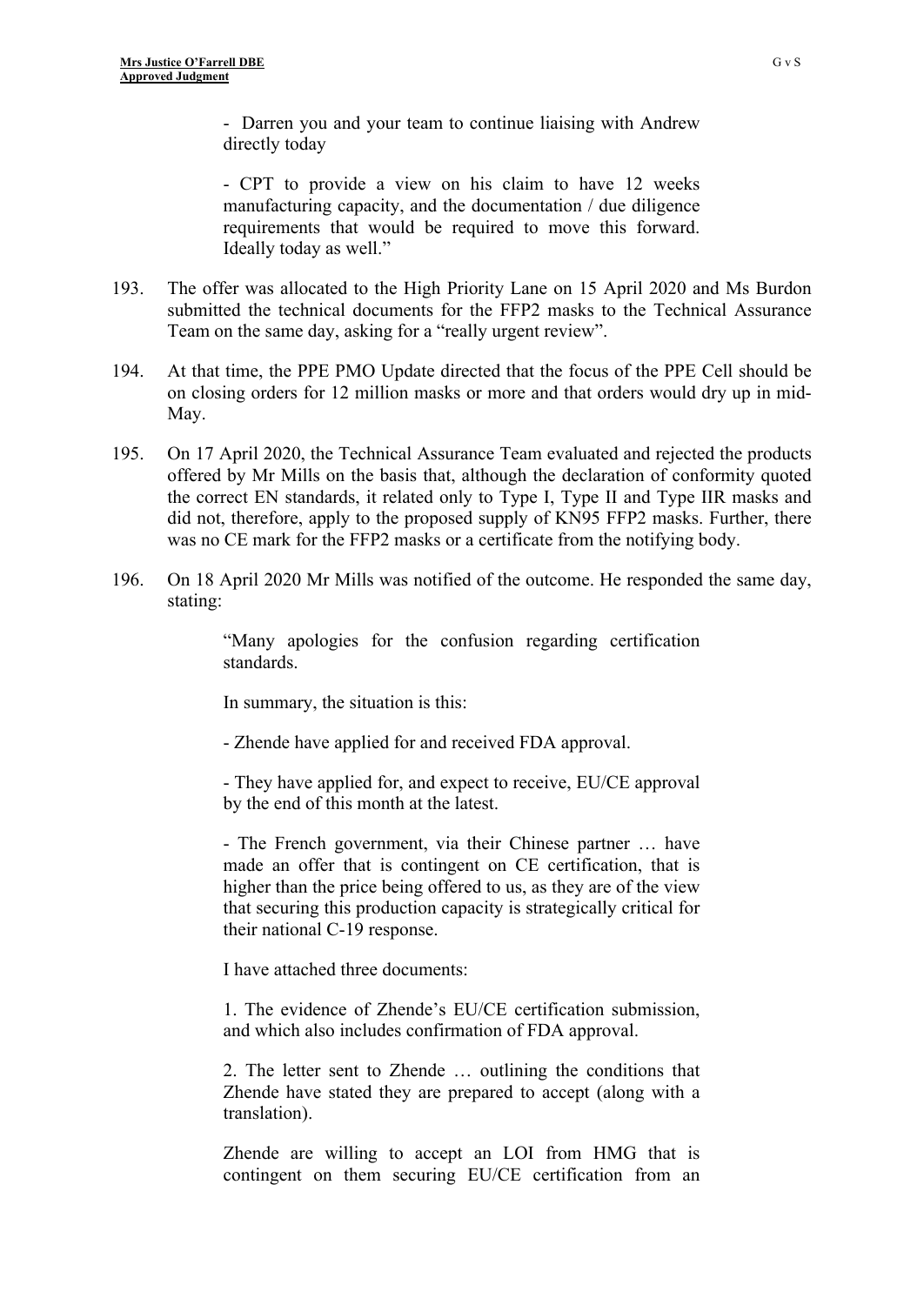> - Darren you and your team to continue liaising with Andrew directly today
>
> - CPT to provide a view on his claim to have 12 weeks manufacturing capacity, and the documentation / due diligence requirements that would be required to move this forward. Ideally today as well."

193. The offer was allocated to the High Priority Lane on 15 April 2020 and Ms Burdon submitted the technical documents for the FFP2 masks to the Technical Assurance Team on the same day, asking for a "really urgent review".

194. At that time, the PPE PMO Update directed that the focus of the PPE Cell should be on closing orders for 12 million masks or more and that orders would dry up in mid-May.

195. On 17 April 2020, the Technical Assurance Team evaluated and rejected the products offered by Mr Mills on the basis that, although the declaration of conformity quoted the correct EN standards, it related only to Type I, Type II and Type IIR masks and did not, therefore, apply to the proposed supply of KN95 FFP2 masks. Further, there was no CE mark for the FFP2 masks or a certificate from the notifying body.

196. On 18 April 2020 Mr Mills was notified of the outcome. He responded the same day, stating:

> "Many apologies for the confusion regarding certification standards.
>
> In summary, the situation is this:
>
> - Zhende have applied for and received FDA approval.
>
> - They have applied for, and expect to receive, EU/CE approval by the end of this month at the latest.
>
> - The French government, via their Chinese partner … have made an offer that is contingent on CE certification, that is higher than the price being offered to us, as they are of the view that securing this production capacity is strategically critical for their national C-19 response.
>
> I have attached three documents:
>
> 1. The evidence of Zhende's EU/CE certification submission, and which also includes confirmation of FDA approval.
>
> 2. The letter sent to Zhende … outlining the conditions that Zhende have stated they are prepared to accept (along with a translation).
>
> Zhende are willing to accept an LOI from HMG that is contingent on them securing EU/CE certification from an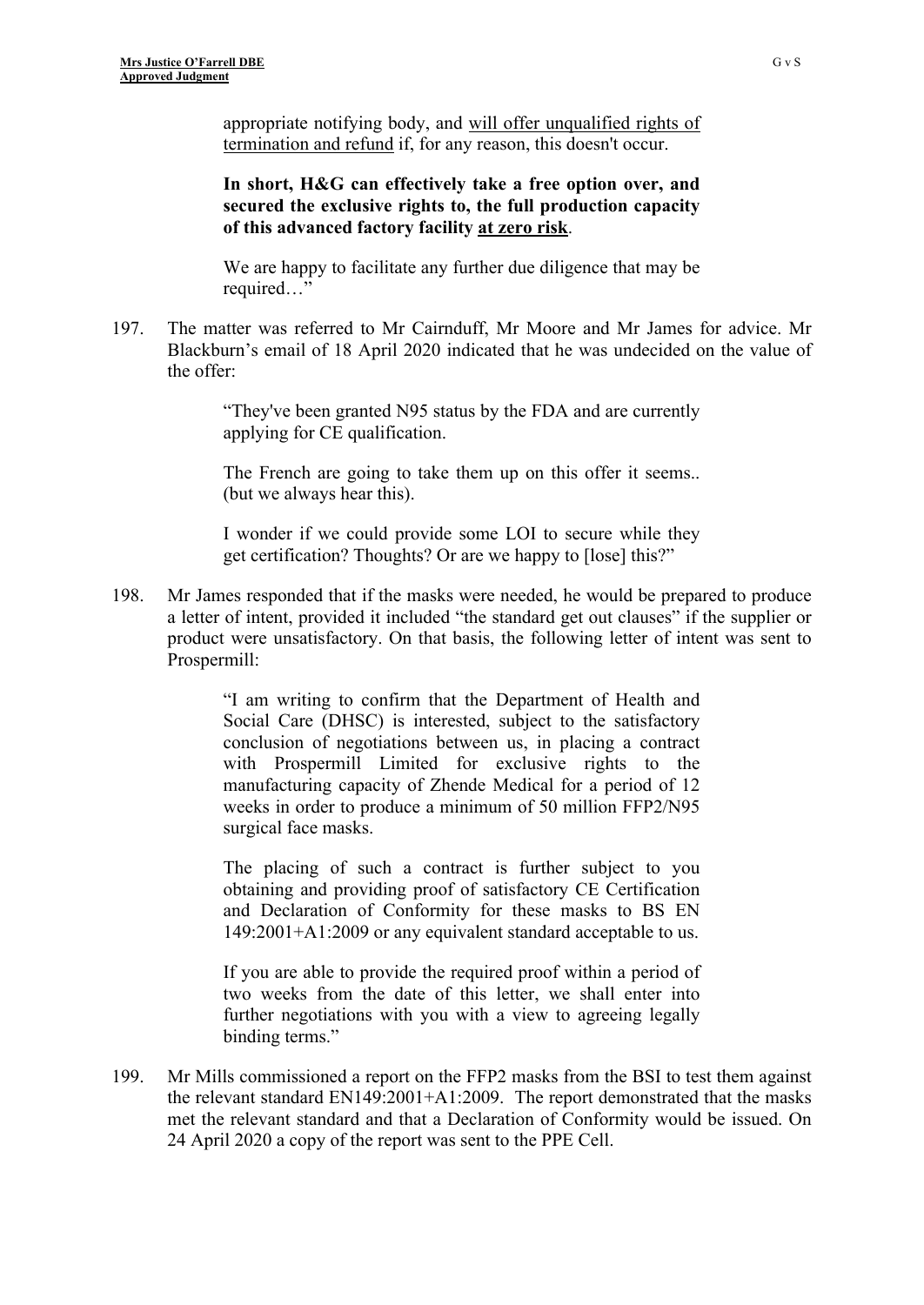appropriate notifying body, and <u>will offer unqualified rights of termination and refund</u> if, for any reason, this doesn't occur.

> **In short, H&G can effectively take a free option over, and secured the exclusive rights to, the full production capacity of this advanced factory facility <u>at zero risk</u>.**
>
> We are happy to facilitate any further due diligence that may be required…"

197. The matter was referred to Mr Cairnduff, Mr Moore and Mr James for advice. Mr Blackburn's email of 18 April 2020 indicated that he was undecided on the value of the offer:

> "They've been granted N95 status by the FDA and are currently applying for CE qualification.
>
> The French are going to take them up on this offer it seems.. (but we always hear this).
>
> I wonder if we could provide some LOI to secure while they get certification? Thoughts? Or are we happy to [lose] this?"

198. Mr James responded that if the masks were needed, he would be prepared to produce a letter of intent, provided it included "the standard get out clauses" if the supplier or product were unsatisfactory. On that basis, the following letter of intent was sent to Prospermill:

> "I am writing to confirm that the Department of Health and Social Care (DHSC) is interested, subject to the satisfactory conclusion of negotiations between us, in placing a contract with Prospermill Limited for exclusive rights to the manufacturing capacity of Zhende Medical for a period of 12 weeks in order to produce a minimum of 50 million FFP2/N95 surgical face masks.
>
> The placing of such a contract is further subject to you obtaining and providing proof of satisfactory CE Certification and Declaration of Conformity for these masks to BS EN 149:2001+A1:2009 or any equivalent standard acceptable to us.
>
> If you are able to provide the required proof within a period of two weeks from the date of this letter, we shall enter into further negotiations with you with a view to agreeing legally binding terms."

199. Mr Mills commissioned a report on the FFP2 masks from the BSI to test them against the relevant standard EN149:2001+A1:2009. The report demonstrated that the masks met the relevant standard and that a Declaration of Conformity would be issued. On 24 April 2020 a copy of the report was sent to the PPE Cell.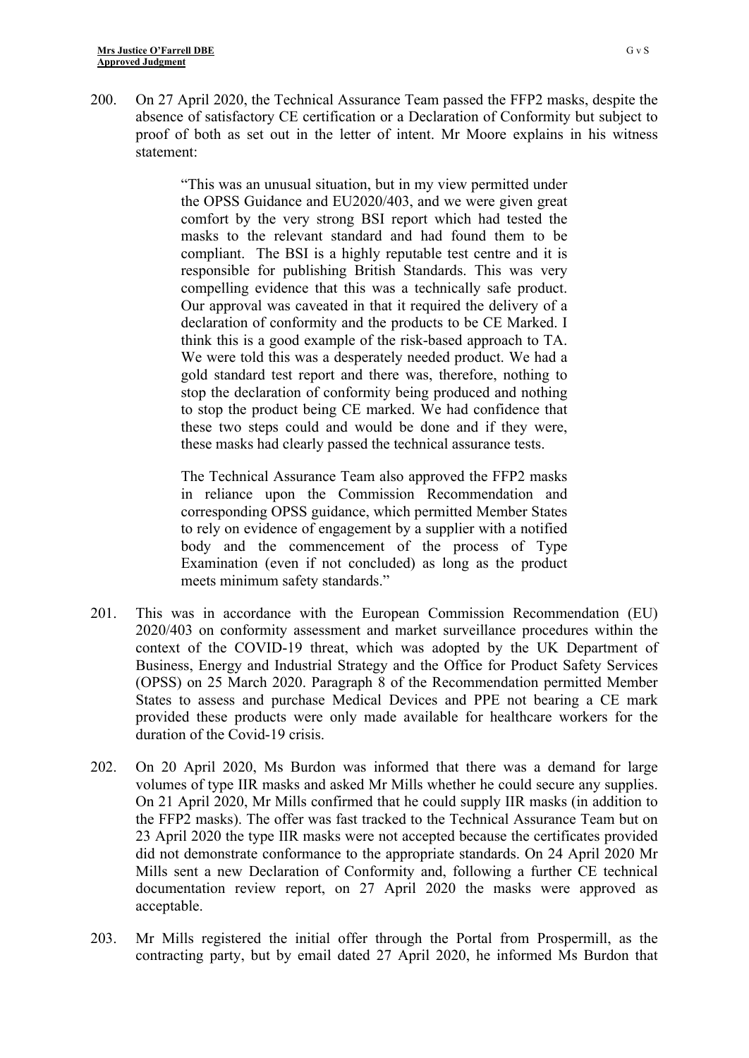200. On 27 April 2020, the Technical Assurance Team passed the FFP2 masks, despite the absence of satisfactory CE certification or a Declaration of Conformity but subject to proof of both as set out in the letter of intent. Mr Moore explains in his witness statement:

> "This was an unusual situation, but in my view permitted under the OPSS Guidance and EU2020/403, and we were given great comfort by the very strong BSI report which had tested the masks to the relevant standard and had found them to be compliant. The BSI is a highly reputable test centre and it is responsible for publishing British Standards. This was very compelling evidence that this was a technically safe product. Our approval was caveated in that it required the delivery of a declaration of conformity and the products to be CE Marked. I think this is a good example of the risk-based approach to TA. We were told this was a desperately needed product. We had a gold standard test report and there was, therefore, nothing to stop the declaration of conformity being produced and nothing to stop the product being CE marked. We had confidence that these two steps could and would be done and if they were, these masks had clearly passed the technical assurance tests.
>
> The Technical Assurance Team also approved the FFP2 masks in reliance upon the Commission Recommendation and corresponding OPSS guidance, which permitted Member States to rely on evidence of engagement by a supplier with a notified body and the commencement of the process of Type Examination (even if not concluded) as long as the product meets minimum safety standards."

201. This was in accordance with the European Commission Recommendation (EU) 2020/403 on conformity assessment and market surveillance procedures within the context of the COVID-19 threat, which was adopted by the UK Department of Business, Energy and Industrial Strategy and the Office for Product Safety Services (OPSS) on 25 March 2020. Paragraph 8 of the Recommendation permitted Member States to assess and purchase Medical Devices and PPE not bearing a CE mark provided these products were only made available for healthcare workers for the duration of the Covid-19 crisis.

202. On 20 April 2020, Ms Burdon was informed that there was a demand for large volumes of type IIR masks and asked Mr Mills whether he could secure any supplies. On 21 April 2020, Mr Mills confirmed that he could supply IIR masks (in addition to the FFP2 masks). The offer was fast tracked to the Technical Assurance Team but on 23 April 2020 the type IIR masks were not accepted because the certificates provided did not demonstrate conformance to the appropriate standards. On 24 April 2020 Mr Mills sent a new Declaration of Conformity and, following a further CE technical documentation review report, on 27 April 2020 the masks were approved as acceptable.

203. Mr Mills registered the initial offer through the Portal from Prospermill, as the contracting party, but by email dated 27 April 2020, he informed Ms Burdon that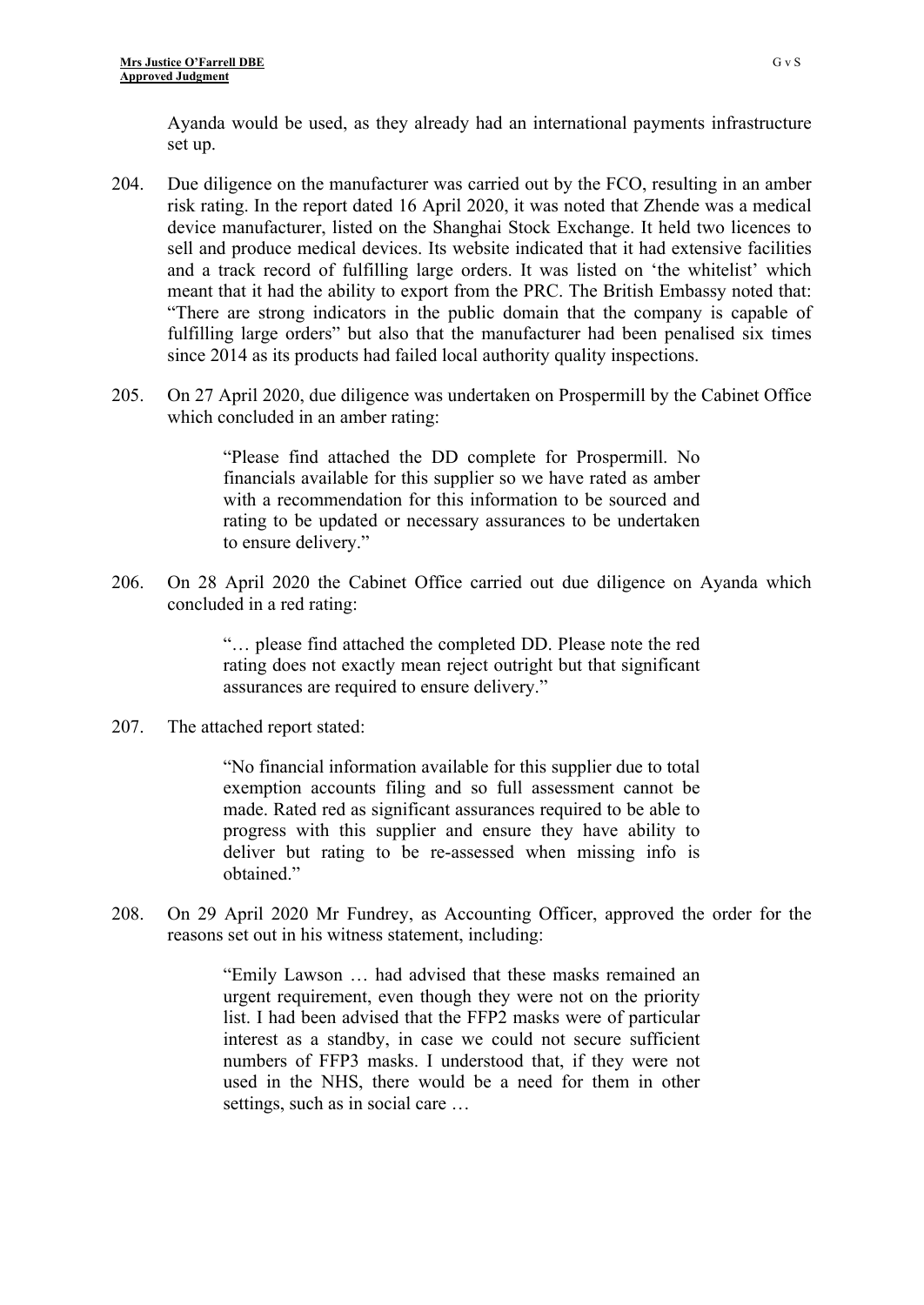Ayanda would be used, as they already had an international payments infrastructure set up.

204. Due diligence on the manufacturer was carried out by the FCO, resulting in an amber risk rating. In the report dated 16 April 2020, it was noted that Zhende was a medical device manufacturer, listed on the Shanghai Stock Exchange. It held two licences to sell and produce medical devices. Its website indicated that it had extensive facilities and a track record of fulfilling large orders. It was listed on 'the whitelist' which meant that it had the ability to export from the PRC. The British Embassy noted that: "There are strong indicators in the public domain that the company is capable of fulfilling large orders" but also that the manufacturer had been penalised six times since 2014 as its products had failed local authority quality inspections.

205. On 27 April 2020, due diligence was undertaken on Prospermill by the Cabinet Office which concluded in an amber rating:

> "Please find attached the DD complete for Prospermill. No financials available for this supplier so we have rated as amber with a recommendation for this information to be sourced and rating to be updated or necessary assurances to be undertaken to ensure delivery."

206. On 28 April 2020 the Cabinet Office carried out due diligence on Ayanda which concluded in a red rating:

> "… please find attached the completed DD. Please note the red rating does not exactly mean reject outright but that significant assurances are required to ensure delivery."

207. The attached report stated:

> "No financial information available for this supplier due to total exemption accounts filing and so full assessment cannot be made. Rated red as significant assurances required to be able to progress with this supplier and ensure they have ability to deliver but rating to be re-assessed when missing info is obtained."

208. On 29 April 2020 Mr Fundrey, as Accounting Officer, approved the order for the reasons set out in his witness statement, including:

> "Emily Lawson … had advised that these masks remained an urgent requirement, even though they were not on the priority list. I had been advised that the FFP2 masks were of particular interest as a standby, in case we could not secure sufficient numbers of FFP3 masks. I understood that, if they were not used in the NHS, there would be a need for them in other settings, such as in social care …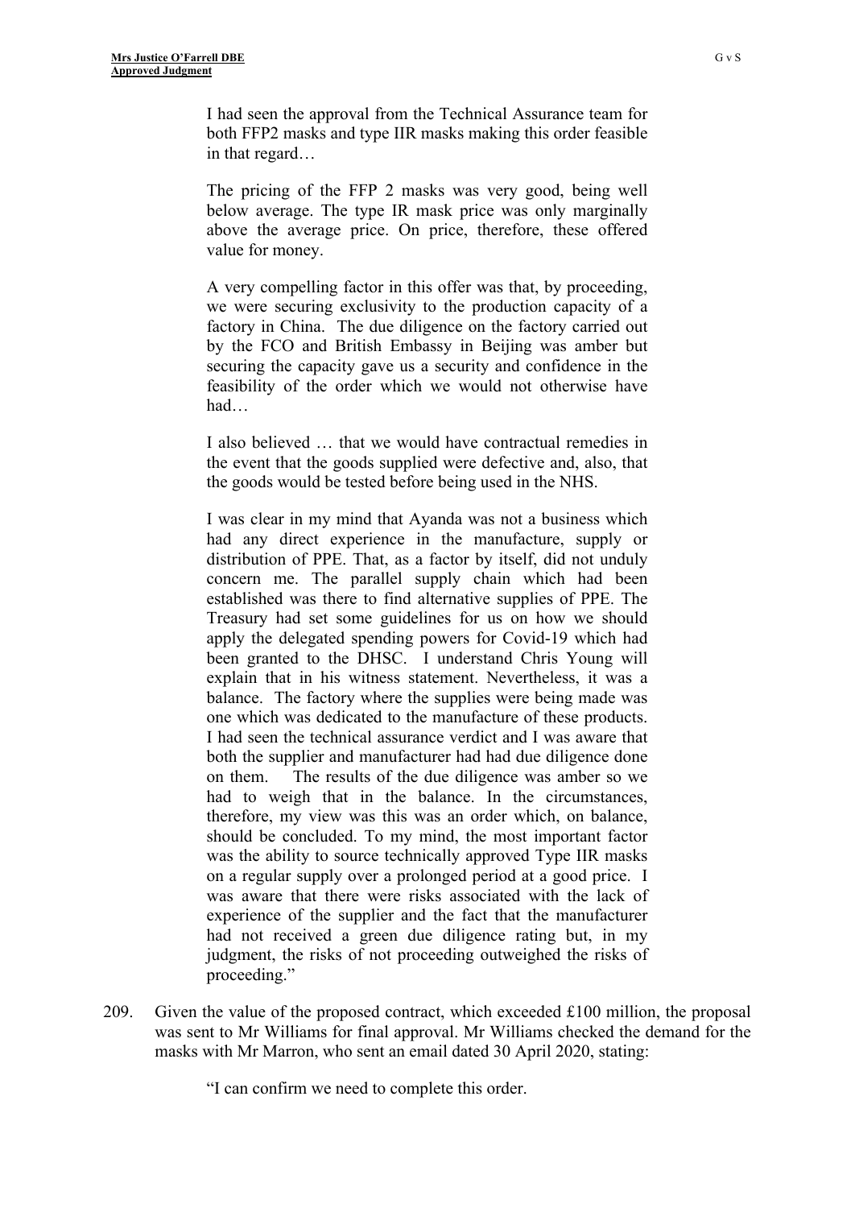> I had seen the approval from the Technical Assurance team for both FFP2 masks and type IIR masks making this order feasible in that regard…
>
> The pricing of the FFP 2 masks was very good, being well below average. The type IR mask price was only marginally above the average price. On price, therefore, these offered value for money.
>
> A very compelling factor in this offer was that, by proceeding, we were securing exclusivity to the production capacity of a factory in China. The due diligence on the factory carried out by the FCO and British Embassy in Beijing was amber but securing the capacity gave us a security and confidence in the feasibility of the order which we would not otherwise have had…
>
> I also believed … that we would have contractual remedies in the event that the goods supplied were defective and, also, that the goods would be tested before being used in the NHS.
>
> I was clear in my mind that Ayanda was not a business which had any direct experience in the manufacture, supply or distribution of PPE. That, as a factor by itself, did not unduly concern me. The parallel supply chain which had been established was there to find alternative supplies of PPE. The Treasury had set some guidelines for us on how we should apply the delegated spending powers for Covid-19 which had been granted to the DHSC. I understand Chris Young will explain that in his witness statement. Nevertheless, it was a balance. The factory where the supplies were being made was one which was dedicated to the manufacture of these products. I had seen the technical assurance verdict and I was aware that both the supplier and manufacturer had had due diligence done on them. The results of the due diligence was amber so we had to weigh that in the balance. In the circumstances, therefore, my view was this was an order which, on balance, should be concluded. To my mind, the most important factor was the ability to source technically approved Type IIR masks on a regular supply over a prolonged period at a good price. I was aware that there were risks associated with the lack of experience of the supplier and the fact that the manufacturer had not received a green due diligence rating but, in my judgment, the risks of not proceeding outweighed the risks of proceeding."

209. Given the value of the proposed contract, which exceeded £100 million, the proposal was sent to Mr Williams for final approval. Mr Williams checked the demand for the masks with Mr Marron, who sent an email dated 30 April 2020, stating:

> "I can confirm we need to complete this order.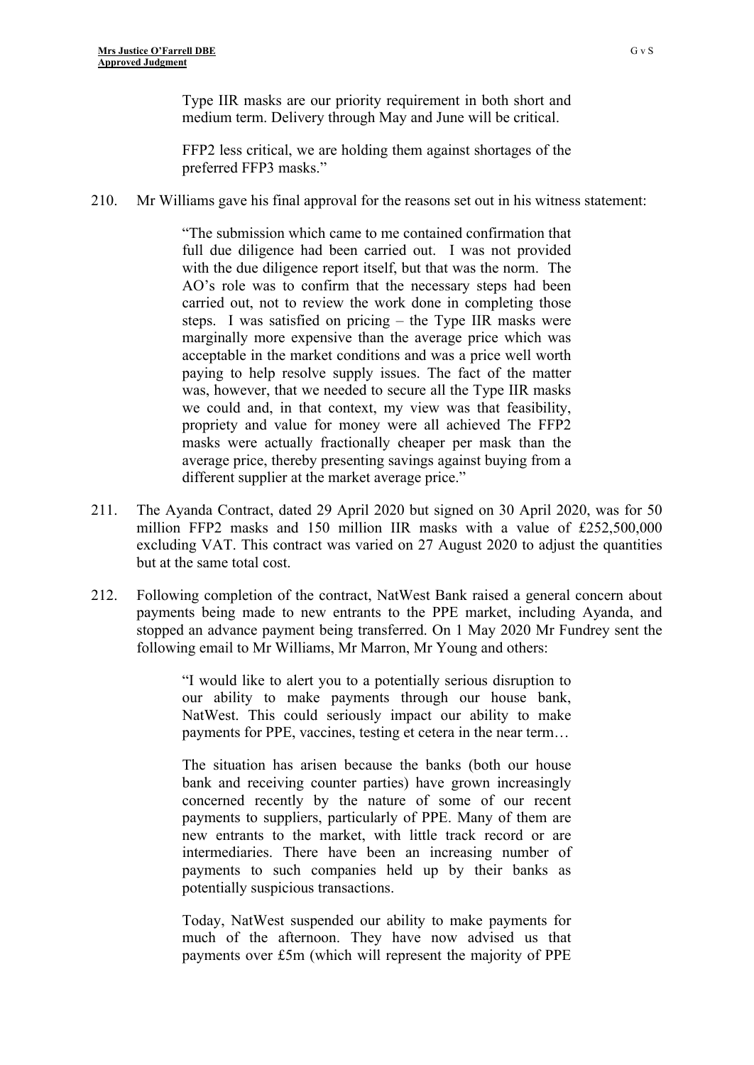> Type IIR masks are our priority requirement in both short and medium term. Delivery through May and June will be critical.
>
> FFP2 less critical, we are holding them against shortages of the preferred FFP3 masks."

210. Mr Williams gave his final approval for the reasons set out in his witness statement:

> "The submission which came to me contained confirmation that full due diligence had been carried out. I was not provided with the due diligence report itself, but that was the norm. The AO's role was to confirm that the necessary steps had been carried out, not to review the work done in completing those steps. I was satisfied on pricing – the Type IIR masks were marginally more expensive than the average price which was acceptable in the market conditions and was a price well worth paying to help resolve supply issues. The fact of the matter was, however, that we needed to secure all the Type IIR masks we could and, in that context, my view was that feasibility, propriety and value for money were all achieved The FFP2 masks were actually fractionally cheaper per mask than the average price, thereby presenting savings against buying from a different supplier at the market average price."

211. The Ayanda Contract, dated 29 April 2020 but signed on 30 April 2020, was for 50 million FFP2 masks and 150 million IIR masks with a value of £252,500,000 excluding VAT. This contract was varied on 27 August 2020 to adjust the quantities but at the same total cost.

212. Following completion of the contract, NatWest Bank raised a general concern about payments being made to new entrants to the PPE market, including Ayanda, and stopped an advance payment being transferred. On 1 May 2020 Mr Fundrey sent the following email to Mr Williams, Mr Marron, Mr Young and others:

> "I would like to alert you to a potentially serious disruption to our ability to make payments through our house bank, NatWest. This could seriously impact our ability to make payments for PPE, vaccines, testing et cetera in the near term…
>
> The situation has arisen because the banks (both our house bank and receiving counter parties) have grown increasingly concerned recently by the nature of some of our recent payments to suppliers, particularly of PPE. Many of them are new entrants to the market, with little track record or are intermediaries. There have been an increasing number of payments to such companies held up by their banks as potentially suspicious transactions.
>
> Today, NatWest suspended our ability to make payments for much of the afternoon. They have now advised us that payments over £5m (which will represent the majority of PPE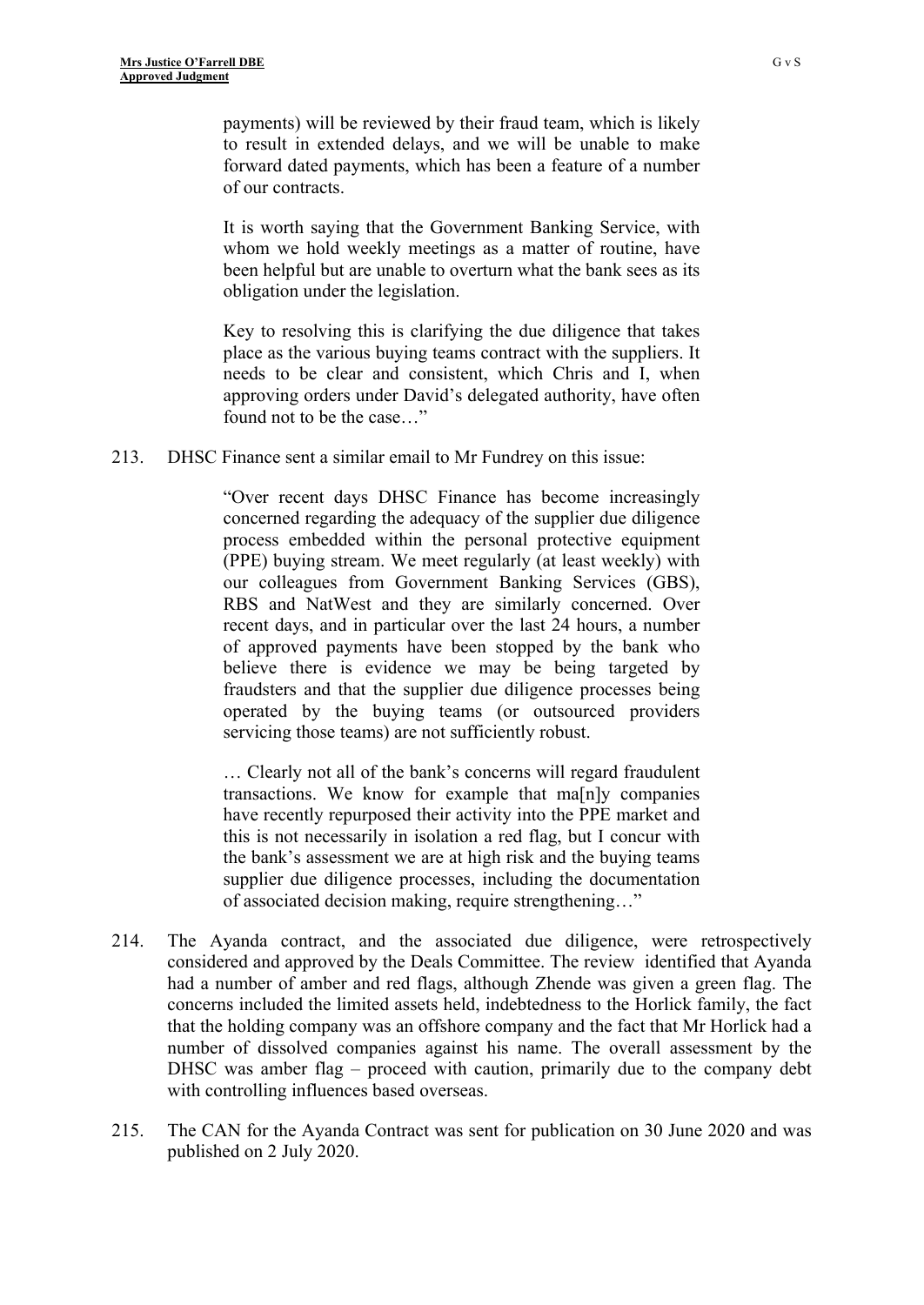> payments) will be reviewed by their fraud team, which is likely to result in extended delays, and we will be unable to make forward dated payments, which has been a feature of a number of our contracts.
>
> It is worth saying that the Government Banking Service, with whom we hold weekly meetings as a matter of routine, have been helpful but are unable to overturn what the bank sees as its obligation under the legislation.
>
> Key to resolving this is clarifying the due diligence that takes place as the various buying teams contract with the suppliers. It needs to be clear and consistent, which Chris and I, when approving orders under David's delegated authority, have often found not to be the case…"

213. DHSC Finance sent a similar email to Mr Fundrey on this issue:

> "Over recent days DHSC Finance has become increasingly concerned regarding the adequacy of the supplier due diligence process embedded within the personal protective equipment (PPE) buying stream. We meet regularly (at least weekly) with our colleagues from Government Banking Services (GBS), RBS and NatWest and they are similarly concerned. Over recent days, and in particular over the last 24 hours, a number of approved payments have been stopped by the bank who believe there is evidence we may be being targeted by fraudsters and that the supplier due diligence processes being operated by the buying teams (or outsourced providers servicing those teams) are not sufficiently robust.
>
> … Clearly not all of the bank's concerns will regard fraudulent transactions. We know for example that ma[n]y companies have recently repurposed their activity into the PPE market and this is not necessarily in isolation a red flag, but I concur with the bank's assessment we are at high risk and the buying teams supplier due diligence processes, including the documentation of associated decision making, require strengthening…"

214. The Ayanda contract, and the associated due diligence, were retrospectively considered and approved by the Deals Committee. The review identified that Ayanda had a number of amber and red flags, although Zhende was given a green flag. The concerns included the limited assets held, indebtedness to the Horlick family, the fact that the holding company was an offshore company and the fact that Mr Horlick had a number of dissolved companies against his name. The overall assessment by the DHSC was amber flag – proceed with caution, primarily due to the company debt with controlling influences based overseas.

215. The CAN for the Ayanda Contract was sent for publication on 30 June 2020 and was published on 2 July 2020.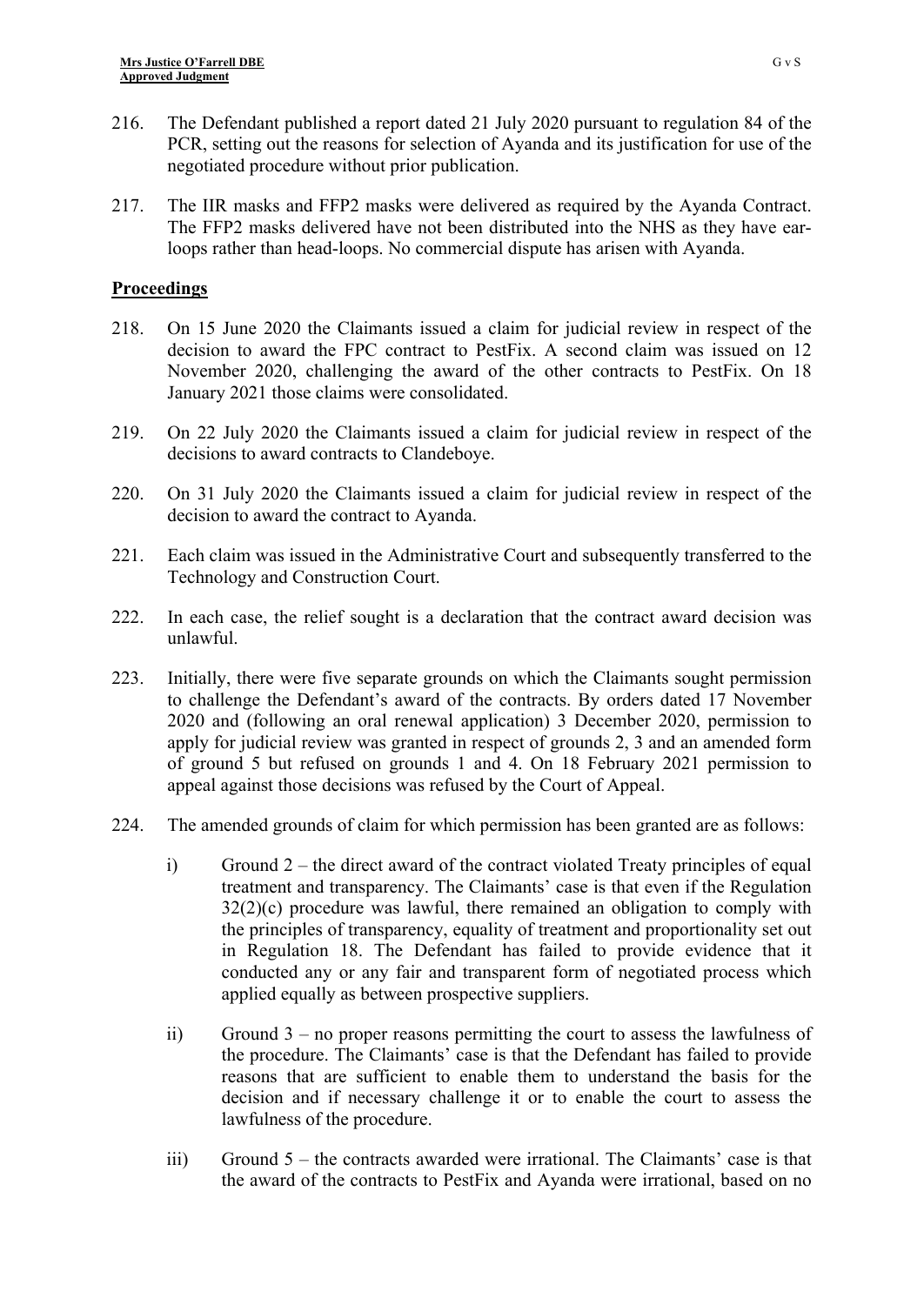216. The Defendant published a report dated 21 July 2020 pursuant to regulation 84 of the PCR, setting out the reasons for selection of Ayanda and its justification for use of the negotiated procedure without prior publication.

217. The IIR masks and FFP2 masks were delivered as required by the Ayanda Contract. The FFP2 masks delivered have not been distributed into the NHS as they have ear-loops rather than head-loops. No commercial dispute has arisen with Ayanda.

## Proceedings

218. On 15 June 2020 the Claimants issued a claim for judicial review in respect of the decision to award the FPC contract to PestFix. A second claim was issued on 12 November 2020, challenging the award of the other contracts to PestFix. On 18 January 2021 those claims were consolidated.

219. On 22 July 2020 the Claimants issued a claim for judicial review in respect of the decisions to award contracts to Clandeboye.

220. On 31 July 2020 the Claimants issued a claim for judicial review in respect of the decision to award the contract to Ayanda.

221. Each claim was issued in the Administrative Court and subsequently transferred to the Technology and Construction Court.

222. In each case, the relief sought is a declaration that the contract award decision was unlawful.

223. Initially, there were five separate grounds on which the Claimants sought permission to challenge the Defendant's award of the contracts. By orders dated 17 November 2020 and (following an oral renewal application) 3 December 2020, permission to apply for judicial review was granted in respect of grounds 2, 3 and an amended form of ground 5 but refused on grounds 1 and 4. On 18 February 2021 permission to appeal against those decisions was refused by the Court of Appeal.

224. The amended grounds of claim for which permission has been granted are as follows:

    i) Ground 2 – the direct award of the contract violated Treaty principles of equal treatment and transparency. The Claimants' case is that even if the Regulation 32(2)(c) procedure was lawful, there remained an obligation to comply with the principles of transparency, equality of treatment and proportionality set out in Regulation 18. The Defendant has failed to provide evidence that it conducted any or any fair and transparent form of negotiated process which applied equally as between prospective suppliers.

    ii) Ground 3 – no proper reasons permitting the court to assess the lawfulness of the procedure. The Claimants' case is that the Defendant has failed to provide reasons that are sufficient to enable them to understand the basis for the decision and if necessary challenge it or to enable the court to assess the lawfulness of the procedure.

    iii) Ground 5 – the contracts awarded were irrational. The Claimants' case is that the award of the contracts to PestFix and Ayanda were irrational, based on no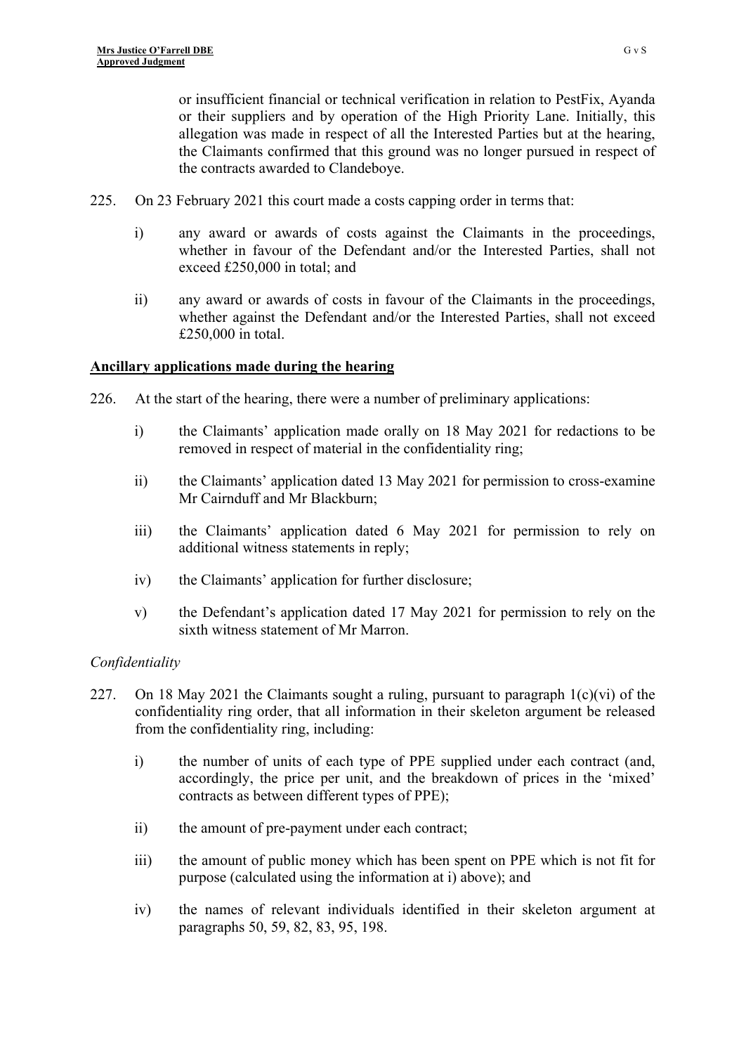or insufficient financial or technical verification in relation to PestFix, Ayanda or their suppliers and by operation of the High Priority Lane. Initially, this allegation was made in respect of all the Interested Parties but at the hearing, the Claimants confirmed that this ground was no longer pursued in respect of the contracts awarded to Clandeboye.

225. On 23 February 2021 this court made a costs capping order in terms that:

 i) any award or awards of costs against the Claimants in the proceedings, whether in favour of the Defendant and/or the Interested Parties, shall not exceed £250,000 in total; and

 ii) any award or awards of costs in favour of the Claimants in the proceedings, whether against the Defendant and/or the Interested Parties, shall not exceed £250,000 in total.

## Ancillary applications made during the hearing

226. At the start of the hearing, there were a number of preliminary applications:

 i) the Claimants' application made orally on 18 May 2021 for redactions to be removed in respect of material in the confidentiality ring;

 ii) the Claimants' application dated 13 May 2021 for permission to cross-examine Mr Cairnduff and Mr Blackburn;

 iii) the Claimants' application dated 6 May 2021 for permission to rely on additional witness statements in reply;

 iv) the Claimants' application for further disclosure;

 v) the Defendant's application dated 17 May 2021 for permission to rely on the sixth witness statement of Mr Marron.

*Confidentiality*

227. On 18 May 2021 the Claimants sought a ruling, pursuant to paragraph 1(c)(vi) of the confidentiality ring order, that all information in their skeleton argument be released from the confidentiality ring, including:

 i) the number of units of each type of PPE supplied under each contract (and, accordingly, the price per unit, and the breakdown of prices in the 'mixed' contracts as between different types of PPE);

 ii) the amount of pre-payment under each contract;

 iii) the amount of public money which has been spent on PPE which is not fit for purpose (calculated using the information at i) above); and

 iv) the names of relevant individuals identified in their skeleton argument at paragraphs 50, 59, 82, 83, 95, 198.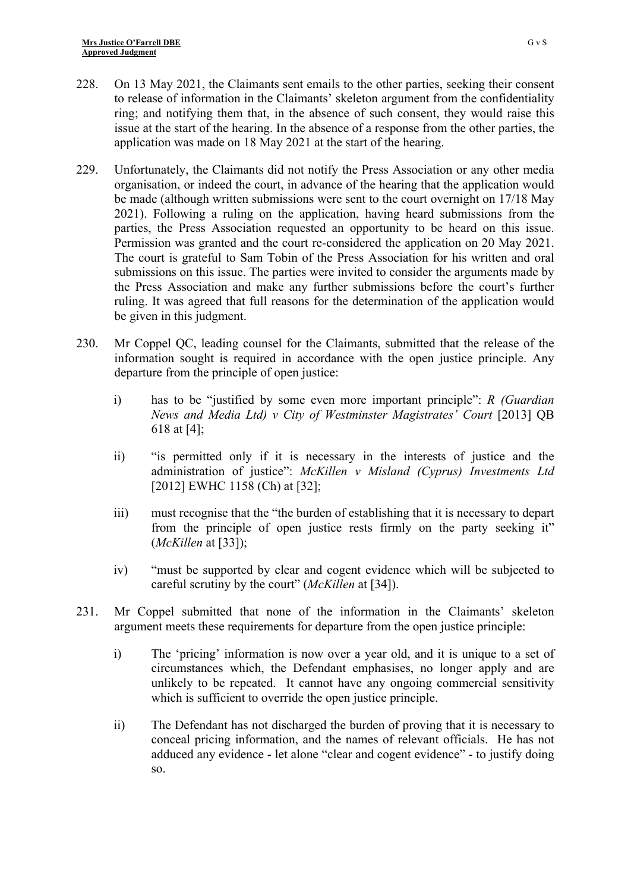228. On 13 May 2021, the Claimants sent emails to the other parties, seeking their consent to release of information in the Claimants' skeleton argument from the confidentiality ring; and notifying them that, in the absence of such consent, they would raise this issue at the start of the hearing. In the absence of a response from the other parties, the application was made on 18 May 2021 at the start of the hearing.

229. Unfortunately, the Claimants did not notify the Press Association or any other media organisation, or indeed the court, in advance of the hearing that the application would be made (although written submissions were sent to the court overnight on 17/18 May 2021). Following a ruling on the application, having heard submissions from the parties, the Press Association requested an opportunity to be heard on this issue. Permission was granted and the court re-considered the application on 20 May 2021. The court is grateful to Sam Tobin of the Press Association for his written and oral submissions on this issue. The parties were invited to consider the arguments made by the Press Association and make any further submissions before the court's further ruling. It was agreed that full reasons for the determination of the application would be given in this judgment.

230. Mr Coppel QC, leading counsel for the Claimants, submitted that the release of the information sought is required in accordance with the open justice principle. Any departure from the principle of open justice:

   i) has to be "justified by some even more important principle": *R (Guardian News and Media Ltd) v City of Westminster Magistrates' Court* [2013] QB 618 at [4];

   ii) "is permitted only if it is necessary in the interests of justice and the administration of justice": *McKillen v Misland (Cyprus) Investments Ltd* [2012] EWHC 1158 (Ch) at [32];

   iii) must recognise that the "the burden of establishing that it is necessary to depart from the principle of open justice rests firmly on the party seeking it" (*McKillen* at [33]);

   iv) "must be supported by clear and cogent evidence which will be subjected to careful scrutiny by the court" (*McKillen* at [34]).

231. Mr Coppel submitted that none of the information in the Claimants' skeleton argument meets these requirements for departure from the open justice principle:

   i) The 'pricing' information is now over a year old, and it is unique to a set of circumstances which, the Defendant emphasises, no longer apply and are unlikely to be repeated. It cannot have any ongoing commercial sensitivity which is sufficient to override the open justice principle.

   ii) The Defendant has not discharged the burden of proving that it is necessary to conceal pricing information, and the names of relevant officials. He has not adduced any evidence - let alone "clear and cogent evidence" - to justify doing so.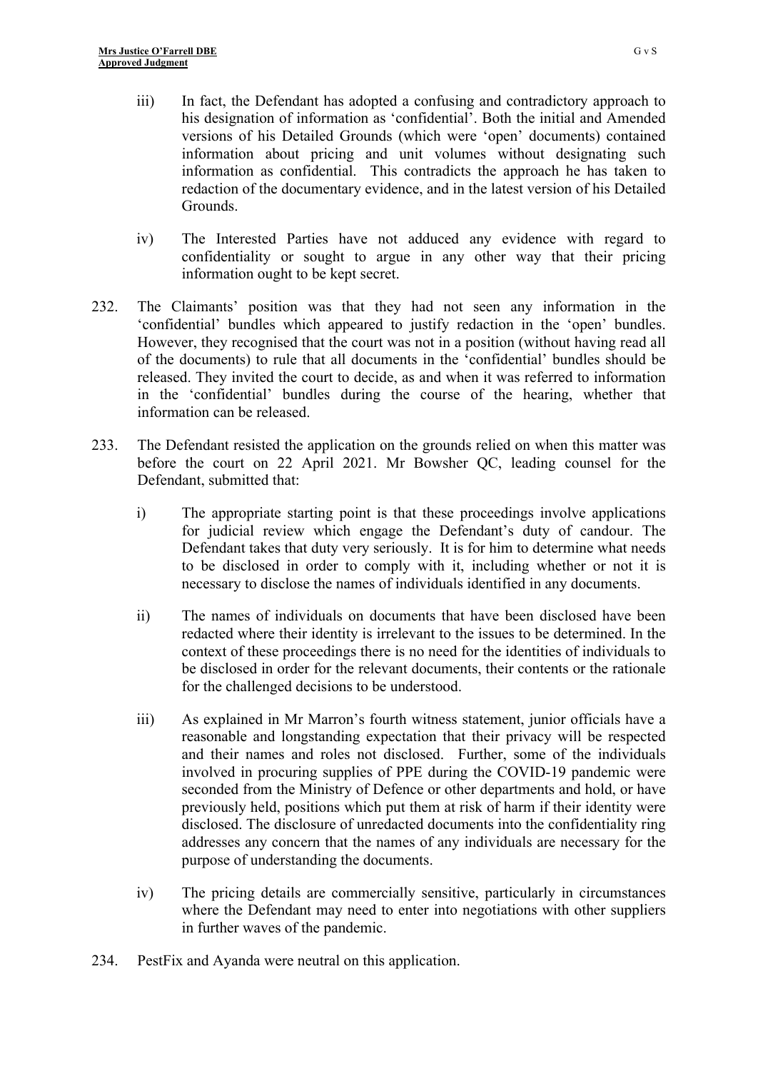iii) In fact, the Defendant has adopted a confusing and contradictory approach to his designation of information as 'confidential'. Both the initial and Amended versions of his Detailed Grounds (which were 'open' documents) contained information about pricing and unit volumes without designating such information as confidential. This contradicts the approach he has taken to redaction of the documentary evidence, and in the latest version of his Detailed Grounds.

iv) The Interested Parties have not adduced any evidence with regard to confidentiality or sought to argue in any other way that their pricing information ought to be kept secret.

232. The Claimants' position was that they had not seen any information in the 'confidential' bundles which appeared to justify redaction in the 'open' bundles. However, they recognised that the court was not in a position (without having read all of the documents) to rule that all documents in the 'confidential' bundles should be released. They invited the court to decide, as and when it was referred to information in the 'confidential' bundles during the course of the hearing, whether that information can be released.

233. The Defendant resisted the application on the grounds relied on when this matter was before the court on 22 April 2021. Mr Bowsher QC, leading counsel for the Defendant, submitted that:

i) The appropriate starting point is that these proceedings involve applications for judicial review which engage the Defendant's duty of candour. The Defendant takes that duty very seriously. It is for him to determine what needs to be disclosed in order to comply with it, including whether or not it is necessary to disclose the names of individuals identified in any documents.

ii) The names of individuals on documents that have been disclosed have been redacted where their identity is irrelevant to the issues to be determined. In the context of these proceedings there is no need for the identities of individuals to be disclosed in order for the relevant documents, their contents or the rationale for the challenged decisions to be understood.

iii) As explained in Mr Marron's fourth witness statement, junior officials have a reasonable and longstanding expectation that their privacy will be respected and their names and roles not disclosed. Further, some of the individuals involved in procuring supplies of PPE during the COVID-19 pandemic were seconded from the Ministry of Defence or other departments and hold, or have previously held, positions which put them at risk of harm if their identity were disclosed. The disclosure of unredacted documents into the confidentiality ring addresses any concern that the names of any individuals are necessary for the purpose of understanding the documents.

iv) The pricing details are commercially sensitive, particularly in circumstances where the Defendant may need to enter into negotiations with other suppliers in further waves of the pandemic.

234. PestFix and Ayanda were neutral on this application.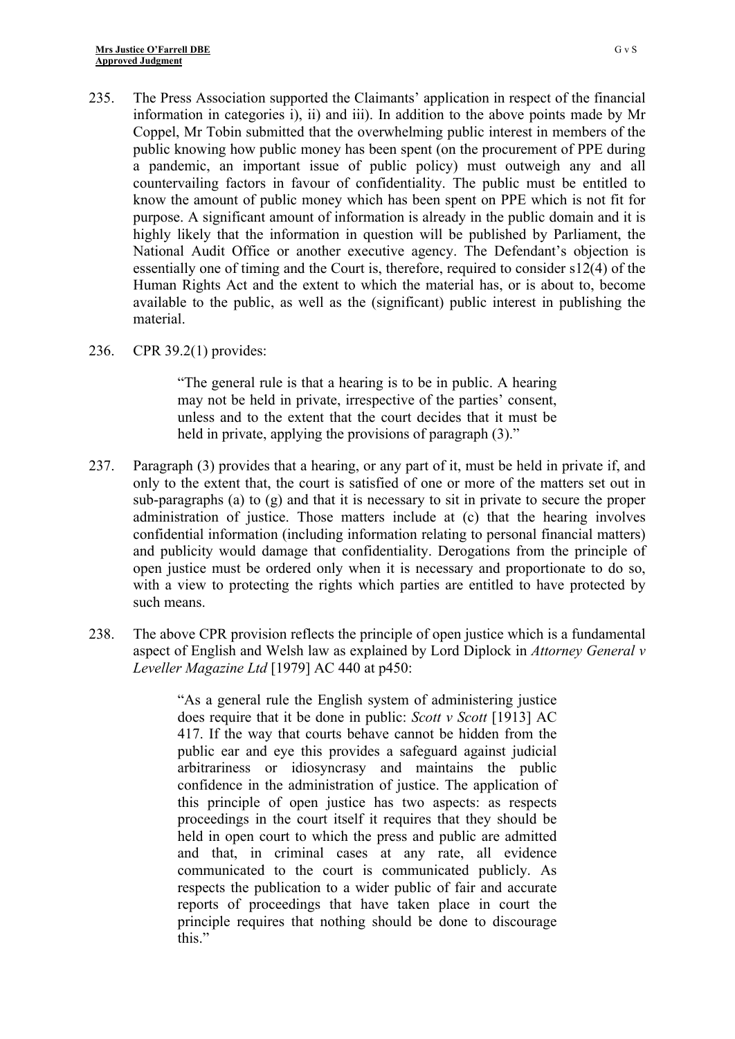235. The Press Association supported the Claimants' application in respect of the financial information in categories i), ii) and iii). In addition to the above points made by Mr Coppel, Mr Tobin submitted that the overwhelming public interest in members of the public knowing how public money has been spent (on the procurement of PPE during a pandemic, an important issue of public policy) must outweigh any and all countervailing factors in favour of confidentiality. The public must be entitled to know the amount of public money which has been spent on PPE which is not fit for purpose. A significant amount of information is already in the public domain and it is highly likely that the information in question will be published by Parliament, the National Audit Office or another executive agency. The Defendant's objection is essentially one of timing and the Court is, therefore, required to consider s12(4) of the Human Rights Act and the extent to which the material has, or is about to, become available to the public, as well as the (significant) public interest in publishing the material.

236. CPR 39.2(1) provides:

> "The general rule is that a hearing is to be in public. A hearing may not be held in private, irrespective of the parties' consent, unless and to the extent that the court decides that it must be held in private, applying the provisions of paragraph (3)."

237. Paragraph (3) provides that a hearing, or any part of it, must be held in private if, and only to the extent that, the court is satisfied of one or more of the matters set out in sub-paragraphs (a) to (g) and that it is necessary to sit in private to secure the proper administration of justice. Those matters include at (c) that the hearing involves confidential information (including information relating to personal financial matters) and publicity would damage that confidentiality. Derogations from the principle of open justice must be ordered only when it is necessary and proportionate to do so, with a view to protecting the rights which parties are entitled to have protected by such means.

238. The above CPR provision reflects the principle of open justice which is a fundamental aspect of English and Welsh law as explained by Lord Diplock in *Attorney General v Leveller Magazine Ltd* [1979] AC 440 at p450:

> "As a general rule the English system of administering justice does require that it be done in public: *Scott v Scott* [1913] AC 417. If the way that courts behave cannot be hidden from the public ear and eye this provides a safeguard against judicial arbitrariness or idiosyncrasy and maintains the public confidence in the administration of justice. The application of this principle of open justice has two aspects: as respects proceedings in the court itself it requires that they should be held in open court to which the press and public are admitted and that, in criminal cases at any rate, all evidence communicated to the court is communicated publicly. As respects the publication to a wider public of fair and accurate reports of proceedings that have taken place in court the principle requires that nothing should be done to discourage this."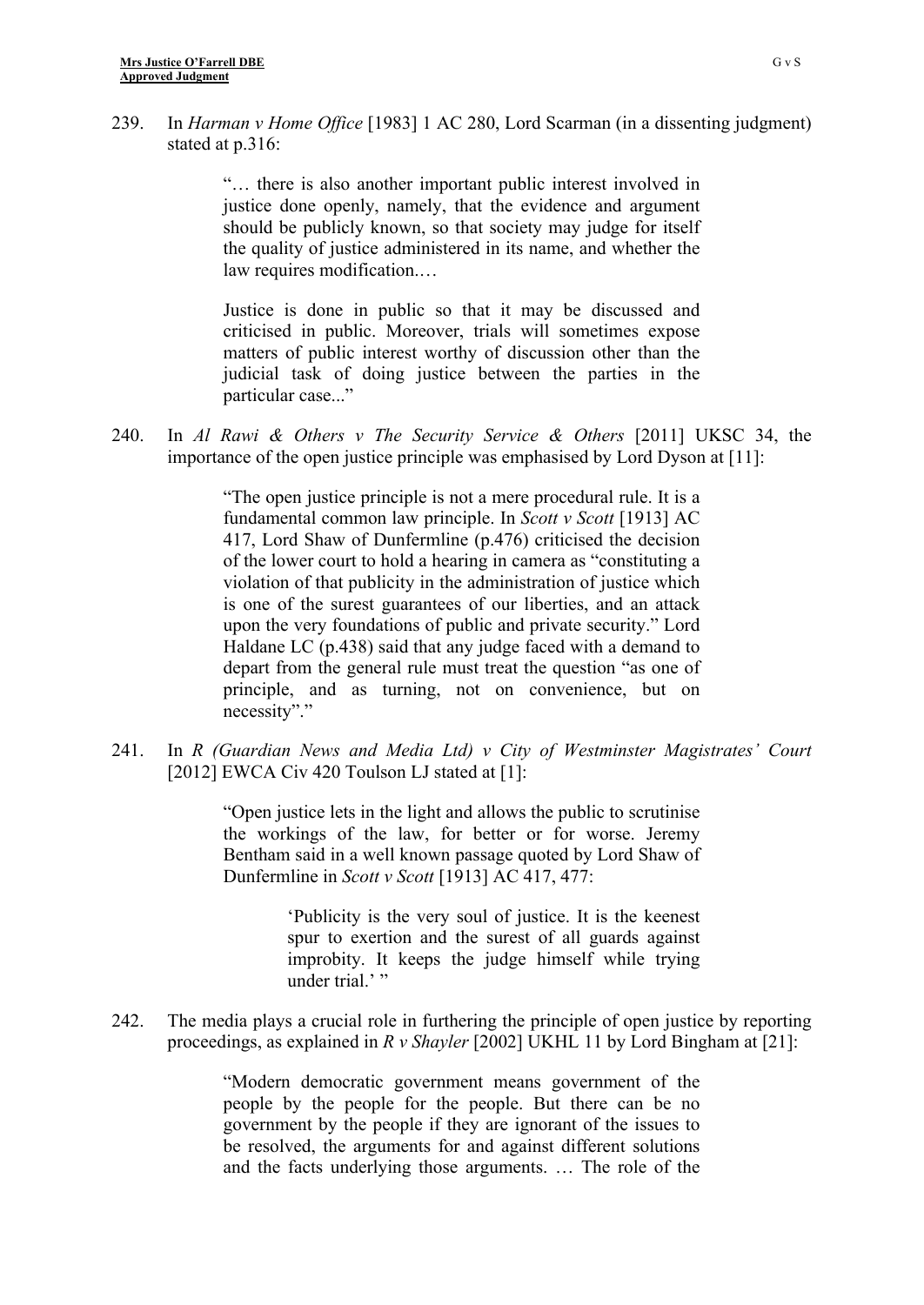239. In *Harman v Home Office* [1983] 1 AC 280, Lord Scarman (in a dissenting judgment) stated at p.316:

> "… there is also another important public interest involved in justice done openly, namely, that the evidence and argument should be publicly known, so that society may judge for itself the quality of justice administered in its name, and whether the law requires modification.…
>
> Justice is done in public so that it may be discussed and criticised in public. Moreover, trials will sometimes expose matters of public interest worthy of discussion other than the judicial task of doing justice between the parties in the particular case..."

240. In *Al Rawi & Others v The Security Service & Others* [2011] UKSC 34, the importance of the open justice principle was emphasised by Lord Dyson at [11]:

> "The open justice principle is not a mere procedural rule. It is a fundamental common law principle. In *Scott v Scott* [1913] AC 417, Lord Shaw of Dunfermline (p.476) criticised the decision of the lower court to hold a hearing in camera as "constituting a violation of that publicity in the administration of justice which is one of the surest guarantees of our liberties, and an attack upon the very foundations of public and private security." Lord Haldane LC (p.438) said that any judge faced with a demand to depart from the general rule must treat the question "as one of principle, and as turning, not on convenience, but on necessity"."

241. In *R (Guardian News and Media Ltd) v City of Westminster Magistrates' Court* [2012] EWCA Civ 420 Toulson LJ stated at [1]:

> "Open justice lets in the light and allows the public to scrutinise the workings of the law, for better or for worse. Jeremy Bentham said in a well known passage quoted by Lord Shaw of Dunfermline in *Scott v Scott* [1913] AC 417, 477:
>
> > 'Publicity is the very soul of justice. It is the keenest spur to exertion and the surest of all guards against improbity. It keeps the judge himself while trying under trial.' "

242. The media plays a crucial role in furthering the principle of open justice by reporting proceedings, as explained in *R v Shayler* [2002] UKHL 11 by Lord Bingham at [21]:

> "Modern democratic government means government of the people by the people for the people. But there can be no government by the people if they are ignorant of the issues to be resolved, the arguments for and against different solutions and the facts underlying those arguments. … The role of the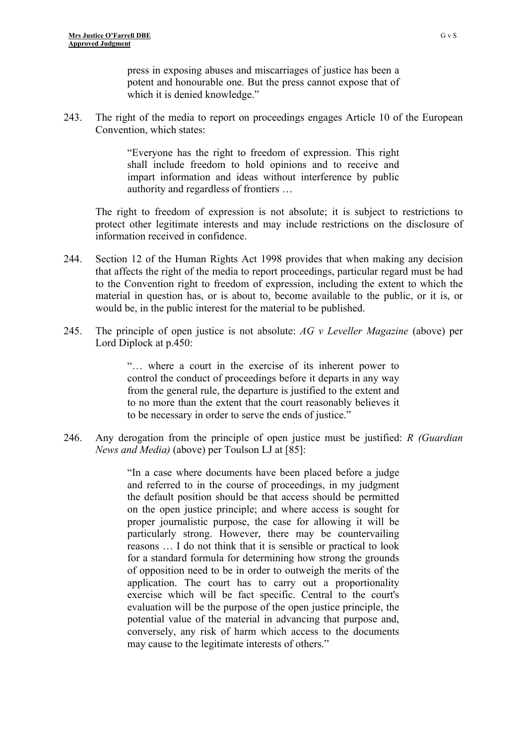> press in exposing abuses and miscarriages of justice has been a potent and honourable one. But the press cannot expose that of which it is denied knowledge."

243. The right of the media to report on proceedings engages Article 10 of the European Convention, which states:

> "Everyone has the right to freedom of expression. This right shall include freedom to hold opinions and to receive and impart information and ideas without interference by public authority and regardless of frontiers …

The right to freedom of expression is not absolute; it is subject to restrictions to protect other legitimate interests and may include restrictions on the disclosure of information received in confidence.

244. Section 12 of the Human Rights Act 1998 provides that when making any decision that affects the right of the media to report proceedings, particular regard must be had to the Convention right to freedom of expression, including the extent to which the material in question has, or is about to, become available to the public, or it is, or would be, in the public interest for the material to be published.

245. The principle of open justice is not absolute: *AG v Leveller Magazine* (above) per Lord Diplock at p.450:

> "… where a court in the exercise of its inherent power to control the conduct of proceedings before it departs in any way from the general rule, the departure is justified to the extent and to no more than the extent that the court reasonably believes it to be necessary in order to serve the ends of justice."

246. Any derogation from the principle of open justice must be justified: *R (Guardian News and Media)* (above) per Toulson LJ at [85]:

> "In a case where documents have been placed before a judge and referred to in the course of proceedings, in my judgment the default position should be that access should be permitted on the open justice principle; and where access is sought for proper journalistic purpose, the case for allowing it will be particularly strong. However, there may be countervailing reasons … I do not think that it is sensible or practical to look for a standard formula for determining how strong the grounds of opposition need to be in order to outweigh the merits of the application. The court has to carry out a proportionality exercise which will be fact specific. Central to the court's evaluation will be the purpose of the open justice principle, the potential value of the material in advancing that purpose and, conversely, any risk of harm which access to the documents may cause to the legitimate interests of others."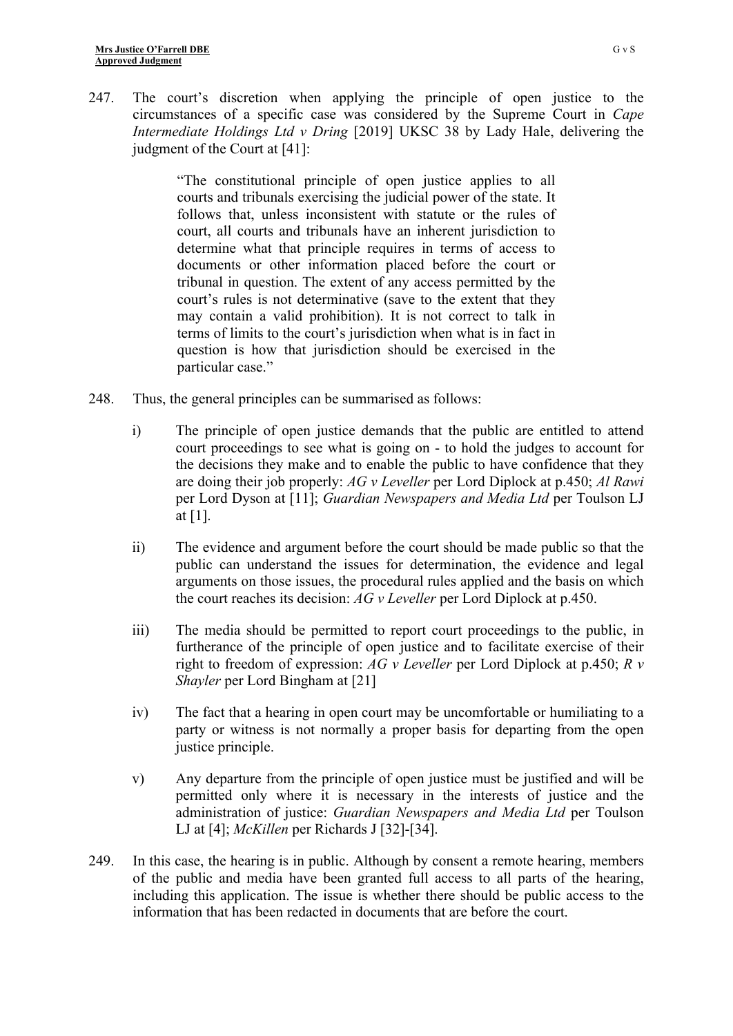247. The court's discretion when applying the principle of open justice to the circumstances of a specific case was considered by the Supreme Court in *Cape Intermediate Holdings Ltd v Dring* [2019] UKSC 38 by Lady Hale, delivering the judgment of the Court at [41]:

> "The constitutional principle of open justice applies to all courts and tribunals exercising the judicial power of the state. It follows that, unless inconsistent with statute or the rules of court, all courts and tribunals have an inherent jurisdiction to determine what that principle requires in terms of access to documents or other information placed before the court or tribunal in question. The extent of any access permitted by the court's rules is not determinative (save to the extent that they may contain a valid prohibition). It is not correct to talk in terms of limits to the court's jurisdiction when what is in fact in question is how that jurisdiction should be exercised in the particular case."

248. Thus, the general principles can be summarised as follows:

   i) The principle of open justice demands that the public are entitled to attend court proceedings to see what is going on - to hold the judges to account for the decisions they make and to enable the public to have confidence that they are doing their job properly: *AG v Leveller* per Lord Diplock at p.450; *Al Rawi* per Lord Dyson at [11]; *Guardian Newspapers and Media Ltd* per Toulson LJ at [1].

   ii) The evidence and argument before the court should be made public so that the public can understand the issues for determination, the evidence and legal arguments on those issues, the procedural rules applied and the basis on which the court reaches its decision: *AG v Leveller* per Lord Diplock at p.450.

   iii) The media should be permitted to report court proceedings to the public, in furtherance of the principle of open justice and to facilitate exercise of their right to freedom of expression: *AG v Leveller* per Lord Diplock at p.450; *R v Shayler* per Lord Bingham at [21]

   iv) The fact that a hearing in open court may be uncomfortable or humiliating to a party or witness is not normally a proper basis for departing from the open justice principle.

   v) Any departure from the principle of open justice must be justified and will be permitted only where it is necessary in the interests of justice and the administration of justice: *Guardian Newspapers and Media Ltd* per Toulson LJ at [4]; *McKillen* per Richards J [32]-[34].

249. In this case, the hearing is in public. Although by consent a remote hearing, members of the public and media have been granted full access to all parts of the hearing, including this application. The issue is whether there should be public access to the information that has been redacted in documents that are before the court.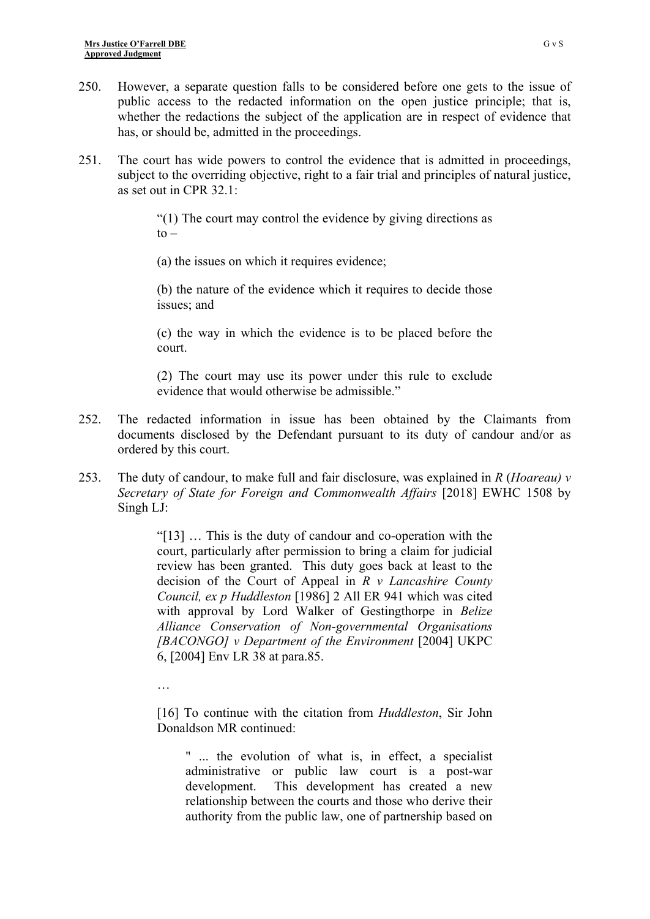250. However, a separate question falls to be considered before one gets to the issue of public access to the redacted information on the open justice principle; that is, whether the redactions the subject of the application are in respect of evidence that has, or should be, admitted in the proceedings.

251. The court has wide powers to control the evidence that is admitted in proceedings, subject to the overriding objective, right to a fair trial and principles of natural justice, as set out in CPR 32.1:

> "(1) The court may control the evidence by giving directions as to –
>
> (a) the issues on which it requires evidence;
>
> (b) the nature of the evidence which it requires to decide those issues; and
>
> (c) the way in which the evidence is to be placed before the court.
>
> (2) The court may use its power under this rule to exclude evidence that would otherwise be admissible."

252. The redacted information in issue has been obtained by the Claimants from documents disclosed by the Defendant pursuant to its duty of candour and/or as ordered by this court.

253. The duty of candour, to make full and fair disclosure, was explained in *R* (*Hoareau) v Secretary of State for Foreign and Commonwealth Affairs* [2018] EWHC 1508 by Singh LJ:

> "[13] … This is the duty of candour and co-operation with the court, particularly after permission to bring a claim for judicial review has been granted. This duty goes back at least to the decision of the Court of Appeal in *R v Lancashire County Council, ex p Huddleston* [1986] 2 All ER 941 which was cited with approval by Lord Walker of Gestingthorpe in *Belize Alliance Conservation of Non-governmental Organisations [BACONGO] v Department of the Environment* [2004] UKPC 6, [2004] Env LR 38 at para.85.
>
> …
>
> [16] To continue with the citation from *Huddleston*, Sir John Donaldson MR continued:
>
> > " ... the evolution of what is, in effect, a specialist administrative or public law court is a post-war development. This development has created a new relationship between the courts and those who derive their authority from the public law, one of partnership based on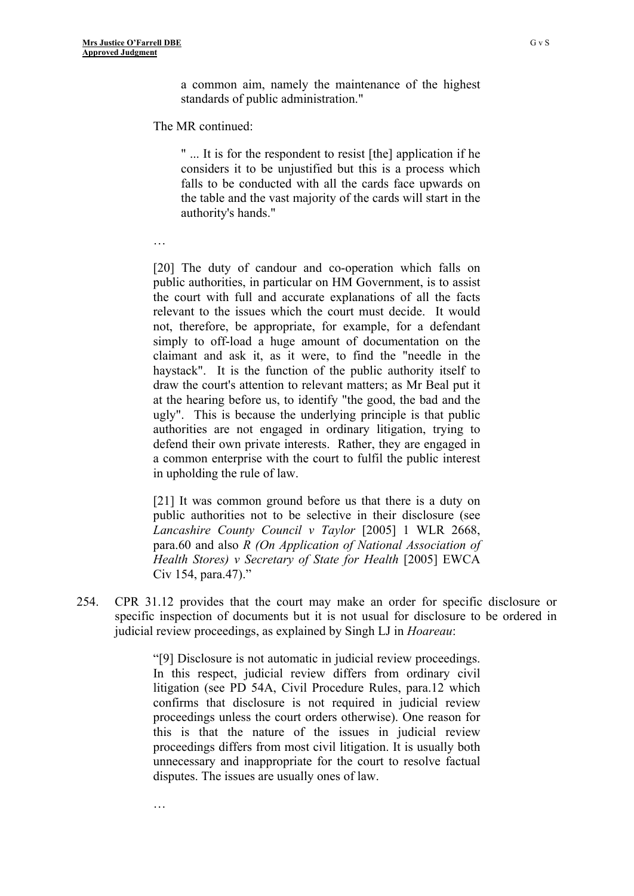> a common aim, namely the maintenance of the highest standards of public administration."

The MR continued:

> " ... It is for the respondent to resist [the] application if he considers it to be unjustified but this is a process which falls to be conducted with all the cards face upwards on the table and the vast majority of the cards will start in the authority's hands."

> …

> [20] The duty of candour and co-operation which falls on public authorities, in particular on HM Government, is to assist the court with full and accurate explanations of all the facts relevant to the issues which the court must decide. It would not, therefore, be appropriate, for example, for a defendant simply to off-load a huge amount of documentation on the claimant and ask it, as it were, to find the "needle in the haystack". It is the function of the public authority itself to draw the court's attention to relevant matters; as Mr Beal put it at the hearing before us, to identify "the good, the bad and the ugly". This is because the underlying principle is that public authorities are not engaged in ordinary litigation, trying to defend their own private interests. Rather, they are engaged in a common enterprise with the court to fulfil the public interest in upholding the rule of law.

> [21] It was common ground before us that there is a duty on public authorities not to be selective in their disclosure (see *Lancashire County Council v Taylor* [2005] 1 WLR 2668, para.60 and also *R (On Application of National Association of Health Stores) v Secretary of State for Health* [2005] EWCA Civ 154, para.47)."

254. CPR 31.12 provides that the court may make an order for specific disclosure or specific inspection of documents but it is not usual for disclosure to be ordered in judicial review proceedings, as explained by Singh LJ in *Hoareau*:

> "[9] Disclosure is not automatic in judicial review proceedings. In this respect, judicial review differs from ordinary civil litigation (see PD 54A, Civil Procedure Rules, para.12 which confirms that disclosure is not required in judicial review proceedings unless the court orders otherwise). One reason for this is that the nature of the issues in judicial review proceedings differs from most civil litigation. It is usually both unnecessary and inappropriate for the court to resolve factual disputes. The issues are usually ones of law.

> …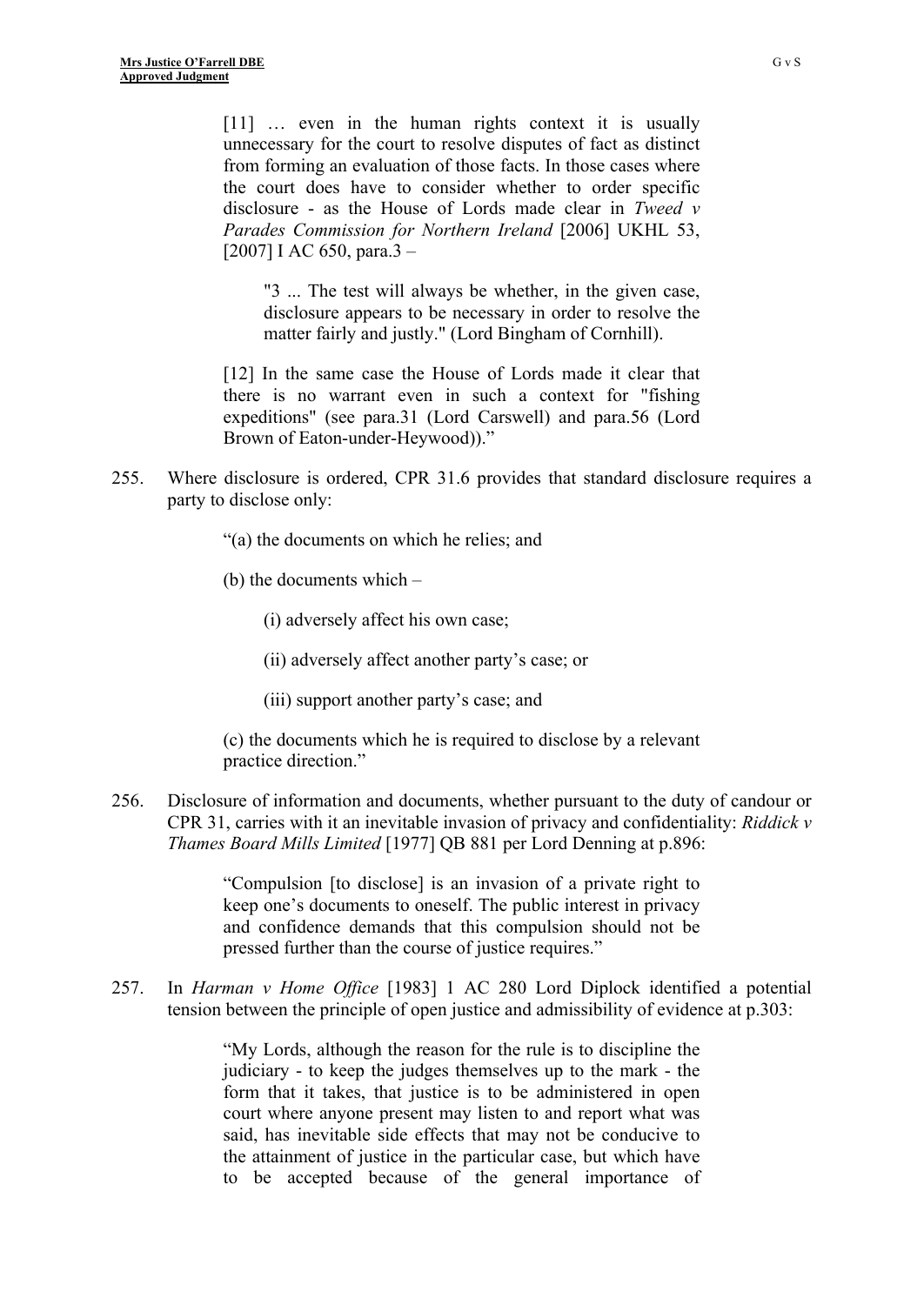> [11] … even in the human rights context it is usually unnecessary for the court to resolve disputes of fact as distinct from forming an evaluation of those facts. In those cases where the court does have to consider whether to order specific disclosure - as the House of Lords made clear in *Tweed v Parades Commission for Northern Ireland* [2006] UKHL 53, [2007] I AC 650, para.3 –
>
> > "3 ... The test will always be whether, in the given case, disclosure appears to be necessary in order to resolve the matter fairly and justly." (Lord Bingham of Cornhill).
>
> [12] In the same case the House of Lords made it clear that there is no warrant even in such a context for "fishing expeditions" (see para.31 (Lord Carswell) and para.56 (Lord Brown of Eaton-under-Heywood))."

255. Where disclosure is ordered, CPR 31.6 provides that standard disclosure requires a party to disclose only:

> "(a) the documents on which he relies; and
>
> (b) the documents which –
>
> (i) adversely affect his own case;
>
> (ii) adversely affect another party's case; or
>
> (iii) support another party's case; and
>
> (c) the documents which he is required to disclose by a relevant practice direction."

256. Disclosure of information and documents, whether pursuant to the duty of candour or CPR 31, carries with it an inevitable invasion of privacy and confidentiality: *Riddick v Thames Board Mills Limited* [1977] QB 881 per Lord Denning at p.896:

> "Compulsion [to disclose] is an invasion of a private right to keep one's documents to oneself. The public interest in privacy and confidence demands that this compulsion should not be pressed further than the course of justice requires."

257. In *Harman v Home Office* [1983] 1 AC 280 Lord Diplock identified a potential tension between the principle of open justice and admissibility of evidence at p.303:

> "My Lords, although the reason for the rule is to discipline the judiciary - to keep the judges themselves up to the mark - the form that it takes, that justice is to be administered in open court where anyone present may listen to and report what was said, has inevitable side effects that may not be conducive to the attainment of justice in the particular case, but which have to be accepted because of the general importance of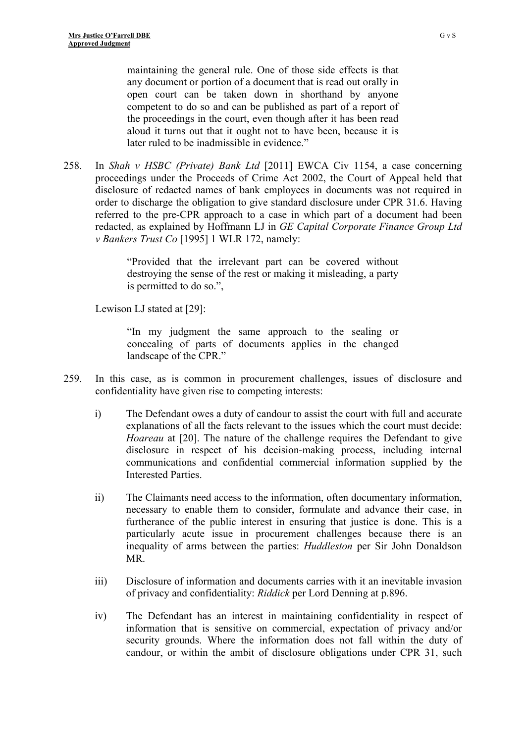> maintaining the general rule. One of those side effects is that any document or portion of a document that is read out orally in open court can be taken down in shorthand by anyone competent to do so and can be published as part of a report of the proceedings in the court, even though after it has been read aloud it turns out that it ought not to have been, because it is later ruled to be inadmissible in evidence."

258. In *Shah v HSBC (Private) Bank Ltd* [2011] EWCA Civ 1154, a case concerning proceedings under the Proceeds of Crime Act 2002, the Court of Appeal held that disclosure of redacted names of bank employees in documents was not required in order to discharge the obligation to give standard disclosure under CPR 31.6. Having referred to the pre-CPR approach to a case in which part of a document had been redacted, as explained by Hoffmann LJ in *GE Capital Corporate Finance Group Ltd v Bankers Trust Co* [1995] 1 WLR 172, namely:

> "Provided that the irrelevant part can be covered without destroying the sense of the rest or making it misleading, a party is permitted to do so.",

Lewison LJ stated at [29]:

> "In my judgment the same approach to the sealing or concealing of parts of documents applies in the changed landscape of the CPR."

259. In this case, as is common in procurement challenges, issues of disclosure and confidentiality have given rise to competing interests:

    i) The Defendant owes a duty of candour to assist the court with full and accurate explanations of all the facts relevant to the issues which the court must decide: *Hoareau* at [20]. The nature of the challenge requires the Defendant to give disclosure in respect of his decision-making process, including internal communications and confidential commercial information supplied by the Interested Parties.

    ii) The Claimants need access to the information, often documentary information, necessary to enable them to consider, formulate and advance their case, in furtherance of the public interest in ensuring that justice is done. This is a particularly acute issue in procurement challenges because there is an inequality of arms between the parties: *Huddleston* per Sir John Donaldson MR.

    iii) Disclosure of information and documents carries with it an inevitable invasion of privacy and confidentiality: *Riddick* per Lord Denning at p.896.

    iv) The Defendant has an interest in maintaining confidentiality in respect of information that is sensitive on commercial, expectation of privacy and/or security grounds. Where the information does not fall within the duty of candour, or within the ambit of disclosure obligations under CPR 31, such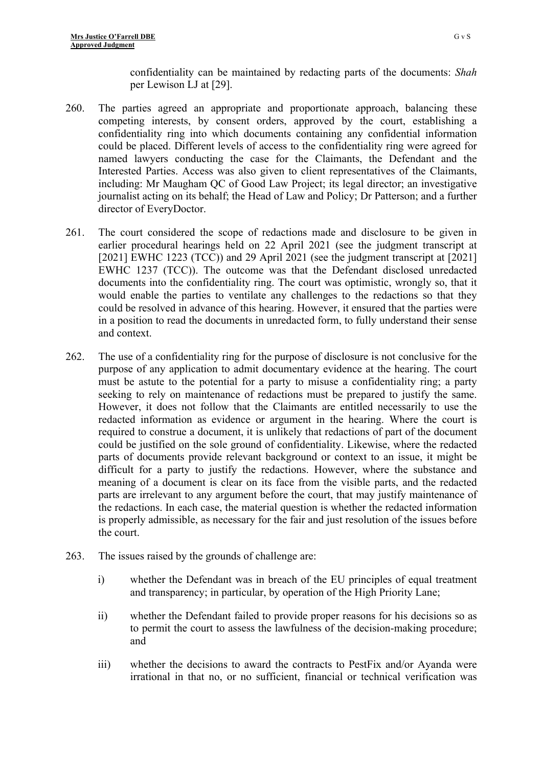confidentiality can be maintained by redacting parts of the documents: *Shah* per Lewison LJ at [29].

260. The parties agreed an appropriate and proportionate approach, balancing these competing interests, by consent orders, approved by the court, establishing a confidentiality ring into which documents containing any confidential information could be placed. Different levels of access to the confidentiality ring were agreed for named lawyers conducting the case for the Claimants, the Defendant and the Interested Parties. Access was also given to client representatives of the Claimants, including: Mr Maugham QC of Good Law Project; its legal director; an investigative journalist acting on its behalf; the Head of Law and Policy; Dr Patterson; and a further director of EveryDoctor.

261. The court considered the scope of redactions made and disclosure to be given in earlier procedural hearings held on 22 April 2021 (see the judgment transcript at [2021] EWHC 1223 (TCC)) and 29 April 2021 (see the judgment transcript at [2021] EWHC 1237 (TCC)). The outcome was that the Defendant disclosed unredacted documents into the confidentiality ring. The court was optimistic, wrongly so, that it would enable the parties to ventilate any challenges to the redactions so that they could be resolved in advance of this hearing. However, it ensured that the parties were in a position to read the documents in unredacted form, to fully understand their sense and context.

262. The use of a confidentiality ring for the purpose of disclosure is not conclusive for the purpose of any application to admit documentary evidence at the hearing. The court must be astute to the potential for a party to misuse a confidentiality ring; a party seeking to rely on maintenance of redactions must be prepared to justify the same. However, it does not follow that the Claimants are entitled necessarily to use the redacted information as evidence or argument in the hearing. Where the court is required to construe a document, it is unlikely that redactions of part of the document could be justified on the sole ground of confidentiality. Likewise, where the redacted parts of documents provide relevant background or context to an issue, it might be difficult for a party to justify the redactions. However, where the substance and meaning of a document is clear on its face from the visible parts, and the redacted parts are irrelevant to any argument before the court, that may justify maintenance of the redactions. In each case, the material question is whether the redacted information is properly admissible, as necessary for the fair and just resolution of the issues before the court.

263. The issues raised by the grounds of challenge are:

   i) whether the Defendant was in breach of the EU principles of equal treatment and transparency; in particular, by operation of the High Priority Lane;

   ii) whether the Defendant failed to provide proper reasons for his decisions so as to permit the court to assess the lawfulness of the decision-making procedure; and

   iii) whether the decisions to award the contracts to PestFix and/or Ayanda were irrational in that no, or no sufficient, financial or technical verification was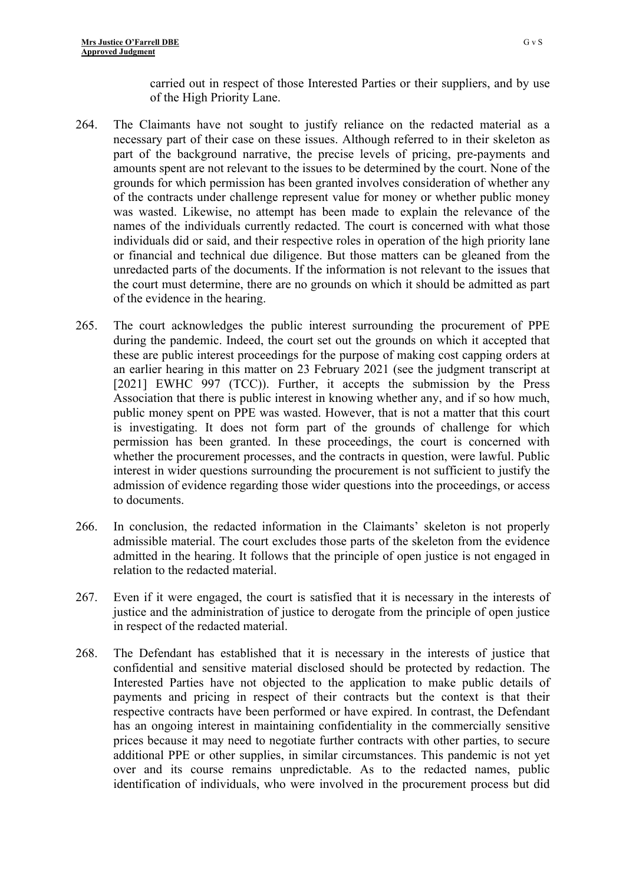carried out in respect of those Interested Parties or their suppliers, and by use of the High Priority Lane.

264. The Claimants have not sought to justify reliance on the redacted material as a necessary part of their case on these issues. Although referred to in their skeleton as part of the background narrative, the precise levels of pricing, pre-payments and amounts spent are not relevant to the issues to be determined by the court. None of the grounds for which permission has been granted involves consideration of whether any of the contracts under challenge represent value for money or whether public money was wasted. Likewise, no attempt has been made to explain the relevance of the names of the individuals currently redacted. The court is concerned with what those individuals did or said, and their respective roles in operation of the high priority lane or financial and technical due diligence. But those matters can be gleaned from the unredacted parts of the documents. If the information is not relevant to the issues that the court must determine, there are no grounds on which it should be admitted as part of the evidence in the hearing.

265. The court acknowledges the public interest surrounding the procurement of PPE during the pandemic. Indeed, the court set out the grounds on which it accepted that these are public interest proceedings for the purpose of making cost capping orders at an earlier hearing in this matter on 23 February 2021 (see the judgment transcript at [2021] EWHC 997 (TCC)). Further, it accepts the submission by the Press Association that there is public interest in knowing whether any, and if so how much, public money spent on PPE was wasted. However, that is not a matter that this court is investigating. It does not form part of the grounds of challenge for which permission has been granted. In these proceedings, the court is concerned with whether the procurement processes, and the contracts in question, were lawful. Public interest in wider questions surrounding the procurement is not sufficient to justify the admission of evidence regarding those wider questions into the proceedings, or access to documents.

266. In conclusion, the redacted information in the Claimants' skeleton is not properly admissible material. The court excludes those parts of the skeleton from the evidence admitted in the hearing. It follows that the principle of open justice is not engaged in relation to the redacted material.

267. Even if it were engaged, the court is satisfied that it is necessary in the interests of justice and the administration of justice to derogate from the principle of open justice in respect of the redacted material.

268. The Defendant has established that it is necessary in the interests of justice that confidential and sensitive material disclosed should be protected by redaction. The Interested Parties have not objected to the application to make public details of payments and pricing in respect of their contracts but the context is that their respective contracts have been performed or have expired. In contrast, the Defendant has an ongoing interest in maintaining confidentiality in the commercially sensitive prices because it may need to negotiate further contracts with other parties, to secure additional PPE or other supplies, in similar circumstances. This pandemic is not yet over and its course remains unpredictable. As to the redacted names, public identification of individuals, who were involved in the procurement process but did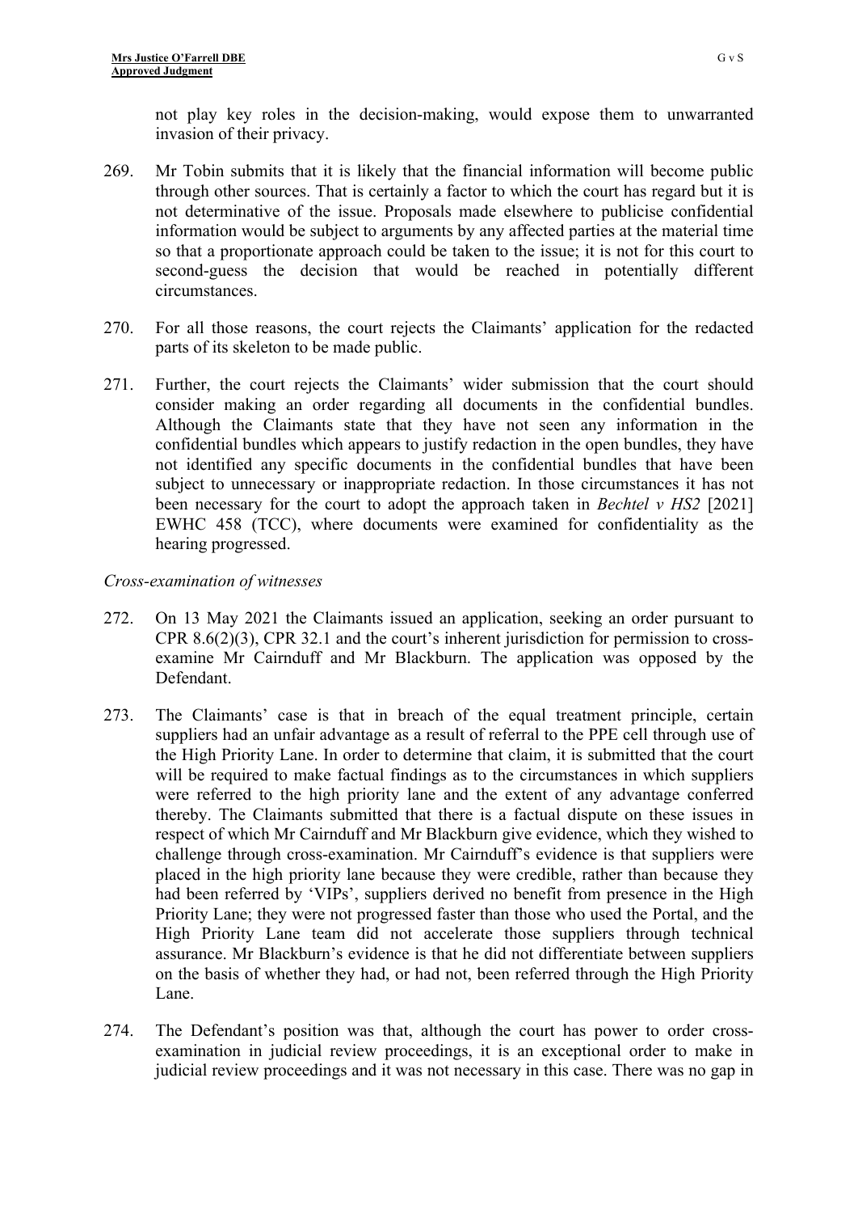not play key roles in the decision-making, would expose them to unwarranted invasion of their privacy.

269. Mr Tobin submits that it is likely that the financial information will become public through other sources. That is certainly a factor to which the court has regard but it is not determinative of the issue. Proposals made elsewhere to publicise confidential information would be subject to arguments by any affected parties at the material time so that a proportionate approach could be taken to the issue; it is not for this court to second-guess the decision that would be reached in potentially different circumstances.

270. For all those reasons, the court rejects the Claimants' application for the redacted parts of its skeleton to be made public.

271. Further, the court rejects the Claimants' wider submission that the court should consider making an order regarding all documents in the confidential bundles. Although the Claimants state that they have not seen any information in the confidential bundles which appears to justify redaction in the open bundles, they have not identified any specific documents in the confidential bundles that have been subject to unnecessary or inappropriate redaction. In those circumstances it has not been necessary for the court to adopt the approach taken in *Bechtel v HS2* [2021] EWHC 458 (TCC), where documents were examined for confidentiality as the hearing progressed.

*Cross-examination of witnesses*

272. On 13 May 2021 the Claimants issued an application, seeking an order pursuant to CPR 8.6(2)(3), CPR 32.1 and the court's inherent jurisdiction for permission to cross-examine Mr Cairnduff and Mr Blackburn. The application was opposed by the Defendant.

273. The Claimants' case is that in breach of the equal treatment principle, certain suppliers had an unfair advantage as a result of referral to the PPE cell through use of the High Priority Lane. In order to determine that claim, it is submitted that the court will be required to make factual findings as to the circumstances in which suppliers were referred to the high priority lane and the extent of any advantage conferred thereby. The Claimants submitted that there is a factual dispute on these issues in respect of which Mr Cairnduff and Mr Blackburn give evidence, which they wished to challenge through cross-examination. Mr Cairnduff's evidence is that suppliers were placed in the high priority lane because they were credible, rather than because they had been referred by 'VIPs', suppliers derived no benefit from presence in the High Priority Lane; they were not progressed faster than those who used the Portal, and the High Priority Lane team did not accelerate those suppliers through technical assurance. Mr Blackburn's evidence is that he did not differentiate between suppliers on the basis of whether they had, or had not, been referred through the High Priority Lane.

274. The Defendant's position was that, although the court has power to order cross-examination in judicial review proceedings, it is an exceptional order to make in judicial review proceedings and it was not necessary in this case. There was no gap in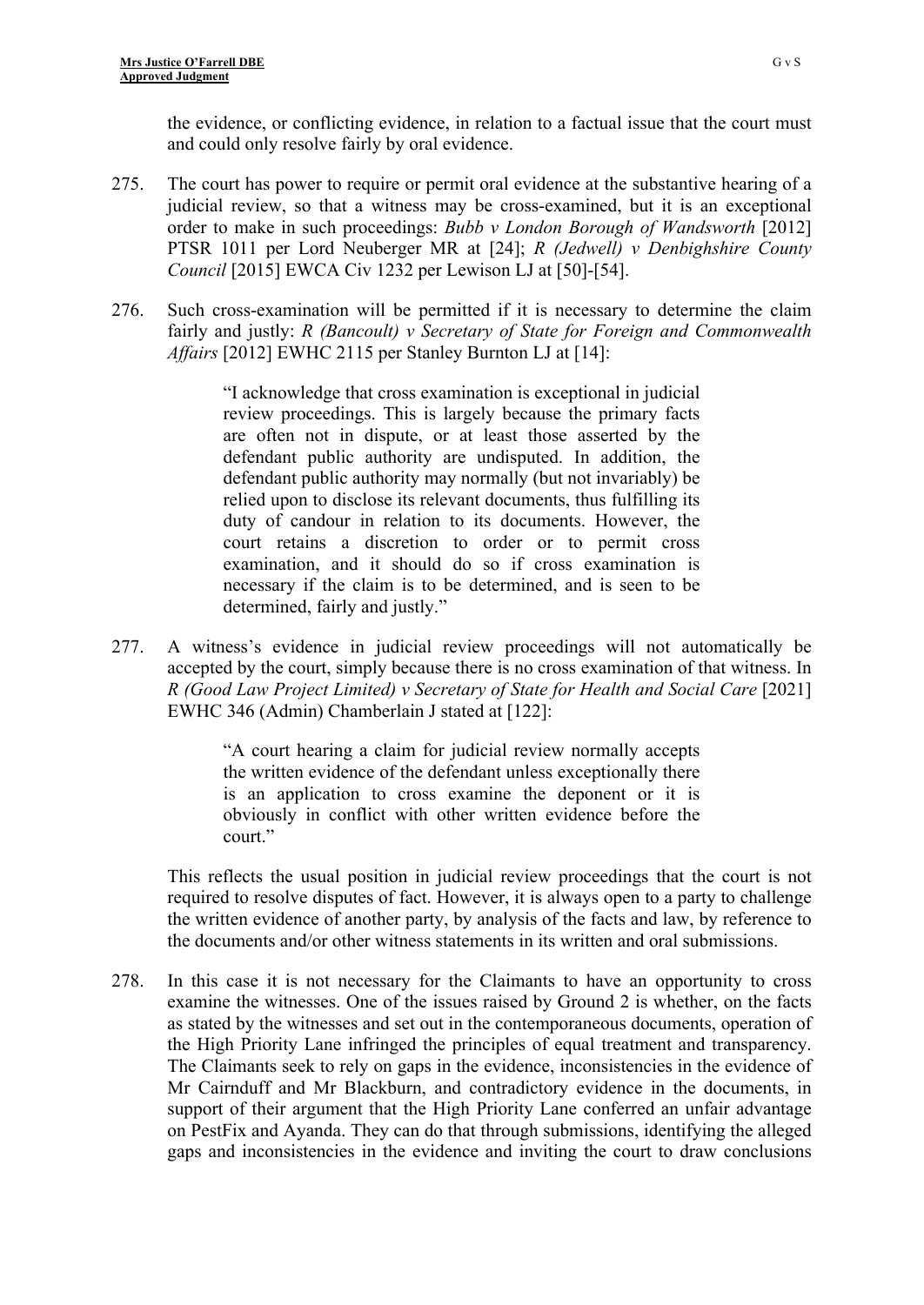the evidence, or conflicting evidence, in relation to a factual issue that the court must and could only resolve fairly by oral evidence.

275. The court has power to require or permit oral evidence at the substantive hearing of a judicial review, so that a witness may be cross-examined, but it is an exceptional order to make in such proceedings: *Bubb v London Borough of Wandsworth* [2012] PTSR 1011 per Lord Neuberger MR at [24]; *R (Jedwell) v Denbighshire County Council* [2015] EWCA Civ 1232 per Lewison LJ at [50]-[54].

276. Such cross-examination will be permitted if it is necessary to determine the claim fairly and justly: *R (Bancoult) v Secretary of State for Foreign and Commonwealth Affairs* [2012] EWHC 2115 per Stanley Burnton LJ at [14]:

> "I acknowledge that cross examination is exceptional in judicial review proceedings. This is largely because the primary facts are often not in dispute, or at least those asserted by the defendant public authority are undisputed. In addition, the defendant public authority may normally (but not invariably) be relied upon to disclose its relevant documents, thus fulfilling its duty of candour in relation to its documents. However, the court retains a discretion to order or to permit cross examination, and it should do so if cross examination is necessary if the claim is to be determined, and is seen to be determined, fairly and justly."

277. A witness's evidence in judicial review proceedings will not automatically be accepted by the court, simply because there is no cross examination of that witness. In *R (Good Law Project Limited) v Secretary of State for Health and Social Care* [2021] EWHC 346 (Admin) Chamberlain J stated at [122]:

> "A court hearing a claim for judicial review normally accepts the written evidence of the defendant unless exceptionally there is an application to cross examine the deponent or it is obviously in conflict with other written evidence before the court."

This reflects the usual position in judicial review proceedings that the court is not required to resolve disputes of fact. However, it is always open to a party to challenge the written evidence of another party, by analysis of the facts and law, by reference to the documents and/or other witness statements in its written and oral submissions.

278. In this case it is not necessary for the Claimants to have an opportunity to cross examine the witnesses. One of the issues raised by Ground 2 is whether, on the facts as stated by the witnesses and set out in the contemporaneous documents, operation of the High Priority Lane infringed the principles of equal treatment and transparency. The Claimants seek to rely on gaps in the evidence, inconsistencies in the evidence of Mr Cairnduff and Mr Blackburn, and contradictory evidence in the documents, in support of their argument that the High Priority Lane conferred an unfair advantage on PestFix and Ayanda. They can do that through submissions, identifying the alleged gaps and inconsistencies in the evidence and inviting the court to draw conclusions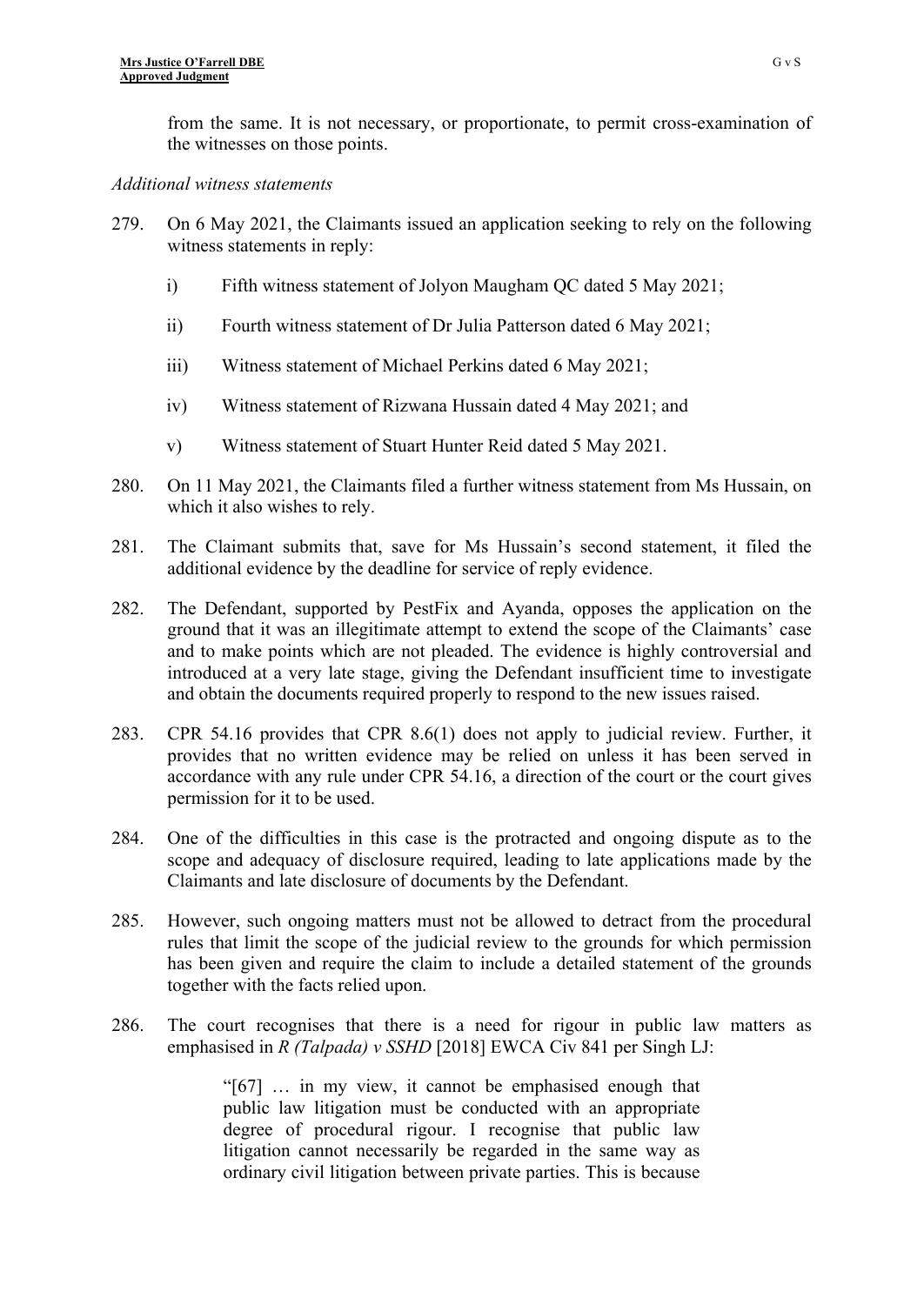from the same. It is not necessary, or proportionate, to permit cross-examination of the witnesses on those points.

*Additional witness statements*

279. On 6 May 2021, the Claimants issued an application seeking to rely on the following witness statements in reply:

   i) Fifth witness statement of Jolyon Maugham QC dated 5 May 2021;

   ii) Fourth witness statement of Dr Julia Patterson dated 6 May 2021;

   iii) Witness statement of Michael Perkins dated 6 May 2021;

   iv) Witness statement of Rizwana Hussain dated 4 May 2021; and

   v) Witness statement of Stuart Hunter Reid dated 5 May 2021.

280. On 11 May 2021, the Claimants filed a further witness statement from Ms Hussain, on which it also wishes to rely.

281. The Claimant submits that, save for Ms Hussain's second statement, it filed the additional evidence by the deadline for service of reply evidence.

282. The Defendant, supported by PestFix and Ayanda, opposes the application on the ground that it was an illegitimate attempt to extend the scope of the Claimants' case and to make points which are not pleaded. The evidence is highly controversial and introduced at a very late stage, giving the Defendant insufficient time to investigate and obtain the documents required properly to respond to the new issues raised.

283. CPR 54.16 provides that CPR 8.6(1) does not apply to judicial review. Further, it provides that no written evidence may be relied on unless it has been served in accordance with any rule under CPR 54.16, a direction of the court or the court gives permission for it to be used.

284. One of the difficulties in this case is the protracted and ongoing dispute as to the scope and adequacy of disclosure required, leading to late applications made by the Claimants and late disclosure of documents by the Defendant.

285. However, such ongoing matters must not be allowed to detract from the procedural rules that limit the scope of the judicial review to the grounds for which permission has been given and require the claim to include a detailed statement of the grounds together with the facts relied upon.

286. The court recognises that there is a need for rigour in public law matters as emphasised in *R (Talpada) v SSHD* [2018] EWCA Civ 841 per Singh LJ:

> "[67] … in my view, it cannot be emphasised enough that public law litigation must be conducted with an appropriate degree of procedural rigour. I recognise that public law litigation cannot necessarily be regarded in the same way as ordinary civil litigation between private parties. This is because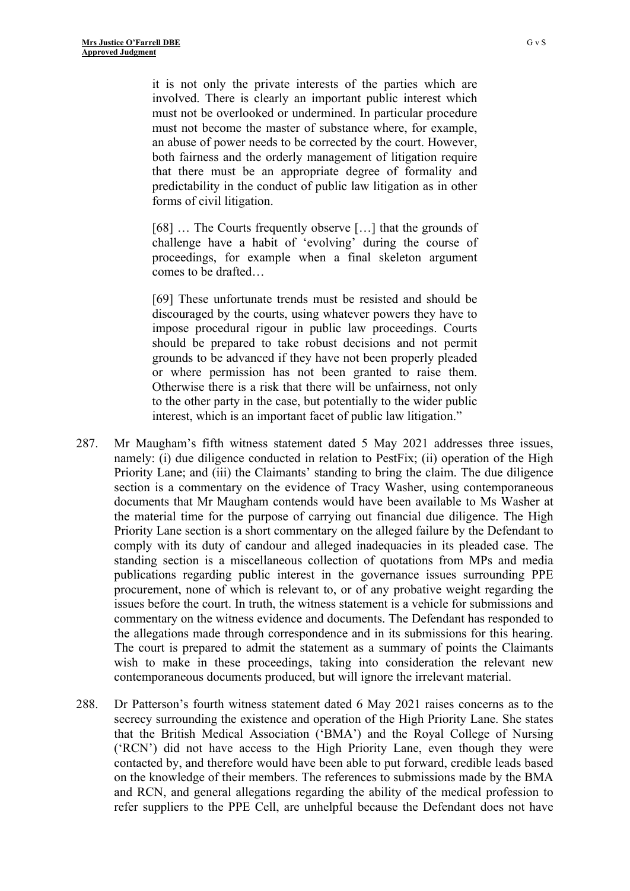> it is not only the private interests of the parties which are involved. There is clearly an important public interest which must not be overlooked or undermined. In particular procedure must not become the master of substance where, for example, an abuse of power needs to be corrected by the court. However, both fairness and the orderly management of litigation require that there must be an appropriate degree of formality and predictability in the conduct of public law litigation as in other forms of civil litigation.
>
> [68] … The Courts frequently observe […] that the grounds of challenge have a habit of 'evolving' during the course of proceedings, for example when a final skeleton argument comes to be drafted…
>
> [69] These unfortunate trends must be resisted and should be discouraged by the courts, using whatever powers they have to impose procedural rigour in public law proceedings. Courts should be prepared to take robust decisions and not permit grounds to be advanced if they have not been properly pleaded or where permission has not been granted to raise them. Otherwise there is a risk that there will be unfairness, not only to the other party in the case, but potentially to the wider public interest, which is an important facet of public law litigation."

287. Mr Maugham's fifth witness statement dated 5 May 2021 addresses three issues, namely: (i) due diligence conducted in relation to PestFix; (ii) operation of the High Priority Lane; and (iii) the Claimants' standing to bring the claim. The due diligence section is a commentary on the evidence of Tracy Washer, using contemporaneous documents that Mr Maugham contends would have been available to Ms Washer at the material time for the purpose of carrying out financial due diligence. The High Priority Lane section is a short commentary on the alleged failure by the Defendant to comply with its duty of candour and alleged inadequacies in its pleaded case. The standing section is a miscellaneous collection of quotations from MPs and media publications regarding public interest in the governance issues surrounding PPE procurement, none of which is relevant to, or of any probative weight regarding the issues before the court. In truth, the witness statement is a vehicle for submissions and commentary on the witness evidence and documents. The Defendant has responded to the allegations made through correspondence and in its submissions for this hearing. The court is prepared to admit the statement as a summary of points the Claimants wish to make in these proceedings, taking into consideration the relevant new contemporaneous documents produced, but will ignore the irrelevant material.

288. Dr Patterson's fourth witness statement dated 6 May 2021 raises concerns as to the secrecy surrounding the existence and operation of the High Priority Lane. She states that the British Medical Association ('BMA') and the Royal College of Nursing ('RCN') did not have access to the High Priority Lane, even though they were contacted by, and therefore would have been able to put forward, credible leads based on the knowledge of their members. The references to submissions made by the BMA and RCN, and general allegations regarding the ability of the medical profession to refer suppliers to the PPE Cell, are unhelpful because the Defendant does not have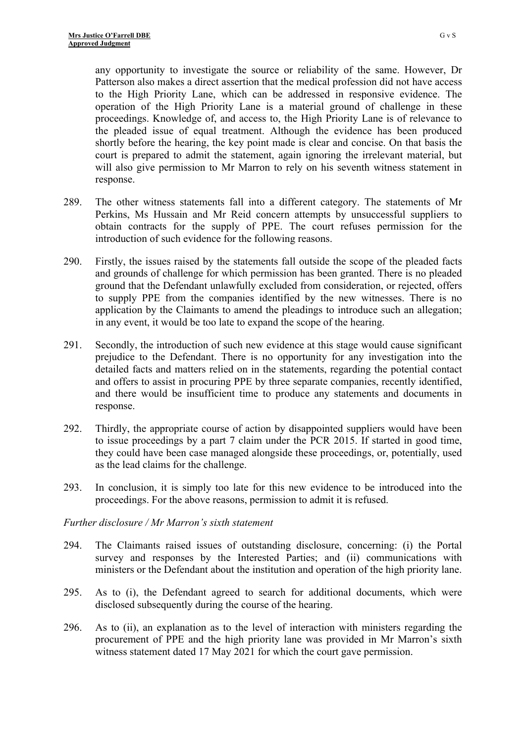any opportunity to investigate the source or reliability of the same. However, Dr Patterson also makes a direct assertion that the medical profession did not have access to the High Priority Lane, which can be addressed in responsive evidence. The operation of the High Priority Lane is a material ground of challenge in these proceedings. Knowledge of, and access to, the High Priority Lane is of relevance to the pleaded issue of equal treatment. Although the evidence has been produced shortly before the hearing, the key point made is clear and concise. On that basis the court is prepared to admit the statement, again ignoring the irrelevant material, but will also give permission to Mr Marron to rely on his seventh witness statement in response.

289. The other witness statements fall into a different category. The statements of Mr Perkins, Ms Hussain and Mr Reid concern attempts by unsuccessful suppliers to obtain contracts for the supply of PPE. The court refuses permission for the introduction of such evidence for the following reasons.

290. Firstly, the issues raised by the statements fall outside the scope of the pleaded facts and grounds of challenge for which permission has been granted. There is no pleaded ground that the Defendant unlawfully excluded from consideration, or rejected, offers to supply PPE from the companies identified by the new witnesses. There is no application by the Claimants to amend the pleadings to introduce such an allegation; in any event, it would be too late to expand the scope of the hearing.

291. Secondly, the introduction of such new evidence at this stage would cause significant prejudice to the Defendant. There is no opportunity for any investigation into the detailed facts and matters relied on in the statements, regarding the potential contact and offers to assist in procuring PPE by three separate companies, recently identified, and there would be insufficient time to produce any statements and documents in response.

292. Thirdly, the appropriate course of action by disappointed suppliers would have been to issue proceedings by a part 7 claim under the PCR 2015. If started in good time, they could have been case managed alongside these proceedings, or, potentially, used as the lead claims for the challenge.

293. In conclusion, it is simply too late for this new evidence to be introduced into the proceedings. For the above reasons, permission to admit it is refused.

*Further disclosure / Mr Marron's sixth statement*

294. The Claimants raised issues of outstanding disclosure, concerning: (i) the Portal survey and responses by the Interested Parties; and (ii) communications with ministers or the Defendant about the institution and operation of the high priority lane.

295. As to (i), the Defendant agreed to search for additional documents, which were disclosed subsequently during the course of the hearing.

296. As to (ii), an explanation as to the level of interaction with ministers regarding the procurement of PPE and the high priority lane was provided in Mr Marron's sixth witness statement dated 17 May 2021 for which the court gave permission.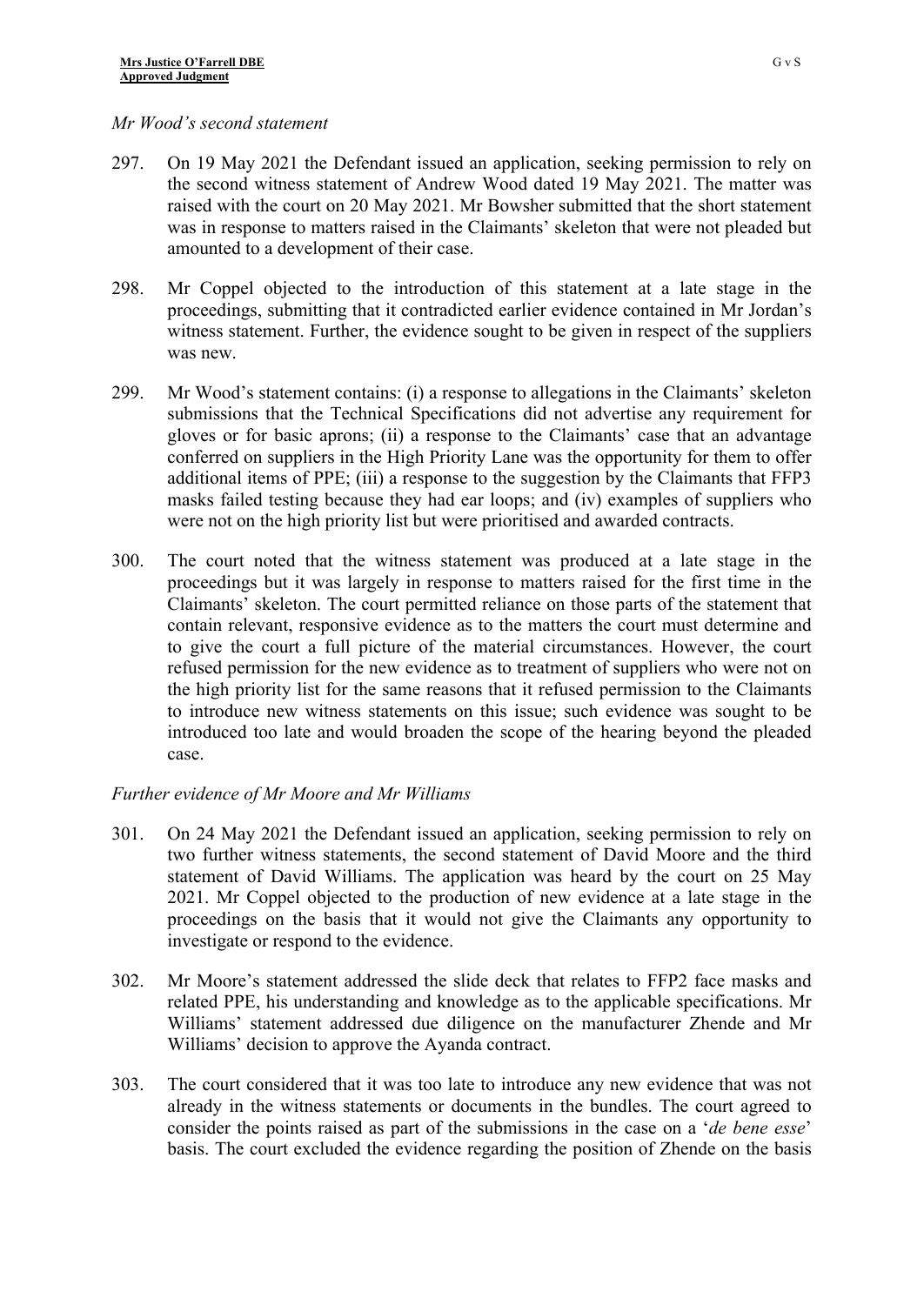*Mr Wood's second statement*

297. On 19 May 2021 the Defendant issued an application, seeking permission to rely on the second witness statement of Andrew Wood dated 19 May 2021. The matter was raised with the court on 20 May 2021. Mr Bowsher submitted that the short statement was in response to matters raised in the Claimants' skeleton that were not pleaded but amounted to a development of their case.

298. Mr Coppel objected to the introduction of this statement at a late stage in the proceedings, submitting that it contradicted earlier evidence contained in Mr Jordan's witness statement. Further, the evidence sought to be given in respect of the suppliers was new.

299. Mr Wood's statement contains: (i) a response to allegations in the Claimants' skeleton submissions that the Technical Specifications did not advertise any requirement for gloves or for basic aprons; (ii) a response to the Claimants' case that an advantage conferred on suppliers in the High Priority Lane was the opportunity for them to offer additional items of PPE; (iii) a response to the suggestion by the Claimants that FFP3 masks failed testing because they had ear loops; and (iv) examples of suppliers who were not on the high priority list but were prioritised and awarded contracts.

300. The court noted that the witness statement was produced at a late stage in the proceedings but it was largely in response to matters raised for the first time in the Claimants' skeleton. The court permitted reliance on those parts of the statement that contain relevant, responsive evidence as to the matters the court must determine and to give the court a full picture of the material circumstances. However, the court refused permission for the new evidence as to treatment of suppliers who were not on the high priority list for the same reasons that it refused permission to the Claimants to introduce new witness statements on this issue; such evidence was sought to be introduced too late and would broaden the scope of the hearing beyond the pleaded case.

*Further evidence of Mr Moore and Mr Williams*

301. On 24 May 2021 the Defendant issued an application, seeking permission to rely on two further witness statements, the second statement of David Moore and the third statement of David Williams. The application was heard by the court on 25 May 2021. Mr Coppel objected to the production of new evidence at a late stage in the proceedings on the basis that it would not give the Claimants any opportunity to investigate or respond to the evidence.

302. Mr Moore's statement addressed the slide deck that relates to FFP2 face masks and related PPE, his understanding and knowledge as to the applicable specifications. Mr Williams' statement addressed due diligence on the manufacturer Zhende and Mr Williams' decision to approve the Ayanda contract.

303. The court considered that it was too late to introduce any new evidence that was not already in the witness statements or documents in the bundles. The court agreed to consider the points raised as part of the submissions in the case on a '*de bene esse*' basis. The court excluded the evidence regarding the position of Zhende on the basis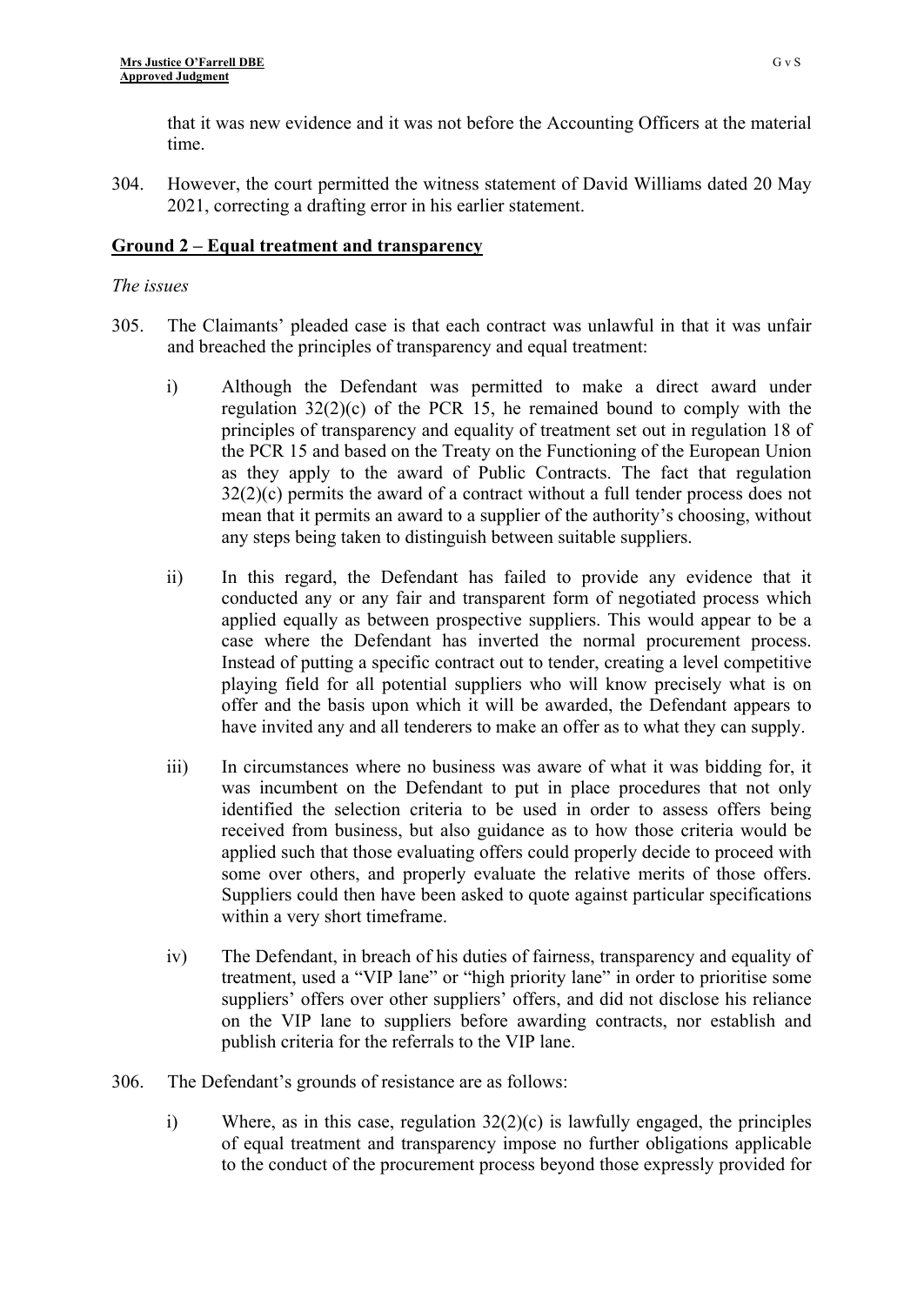that it was new evidence and it was not before the Accounting Officers at the material time.

304. However, the court permitted the witness statement of David Williams dated 20 May 2021, correcting a drafting error in his earlier statement.

## Ground 2 – Equal treatment and transparency

*The issues*

305. The Claimants' pleaded case is that each contract was unlawful in that it was unfair and breached the principles of transparency and equal treatment:

   i) Although the Defendant was permitted to make a direct award under regulation 32(2)(c) of the PCR 15, he remained bound to comply with the principles of transparency and equality of treatment set out in regulation 18 of the PCR 15 and based on the Treaty on the Functioning of the European Union as they apply to the award of Public Contracts. The fact that regulation 32(2)(c) permits the award of a contract without a full tender process does not mean that it permits an award to a supplier of the authority's choosing, without any steps being taken to distinguish between suitable suppliers.

   ii) In this regard, the Defendant has failed to provide any evidence that it conducted any or any fair and transparent form of negotiated process which applied equally as between prospective suppliers. This would appear to be a case where the Defendant has inverted the normal procurement process. Instead of putting a specific contract out to tender, creating a level competitive playing field for all potential suppliers who will know precisely what is on offer and the basis upon which it will be awarded, the Defendant appears to have invited any and all tenderers to make an offer as to what they can supply.

   iii) In circumstances where no business was aware of what it was bidding for, it was incumbent on the Defendant to put in place procedures that not only identified the selection criteria to be used in order to assess offers being received from business, but also guidance as to how those criteria would be applied such that those evaluating offers could properly decide to proceed with some over others, and properly evaluate the relative merits of those offers. Suppliers could then have been asked to quote against particular specifications within a very short timeframe.

   iv) The Defendant, in breach of his duties of fairness, transparency and equality of treatment, used a "VIP lane" or "high priority lane" in order to prioritise some suppliers' offers over other suppliers' offers, and did not disclose his reliance on the VIP lane to suppliers before awarding contracts, nor establish and publish criteria for the referrals to the VIP lane.

306. The Defendant's grounds of resistance are as follows:

   i) Where, as in this case, regulation 32(2)(c) is lawfully engaged, the principles of equal treatment and transparency impose no further obligations applicable to the conduct of the procurement process beyond those expressly provided for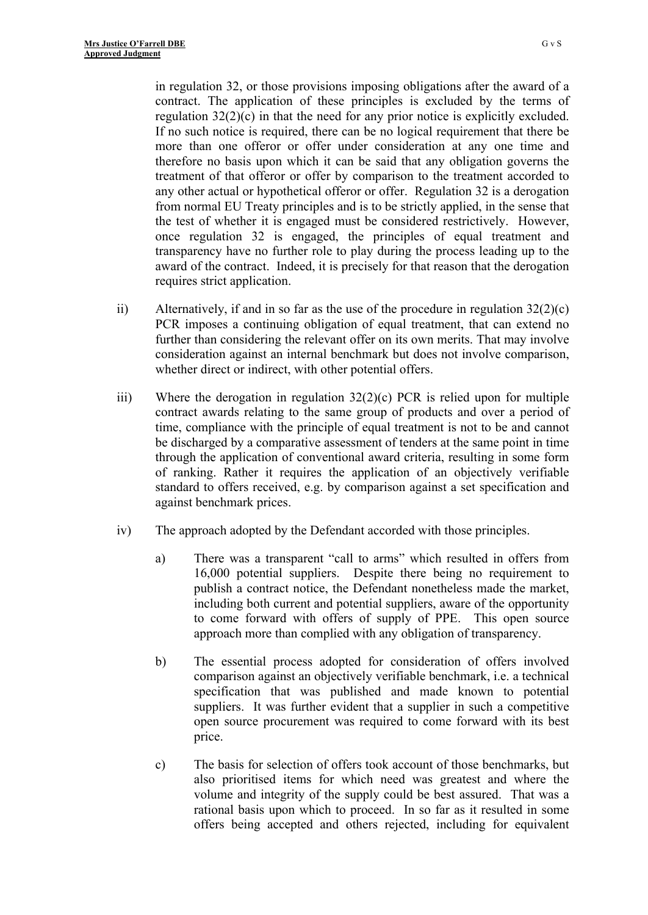in regulation 32, or those provisions imposing obligations after the award of a contract. The application of these principles is excluded by the terms of regulation 32(2)(c) in that the need for any prior notice is explicitly excluded. If no such notice is required, there can be no logical requirement that there be more than one offeror or offer under consideration at any one time and therefore no basis upon which it can be said that any obligation governs the treatment of that offeror or offer by comparison to the treatment accorded to any other actual or hypothetical offeror or offer. Regulation 32 is a derogation from normal EU Treaty principles and is to be strictly applied, in the sense that the test of whether it is engaged must be considered restrictively. However, once regulation 32 is engaged, the principles of equal treatment and transparency have no further role to play during the process leading up to the award of the contract. Indeed, it is precisely for that reason that the derogation requires strict application.

ii) Alternatively, if and in so far as the use of the procedure in regulation 32(2)(c) PCR imposes a continuing obligation of equal treatment, that can extend no further than considering the relevant offer on its own merits. That may involve consideration against an internal benchmark but does not involve comparison, whether direct or indirect, with other potential offers.

iii) Where the derogation in regulation 32(2)(c) PCR is relied upon for multiple contract awards relating to the same group of products and over a period of time, compliance with the principle of equal treatment is not to be and cannot be discharged by a comparative assessment of tenders at the same point in time through the application of conventional award criteria, resulting in some form of ranking. Rather it requires the application of an objectively verifiable standard to offers received, e.g. by comparison against a set specification and against benchmark prices.

iv) The approach adopted by the Defendant accorded with those principles.

a) There was a transparent "call to arms" which resulted in offers from 16,000 potential suppliers. Despite there being no requirement to publish a contract notice, the Defendant nonetheless made the market, including both current and potential suppliers, aware of the opportunity to come forward with offers of supply of PPE. This open source approach more than complied with any obligation of transparency.

b) The essential process adopted for consideration of offers involved comparison against an objectively verifiable benchmark, i.e. a technical specification that was published and made known to potential suppliers. It was further evident that a supplier in such a competitive open source procurement was required to come forward with its best price.

c) The basis for selection of offers took account of those benchmarks, but also prioritised items for which need was greatest and where the volume and integrity of the supply could be best assured. That was a rational basis upon which to proceed. In so far as it resulted in some offers being accepted and others rejected, including for equivalent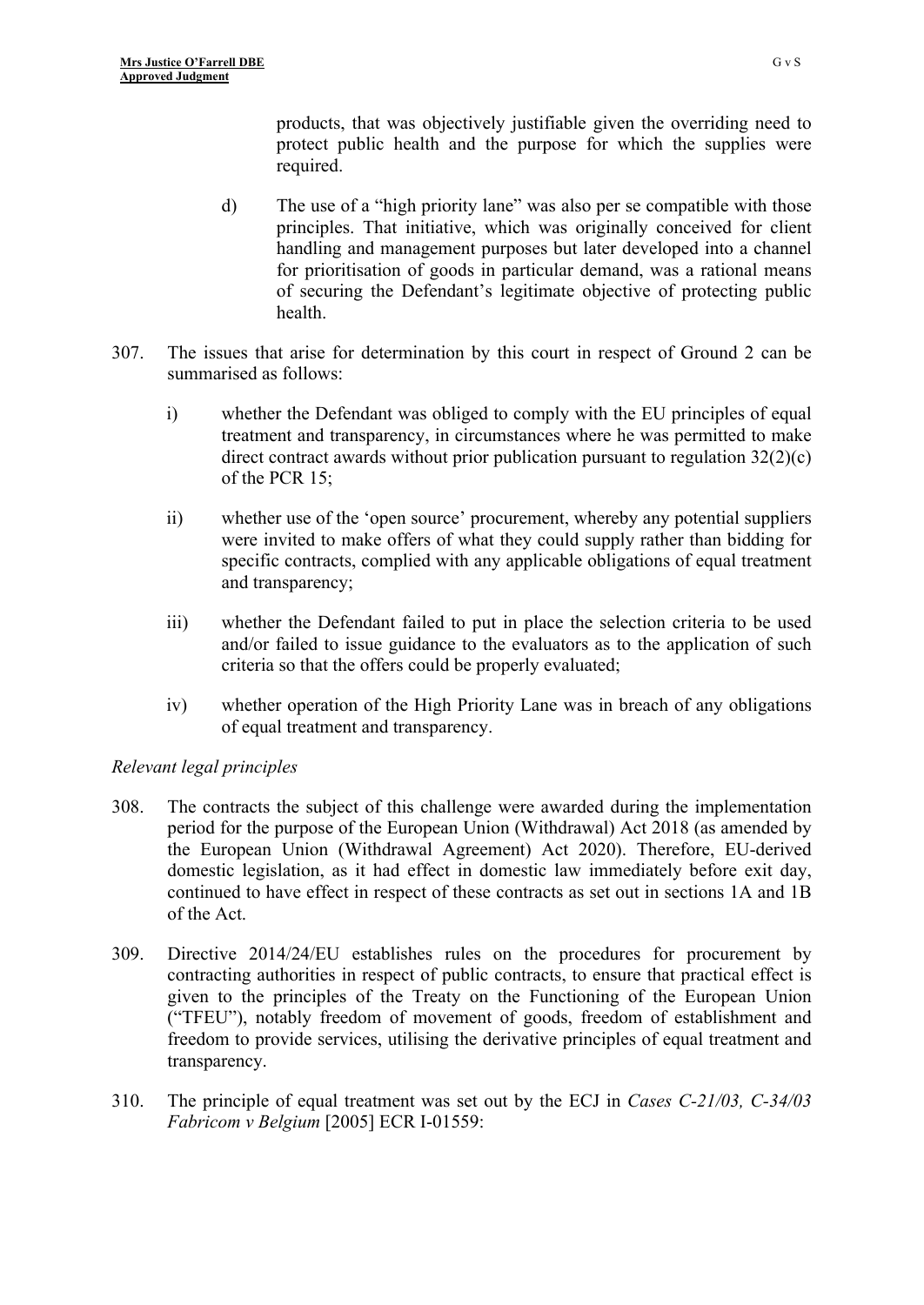products, that was objectively justifiable given the overriding need to protect public health and the purpose for which the supplies were required.

d) The use of a "high priority lane" was also per se compatible with those principles. That initiative, which was originally conceived for client handling and management purposes but later developed into a channel for prioritisation of goods in particular demand, was a rational means of securing the Defendant's legitimate objective of protecting public health.

307. The issues that arise for determination by this court in respect of Ground 2 can be summarised as follows:

i) whether the Defendant was obliged to comply with the EU principles of equal treatment and transparency, in circumstances where he was permitted to make direct contract awards without prior publication pursuant to regulation 32(2)(c) of the PCR 15;

ii) whether use of the 'open source' procurement, whereby any potential suppliers were invited to make offers of what they could supply rather than bidding for specific contracts, complied with any applicable obligations of equal treatment and transparency;

iii) whether the Defendant failed to put in place the selection criteria to be used and/or failed to issue guidance to the evaluators as to the application of such criteria so that the offers could be properly evaluated;

iv) whether operation of the High Priority Lane was in breach of any obligations of equal treatment and transparency.

*Relevant legal principles*

308. The contracts the subject of this challenge were awarded during the implementation period for the purpose of the European Union (Withdrawal) Act 2018 (as amended by the European Union (Withdrawal Agreement) Act 2020). Therefore, EU-derived domestic legislation, as it had effect in domestic law immediately before exit day, continued to have effect in respect of these contracts as set out in sections 1A and 1B of the Act.

309. Directive 2014/24/EU establishes rules on the procedures for procurement by contracting authorities in respect of public contracts, to ensure that practical effect is given to the principles of the Treaty on the Functioning of the European Union ("TFEU"), notably freedom of movement of goods, freedom of establishment and freedom to provide services, utilising the derivative principles of equal treatment and transparency.

310. The principle of equal treatment was set out by the ECJ in *Cases C-21/03, C-34/03 Fabricom v Belgium* [2005] ECR I-01559: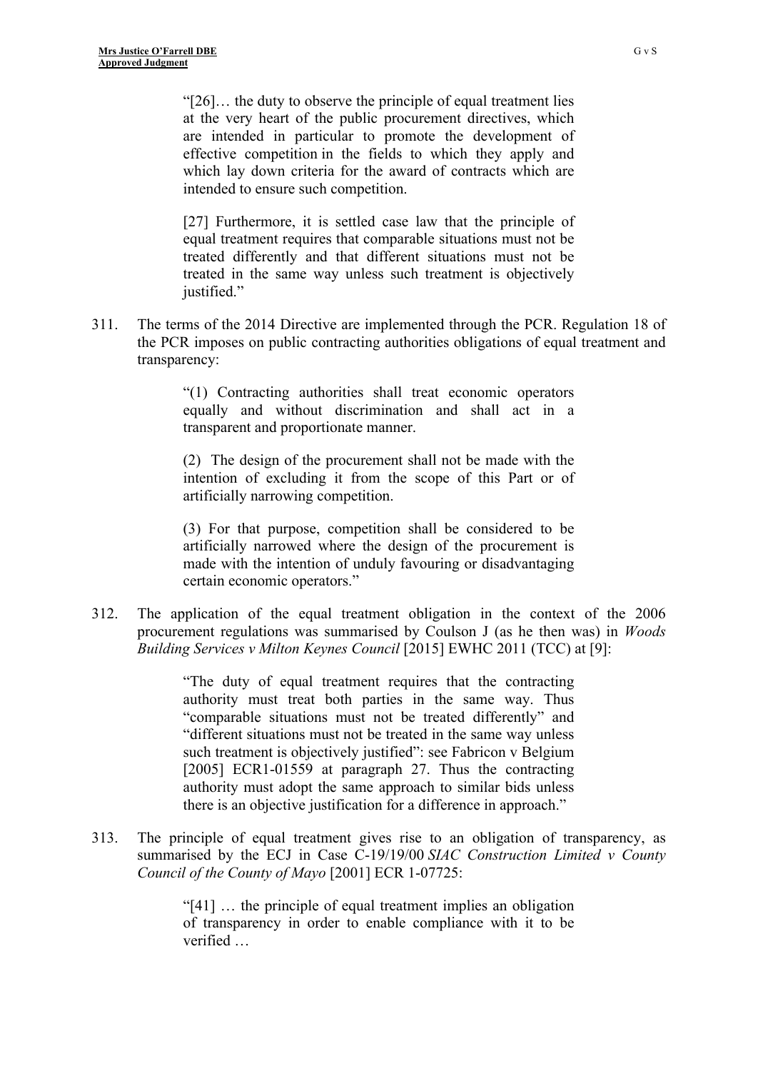> "[26]… the duty to observe the principle of equal treatment lies at the very heart of the public procurement directives, which are intended in particular to promote the development of effective competition in the fields to which they apply and which lay down criteria for the award of contracts which are intended to ensure such competition.
>
> [27] Furthermore, it is settled case law that the principle of equal treatment requires that comparable situations must not be treated differently and that different situations must not be treated in the same way unless such treatment is objectively justified."

311. The terms of the 2014 Directive are implemented through the PCR. Regulation 18 of the PCR imposes on public contracting authorities obligations of equal treatment and transparency:

> "(1) Contracting authorities shall treat economic operators equally and without discrimination and shall act in a transparent and proportionate manner.
>
> (2) The design of the procurement shall not be made with the intention of excluding it from the scope of this Part or of artificially narrowing competition.
>
> (3) For that purpose, competition shall be considered to be artificially narrowed where the design of the procurement is made with the intention of unduly favouring or disadvantaging certain economic operators."

312. The application of the equal treatment obligation in the context of the 2006 procurement regulations was summarised by Coulson J (as he then was) in *Woods Building Services v Milton Keynes Council* [2015] EWHC 2011 (TCC) at [9]:

> "The duty of equal treatment requires that the contracting authority must treat both parties in the same way. Thus "comparable situations must not be treated differently" and "different situations must not be treated in the same way unless such treatment is objectively justified": see Fabricon v Belgium [2005] ECR1-01559 at paragraph 27. Thus the contracting authority must adopt the same approach to similar bids unless there is an objective justification for a difference in approach."

313. The principle of equal treatment gives rise to an obligation of transparency, as summarised by the ECJ in Case C-19/19/00 *SIAC Construction Limited v County Council of the County of Mayo* [2001] ECR 1-07725:

> "[41] … the principle of equal treatment implies an obligation of transparency in order to enable compliance with it to be verified …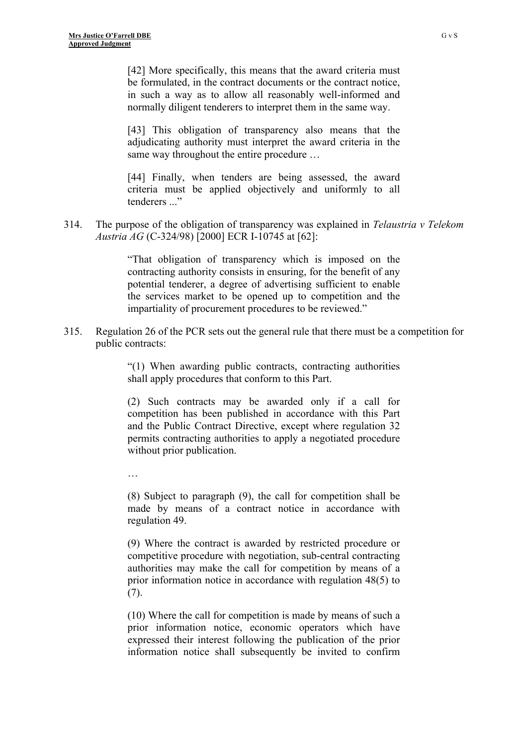> [42] More specifically, this means that the award criteria must be formulated, in the contract documents or the contract notice, in such a way as to allow all reasonably well-informed and normally diligent tenderers to interpret them in the same way.
>
> [43] This obligation of transparency also means that the adjudicating authority must interpret the award criteria in the same way throughout the entire procedure …
>
> [44] Finally, when tenders are being assessed, the award criteria must be applied objectively and uniformly to all tenderers ..."

314. The purpose of the obligation of transparency was explained in *Telaustria v Telekom Austria AG* (C-324/98) [2000] ECR I-10745 at [62]:

> "That obligation of transparency which is imposed on the contracting authority consists in ensuring, for the benefit of any potential tenderer, a degree of advertising sufficient to enable the services market to be opened up to competition and the impartiality of procurement procedures to be reviewed."

315. Regulation 26 of the PCR sets out the general rule that there must be a competition for public contracts:

> "(1) When awarding public contracts, contracting authorities shall apply procedures that conform to this Part.
>
> (2) Such contracts may be awarded only if a call for competition has been published in accordance with this Part and the Public Contract Directive, except where regulation 32 permits contracting authorities to apply a negotiated procedure without prior publication.
>
> …
>
> (8) Subject to paragraph (9), the call for competition shall be made by means of a contract notice in accordance with regulation 49.
>
> (9) Where the contract is awarded by restricted procedure or competitive procedure with negotiation, sub-central contracting authorities may make the call for competition by means of a prior information notice in accordance with regulation 48(5) to (7).
>
> (10) Where the call for competition is made by means of such a prior information notice, economic operators which have expressed their interest following the publication of the prior information notice shall subsequently be invited to confirm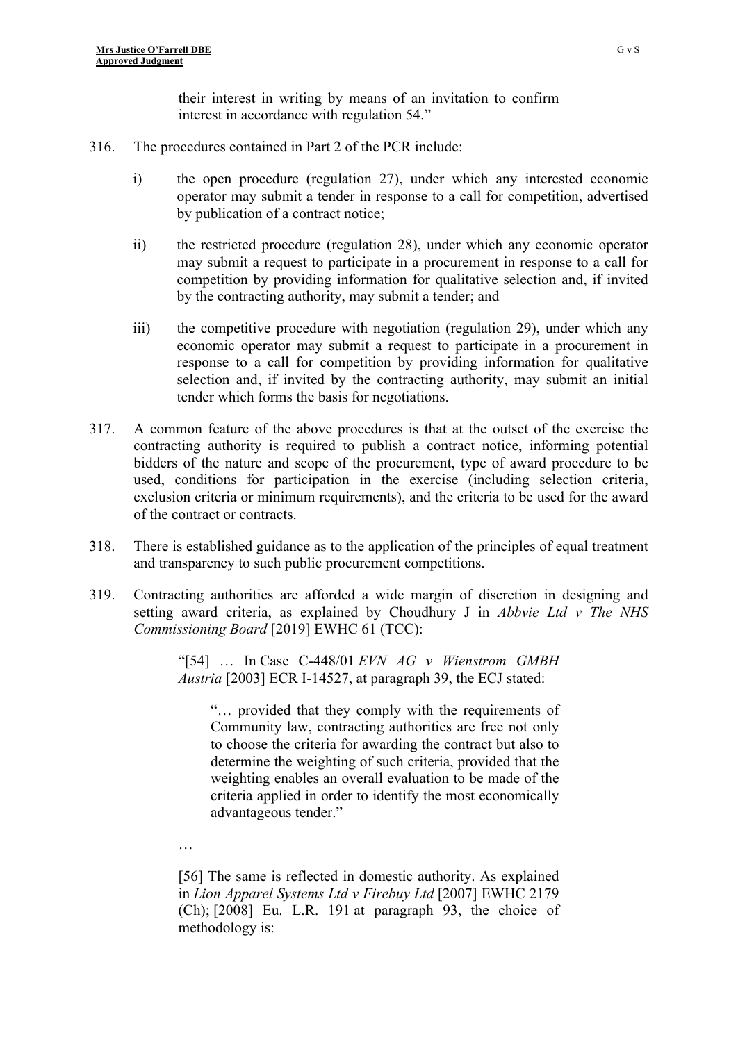their interest in writing by means of an invitation to confirm interest in accordance with regulation 54."

316. The procedures contained in Part 2 of the PCR include:

   i) the open procedure (regulation 27), under which any interested economic operator may submit a tender in response to a call for competition, advertised by publication of a contract notice;

   ii) the restricted procedure (regulation 28), under which any economic operator may submit a request to participate in a procurement in response to a call for competition by providing information for qualitative selection and, if invited by the contracting authority, may submit a tender; and

   iii) the competitive procedure with negotiation (regulation 29), under which any economic operator may submit a request to participate in a procurement in response to a call for competition by providing information for qualitative selection and, if invited by the contracting authority, may submit an initial tender which forms the basis for negotiations.

317. A common feature of the above procedures is that at the outset of the exercise the contracting authority is required to publish a contract notice, informing potential bidders of the nature and scope of the procurement, type of award procedure to be used, conditions for participation in the exercise (including selection criteria, exclusion criteria or minimum requirements), and the criteria to be used for the award of the contract or contracts.

318. There is established guidance as to the application of the principles of equal treatment and transparency to such public procurement competitions.

319. Contracting authorities are afforded a wide margin of discretion in designing and setting award criteria, as explained by Choudhury J in *Abbvie Ltd v The NHS Commissioning Board* [2019] EWHC 61 (TCC):

> "[54] … In Case C-448/01 *EVN AG v Wienstrom GMBH Austria* [2003] ECR I-14527, at paragraph 39, the ECJ stated:
>
> > "… provided that they comply with the requirements of Community law, contracting authorities are free not only to choose the criteria for awarding the contract but also to determine the weighting of such criteria, provided that the weighting enables an overall evaluation to be made of the criteria applied in order to identify the most economically advantageous tender."
>
> …
>
> [56] The same is reflected in domestic authority. As explained in *Lion Apparel Systems Ltd v Firebuy Ltd* [2007] EWHC 2179 (Ch); [2008] Eu. L.R. 191 at paragraph 93, the choice of methodology is: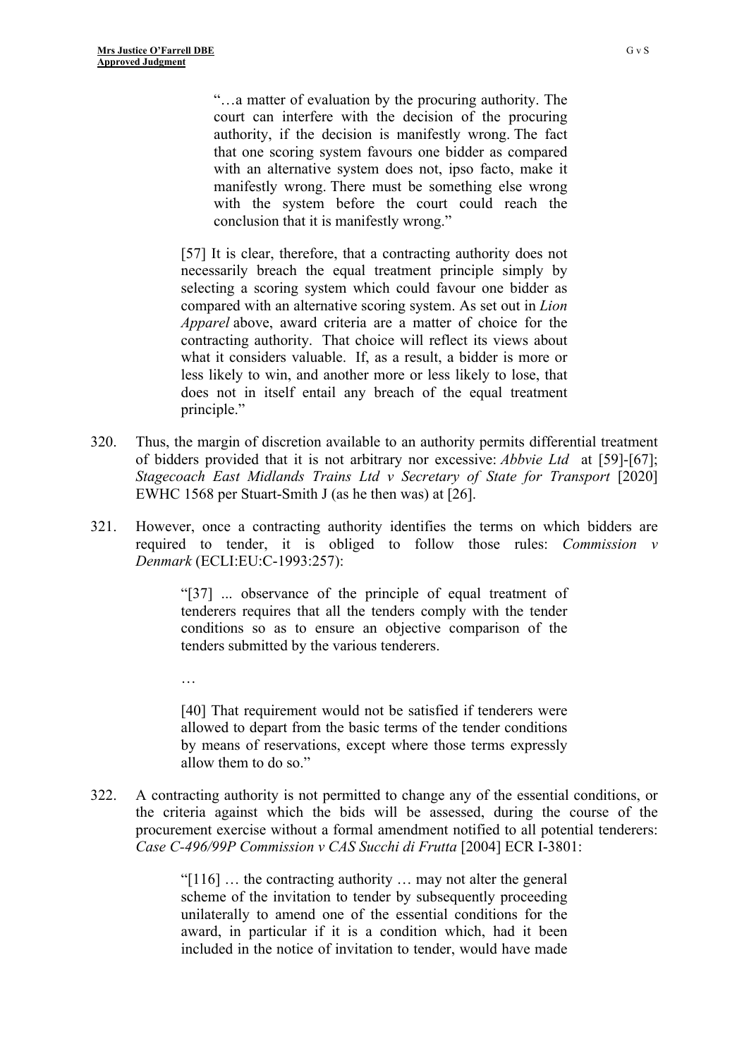> "…a matter of evaluation by the procuring authority. The court can interfere with the decision of the procuring authority, if the decision is manifestly wrong. The fact that one scoring system favours one bidder as compared with an alternative system does not, ipso facto, make it manifestly wrong. There must be something else wrong with the system before the court could reach the conclusion that it is manifestly wrong."
>
> [57] It is clear, therefore, that a contracting authority does not necessarily breach the equal treatment principle simply by selecting a scoring system which could favour one bidder as compared with an alternative scoring system. As set out in *Lion Apparel* above, award criteria are a matter of choice for the contracting authority. That choice will reflect its views about what it considers valuable. If, as a result, a bidder is more or less likely to win, and another more or less likely to lose, that does not in itself entail any breach of the equal treatment principle."

320. Thus, the margin of discretion available to an authority permits differential treatment of bidders provided that it is not arbitrary nor excessive: *Abbvie Ltd* at [59]-[67]; *Stagecoach East Midlands Trains Ltd v Secretary of State for Transport* [2020] EWHC 1568 per Stuart-Smith J (as he then was) at [26].

321. However, once a contracting authority identifies the terms on which bidders are required to tender, it is obliged to follow those rules: *Commission v Denmark* (ECLI:EU:C-1993:257):

> "[37] ... observance of the principle of equal treatment of tenderers requires that all the tenders comply with the tender conditions so as to ensure an objective comparison of the tenders submitted by the various tenderers.
>
> …
>
> [40] That requirement would not be satisfied if tenderers were allowed to depart from the basic terms of the tender conditions by means of reservations, except where those terms expressly allow them to do so."

322. A contracting authority is not permitted to change any of the essential conditions, or the criteria against which the bids will be assessed, during the course of the procurement exercise without a formal amendment notified to all potential tenderers: *Case C-496/99P Commission v CAS Succhi di Frutta* [2004] ECR I-3801:

> "[116] … the contracting authority … may not alter the general scheme of the invitation to tender by subsequently proceeding unilaterally to amend one of the essential conditions for the award, in particular if it is a condition which, had it been included in the notice of invitation to tender, would have made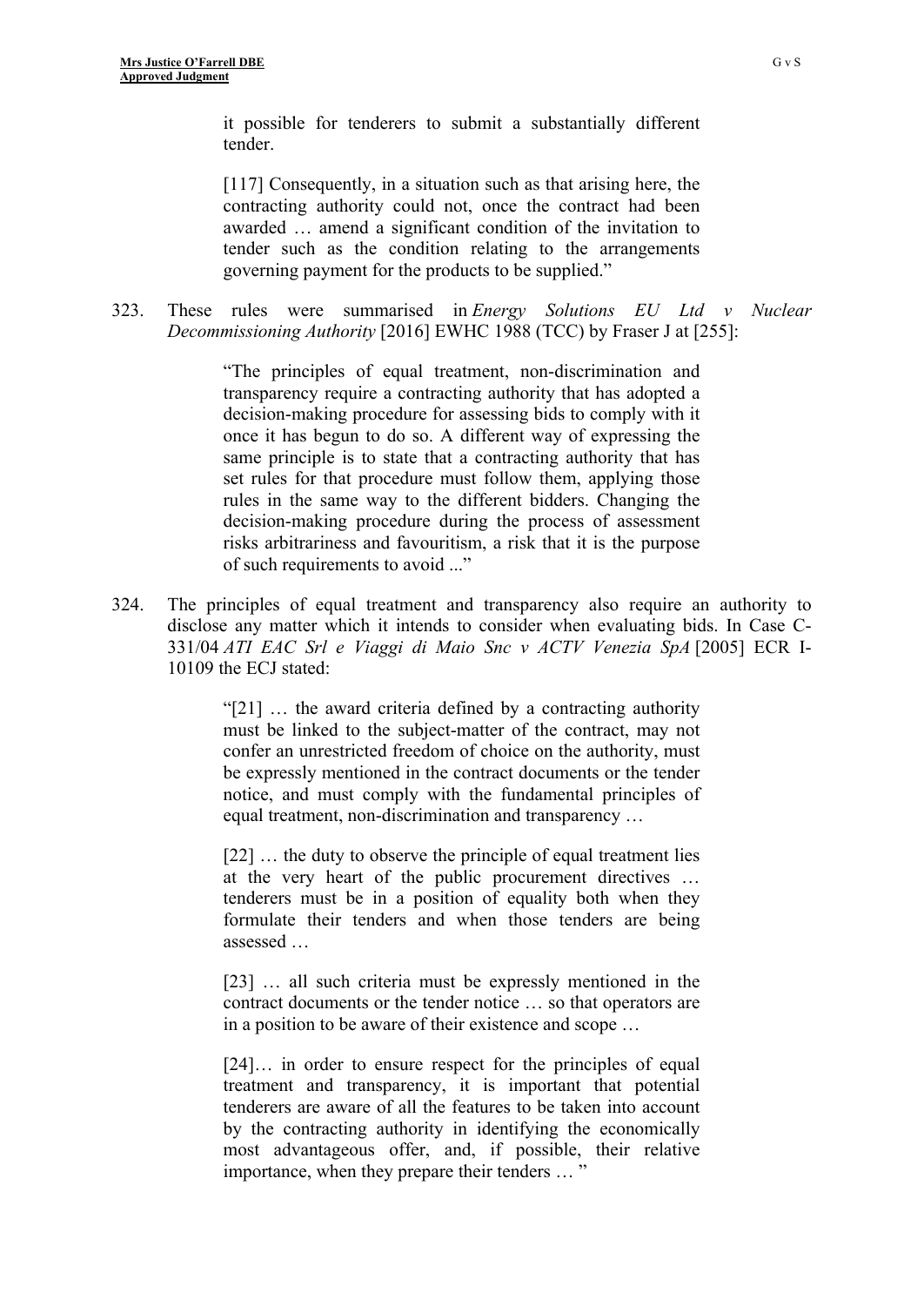> it possible for tenderers to submit a substantially different tender.
>
> [117] Consequently, in a situation such as that arising here, the contracting authority could not, once the contract had been awarded … amend a significant condition of the invitation to tender such as the condition relating to the arrangements governing payment for the products to be supplied."

323. These rules were summarised in *Energy Solutions EU Ltd v Nuclear Decommissioning Authority* [2016] EWHC 1988 (TCC) by Fraser J at [255]:

> "The principles of equal treatment, non-discrimination and transparency require a contracting authority that has adopted a decision-making procedure for assessing bids to comply with it once it has begun to do so. A different way of expressing the same principle is to state that a contracting authority that has set rules for that procedure must follow them, applying those rules in the same way to the different bidders. Changing the decision-making procedure during the process of assessment risks arbitrariness and favouritism, a risk that it is the purpose of such requirements to avoid ..."

324. The principles of equal treatment and transparency also require an authority to disclose any matter which it intends to consider when evaluating bids. In Case C-331/04 *ATI EAC Srl e Viaggi di Maio Snc v ACTV Venezia SpA* [2005] ECR I-10109 the ECJ stated:

> "[21] … the award criteria defined by a contracting authority must be linked to the subject-matter of the contract, may not confer an unrestricted freedom of choice on the authority, must be expressly mentioned in the contract documents or the tender notice, and must comply with the fundamental principles of equal treatment, non-discrimination and transparency …
>
> [22] … the duty to observe the principle of equal treatment lies at the very heart of the public procurement directives … tenderers must be in a position of equality both when they formulate their tenders and when those tenders are being assessed …
>
> [23] … all such criteria must be expressly mentioned in the contract documents or the tender notice … so that operators are in a position to be aware of their existence and scope …
>
> [24]… in order to ensure respect for the principles of equal treatment and transparency, it is important that potential tenderers are aware of all the features to be taken into account by the contracting authority in identifying the economically most advantageous offer, and, if possible, their relative importance, when they prepare their tenders … "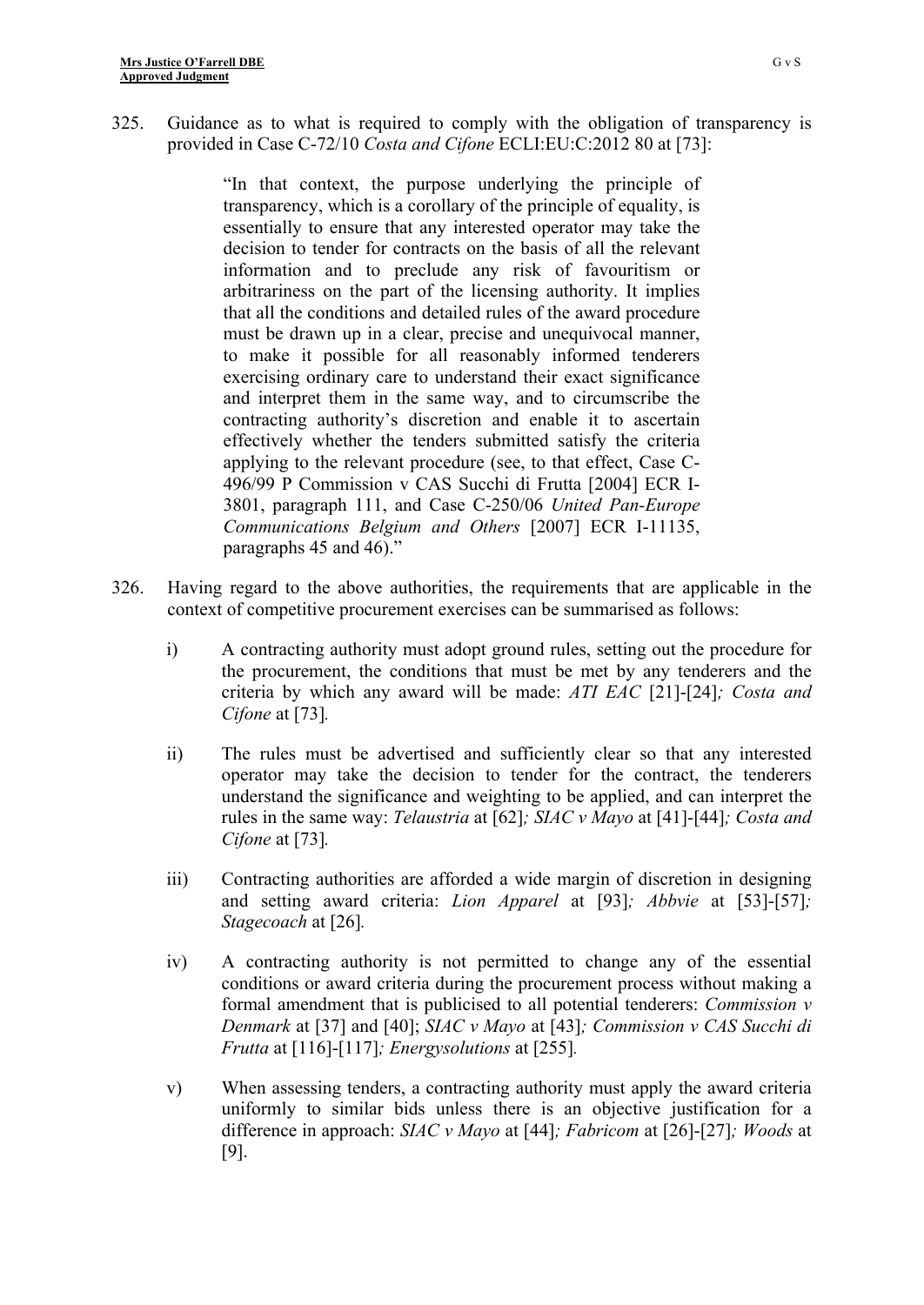325. Guidance as to what is required to comply with the obligation of transparency is provided in Case C-72/10 *Costa and Cifone* ECLI:EU:C:2012 80 at [73]:

> "In that context, the purpose underlying the principle of transparency, which is a corollary of the principle of equality, is essentially to ensure that any interested operator may take the decision to tender for contracts on the basis of all the relevant information and to preclude any risk of favouritism or arbitrariness on the part of the licensing authority. It implies that all the conditions and detailed rules of the award procedure must be drawn up in a clear, precise and unequivocal manner, to make it possible for all reasonably informed tenderers exercising ordinary care to understand their exact significance and interpret them in the same way, and to circumscribe the contracting authority's discretion and enable it to ascertain effectively whether the tenders submitted satisfy the criteria applying to the relevant procedure (see, to that effect, Case C-496/99 P Commission v CAS Succhi di Frutta [2004] ECR I-3801, paragraph 111, and Case C-250/06 *United Pan-Europe Communications Belgium and Others* [2007] ECR I-11135, paragraphs 45 and 46)."

326. Having regard to the above authorities, the requirements that are applicable in the context of competitive procurement exercises can be summarised as follows:

i) A contracting authority must adopt ground rules, setting out the procedure for the procurement, the conditions that must be met by any tenderers and the criteria by which any award will be made: *ATI EAC* [21]-[24]*; Costa and Cifone* at [73]*.*

ii) The rules must be advertised and sufficiently clear so that any interested operator may take the decision to tender for the contract, the tenderers understand the significance and weighting to be applied, and can interpret the rules in the same way: *Telaustria* at [62]*; SIAC v Mayo* at [41]-[44]*; Costa and Cifone* at [73]*.*

iii) Contracting authorities are afforded a wide margin of discretion in designing and setting award criteria: *Lion Apparel* at [93]*; Abbvie* at [53]-[57]*; Stagecoach* at [26]*.*

iv) A contracting authority is not permitted to change any of the essential conditions or award criteria during the procurement process without making a formal amendment that is publicised to all potential tenderers: *Commission v Denmark* at [37] and [40]; *SIAC v Mayo* at [43]*; Commission v CAS Succhi di Frutta* at [116]-[117]*; Energysolutions* at [255]*.*

v) When assessing tenders, a contracting authority must apply the award criteria uniformly to similar bids unless there is an objective justification for a difference in approach: *SIAC v Mayo* at [44]*; Fabricom* at [26]-[27]*; Woods* at [9].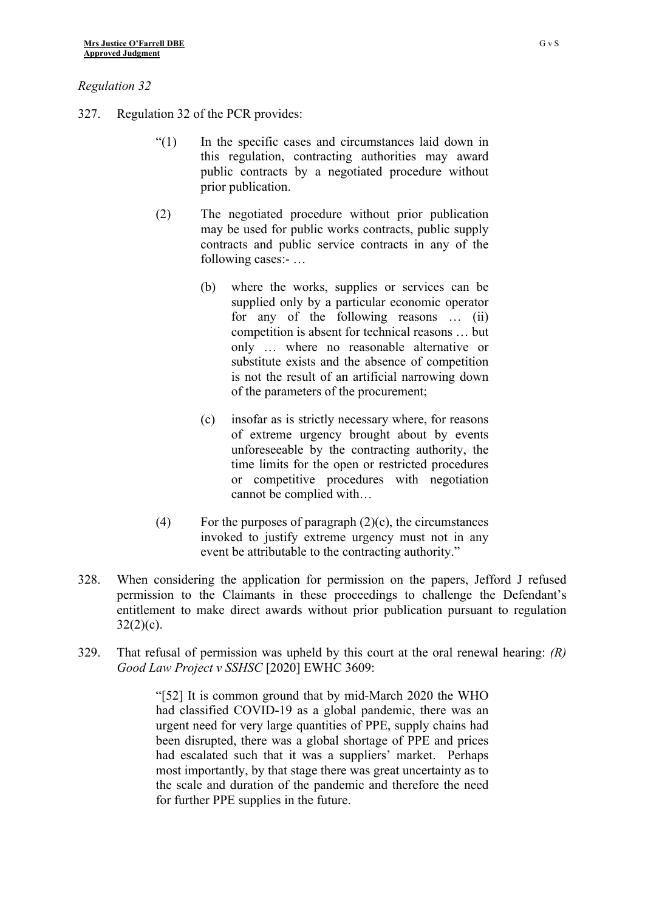*Regulation 32*

327. Regulation 32 of the PCR provides:

> "(1) In the specific cases and circumstances laid down in this regulation, contracting authorities may award public contracts by a negotiated procedure without prior publication.
>
> (2) The negotiated procedure without prior publication may be used for public works contracts, public supply contracts and public service contracts in any of the following cases:- …
>
> (b) where the works, supplies or services can be supplied only by a particular economic operator for any of the following reasons … (ii) competition is absent for technical reasons … but only … where no reasonable alternative or substitute exists and the absence of competition is not the result of an artificial narrowing down of the parameters of the procurement;
>
> (c) insofar as is strictly necessary where, for reasons of extreme urgency brought about by events unforeseeable by the contracting authority, the time limits for the open or restricted procedures or competitive procedures with negotiation cannot be complied with…
>
> (4) For the purposes of paragraph (2)(c), the circumstances invoked to justify extreme urgency must not in any event be attributable to the contracting authority."

328. When considering the application for permission on the papers, Jefford J refused permission to the Claimants in these proceedings to challenge the Defendant's entitlement to make direct awards without prior publication pursuant to regulation 32(2)(c).

329. That refusal of permission was upheld by this court at the oral renewal hearing: *(R) Good Law Project v SSHSC* [2020] EWHC 3609:

> "[52] It is common ground that by mid-March 2020 the WHO had classified COVID-19 as a global pandemic, there was an urgent need for very large quantities of PPE, supply chains had been disrupted, there was a global shortage of PPE and prices had escalated such that it was a suppliers' market. Perhaps most importantly, by that stage there was great uncertainty as to the scale and duration of the pandemic and therefore the need for further PPE supplies in the future.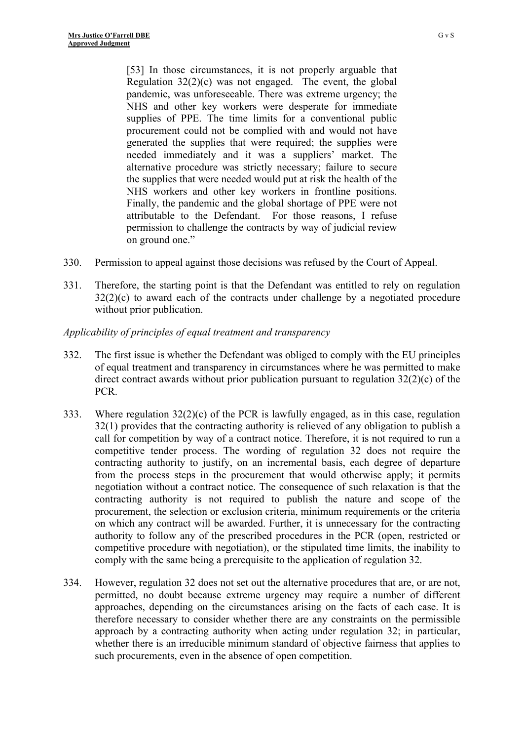> [53] In those circumstances, it is not properly arguable that Regulation 32(2)(c) was not engaged. The event, the global pandemic, was unforeseeable. There was extreme urgency; the NHS and other key workers were desperate for immediate supplies of PPE. The time limits for a conventional public procurement could not be complied with and would not have generated the supplies that were required; the supplies were needed immediately and it was a suppliers' market. The alternative procedure was strictly necessary; failure to secure the supplies that were needed would put at risk the health of the NHS workers and other key workers in frontline positions. Finally, the pandemic and the global shortage of PPE were not attributable to the Defendant. For those reasons, I refuse permission to challenge the contracts by way of judicial review on ground one."

330. Permission to appeal against those decisions was refused by the Court of Appeal.

331. Therefore, the starting point is that the Defendant was entitled to rely on regulation 32(2)(c) to award each of the contracts under challenge by a negotiated procedure without prior publication.

*Applicability of principles of equal treatment and transparency*

332. The first issue is whether the Defendant was obliged to comply with the EU principles of equal treatment and transparency in circumstances where he was permitted to make direct contract awards without prior publication pursuant to regulation 32(2)(c) of the PCR.

333. Where regulation 32(2)(c) of the PCR is lawfully engaged, as in this case, regulation 32(1) provides that the contracting authority is relieved of any obligation to publish a call for competition by way of a contract notice. Therefore, it is not required to run a competitive tender process. The wording of regulation 32 does not require the contracting authority to justify, on an incremental basis, each degree of departure from the process steps in the procurement that would otherwise apply; it permits negotiation without a contract notice. The consequence of such relaxation is that the contracting authority is not required to publish the nature and scope of the procurement, the selection or exclusion criteria, minimum requirements or the criteria on which any contract will be awarded. Further, it is unnecessary for the contracting authority to follow any of the prescribed procedures in the PCR (open, restricted or competitive procedure with negotiation), or the stipulated time limits, the inability to comply with the same being a prerequisite to the application of regulation 32.

334. However, regulation 32 does not set out the alternative procedures that are, or are not, permitted, no doubt because extreme urgency may require a number of different approaches, depending on the circumstances arising on the facts of each case. It is therefore necessary to consider whether there are any constraints on the permissible approach by a contracting authority when acting under regulation 32; in particular, whether there is an irreducible minimum standard of objective fairness that applies to such procurements, even in the absence of open competition.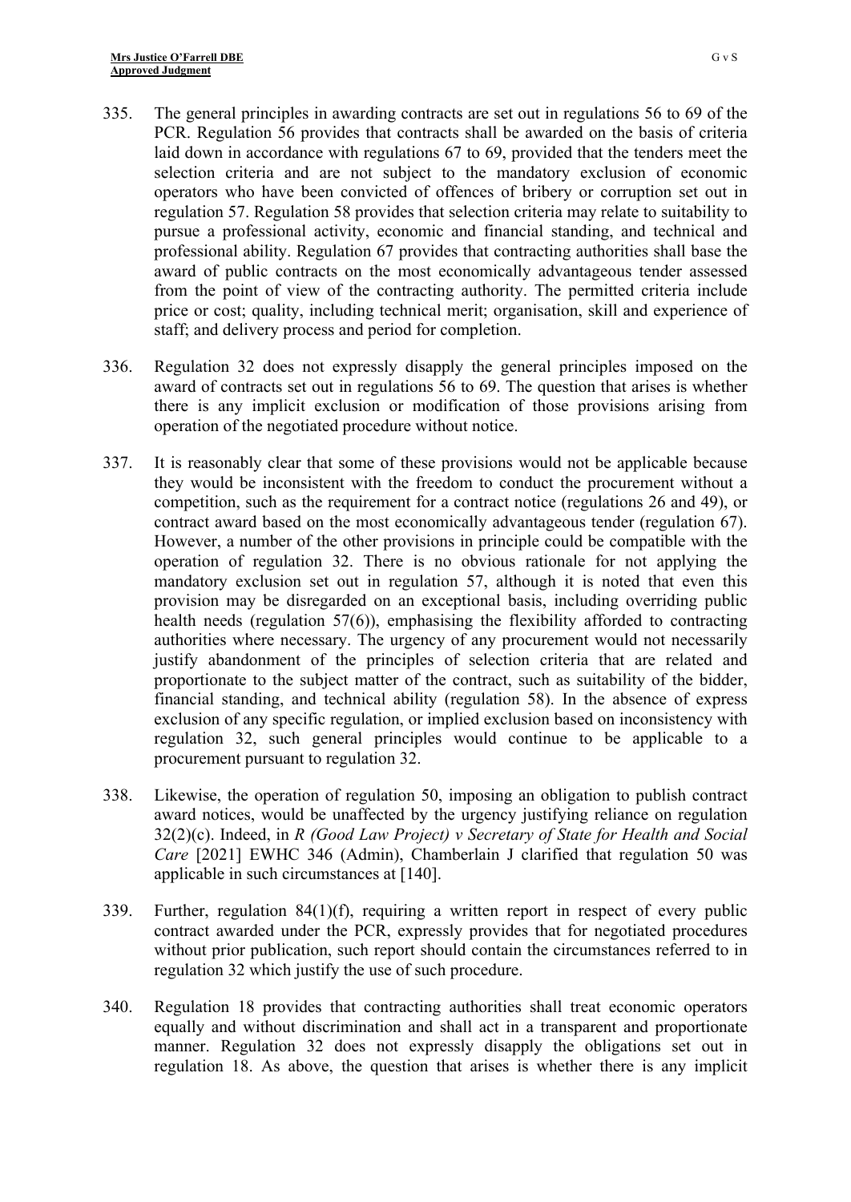335. The general principles in awarding contracts are set out in regulations 56 to 69 of the PCR. Regulation 56 provides that contracts shall be awarded on the basis of criteria laid down in accordance with regulations 67 to 69, provided that the tenders meet the selection criteria and are not subject to the mandatory exclusion of economic operators who have been convicted of offences of bribery or corruption set out in regulation 57. Regulation 58 provides that selection criteria may relate to suitability to pursue a professional activity, economic and financial standing, and technical and professional ability. Regulation 67 provides that contracting authorities shall base the award of public contracts on the most economically advantageous tender assessed from the point of view of the contracting authority. The permitted criteria include price or cost; quality, including technical merit; organisation, skill and experience of staff; and delivery process and period for completion.

336. Regulation 32 does not expressly disapply the general principles imposed on the award of contracts set out in regulations 56 to 69. The question that arises is whether there is any implicit exclusion or modification of those provisions arising from operation of the negotiated procedure without notice.

337. It is reasonably clear that some of these provisions would not be applicable because they would be inconsistent with the freedom to conduct the procurement without a competition, such as the requirement for a contract notice (regulations 26 and 49), or contract award based on the most economically advantageous tender (regulation 67). However, a number of the other provisions in principle could be compatible with the operation of regulation 32. There is no obvious rationale for not applying the mandatory exclusion set out in regulation 57, although it is noted that even this provision may be disregarded on an exceptional basis, including overriding public health needs (regulation 57(6)), emphasising the flexibility afforded to contracting authorities where necessary. The urgency of any procurement would not necessarily justify abandonment of the principles of selection criteria that are related and proportionate to the subject matter of the contract, such as suitability of the bidder, financial standing, and technical ability (regulation 58). In the absence of express exclusion of any specific regulation, or implied exclusion based on inconsistency with regulation 32, such general principles would continue to be applicable to a procurement pursuant to regulation 32.

338. Likewise, the operation of regulation 50, imposing an obligation to publish contract award notices, would be unaffected by the urgency justifying reliance on regulation 32(2)(c). Indeed, in *R (Good Law Project) v Secretary of State for Health and Social Care* [2021] EWHC 346 (Admin), Chamberlain J clarified that regulation 50 was applicable in such circumstances at [140].

339. Further, regulation 84(1)(f), requiring a written report in respect of every public contract awarded under the PCR, expressly provides that for negotiated procedures without prior publication, such report should contain the circumstances referred to in regulation 32 which justify the use of such procedure.

340. Regulation 18 provides that contracting authorities shall treat economic operators equally and without discrimination and shall act in a transparent and proportionate manner. Regulation 32 does not expressly disapply the obligations set out in regulation 18. As above, the question that arises is whether there is any implicit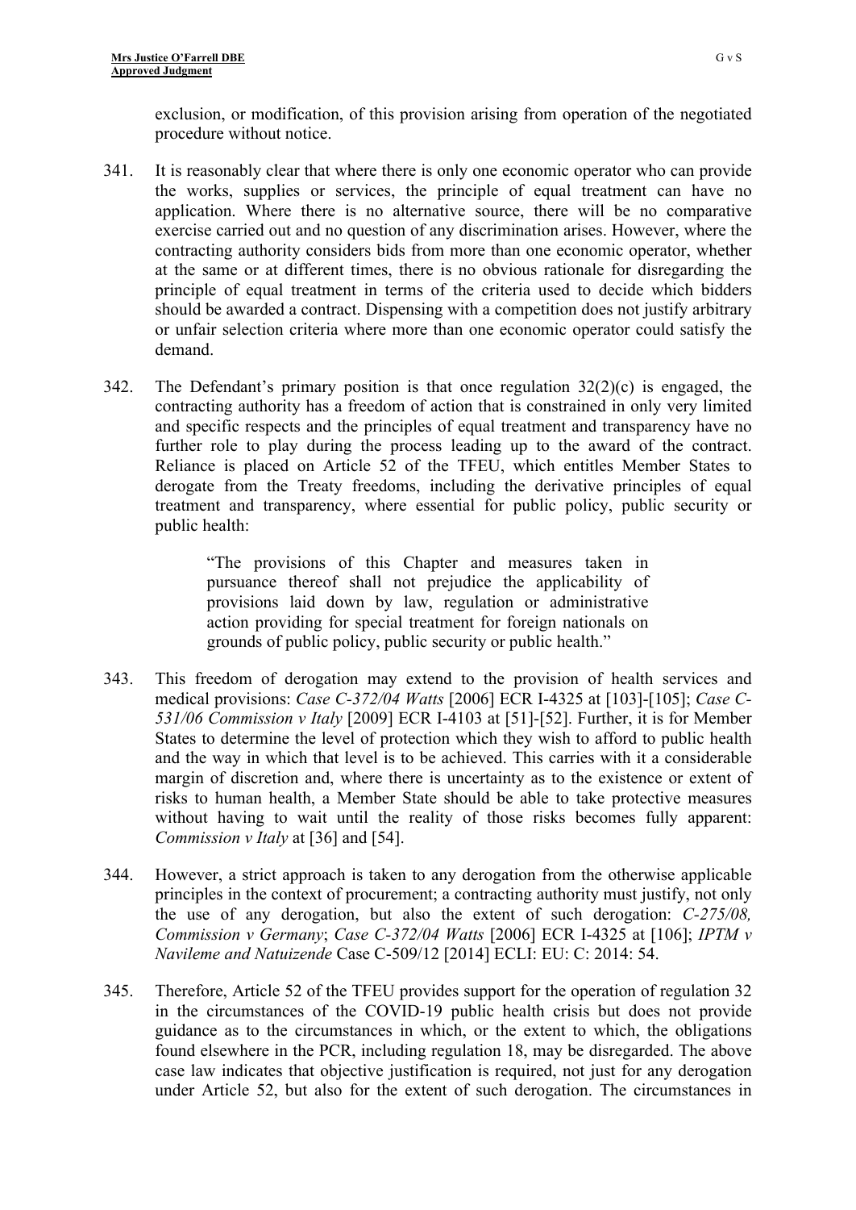exclusion, or modification, of this provision arising from operation of the negotiated procedure without notice.

341. It is reasonably clear that where there is only one economic operator who can provide the works, supplies or services, the principle of equal treatment can have no application. Where there is no alternative source, there will be no comparative exercise carried out and no question of any discrimination arises. However, where the contracting authority considers bids from more than one economic operator, whether at the same or at different times, there is no obvious rationale for disregarding the principle of equal treatment in terms of the criteria used to decide which bidders should be awarded a contract. Dispensing with a competition does not justify arbitrary or unfair selection criteria where more than one economic operator could satisfy the demand.

342. The Defendant's primary position is that once regulation 32(2)(c) is engaged, the contracting authority has a freedom of action that is constrained in only very limited and specific respects and the principles of equal treatment and transparency have no further role to play during the process leading up to the award of the contract. Reliance is placed on Article 52 of the TFEU, which entitles Member States to derogate from the Treaty freedoms, including the derivative principles of equal treatment and transparency, where essential for public policy, public security or public health:

> "The provisions of this Chapter and measures taken in pursuance thereof shall not prejudice the applicability of provisions laid down by law, regulation or administrative action providing for special treatment for foreign nationals on grounds of public policy, public security or public health."

343. This freedom of derogation may extend to the provision of health services and medical provisions: *Case C-372/04 Watts* [2006] ECR I-4325 at [103]-[105]; *Case C-531/06 Commission v Italy* [2009] ECR I-4103 at [51]-[52]. Further, it is for Member States to determine the level of protection which they wish to afford to public health and the way in which that level is to be achieved. This carries with it a considerable margin of discretion and, where there is uncertainty as to the existence or extent of risks to human health, a Member State should be able to take protective measures without having to wait until the reality of those risks becomes fully apparent: *Commission v Italy* at [36] and [54].

344. However, a strict approach is taken to any derogation from the otherwise applicable principles in the context of procurement; a contracting authority must justify, not only the use of any derogation, but also the extent of such derogation: *C-275/08, Commission v Germany*; *Case C-372/04 Watts* [2006] ECR I-4325 at [106]; *IPTM v Navileme and Natuizende* Case C-509/12 [2014] ECLI: EU: C: 2014: 54.

345. Therefore, Article 52 of the TFEU provides support for the operation of regulation 32 in the circumstances of the COVID-19 public health crisis but does not provide guidance as to the circumstances in which, or the extent to which, the obligations found elsewhere in the PCR, including regulation 18, may be disregarded. The above case law indicates that objective justification is required, not just for any derogation under Article 52, but also for the extent of such derogation. The circumstances in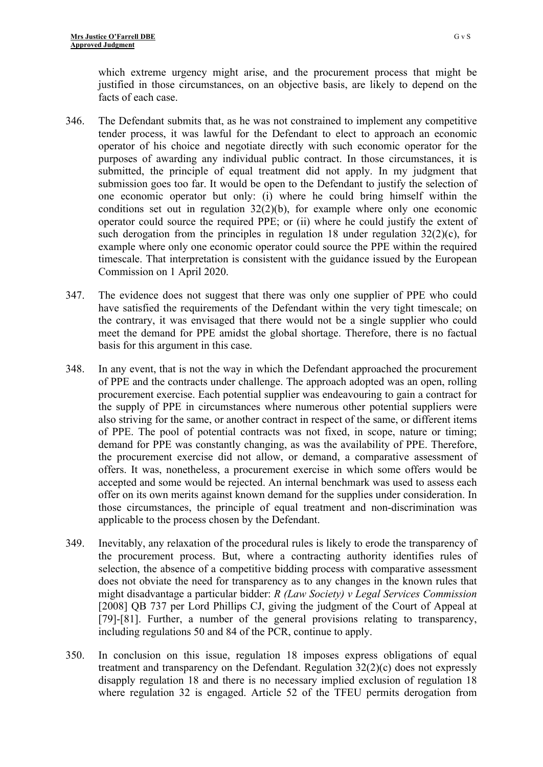which extreme urgency might arise, and the procurement process that might be justified in those circumstances, on an objective basis, are likely to depend on the facts of each case.

346. The Defendant submits that, as he was not constrained to implement any competitive tender process, it was lawful for the Defendant to elect to approach an economic operator of his choice and negotiate directly with such economic operator for the purposes of awarding any individual public contract. In those circumstances, it is submitted, the principle of equal treatment did not apply. In my judgment that submission goes too far. It would be open to the Defendant to justify the selection of one economic operator but only: (i) where he could bring himself within the conditions set out in regulation 32(2)(b), for example where only one economic operator could source the required PPE; or (ii) where he could justify the extent of such derogation from the principles in regulation 18 under regulation 32(2)(c), for example where only one economic operator could source the PPE within the required timescale. That interpretation is consistent with the guidance issued by the European Commission on 1 April 2020.

347. The evidence does not suggest that there was only one supplier of PPE who could have satisfied the requirements of the Defendant within the very tight timescale; on the contrary, it was envisaged that there would not be a single supplier who could meet the demand for PPE amidst the global shortage. Therefore, there is no factual basis for this argument in this case.

348. In any event, that is not the way in which the Defendant approached the procurement of PPE and the contracts under challenge. The approach adopted was an open, rolling procurement exercise. Each potential supplier was endeavouring to gain a contract for the supply of PPE in circumstances where numerous other potential suppliers were also striving for the same, or another contract in respect of the same, or different items of PPE. The pool of potential contracts was not fixed, in scope, nature or timing; demand for PPE was constantly changing, as was the availability of PPE. Therefore, the procurement exercise did not allow, or demand, a comparative assessment of offers. It was, nonetheless, a procurement exercise in which some offers would be accepted and some would be rejected. An internal benchmark was used to assess each offer on its own merits against known demand for the supplies under consideration. In those circumstances, the principle of equal treatment and non-discrimination was applicable to the process chosen by the Defendant.

349. Inevitably, any relaxation of the procedural rules is likely to erode the transparency of the procurement process. But, where a contracting authority identifies rules of selection, the absence of a competitive bidding process with comparative assessment does not obviate the need for transparency as to any changes in the known rules that might disadvantage a particular bidder: *R (Law Society) v Legal Services Commission* [2008] QB 737 per Lord Phillips CJ, giving the judgment of the Court of Appeal at [79]-[81]. Further, a number of the general provisions relating to transparency, including regulations 50 and 84 of the PCR, continue to apply.

350. In conclusion on this issue, regulation 18 imposes express obligations of equal treatment and transparency on the Defendant. Regulation 32(2)(c) does not expressly disapply regulation 18 and there is no necessary implied exclusion of regulation 18 where regulation 32 is engaged. Article 52 of the TFEU permits derogation from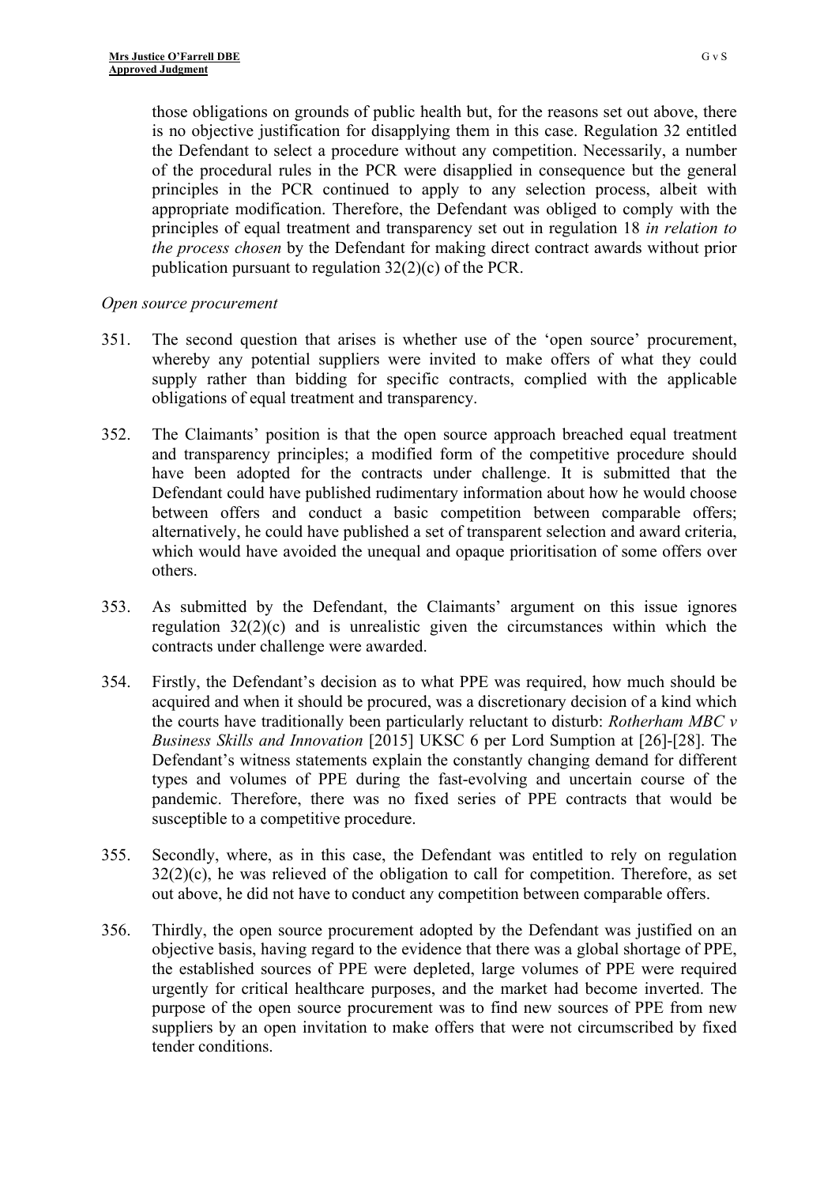those obligations on grounds of public health but, for the reasons set out above, there is no objective justification for disapplying them in this case. Regulation 32 entitled the Defendant to select a procedure without any competition. Necessarily, a number of the procedural rules in the PCR were disapplied in consequence but the general principles in the PCR continued to apply to any selection process, albeit with appropriate modification. Therefore, the Defendant was obliged to comply with the principles of equal treatment and transparency set out in regulation 18 *in relation to the process chosen* by the Defendant for making direct contract awards without prior publication pursuant to regulation 32(2)(c) of the PCR.

*Open source procurement*

351. The second question that arises is whether use of the 'open source' procurement, whereby any potential suppliers were invited to make offers of what they could supply rather than bidding for specific contracts, complied with the applicable obligations of equal treatment and transparency.

352. The Claimants' position is that the open source approach breached equal treatment and transparency principles; a modified form of the competitive procedure should have been adopted for the contracts under challenge. It is submitted that the Defendant could have published rudimentary information about how he would choose between offers and conduct a basic competition between comparable offers; alternatively, he could have published a set of transparent selection and award criteria, which would have avoided the unequal and opaque prioritisation of some offers over others.

353. As submitted by the Defendant, the Claimants' argument on this issue ignores regulation 32(2)(c) and is unrealistic given the circumstances within which the contracts under challenge were awarded.

354. Firstly, the Defendant's decision as to what PPE was required, how much should be acquired and when it should be procured, was a discretionary decision of a kind which the courts have traditionally been particularly reluctant to disturb: *Rotherham MBC v Business Skills and Innovation* [2015] UKSC 6 per Lord Sumption at [26]-[28]. The Defendant's witness statements explain the constantly changing demand for different types and volumes of PPE during the fast-evolving and uncertain course of the pandemic. Therefore, there was no fixed series of PPE contracts that would be susceptible to a competitive procedure.

355. Secondly, where, as in this case, the Defendant was entitled to rely on regulation 32(2)(c), he was relieved of the obligation to call for competition. Therefore, as set out above, he did not have to conduct any competition between comparable offers.

356. Thirdly, the open source procurement adopted by the Defendant was justified on an objective basis, having regard to the evidence that there was a global shortage of PPE, the established sources of PPE were depleted, large volumes of PPE were required urgently for critical healthcare purposes, and the market had become inverted. The purpose of the open source procurement was to find new sources of PPE from new suppliers by an open invitation to make offers that were not circumscribed by fixed tender conditions.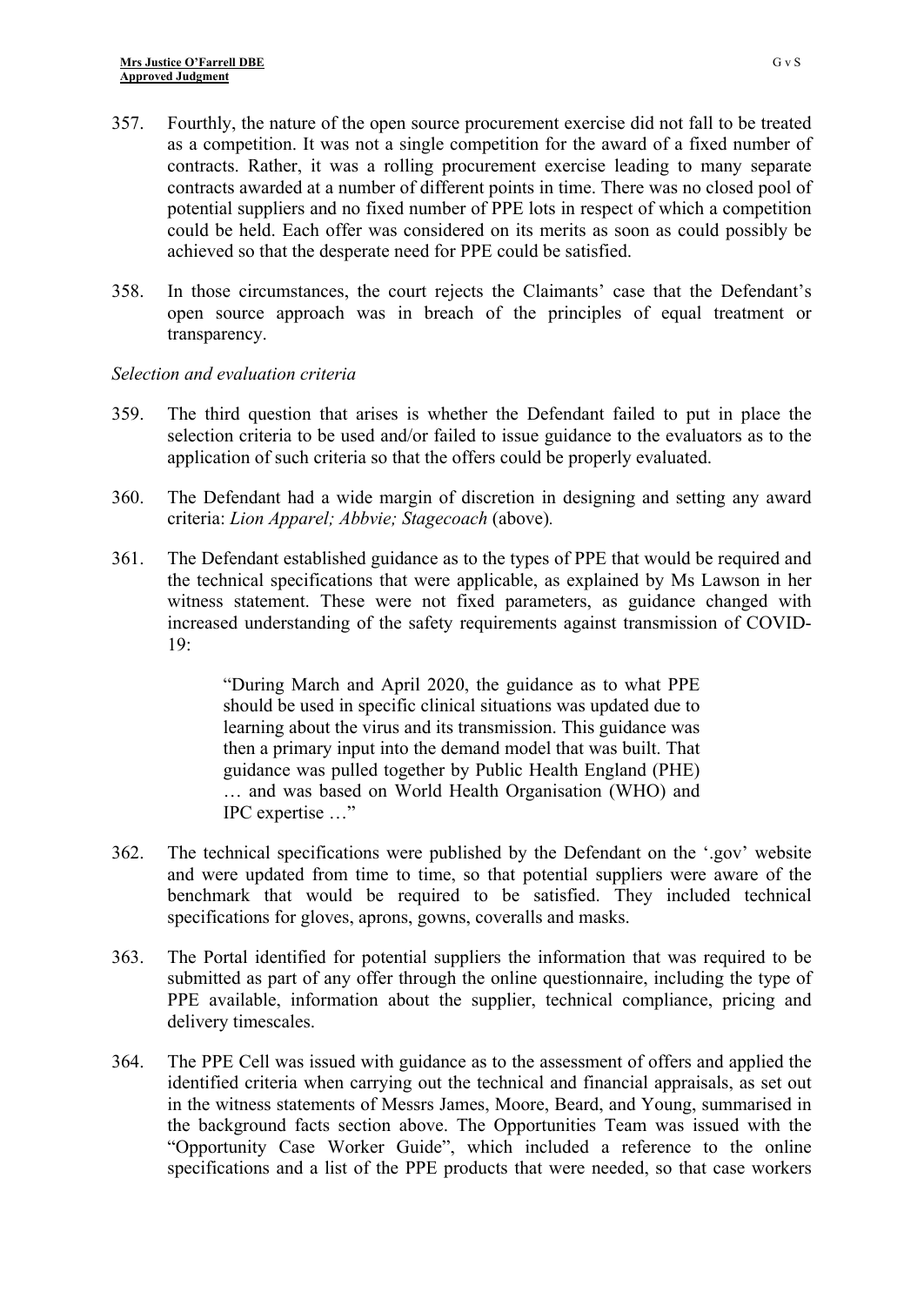357. Fourthly, the nature of the open source procurement exercise did not fall to be treated as a competition. It was not a single competition for the award of a fixed number of contracts. Rather, it was a rolling procurement exercise leading to many separate contracts awarded at a number of different points in time. There was no closed pool of potential suppliers and no fixed number of PPE lots in respect of which a competition could be held. Each offer was considered on its merits as soon as could possibly be achieved so that the desperate need for PPE could be satisfied.

358. In those circumstances, the court rejects the Claimants' case that the Defendant's open source approach was in breach of the principles of equal treatment or transparency.

*Selection and evaluation criteria*

359. The third question that arises is whether the Defendant failed to put in place the selection criteria to be used and/or failed to issue guidance to the evaluators as to the application of such criteria so that the offers could be properly evaluated.

360. The Defendant had a wide margin of discretion in designing and setting any award criteria: *Lion Apparel; Abbvie; Stagecoach* (above).

361. The Defendant established guidance as to the types of PPE that would be required and the technical specifications that were applicable, as explained by Ms Lawson in her witness statement. These were not fixed parameters, as guidance changed with increased understanding of the safety requirements against transmission of COVID-19:

> "During March and April 2020, the guidance as to what PPE should be used in specific clinical situations was updated due to learning about the virus and its transmission. This guidance was then a primary input into the demand model that was built. That guidance was pulled together by Public Health England (PHE) … and was based on World Health Organisation (WHO) and IPC expertise …"

362. The technical specifications were published by the Defendant on the '.gov' website and were updated from time to time, so that potential suppliers were aware of the benchmark that would be required to be satisfied. They included technical specifications for gloves, aprons, gowns, coveralls and masks.

363. The Portal identified for potential suppliers the information that was required to be submitted as part of any offer through the online questionnaire, including the type of PPE available, information about the supplier, technical compliance, pricing and delivery timescales.

364. The PPE Cell was issued with guidance as to the assessment of offers and applied the identified criteria when carrying out the technical and financial appraisals, as set out in the witness statements of Messrs James, Moore, Beard, and Young, summarised in the background facts section above. The Opportunities Team was issued with the "Opportunity Case Worker Guide", which included a reference to the online specifications and a list of the PPE products that were needed, so that case workers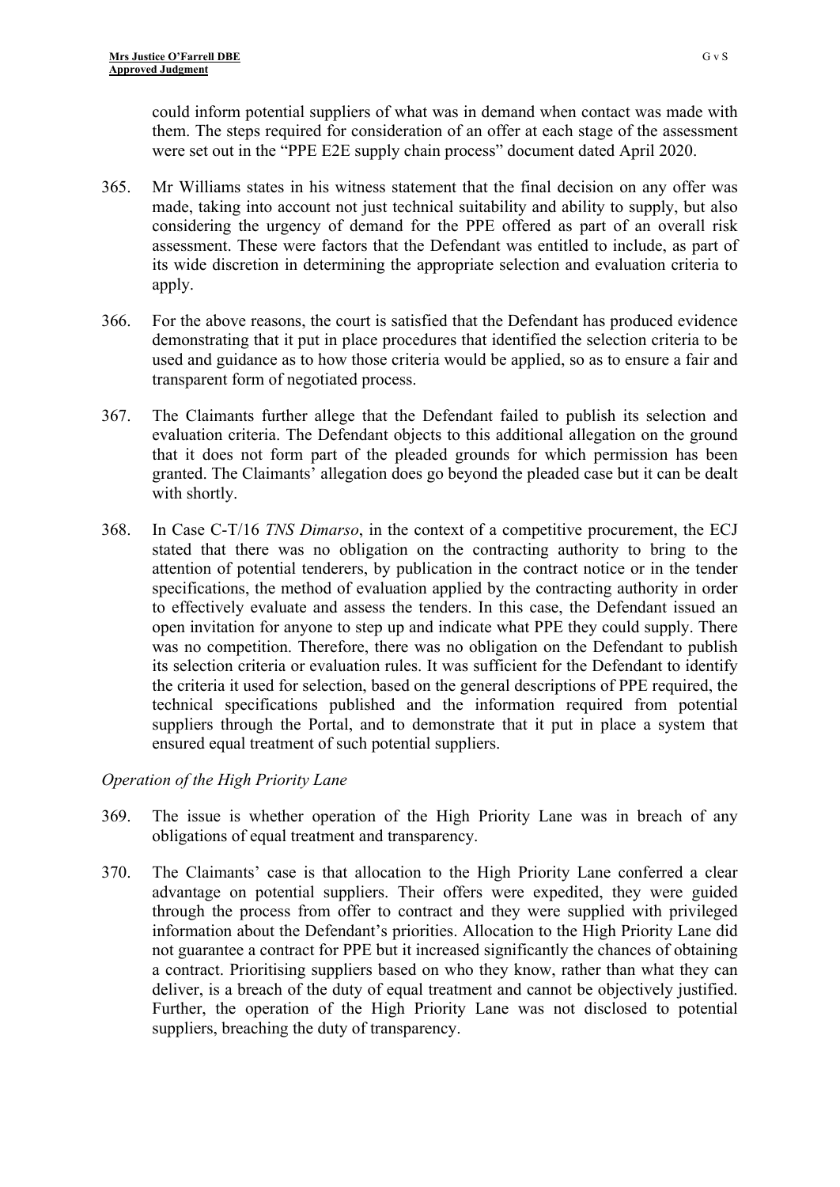could inform potential suppliers of what was in demand when contact was made with them. The steps required for consideration of an offer at each stage of the assessment were set out in the "PPE E2E supply chain process" document dated April 2020.

365. Mr Williams states in his witness statement that the final decision on any offer was made, taking into account not just technical suitability and ability to supply, but also considering the urgency of demand for the PPE offered as part of an overall risk assessment. These were factors that the Defendant was entitled to include, as part of its wide discretion in determining the appropriate selection and evaluation criteria to apply.

366. For the above reasons, the court is satisfied that the Defendant has produced evidence demonstrating that it put in place procedures that identified the selection criteria to be used and guidance as to how those criteria would be applied, so as to ensure a fair and transparent form of negotiated process.

367. The Claimants further allege that the Defendant failed to publish its selection and evaluation criteria. The Defendant objects to this additional allegation on the ground that it does not form part of the pleaded grounds for which permission has been granted. The Claimants' allegation does go beyond the pleaded case but it can be dealt with shortly.

368. In Case C-T/16 *TNS Dimarso*, in the context of a competitive procurement, the ECJ stated that there was no obligation on the contracting authority to bring to the attention of potential tenderers, by publication in the contract notice or in the tender specifications, the method of evaluation applied by the contracting authority in order to effectively evaluate and assess the tenders. In this case, the Defendant issued an open invitation for anyone to step up and indicate what PPE they could supply. There was no competition. Therefore, there was no obligation on the Defendant to publish its selection criteria or evaluation rules. It was sufficient for the Defendant to identify the criteria it used for selection, based on the general descriptions of PPE required, the technical specifications published and the information required from potential suppliers through the Portal, and to demonstrate that it put in place a system that ensured equal treatment of such potential suppliers.

*Operation of the High Priority Lane*

369. The issue is whether operation of the High Priority Lane was in breach of any obligations of equal treatment and transparency.

370. The Claimants' case is that allocation to the High Priority Lane conferred a clear advantage on potential suppliers. Their offers were expedited, they were guided through the process from offer to contract and they were supplied with privileged information about the Defendant's priorities. Allocation to the High Priority Lane did not guarantee a contract for PPE but it increased significantly the chances of obtaining a contract. Prioritising suppliers based on who they know, rather than what they can deliver, is a breach of the duty of equal treatment and cannot be objectively justified. Further, the operation of the High Priority Lane was not disclosed to potential suppliers, breaching the duty of transparency.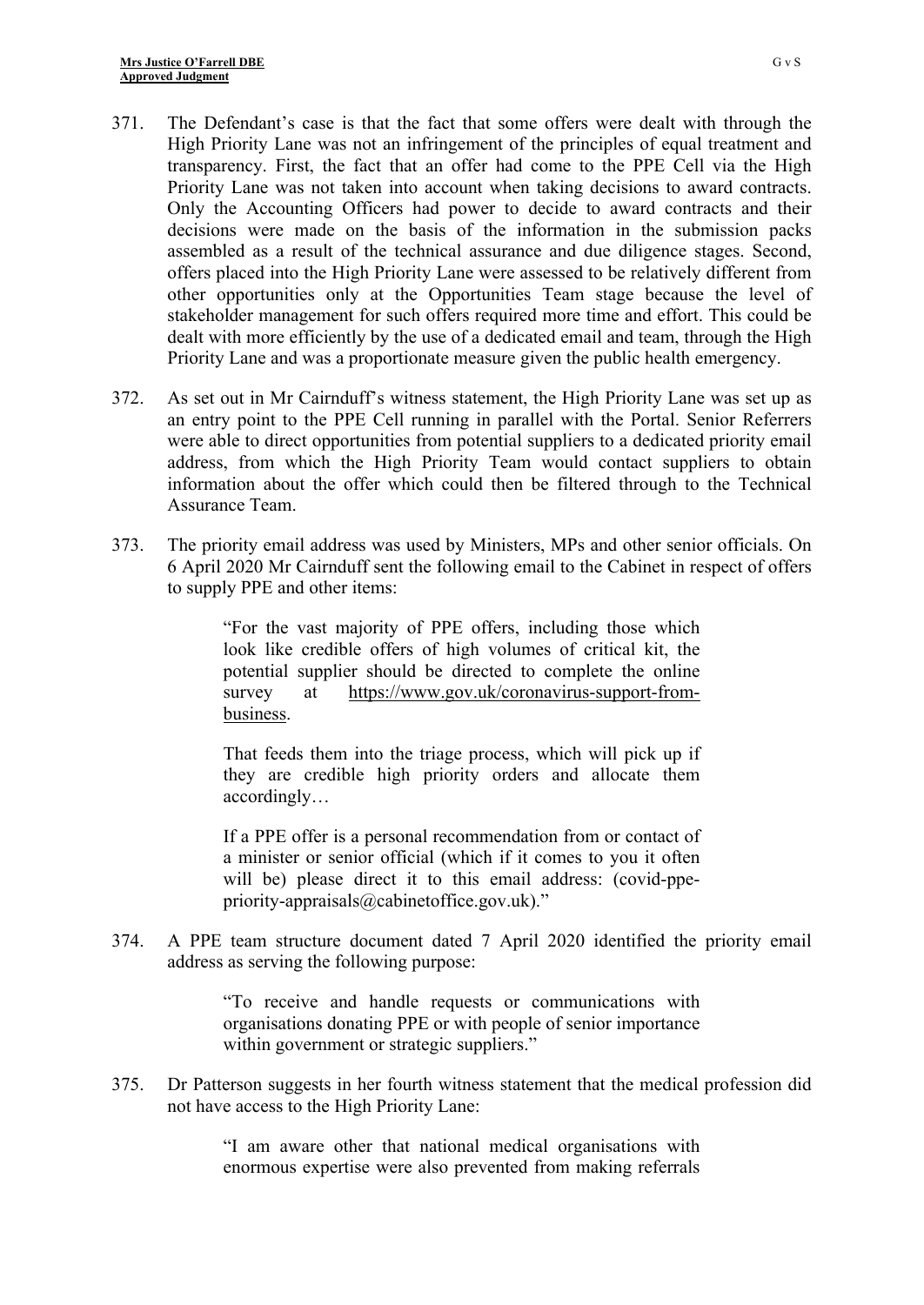371. The Defendant's case is that the fact that some offers were dealt with through the High Priority Lane was not an infringement of the principles of equal treatment and transparency. First, the fact that an offer had come to the PPE Cell via the High Priority Lane was not taken into account when taking decisions to award contracts. Only the Accounting Officers had power to decide to award contracts and their decisions were made on the basis of the information in the submission packs assembled as a result of the technical assurance and due diligence stages. Second, offers placed into the High Priority Lane were assessed to be relatively different from other opportunities only at the Opportunities Team stage because the level of stakeholder management for such offers required more time and effort. This could be dealt with more efficiently by the use of a dedicated email and team, through the High Priority Lane and was a proportionate measure given the public health emergency.

372. As set out in Mr Cairnduff's witness statement, the High Priority Lane was set up as an entry point to the PPE Cell running in parallel with the Portal. Senior Referrers were able to direct opportunities from potential suppliers to a dedicated priority email address, from which the High Priority Team would contact suppliers to obtain information about the offer which could then be filtered through to the Technical Assurance Team.

373. The priority email address was used by Ministers, MPs and other senior officials. On 6 April 2020 Mr Cairnduff sent the following email to the Cabinet in respect of offers to supply PPE and other items:

> "For the vast majority of PPE offers, including those which look like credible offers of high volumes of critical kit, the potential supplier should be directed to complete the online survey at https://www.gov.uk/coronavirus-support-from-business.
>
> That feeds them into the triage process, which will pick up if they are credible high priority orders and allocate them accordingly…
>
> If a PPE offer is a personal recommendation from or contact of a minister or senior official (which if it comes to you it often will be) please direct it to this email address: (covid-ppe-priority-appraisals@cabinetoffice.gov.uk)."

374. A PPE team structure document dated 7 April 2020 identified the priority email address as serving the following purpose:

> "To receive and handle requests or communications with organisations donating PPE or with people of senior importance within government or strategic suppliers."

375. Dr Patterson suggests in her fourth witness statement that the medical profession did not have access to the High Priority Lane:

> "I am aware other that national medical organisations with enormous expertise were also prevented from making referrals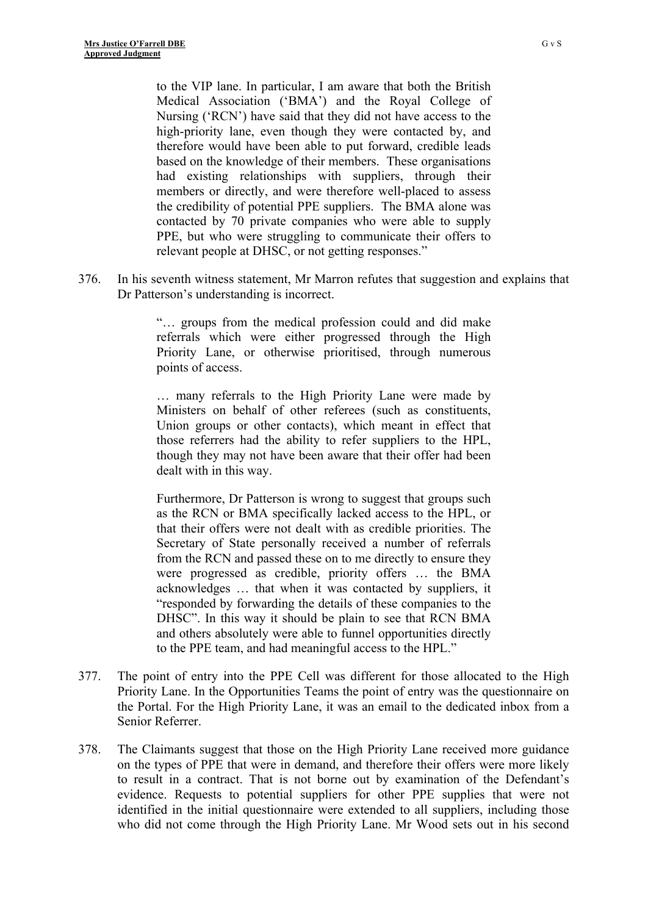> to the VIP lane. In particular, I am aware that both the British Medical Association ('BMA') and the Royal College of Nursing ('RCN') have said that they did not have access to the high-priority lane, even though they were contacted by, and therefore would have been able to put forward, credible leads based on the knowledge of their members. These organisations had existing relationships with suppliers, through their members or directly, and were therefore well-placed to assess the credibility of potential PPE suppliers. The BMA alone was contacted by 70 private companies who were able to supply PPE, but who were struggling to communicate their offers to relevant people at DHSC, or not getting responses."

376. In his seventh witness statement, Mr Marron refutes that suggestion and explains that Dr Patterson's understanding is incorrect.

> "… groups from the medical profession could and did make referrals which were either progressed through the High Priority Lane, or otherwise prioritised, through numerous points of access.
>
> … many referrals to the High Priority Lane were made by Ministers on behalf of other referees (such as constituents, Union groups or other contacts), which meant in effect that those referrers had the ability to refer suppliers to the HPL, though they may not have been aware that their offer had been dealt with in this way.
>
> Furthermore, Dr Patterson is wrong to suggest that groups such as the RCN or BMA specifically lacked access to the HPL, or that their offers were not dealt with as credible priorities. The Secretary of State personally received a number of referrals from the RCN and passed these on to me directly to ensure they were progressed as credible, priority offers … the BMA acknowledges … that when it was contacted by suppliers, it "responded by forwarding the details of these companies to the DHSC". In this way it should be plain to see that RCN BMA and others absolutely were able to funnel opportunities directly to the PPE team, and had meaningful access to the HPL."

377. The point of entry into the PPE Cell was different for those allocated to the High Priority Lane. In the Opportunities Teams the point of entry was the questionnaire on the Portal. For the High Priority Lane, it was an email to the dedicated inbox from a Senior Referrer.

378. The Claimants suggest that those on the High Priority Lane received more guidance on the types of PPE that were in demand, and therefore their offers were more likely to result in a contract. That is not borne out by examination of the Defendant's evidence. Requests to potential suppliers for other PPE supplies that were not identified in the initial questionnaire were extended to all suppliers, including those who did not come through the High Priority Lane. Mr Wood sets out in his second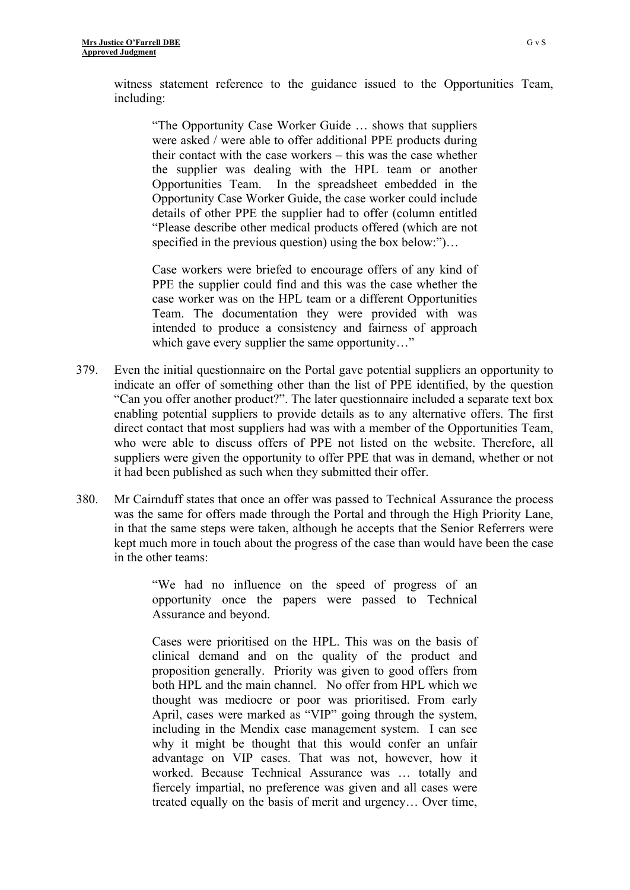witness statement reference to the guidance issued to the Opportunities Team, including:

> "The Opportunity Case Worker Guide … shows that suppliers were asked / were able to offer additional PPE products during their contact with the case workers – this was the case whether the supplier was dealing with the HPL team or another Opportunities Team. In the spreadsheet embedded in the Opportunity Case Worker Guide, the case worker could include details of other PPE the supplier had to offer (column entitled "Please describe other medical products offered (which are not specified in the previous question) using the box below:")…
>
> Case workers were briefed to encourage offers of any kind of PPE the supplier could find and this was the case whether the case worker was on the HPL team or a different Opportunities Team. The documentation they were provided with was intended to produce a consistency and fairness of approach which gave every supplier the same opportunity…"

379. Even the initial questionnaire on the Portal gave potential suppliers an opportunity to indicate an offer of something other than the list of PPE identified, by the question "Can you offer another product?". The later questionnaire included a separate text box enabling potential suppliers to provide details as to any alternative offers. The first direct contact that most suppliers had was with a member of the Opportunities Team, who were able to discuss offers of PPE not listed on the website. Therefore, all suppliers were given the opportunity to offer PPE that was in demand, whether or not it had been published as such when they submitted their offer.

380. Mr Cairnduff states that once an offer was passed to Technical Assurance the process was the same for offers made through the Portal and through the High Priority Lane, in that the same steps were taken, although he accepts that the Senior Referrers were kept much more in touch about the progress of the case than would have been the case in the other teams:

> "We had no influence on the speed of progress of an opportunity once the papers were passed to Technical Assurance and beyond.
>
> Cases were prioritised on the HPL. This was on the basis of clinical demand and on the quality of the product and proposition generally. Priority was given to good offers from both HPL and the main channel. No offer from HPL which we thought was mediocre or poor was prioritised. From early April, cases were marked as "VIP" going through the system, including in the Mendix case management system. I can see why it might be thought that this would confer an unfair advantage on VIP cases. That was not, however, how it worked. Because Technical Assurance was … totally and fiercely impartial, no preference was given and all cases were treated equally on the basis of merit and urgency… Over time,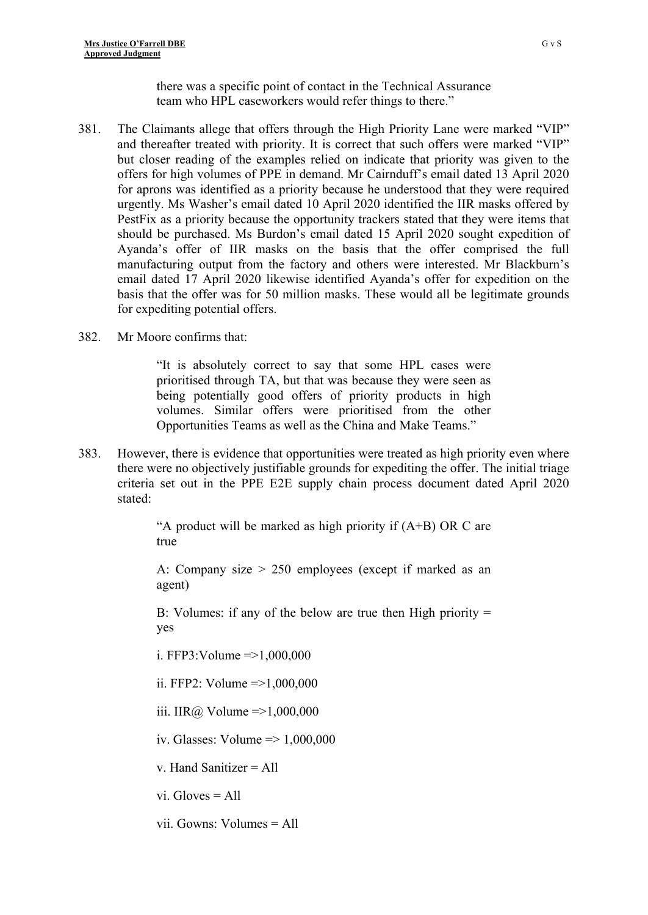> there was a specific point of contact in the Technical Assurance team who HPL caseworkers would refer things to there."

381. The Claimants allege that offers through the High Priority Lane were marked "VIP" and thereafter treated with priority. It is correct that such offers were marked "VIP" but closer reading of the examples relied on indicate that priority was given to the offers for high volumes of PPE in demand. Mr Cairnduff's email dated 13 April 2020 for aprons was identified as a priority because he understood that they were required urgently. Ms Washer's email dated 10 April 2020 identified the IIR masks offered by PestFix as a priority because the opportunity trackers stated that they were items that should be purchased. Ms Burdon's email dated 15 April 2020 sought expedition of Ayanda's offer of IIR masks on the basis that the offer comprised the full manufacturing output from the factory and others were interested. Mr Blackburn's email dated 17 April 2020 likewise identified Ayanda's offer for expedition on the basis that the offer was for 50 million masks. These would all be legitimate grounds for expediting potential offers.

382. Mr Moore confirms that:

> "It is absolutely correct to say that some HPL cases were prioritised through TA, but that was because they were seen as being potentially good offers of priority products in high volumes. Similar offers were prioritised from the other Opportunities Teams as well as the China and Make Teams."

383. However, there is evidence that opportunities were treated as high priority even where there were no objectively justifiable grounds for expediting the offer. The initial triage criteria set out in the PPE E2E supply chain process document dated April 2020 stated:

> "A product will be marked as high priority if (A+B) OR C are true
>
> A: Company size > 250 employees (except if marked as an agent)
>
> B: Volumes: if any of the below are true then High priority = yes
>
> i. FFP3:Volume =>1,000,000
>
> ii. FFP2: Volume =>1,000,000
>
> iii. IIR@ Volume =>1,000,000
>
> iv. Glasses: Volume => 1,000,000
>
> v. Hand Sanitizer = All
>
> vi. Gloves = All
>
> vii. Gowns: Volumes = All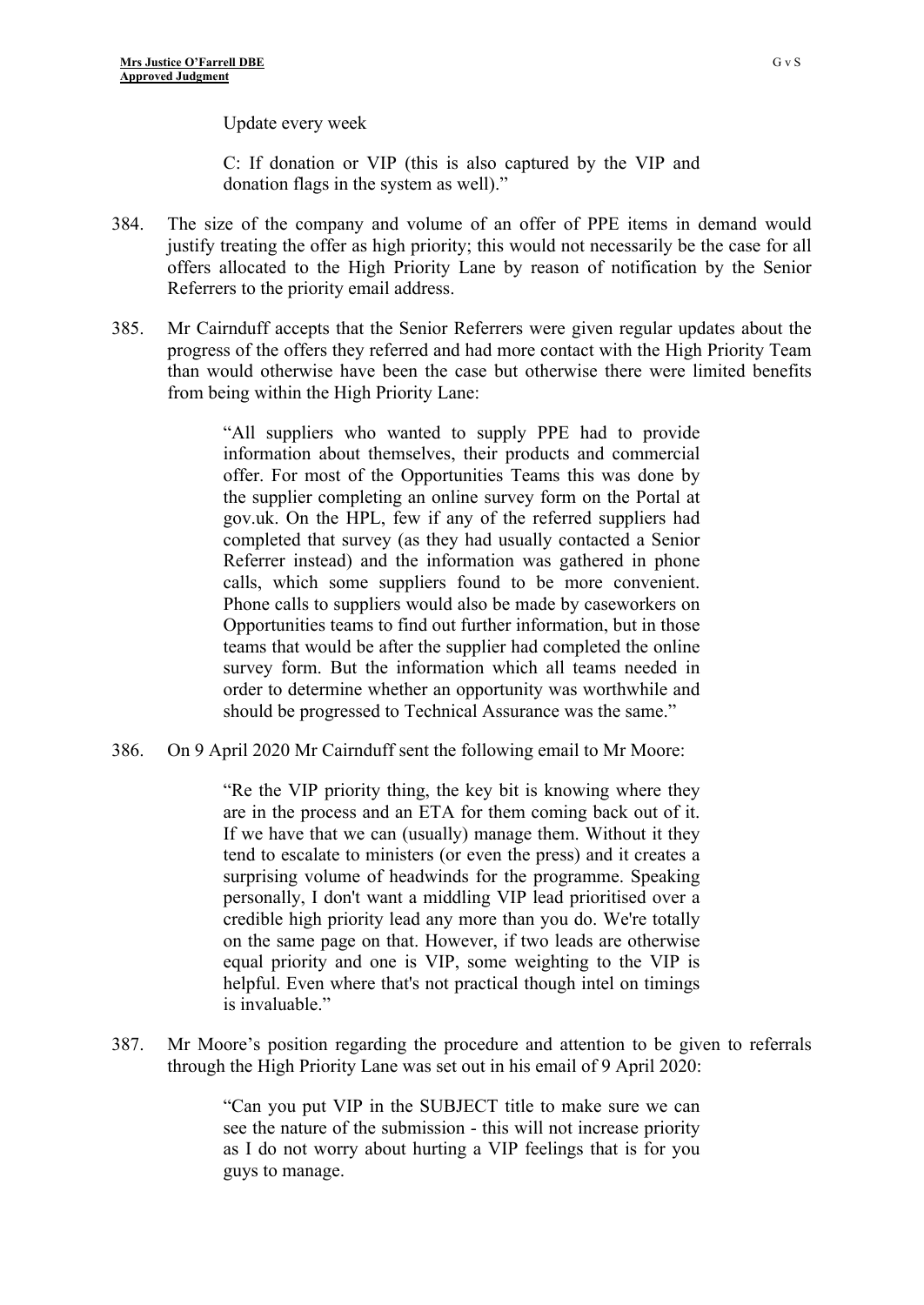> Update every week
>
> C: If donation or VIP (this is also captured by the VIP and donation flags in the system as well)."

384. The size of the company and volume of an offer of PPE items in demand would justify treating the offer as high priority; this would not necessarily be the case for all offers allocated to the High Priority Lane by reason of notification by the Senior Referrers to the priority email address.

385. Mr Cairnduff accepts that the Senior Referrers were given regular updates about the progress of the offers they referred and had more contact with the High Priority Team than would otherwise have been the case but otherwise there were limited benefits from being within the High Priority Lane:

> "All suppliers who wanted to supply PPE had to provide information about themselves, their products and commercial offer. For most of the Opportunities Teams this was done by the supplier completing an online survey form on the Portal at gov.uk. On the HPL, few if any of the referred suppliers had completed that survey (as they had usually contacted a Senior Referrer instead) and the information was gathered in phone calls, which some suppliers found to be more convenient. Phone calls to suppliers would also be made by caseworkers on Opportunities teams to find out further information, but in those teams that would be after the supplier had completed the online survey form. But the information which all teams needed in order to determine whether an opportunity was worthwhile and should be progressed to Technical Assurance was the same."

386. On 9 April 2020 Mr Cairnduff sent the following email to Mr Moore:

> "Re the VIP priority thing, the key bit is knowing where they are in the process and an ETA for them coming back out of it. If we have that we can (usually) manage them. Without it they tend to escalate to ministers (or even the press) and it creates a surprising volume of headwinds for the programme. Speaking personally, I don't want a middling VIP lead prioritised over a credible high priority lead any more than you do. We're totally on the same page on that. However, if two leads are otherwise equal priority and one is VIP, some weighting to the VIP is helpful. Even where that's not practical though intel on timings is invaluable."

387. Mr Moore's position regarding the procedure and attention to be given to referrals through the High Priority Lane was set out in his email of 9 April 2020:

> "Can you put VIP in the SUBJECT title to make sure we can see the nature of the submission - this will not increase priority as I do not worry about hurting a VIP feelings that is for you guys to manage.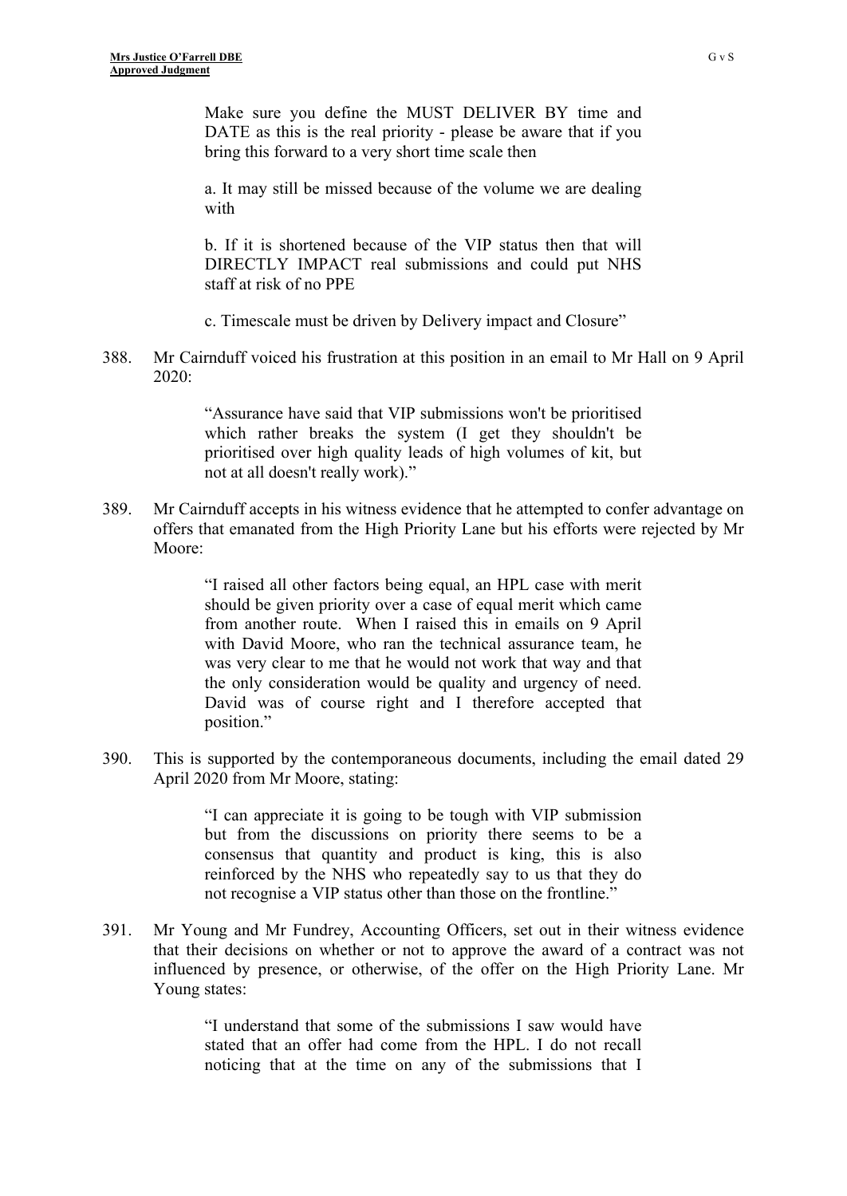> Make sure you define the MUST DELIVER BY time and DATE as this is the real priority - please be aware that if you bring this forward to a very short time scale then
>
> a. It may still be missed because of the volume we are dealing with
>
> b. If it is shortened because of the VIP status then that will DIRECTLY IMPACT real submissions and could put NHS staff at risk of no PPE
>
> c. Timescale must be driven by Delivery impact and Closure"

388. Mr Cairnduff voiced his frustration at this position in an email to Mr Hall on 9 April 2020:

> "Assurance have said that VIP submissions won't be prioritised which rather breaks the system (I get they shouldn't be prioritised over high quality leads of high volumes of kit, but not at all doesn't really work)."

389. Mr Cairnduff accepts in his witness evidence that he attempted to confer advantage on offers that emanated from the High Priority Lane but his efforts were rejected by Mr Moore:

> "I raised all other factors being equal, an HPL case with merit should be given priority over a case of equal merit which came from another route. When I raised this in emails on 9 April with David Moore, who ran the technical assurance team, he was very clear to me that he would not work that way and that the only consideration would be quality and urgency of need. David was of course right and I therefore accepted that position."

390. This is supported by the contemporaneous documents, including the email dated 29 April 2020 from Mr Moore, stating:

> "I can appreciate it is going to be tough with VIP submission but from the discussions on priority there seems to be a consensus that quantity and product is king, this is also reinforced by the NHS who repeatedly say to us that they do not recognise a VIP status other than those on the frontline."

391. Mr Young and Mr Fundrey, Accounting Officers, set out in their witness evidence that their decisions on whether or not to approve the award of a contract was not influenced by presence, or otherwise, of the offer on the High Priority Lane. Mr Young states:

> "I understand that some of the submissions I saw would have stated that an offer had come from the HPL. I do not recall noticing that at the time on any of the submissions that I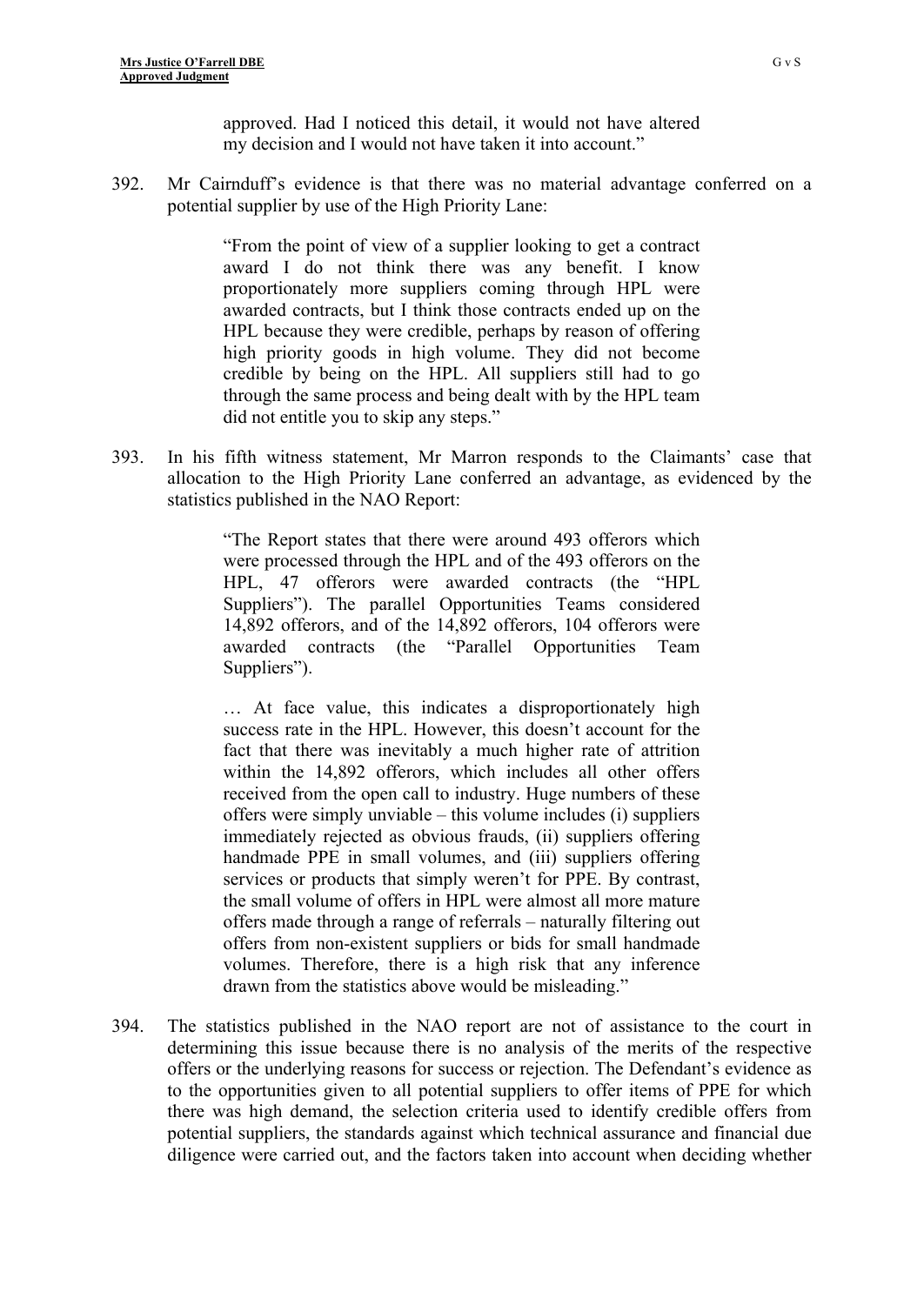> approved. Had I noticed this detail, it would not have altered my decision and I would not have taken it into account."

392. Mr Cairnduff's evidence is that there was no material advantage conferred on a potential supplier by use of the High Priority Lane:

> "From the point of view of a supplier looking to get a contract award I do not think there was any benefit. I know proportionately more suppliers coming through HPL were awarded contracts, but I think those contracts ended up on the HPL because they were credible, perhaps by reason of offering high priority goods in high volume. They did not become credible by being on the HPL. All suppliers still had to go through the same process and being dealt with by the HPL team did not entitle you to skip any steps."

393. In his fifth witness statement, Mr Marron responds to the Claimants' case that allocation to the High Priority Lane conferred an advantage, as evidenced by the statistics published in the NAO Report:

> "The Report states that there were around 493 offerors which were processed through the HPL and of the 493 offerors on the HPL, 47 offerors were awarded contracts (the "HPL Suppliers"). The parallel Opportunities Teams considered 14,892 offerors, and of the 14,892 offerors, 104 offerors were awarded contracts (the "Parallel Opportunities Team Suppliers").
>
> … At face value, this indicates a disproportionately high success rate in the HPL. However, this doesn't account for the fact that there was inevitably a much higher rate of attrition within the 14,892 offerors, which includes all other offers received from the open call to industry. Huge numbers of these offers were simply unviable – this volume includes (i) suppliers immediately rejected as obvious frauds, (ii) suppliers offering handmade PPE in small volumes, and (iii) suppliers offering services or products that simply weren't for PPE. By contrast, the small volume of offers in HPL were almost all more mature offers made through a range of referrals – naturally filtering out offers from non-existent suppliers or bids for small handmade volumes. Therefore, there is a high risk that any inference drawn from the statistics above would be misleading."

394. The statistics published in the NAO report are not of assistance to the court in determining this issue because there is no analysis of the merits of the respective offers or the underlying reasons for success or rejection. The Defendant's evidence as to the opportunities given to all potential suppliers to offer items of PPE for which there was high demand, the selection criteria used to identify credible offers from potential suppliers, the standards against which technical assurance and financial due diligence were carried out, and the factors taken into account when deciding whether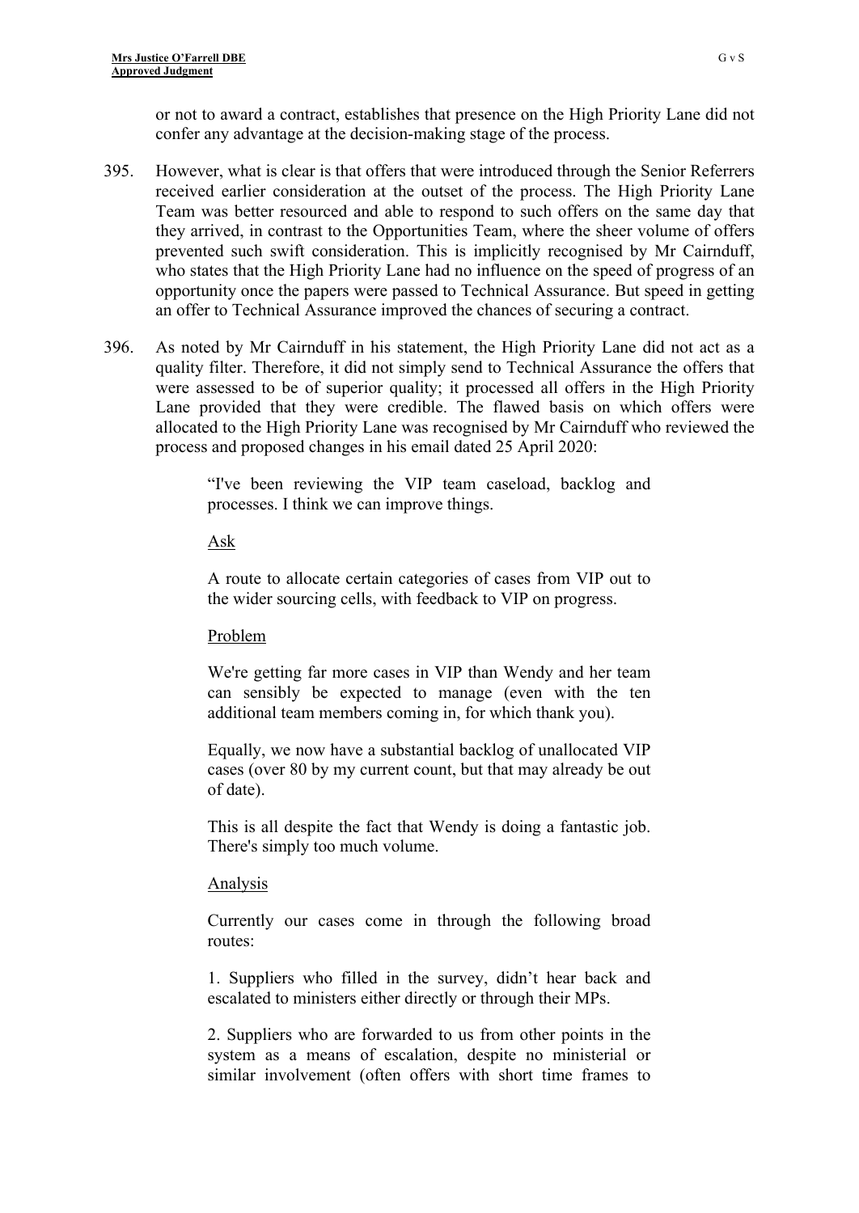or not to award a contract, establishes that presence on the High Priority Lane did not confer any advantage at the decision-making stage of the process.

395. However, what is clear is that offers that were introduced through the Senior Referrers received earlier consideration at the outset of the process. The High Priority Lane Team was better resourced and able to respond to such offers on the same day that they arrived, in contrast to the Opportunities Team, where the sheer volume of offers prevented such swift consideration. This is implicitly recognised by Mr Cairnduff, who states that the High Priority Lane had no influence on the speed of progress of an opportunity once the papers were passed to Technical Assurance. But speed in getting an offer to Technical Assurance improved the chances of securing a contract.

396. As noted by Mr Cairnduff in his statement, the High Priority Lane did not act as a quality filter. Therefore, it did not simply send to Technical Assurance the offers that were assessed to be of superior quality; it processed all offers in the High Priority Lane provided that they were credible. The flawed basis on which offers were allocated to the High Priority Lane was recognised by Mr Cairnduff who reviewed the process and proposed changes in his email dated 25 April 2020:

> "I've been reviewing the VIP team caseload, backlog and processes. I think we can improve things.
>
> <u>Ask</u>
>
> A route to allocate certain categories of cases from VIP out to the wider sourcing cells, with feedback to VIP on progress.
>
> <u>Problem</u>
>
> We're getting far more cases in VIP than Wendy and her team can sensibly be expected to manage (even with the ten additional team members coming in, for which thank you).
>
> Equally, we now have a substantial backlog of unallocated VIP cases (over 80 by my current count, but that may already be out of date).
>
> This is all despite the fact that Wendy is doing a fantastic job. There's simply too much volume.
>
> <u>Analysis</u>
>
> Currently our cases come in through the following broad routes:
>
> 1. Suppliers who filled in the survey, didn't hear back and escalated to ministers either directly or through their MPs.
>
> 2. Suppliers who are forwarded to us from other points in the system as a means of escalation, despite no ministerial or similar involvement (often offers with short time frames to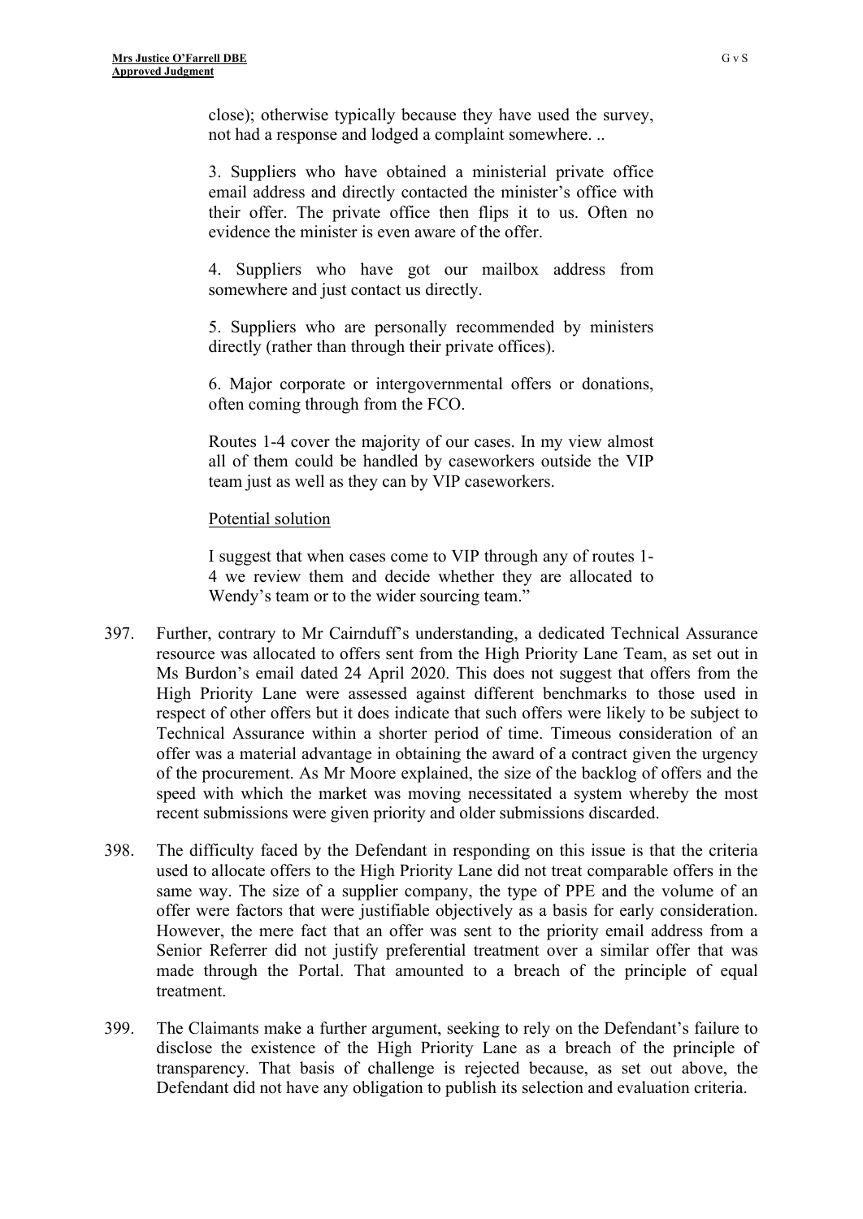close); otherwise typically because they have used the survey, not had a response and lodged a complaint somewhere. ..

> 3. Suppliers who have obtained a ministerial private office email address and directly contacted the minister's office with their offer. The private office then flips it to us. Often no evidence the minister is even aware of the offer.
>
> 4. Suppliers who have got our mailbox address from somewhere and just contact us directly.
>
> 5. Suppliers who are personally recommended by ministers directly (rather than through their private offices).
>
> 6. Major corporate or intergovernmental offers or donations, often coming through from the FCO.
>
> Routes 1-4 cover the majority of our cases. In my view almost all of them could be handled by caseworkers outside the VIP team just as well as they can by VIP caseworkers.
>
> Potential solution
>
> I suggest that when cases come to VIP through any of routes 1-4 we review them and decide whether they are allocated to Wendy's team or to the wider sourcing team."

397. Further, contrary to Mr Cairnduff's understanding, a dedicated Technical Assurance resource was allocated to offers sent from the High Priority Lane Team, as set out in Ms Burdon's email dated 24 April 2020. This does not suggest that offers from the High Priority Lane were assessed against different benchmarks to those used in respect of other offers but it does indicate that such offers were likely to be subject to Technical Assurance within a shorter period of time. Timeous consideration of an offer was a material advantage in obtaining the award of a contract given the urgency of the procurement. As Mr Moore explained, the size of the backlog of offers and the speed with which the market was moving necessitated a system whereby the most recent submissions were given priority and older submissions discarded.

398. The difficulty faced by the Defendant in responding on this issue is that the criteria used to allocate offers to the High Priority Lane did not treat comparable offers in the same way. The size of a supplier company, the type of PPE and the volume of an offer were factors that were justifiable objectively as a basis for early consideration. However, the mere fact that an offer was sent to the priority email address from a Senior Referrer did not justify preferential treatment over a similar offer that was made through the Portal. That amounted to a breach of the principle of equal treatment.

399. The Claimants make a further argument, seeking to rely on the Defendant's failure to disclose the existence of the High Priority Lane as a breach of the principle of transparency. That basis of challenge is rejected because, as set out above, the Defendant did not have any obligation to publish its selection and evaluation criteria.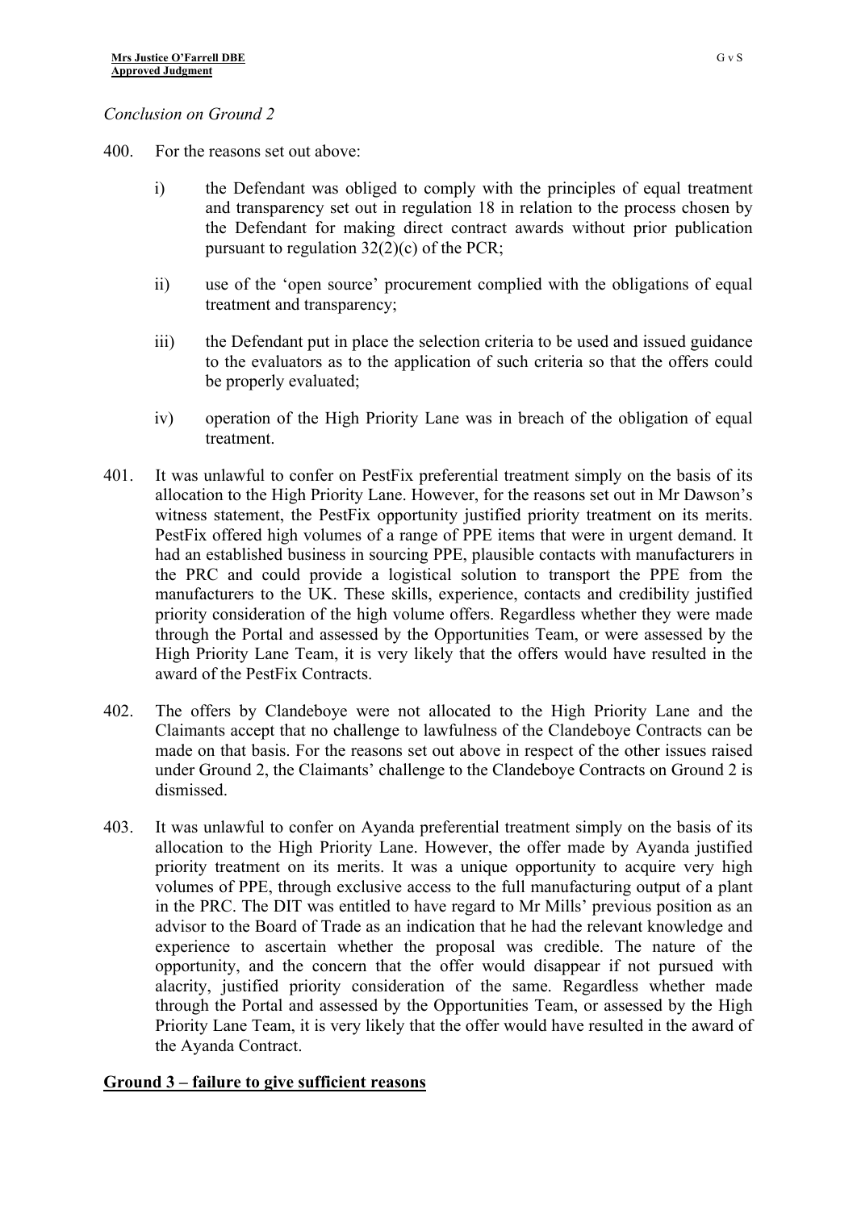*Conclusion on Ground 2*

400. For the reasons set out above:

    i) the Defendant was obliged to comply with the principles of equal treatment and transparency set out in regulation 18 in relation to the process chosen by the Defendant for making direct contract awards without prior publication pursuant to regulation 32(2)(c) of the PCR;

    ii) use of the 'open source' procurement complied with the obligations of equal treatment and transparency;

    iii) the Defendant put in place the selection criteria to be used and issued guidance to the evaluators as to the application of such criteria so that the offers could be properly evaluated;

    iv) operation of the High Priority Lane was in breach of the obligation of equal treatment.

401. It was unlawful to confer on PestFix preferential treatment simply on the basis of its allocation to the High Priority Lane. However, for the reasons set out in Mr Dawson's witness statement, the PestFix opportunity justified priority treatment on its merits. PestFix offered high volumes of a range of PPE items that were in urgent demand. It had an established business in sourcing PPE, plausible contacts with manufacturers in the PRC and could provide a logistical solution to transport the PPE from the manufacturers to the UK. These skills, experience, contacts and credibility justified priority consideration of the high volume offers. Regardless whether they were made through the Portal and assessed by the Opportunities Team, or were assessed by the High Priority Lane Team, it is very likely that the offers would have resulted in the award of the PestFix Contracts.

402. The offers by Clandeboye were not allocated to the High Priority Lane and the Claimants accept that no challenge to lawfulness of the Clandeboye Contracts can be made on that basis. For the reasons set out above in respect of the other issues raised under Ground 2, the Claimants' challenge to the Clandeboye Contracts on Ground 2 is dismissed.

403. It was unlawful to confer on Ayanda preferential treatment simply on the basis of its allocation to the High Priority Lane. However, the offer made by Ayanda justified priority treatment on its merits. It was a unique opportunity to acquire very high volumes of PPE, through exclusive access to the full manufacturing output of a plant in the PRC. The DIT was entitled to have regard to Mr Mills' previous position as an advisor to the Board of Trade as an indication that he had the relevant knowledge and experience to ascertain whether the proposal was credible. The nature of the opportunity, and the concern that the offer would disappear if not pursued with alacrity, justified priority consideration of the same. Regardless whether made through the Portal and assessed by the Opportunities Team, or assessed by the High Priority Lane Team, it is very likely that the offer would have resulted in the award of the Ayanda Contract.

## Ground 3 – failure to give sufficient reasons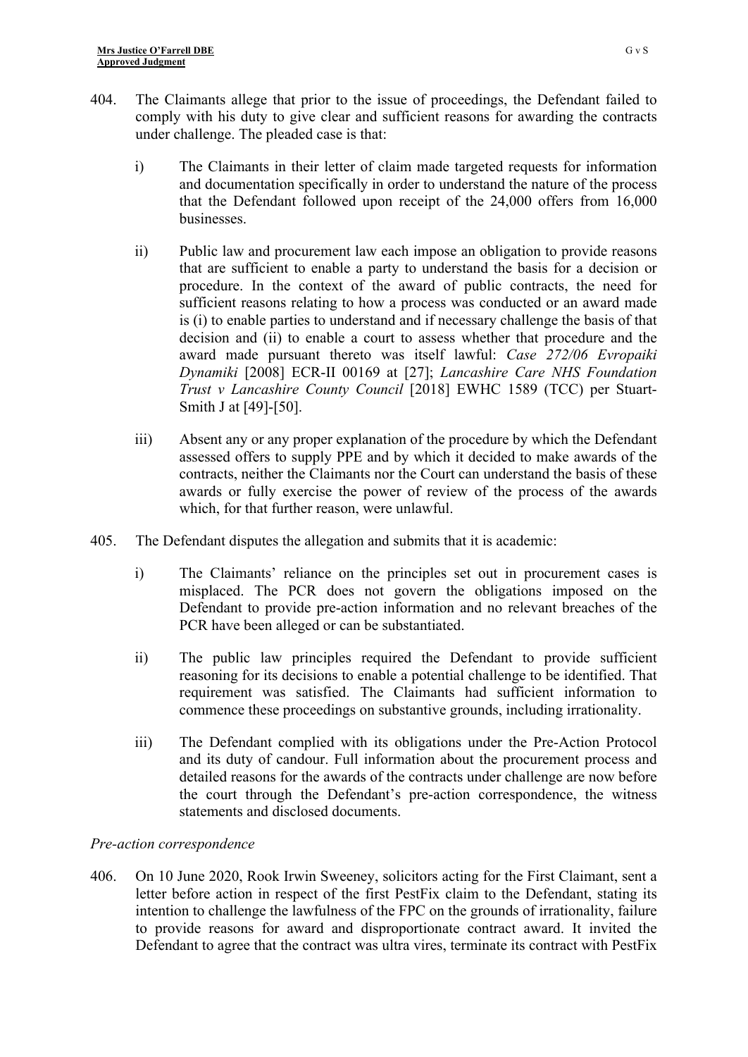404. The Claimants allege that prior to the issue of proceedings, the Defendant failed to comply with his duty to give clear and sufficient reasons for awarding the contracts under challenge. The pleaded case is that:

   i) The Claimants in their letter of claim made targeted requests for information and documentation specifically in order to understand the nature of the process that the Defendant followed upon receipt of the 24,000 offers from 16,000 businesses.

   ii) Public law and procurement law each impose an obligation to provide reasons that are sufficient to enable a party to understand the basis for a decision or procedure. In the context of the award of public contracts, the need for sufficient reasons relating to how a process was conducted or an award made is (i) to enable parties to understand and if necessary challenge the basis of that decision and (ii) to enable a court to assess whether that procedure and the award made pursuant thereto was itself lawful: *Case 272/06 Evropaiki Dynamiki* [2008] ECR-II 00169 at [27]; *Lancashire Care NHS Foundation Trust v Lancashire County Council* [2018] EWHC 1589 (TCC) per Stuart-Smith J at [49]-[50].

   iii) Absent any or any proper explanation of the procedure by which the Defendant assessed offers to supply PPE and by which it decided to make awards of the contracts, neither the Claimants nor the Court can understand the basis of these awards or fully exercise the power of review of the process of the awards which, for that further reason, were unlawful.

405. The Defendant disputes the allegation and submits that it is academic:

   i) The Claimants' reliance on the principles set out in procurement cases is misplaced. The PCR does not govern the obligations imposed on the Defendant to provide pre-action information and no relevant breaches of the PCR have been alleged or can be substantiated.

   ii) The public law principles required the Defendant to provide sufficient reasoning for its decisions to enable a potential challenge to be identified. That requirement was satisfied. The Claimants had sufficient information to commence these proceedings on substantive grounds, including irrationality.

   iii) The Defendant complied with its obligations under the Pre-Action Protocol and its duty of candour. Full information about the procurement process and detailed reasons for the awards of the contracts under challenge are now before the court through the Defendant's pre-action correspondence, the witness statements and disclosed documents.

*Pre-action correspondence*

406. On 10 June 2020, Rook Irwin Sweeney, solicitors acting for the First Claimant, sent a letter before action in respect of the first PestFix claim to the Defendant, stating its intention to challenge the lawfulness of the FPC on the grounds of irrationality, failure to provide reasons for award and disproportionate contract award. It invited the Defendant to agree that the contract was ultra vires, terminate its contract with PestFix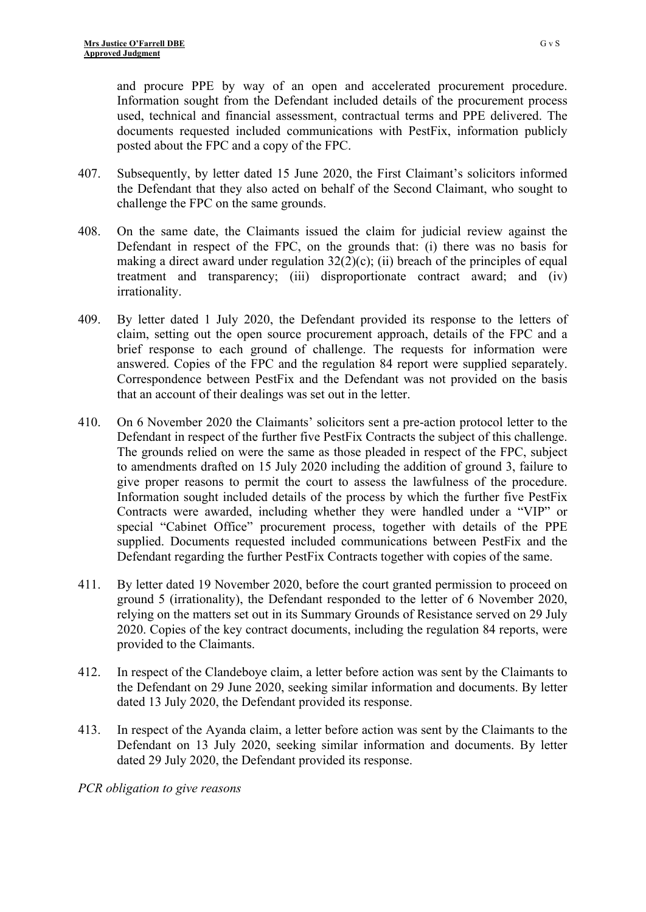and procure PPE by way of an open and accelerated procurement procedure. Information sought from the Defendant included details of the procurement process used, technical and financial assessment, contractual terms and PPE delivered. The documents requested included communications with PestFix, information publicly posted about the FPC and a copy of the FPC.

407. Subsequently, by letter dated 15 June 2020, the First Claimant's solicitors informed the Defendant that they also acted on behalf of the Second Claimant, who sought to challenge the FPC on the same grounds.

408. On the same date, the Claimants issued the claim for judicial review against the Defendant in respect of the FPC, on the grounds that: (i) there was no basis for making a direct award under regulation 32(2)(c); (ii) breach of the principles of equal treatment and transparency; (iii) disproportionate contract award; and (iv) irrationality.

409. By letter dated 1 July 2020, the Defendant provided its response to the letters of claim, setting out the open source procurement approach, details of the FPC and a brief response to each ground of challenge. The requests for information were answered. Copies of the FPC and the regulation 84 report were supplied separately. Correspondence between PestFix and the Defendant was not provided on the basis that an account of their dealings was set out in the letter.

410. On 6 November 2020 the Claimants' solicitors sent a pre-action protocol letter to the Defendant in respect of the further five PestFix Contracts the subject of this challenge. The grounds relied on were the same as those pleaded in respect of the FPC, subject to amendments drafted on 15 July 2020 including the addition of ground 3, failure to give proper reasons to permit the court to assess the lawfulness of the procedure. Information sought included details of the process by which the further five PestFix Contracts were awarded, including whether they were handled under a "VIP" or special "Cabinet Office" procurement process, together with details of the PPE supplied. Documents requested included communications between PestFix and the Defendant regarding the further PestFix Contracts together with copies of the same.

411. By letter dated 19 November 2020, before the court granted permission to proceed on ground 5 (irrationality), the Defendant responded to the letter of 6 November 2020, relying on the matters set out in its Summary Grounds of Resistance served on 29 July 2020. Copies of the key contract documents, including the regulation 84 reports, were provided to the Claimants.

412. In respect of the Clandeboye claim, a letter before action was sent by the Claimants to the Defendant on 29 June 2020, seeking similar information and documents. By letter dated 13 July 2020, the Defendant provided its response.

413. In respect of the Ayanda claim, a letter before action was sent by the Claimants to the Defendant on 13 July 2020, seeking similar information and documents. By letter dated 29 July 2020, the Defendant provided its response.

*PCR obligation to give reasons*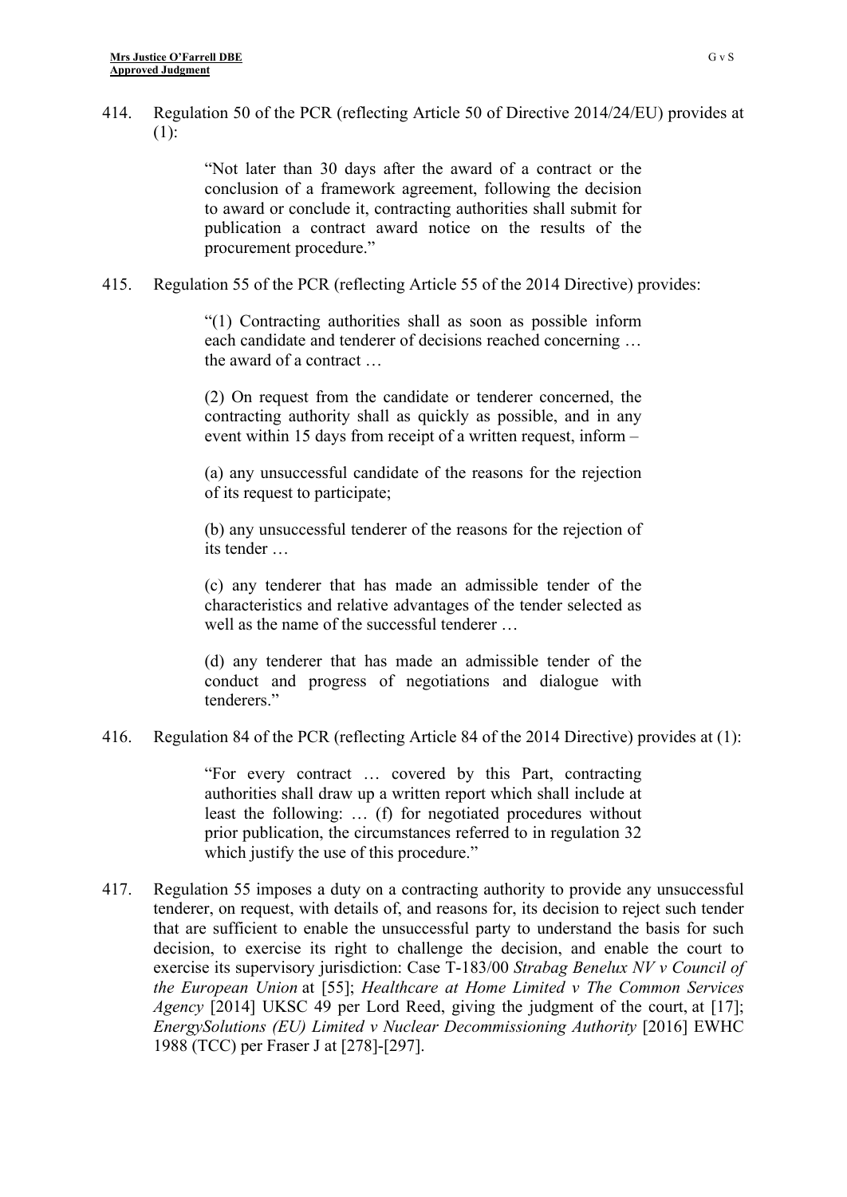414. Regulation 50 of the PCR (reflecting Article 50 of Directive 2014/24/EU) provides at (1):

> "Not later than 30 days after the award of a contract or the conclusion of a framework agreement, following the decision to award or conclude it, contracting authorities shall submit for publication a contract award notice on the results of the procurement procedure."

415. Regulation 55 of the PCR (reflecting Article 55 of the 2014 Directive) provides:

> "(1) Contracting authorities shall as soon as possible inform each candidate and tenderer of decisions reached concerning … the award of a contract …
>
> (2) On request from the candidate or tenderer concerned, the contracting authority shall as quickly as possible, and in any event within 15 days from receipt of a written request, inform –
>
> (a) any unsuccessful candidate of the reasons for the rejection of its request to participate;
>
> (b) any unsuccessful tenderer of the reasons for the rejection of its tender …
>
> (c) any tenderer that has made an admissible tender of the characteristics and relative advantages of the tender selected as well as the name of the successful tenderer …
>
> (d) any tenderer that has made an admissible tender of the conduct and progress of negotiations and dialogue with tenderers."

416. Regulation 84 of the PCR (reflecting Article 84 of the 2014 Directive) provides at (1):

> "For every contract … covered by this Part, contracting authorities shall draw up a written report which shall include at least the following: … (f) for negotiated procedures without prior publication, the circumstances referred to in regulation 32 which justify the use of this procedure."

417. Regulation 55 imposes a duty on a contracting authority to provide any unsuccessful tenderer, on request, with details of, and reasons for, its decision to reject such tender that are sufficient to enable the unsuccessful party to understand the basis for such decision, to exercise its right to challenge the decision, and enable the court to exercise its supervisory jurisdiction: Case T-183/00 *Strabag Benelux NV v Council of the European Union* at [55]; *Healthcare at Home Limited v The Common Services Agency* [2014] UKSC 49 per Lord Reed, giving the judgment of the court, at [17]; *EnergySolutions (EU) Limited v Nuclear Decommissioning Authority* [2016] EWHC 1988 (TCC) per Fraser J at [278]-[297].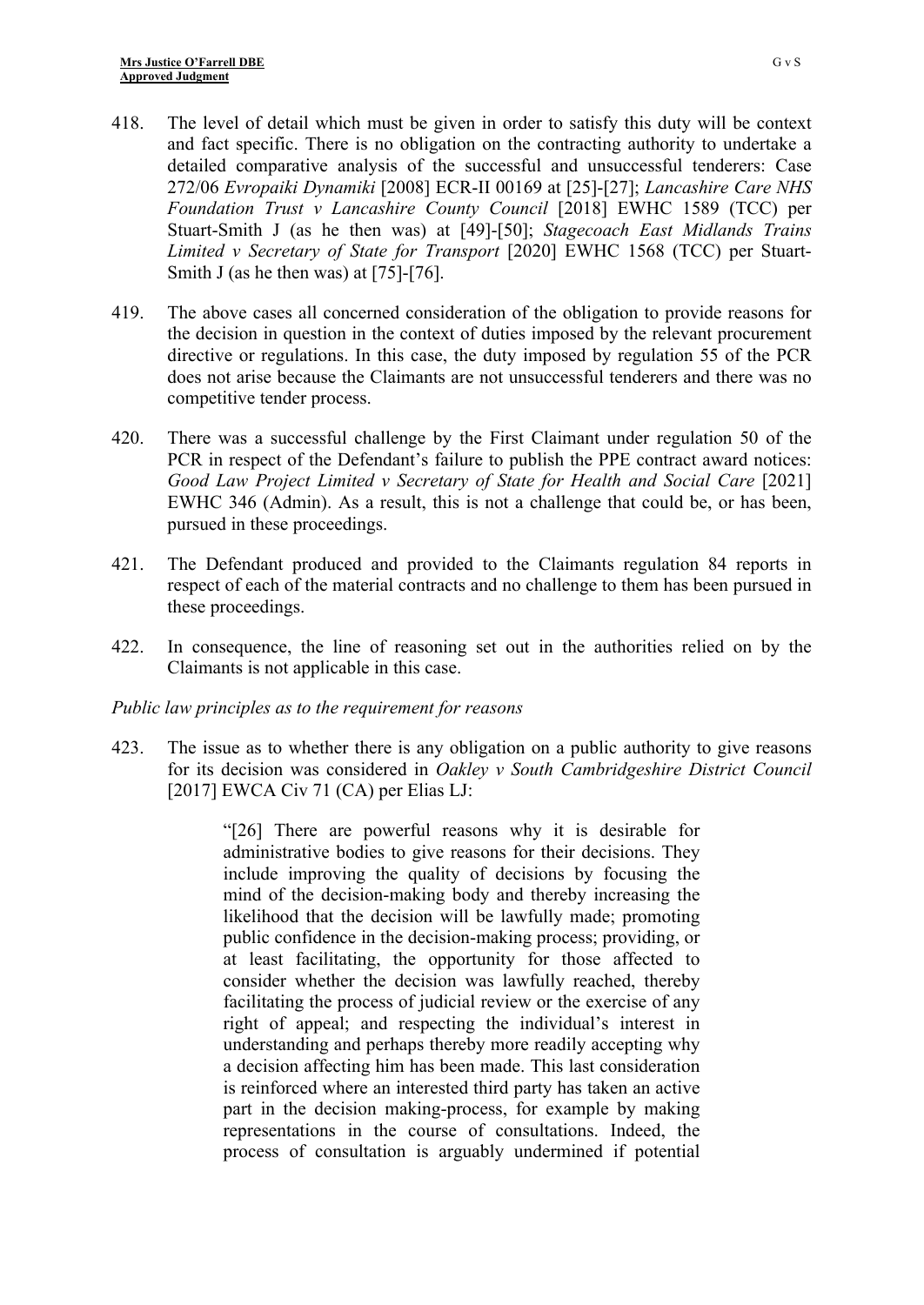418. The level of detail which must be given in order to satisfy this duty will be context and fact specific. There is no obligation on the contracting authority to undertake a detailed comparative analysis of the successful and unsuccessful tenderers: Case 272/06 *Evropaiki Dynamiki* [2008] ECR-II 00169 at [25]-[27]; *Lancashire Care NHS Foundation Trust v Lancashire County Council* [2018] EWHC 1589 (TCC) per Stuart-Smith J (as he then was) at [49]-[50]; *Stagecoach East Midlands Trains Limited v Secretary of State for Transport* [2020] EWHC 1568 (TCC) per Stuart-Smith J (as he then was) at [75]-[76].

419. The above cases all concerned consideration of the obligation to provide reasons for the decision in question in the context of duties imposed by the relevant procurement directive or regulations. In this case, the duty imposed by regulation 55 of the PCR does not arise because the Claimants are not unsuccessful tenderers and there was no competitive tender process.

420. There was a successful challenge by the First Claimant under regulation 50 of the PCR in respect of the Defendant's failure to publish the PPE contract award notices: *Good Law Project Limited v Secretary of State for Health and Social Care* [2021] EWHC 346 (Admin). As a result, this is not a challenge that could be, or has been, pursued in these proceedings.

421. The Defendant produced and provided to the Claimants regulation 84 reports in respect of each of the material contracts and no challenge to them has been pursued in these proceedings.

422. In consequence, the line of reasoning set out in the authorities relied on by the Claimants is not applicable in this case.

*Public law principles as to the requirement for reasons*

423. The issue as to whether there is any obligation on a public authority to give reasons for its decision was considered in *Oakley v South Cambridgeshire District Council* [2017] EWCA Civ 71 (CA) per Elias LJ:

> "[26] There are powerful reasons why it is desirable for administrative bodies to give reasons for their decisions. They include improving the quality of decisions by focusing the mind of the decision-making body and thereby increasing the likelihood that the decision will be lawfully made; promoting public confidence in the decision-making process; providing, or at least facilitating, the opportunity for those affected to consider whether the decision was lawfully reached, thereby facilitating the process of judicial review or the exercise of any right of appeal; and respecting the individual's interest in understanding and perhaps thereby more readily accepting why a decision affecting him has been made. This last consideration is reinforced where an interested third party has taken an active part in the decision making-process, for example by making representations in the course of consultations. Indeed, the process of consultation is arguably undermined if potential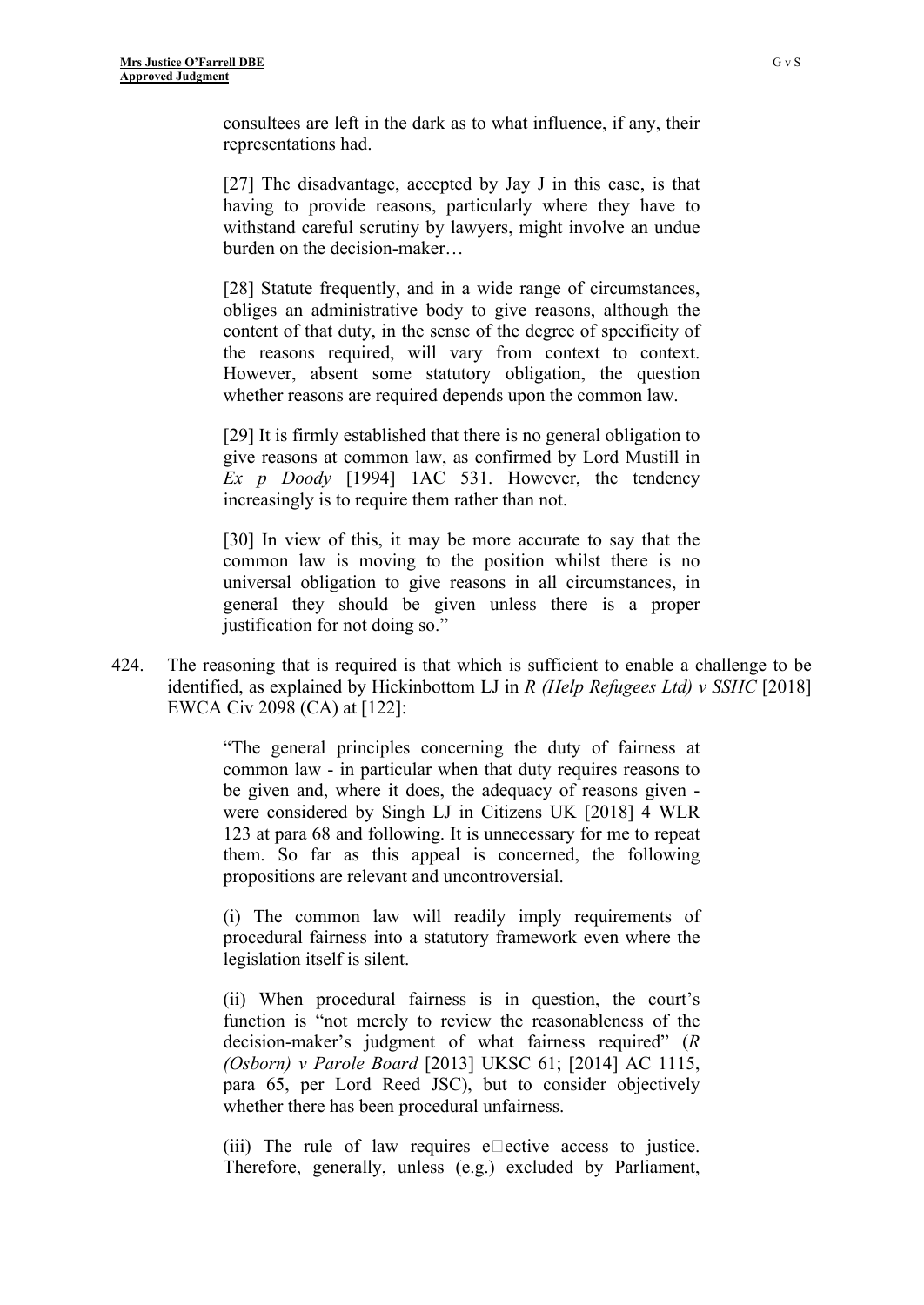consultees are left in the dark as to what influence, if any, their representations had.

> [27] The disadvantage, accepted by Jay J in this case, is that having to provide reasons, particularly where they have to withstand careful scrutiny by lawyers, might involve an undue burden on the decision-maker…
>
> [28] Statute frequently, and in a wide range of circumstances, obliges an administrative body to give reasons, although the content of that duty, in the sense of the degree of specificity of the reasons required, will vary from context to context. However, absent some statutory obligation, the question whether reasons are required depends upon the common law.
>
> [29] It is firmly established that there is no general obligation to give reasons at common law, as confirmed by Lord Mustill in *Ex p Doody* [1994] 1AC 531. However, the tendency increasingly is to require them rather than not.
>
> [30] In view of this, it may be more accurate to say that the common law is moving to the position whilst there is no universal obligation to give reasons in all circumstances, in general they should be given unless there is a proper justification for not doing so."

424. The reasoning that is required is that which is sufficient to enable a challenge to be identified, as explained by Hickinbottom LJ in *R (Help Refugees Ltd) v SSHC* [2018] EWCA Civ 2098 (CA) at [122]:

> "The general principles concerning the duty of fairness at common law - in particular when that duty requires reasons to be given and, where it does, the adequacy of reasons given - were considered by Singh LJ in Citizens UK [2018] 4 WLR 123 at para 68 and following. It is unnecessary for me to repeat them. So far as this appeal is concerned, the following propositions are relevant and uncontroversial.
>
> (i) The common law will readily imply requirements of procedural fairness into a statutory framework even where the legislation itself is silent.
>
> (ii) When procedural fairness is in question, the court's function is "not merely to review the reasonableness of the decision-maker's judgment of what fairness required" (*R (Osborn) v Parole Board* [2013] UKSC 61; [2014] AC 1115, para 65, per Lord Reed JSC), but to consider objectively whether there has been procedural unfairness.
>
> (iii) The rule of law requires effective access to justice. Therefore, generally, unless (e.g.) excluded by Parliament,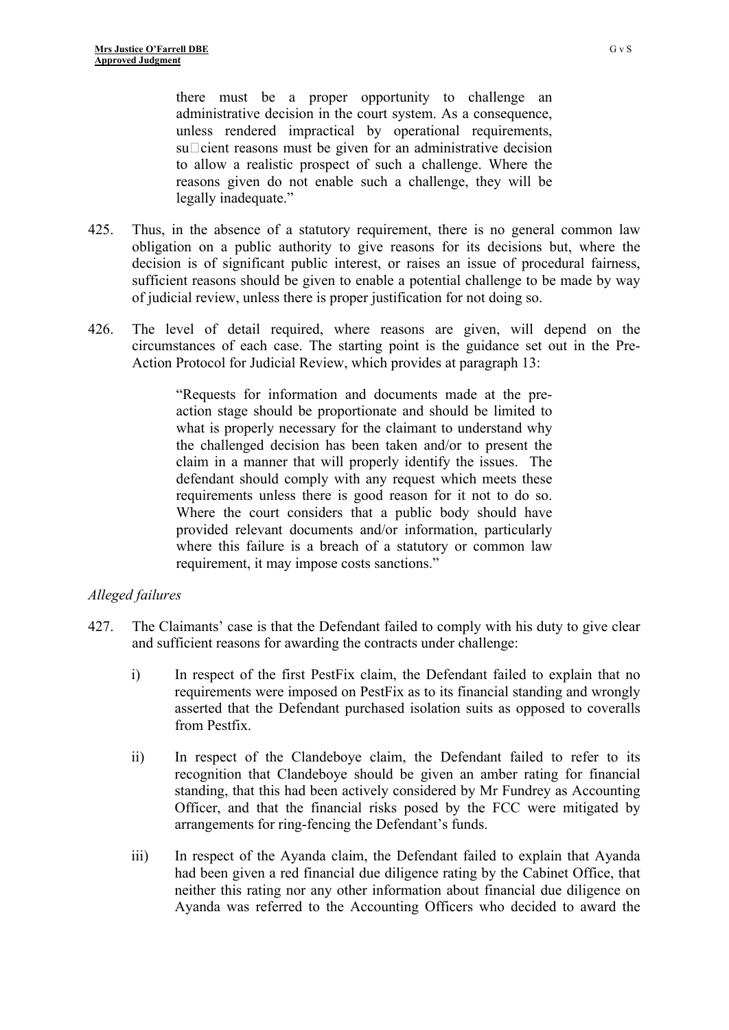> there must be a proper opportunity to challenge an administrative decision in the court system. As a consequence, unless rendered impractical by operational requirements, sufficient reasons must be given for an administrative decision to allow a realistic prospect of such a challenge. Where the reasons given do not enable such a challenge, they will be legally inadequate."

425. Thus, in the absence of a statutory requirement, there is no general common law obligation on a public authority to give reasons for its decisions but, where the decision is of significant public interest, or raises an issue of procedural fairness, sufficient reasons should be given to enable a potential challenge to be made by way of judicial review, unless there is proper justification for not doing so.

426. The level of detail required, where reasons are given, will depend on the circumstances of each case. The starting point is the guidance set out in the Pre-Action Protocol for Judicial Review, which provides at paragraph 13:

> "Requests for information and documents made at the pre-action stage should be proportionate and should be limited to what is properly necessary for the claimant to understand why the challenged decision has been taken and/or to present the claim in a manner that will properly identify the issues. The defendant should comply with any request which meets these requirements unless there is good reason for it not to do so. Where the court considers that a public body should have provided relevant documents and/or information, particularly where this failure is a breach of a statutory or common law requirement, it may impose costs sanctions."

*Alleged failures*

427. The Claimants' case is that the Defendant failed to comply with his duty to give clear and sufficient reasons for awarding the contracts under challenge:

    i) In respect of the first PestFix claim, the Defendant failed to explain that no requirements were imposed on PestFix as to its financial standing and wrongly asserted that the Defendant purchased isolation suits as opposed to coveralls from Pestfix.

    ii) In respect of the Clandeboye claim, the Defendant failed to refer to its recognition that Clandeboye should be given an amber rating for financial standing, that this had been actively considered by Mr Fundrey as Accounting Officer, and that the financial risks posed by the FCC were mitigated by arrangements for ring-fencing the Defendant's funds.

    iii) In respect of the Ayanda claim, the Defendant failed to explain that Ayanda had been given a red financial due diligence rating by the Cabinet Office, that neither this rating nor any other information about financial due diligence on Ayanda was referred to the Accounting Officers who decided to award the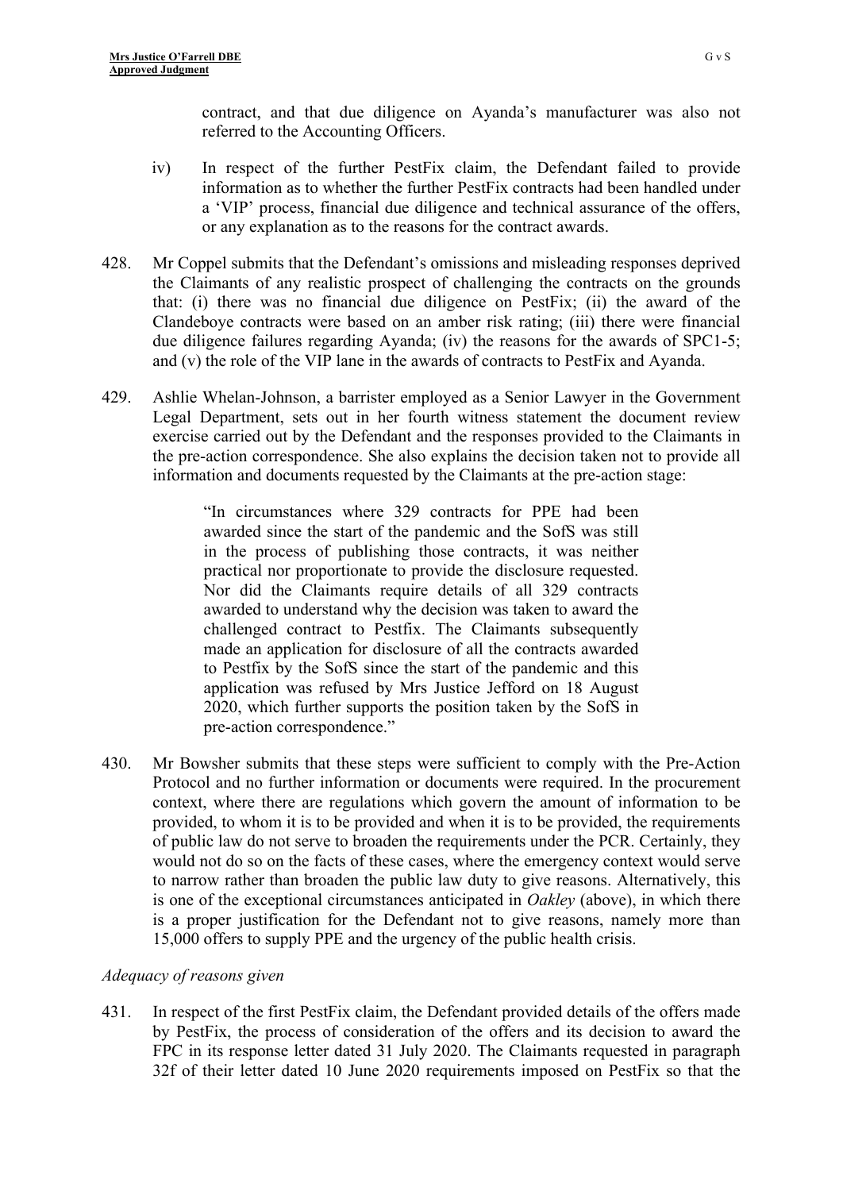contract, and that due diligence on Ayanda's manufacturer was also not referred to the Accounting Officers.

iv) In respect of the further PestFix claim, the Defendant failed to provide information as to whether the further PestFix contracts had been handled under a 'VIP' process, financial due diligence and technical assurance of the offers, or any explanation as to the reasons for the contract awards.

428. Mr Coppel submits that the Defendant's omissions and misleading responses deprived the Claimants of any realistic prospect of challenging the contracts on the grounds that: (i) there was no financial due diligence on PestFix; (ii) the award of the Clandeboye contracts were based on an amber risk rating; (iii) there were financial due diligence failures regarding Ayanda; (iv) the reasons for the awards of SPC1-5; and (v) the role of the VIP lane in the awards of contracts to PestFix and Ayanda.

429. Ashlie Whelan-Johnson, a barrister employed as a Senior Lawyer in the Government Legal Department, sets out in her fourth witness statement the document review exercise carried out by the Defendant and the responses provided to the Claimants in the pre-action correspondence. She also explains the decision taken not to provide all information and documents requested by the Claimants at the pre-action stage:

> "In circumstances where 329 contracts for PPE had been awarded since the start of the pandemic and the SofS was still in the process of publishing those contracts, it was neither practical nor proportionate to provide the disclosure requested. Nor did the Claimants require details of all 329 contracts awarded to understand why the decision was taken to award the challenged contract to Pestfix. The Claimants subsequently made an application for disclosure of all the contracts awarded to Pestfix by the SofS since the start of the pandemic and this application was refused by Mrs Justice Jefford on 18 August 2020, which further supports the position taken by the SofS in pre-action correspondence."

430. Mr Bowsher submits that these steps were sufficient to comply with the Pre-Action Protocol and no further information or documents were required. In the procurement context, where there are regulations which govern the amount of information to be provided, to whom it is to be provided and when it is to be provided, the requirements of public law do not serve to broaden the requirements under the PCR. Certainly, they would not do so on the facts of these cases, where the emergency context would serve to narrow rather than broaden the public law duty to give reasons. Alternatively, this is one of the exceptional circumstances anticipated in *Oakley* (above), in which there is a proper justification for the Defendant not to give reasons, namely more than 15,000 offers to supply PPE and the urgency of the public health crisis.

*Adequacy of reasons given*

431. In respect of the first PestFix claim, the Defendant provided details of the offers made by PestFix, the process of consideration of the offers and its decision to award the FPC in its response letter dated 31 July 2020. The Claimants requested in paragraph 32f of their letter dated 10 June 2020 requirements imposed on PestFix so that the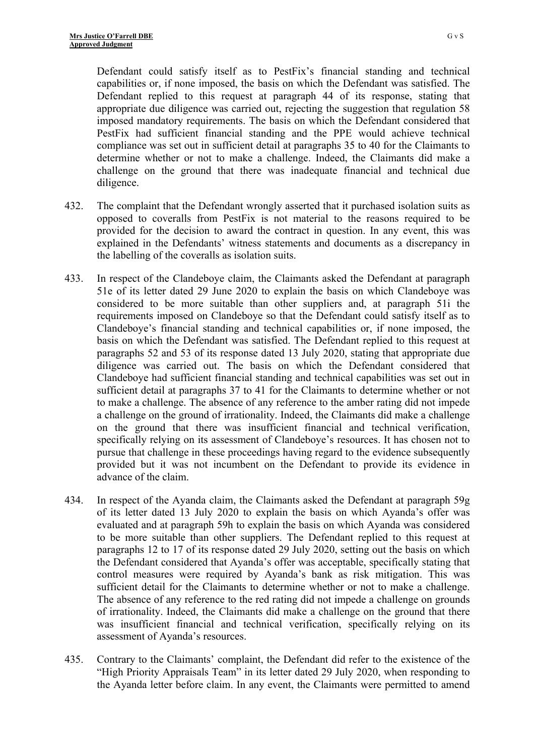Defendant could satisfy itself as to PestFix's financial standing and technical capabilities or, if none imposed, the basis on which the Defendant was satisfied. The Defendant replied to this request at paragraph 44 of its response, stating that appropriate due diligence was carried out, rejecting the suggestion that regulation 58 imposed mandatory requirements. The basis on which the Defendant considered that PestFix had sufficient financial standing and the PPE would achieve technical compliance was set out in sufficient detail at paragraphs 35 to 40 for the Claimants to determine whether or not to make a challenge. Indeed, the Claimants did make a challenge on the ground that there was inadequate financial and technical due diligence.

432. The complaint that the Defendant wrongly asserted that it purchased isolation suits as opposed to coveralls from PestFix is not material to the reasons required to be provided for the decision to award the contract in question. In any event, this was explained in the Defendants' witness statements and documents as a discrepancy in the labelling of the coveralls as isolation suits.

433. In respect of the Clandeboye claim, the Claimants asked the Defendant at paragraph 51e of its letter dated 29 June 2020 to explain the basis on which Clandeboye was considered to be more suitable than other suppliers and, at paragraph 51i the requirements imposed on Clandeboye so that the Defendant could satisfy itself as to Clandeboye's financial standing and technical capabilities or, if none imposed, the basis on which the Defendant was satisfied. The Defendant replied to this request at paragraphs 52 and 53 of its response dated 13 July 2020, stating that appropriate due diligence was carried out. The basis on which the Defendant considered that Clandeboye had sufficient financial standing and technical capabilities was set out in sufficient detail at paragraphs 37 to 41 for the Claimants to determine whether or not to make a challenge. The absence of any reference to the amber rating did not impede a challenge on the ground of irrationality. Indeed, the Claimants did make a challenge on the ground that there was insufficient financial and technical verification, specifically relying on its assessment of Clandeboye's resources. It has chosen not to pursue that challenge in these proceedings having regard to the evidence subsequently provided but it was not incumbent on the Defendant to provide its evidence in advance of the claim.

434. In respect of the Ayanda claim, the Claimants asked the Defendant at paragraph 59g of its letter dated 13 July 2020 to explain the basis on which Ayanda's offer was evaluated and at paragraph 59h to explain the basis on which Ayanda was considered to be more suitable than other suppliers. The Defendant replied to this request at paragraphs 12 to 17 of its response dated 29 July 2020, setting out the basis on which the Defendant considered that Ayanda's offer was acceptable, specifically stating that control measures were required by Ayanda's bank as risk mitigation. This was sufficient detail for the Claimants to determine whether or not to make a challenge. The absence of any reference to the red rating did not impede a challenge on grounds of irrationality. Indeed, the Claimants did make a challenge on the ground that there was insufficient financial and technical verification, specifically relying on its assessment of Ayanda's resources.

435. Contrary to the Claimants' complaint, the Defendant did refer to the existence of the "High Priority Appraisals Team" in its letter dated 29 July 2020, when responding to the Ayanda letter before claim. In any event, the Claimants were permitted to amend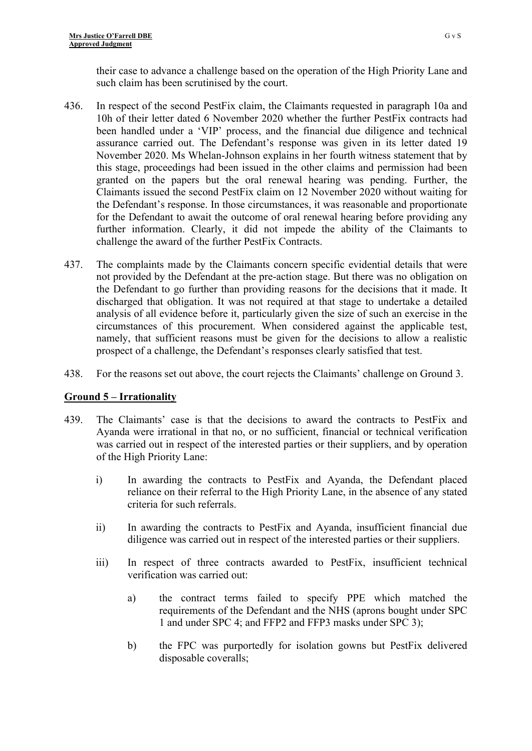their case to advance a challenge based on the operation of the High Priority Lane and such claim has been scrutinised by the court.

436. In respect of the second PestFix claim, the Claimants requested in paragraph 10a and 10h of their letter dated 6 November 2020 whether the further PestFix contracts had been handled under a 'VIP' process, and the financial due diligence and technical assurance carried out. The Defendant's response was given in its letter dated 19 November 2020. Ms Whelan-Johnson explains in her fourth witness statement that by this stage, proceedings had been issued in the other claims and permission had been granted on the papers but the oral renewal hearing was pending. Further, the Claimants issued the second PestFix claim on 12 November 2020 without waiting for the Defendant's response. In those circumstances, it was reasonable and proportionate for the Defendant to await the outcome of oral renewal hearing before providing any further information. Clearly, it did not impede the ability of the Claimants to challenge the award of the further PestFix Contracts.

437. The complaints made by the Claimants concern specific evidential details that were not provided by the Defendant at the pre-action stage. But there was no obligation on the Defendant to go further than providing reasons for the decisions that it made. It discharged that obligation. It was not required at that stage to undertake a detailed analysis of all evidence before it, particularly given the size of such an exercise in the circumstances of this procurement. When considered against the applicable test, namely, that sufficient reasons must be given for the decisions to allow a realistic prospect of a challenge, the Defendant's responses clearly satisfied that test.

438. For the reasons set out above, the court rejects the Claimants' challenge on Ground 3.

## Ground 5 – Irrationality

439. The Claimants' case is that the decisions to award the contracts to PestFix and Ayanda were irrational in that no, or no sufficient, financial or technical verification was carried out in respect of the interested parties or their suppliers, and by operation of the High Priority Lane:

   i) In awarding the contracts to PestFix and Ayanda, the Defendant placed reliance on their referral to the High Priority Lane, in the absence of any stated criteria for such referrals.

   ii) In awarding the contracts to PestFix and Ayanda, insufficient financial due diligence was carried out in respect of the interested parties or their suppliers.

   iii) In respect of three contracts awarded to PestFix, insufficient technical verification was carried out:

      a) the contract terms failed to specify PPE which matched the requirements of the Defendant and the NHS (aprons bought under SPC 1 and under SPC 4; and FFP2 and FFP3 masks under SPC 3);

      b) the FPC was purportedly for isolation gowns but PestFix delivered disposable coveralls;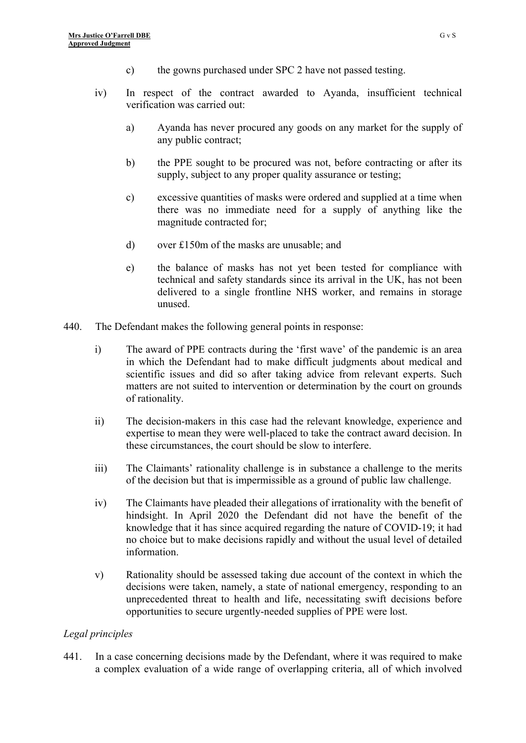c) the gowns purchased under SPC 2 have not passed testing.

iv) In respect of the contract awarded to Ayanda, insufficient technical verification was carried out:

a) Ayanda has never procured any goods on any market for the supply of any public contract;

b) the PPE sought to be procured was not, before contracting or after its supply, subject to any proper quality assurance or testing;

c) excessive quantities of masks were ordered and supplied at a time when there was no immediate need for a supply of anything like the magnitude contracted for;

d) over £150m of the masks are unusable; and

e) the balance of masks has not yet been tested for compliance with technical and safety standards since its arrival in the UK, has not been delivered to a single frontline NHS worker, and remains in storage unused.

440. The Defendant makes the following general points in response:

i) The award of PPE contracts during the 'first wave' of the pandemic is an area in which the Defendant had to make difficult judgments about medical and scientific issues and did so after taking advice from relevant experts. Such matters are not suited to intervention or determination by the court on grounds of rationality.

ii) The decision-makers in this case had the relevant knowledge, experience and expertise to mean they were well-placed to take the contract award decision. In these circumstances, the court should be slow to interfere.

iii) The Claimants' rationality challenge is in substance a challenge to the merits of the decision but that is impermissible as a ground of public law challenge.

iv) The Claimants have pleaded their allegations of irrationality with the benefit of hindsight. In April 2020 the Defendant did not have the benefit of the knowledge that it has since acquired regarding the nature of COVID-19; it had no choice but to make decisions rapidly and without the usual level of detailed information.

v) Rationality should be assessed taking due account of the context in which the decisions were taken, namely, a state of national emergency, responding to an unprecedented threat to health and life, necessitating swift decisions before opportunities to secure urgently-needed supplies of PPE were lost.

*Legal principles*

441. In a case concerning decisions made by the Defendant, where it was required to make a complex evaluation of a wide range of overlapping criteria, all of which involved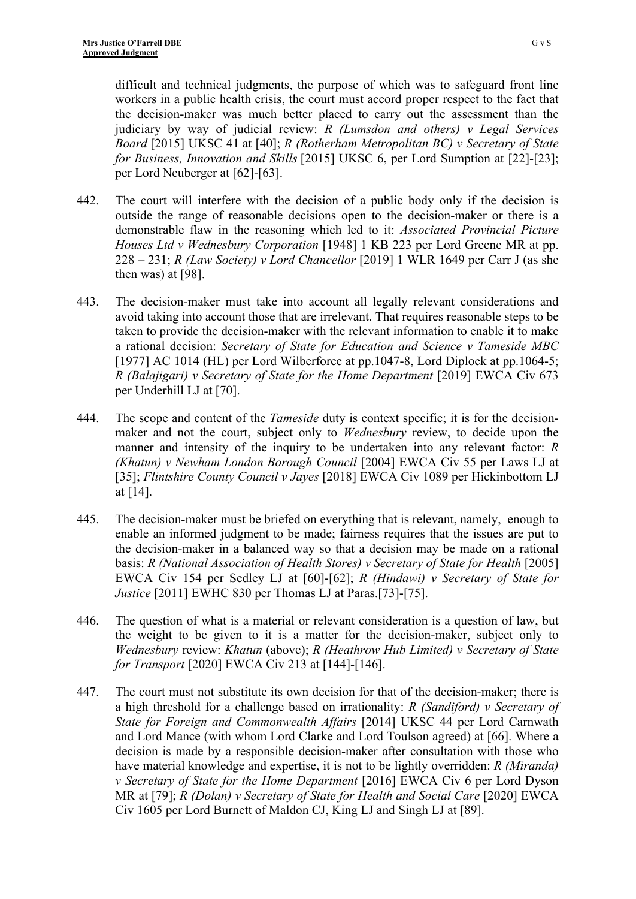difficult and technical judgments, the purpose of which was to safeguard front line workers in a public health crisis, the court must accord proper respect to the fact that the decision-maker was much better placed to carry out the assessment than the judiciary by way of judicial review: *R (Lumsdon and others) v Legal Services Board* [2015] UKSC 41 at [40]; *R (Rotherham Metropolitan BC) v Secretary of State for Business, Innovation and Skills* [2015] UKSC 6, per Lord Sumption at [22]-[23]; per Lord Neuberger at [62]-[63].

442. The court will interfere with the decision of a public body only if the decision is outside the range of reasonable decisions open to the decision-maker or there is a demonstrable flaw in the reasoning which led to it: *Associated Provincial Picture Houses Ltd v Wednesbury Corporation* [1948] 1 KB 223 per Lord Greene MR at pp. 228 – 231; *R (Law Society) v Lord Chancellor* [2019] 1 WLR 1649 per Carr J (as she then was) at [98].

443. The decision-maker must take into account all legally relevant considerations and avoid taking into account those that are irrelevant. That requires reasonable steps to be taken to provide the decision-maker with the relevant information to enable it to make a rational decision: *Secretary of State for Education and Science v Tameside MBC* [1977] AC 1014 (HL) per Lord Wilberforce at pp.1047-8, Lord Diplock at pp.1064-5; *R (Balajigari) v Secretary of State for the Home Department* [2019] EWCA Civ 673 per Underhill LJ at [70].

444. The scope and content of the *Tameside* duty is context specific; it is for the decision-maker and not the court, subject only to *Wednesbury* review, to decide upon the manner and intensity of the inquiry to be undertaken into any relevant factor: *R (Khatun) v Newham London Borough Council* [2004] EWCA Civ 55 per Laws LJ at [35]; *Flintshire County Council v Jayes* [2018] EWCA Civ 1089 per Hickinbottom LJ at [14].

445. The decision-maker must be briefed on everything that is relevant, namely, enough to enable an informed judgment to be made; fairness requires that the issues are put to the decision-maker in a balanced way so that a decision may be made on a rational basis: *R (National Association of Health Stores) v Secretary of State for Health* [2005] EWCA Civ 154 per Sedley LJ at [60]-[62]; *R (Hindawi) v Secretary of State for Justice* [2011] EWHC 830 per Thomas LJ at Paras.[73]-[75].

446. The question of what is a material or relevant consideration is a question of law, but the weight to be given to it is a matter for the decision-maker, subject only to *Wednesbury* review: *Khatun* (above); *R (Heathrow Hub Limited) v Secretary of State for Transport* [2020] EWCA Civ 213 at [144]-[146].

447. The court must not substitute its own decision for that of the decision-maker; there is a high threshold for a challenge based on irrationality: *R (Sandiford) v Secretary of State for Foreign and Commonwealth Affairs* [2014] UKSC 44 per Lord Carnwath and Lord Mance (with whom Lord Clarke and Lord Toulson agreed) at [66]. Where a decision is made by a responsible decision-maker after consultation with those who have material knowledge and expertise, it is not to be lightly overridden: *R (Miranda) v Secretary of State for the Home Department* [2016] EWCA Civ 6 per Lord Dyson MR at [79]; *R (Dolan) v Secretary of State for Health and Social Care* [2020] EWCA Civ 1605 per Lord Burnett of Maldon CJ, King LJ and Singh LJ at [89].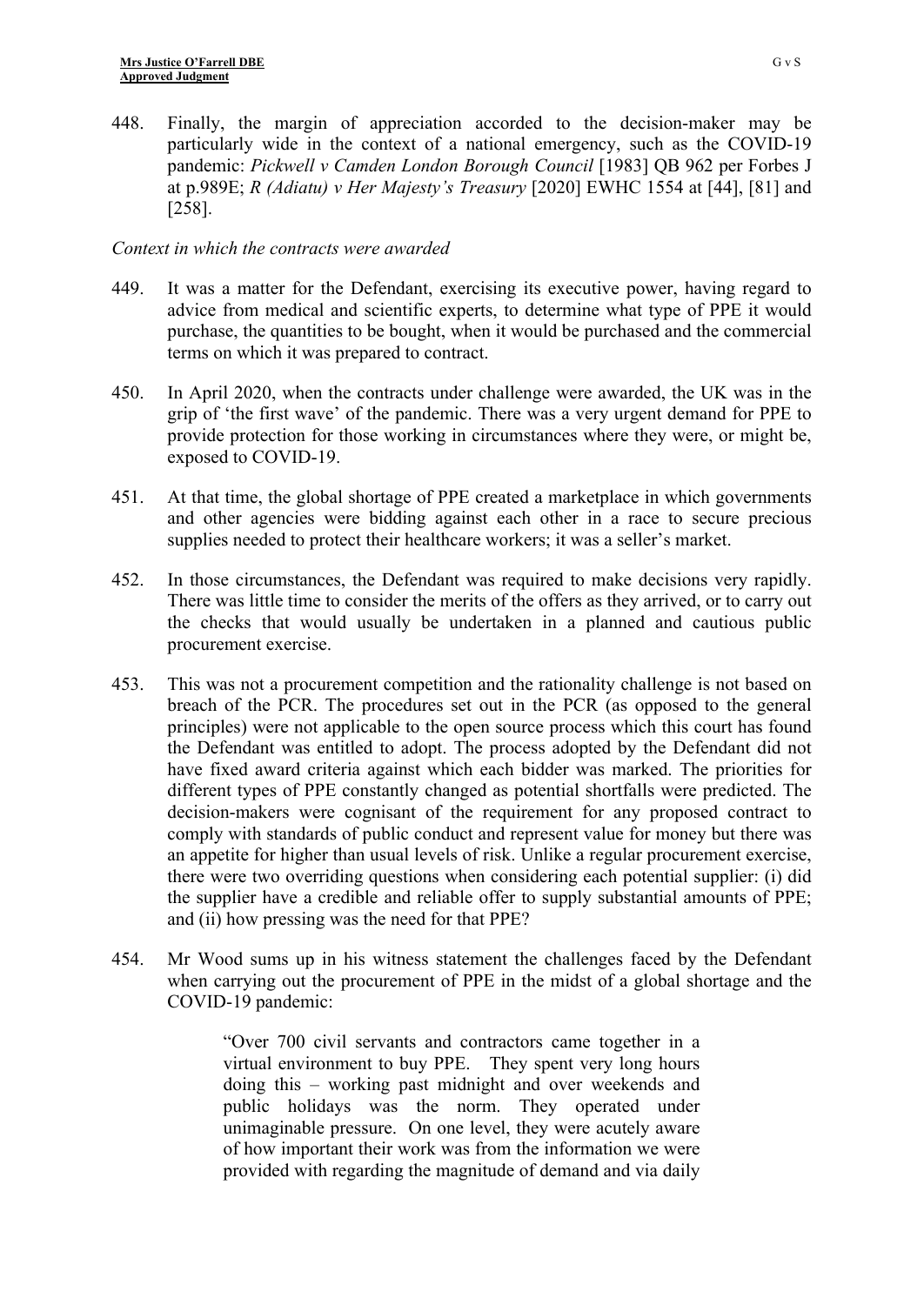448. Finally, the margin of appreciation accorded to the decision-maker may be particularly wide in the context of a national emergency, such as the COVID-19 pandemic: *Pickwell v Camden London Borough Council* [1983] QB 962 per Forbes J at p.989E; *R (Adiatu) v Her Majesty's Treasury* [2020] EWHC 1554 at [44], [81] and [258].

*Context in which the contracts were awarded*

449. It was a matter for the Defendant, exercising its executive power, having regard to advice from medical and scientific experts, to determine what type of PPE it would purchase, the quantities to be bought, when it would be purchased and the commercial terms on which it was prepared to contract.

450. In April 2020, when the contracts under challenge were awarded, the UK was in the grip of 'the first wave' of the pandemic. There was a very urgent demand for PPE to provide protection for those working in circumstances where they were, or might be, exposed to COVID-19.

451. At that time, the global shortage of PPE created a marketplace in which governments and other agencies were bidding against each other in a race to secure precious supplies needed to protect their healthcare workers; it was a seller's market.

452. In those circumstances, the Defendant was required to make decisions very rapidly. There was little time to consider the merits of the offers as they arrived, or to carry out the checks that would usually be undertaken in a planned and cautious public procurement exercise.

453. This was not a procurement competition and the rationality challenge is not based on breach of the PCR. The procedures set out in the PCR (as opposed to the general principles) were not applicable to the open source process which this court has found the Defendant was entitled to adopt. The process adopted by the Defendant did not have fixed award criteria against which each bidder was marked. The priorities for different types of PPE constantly changed as potential shortfalls were predicted. The decision-makers were cognisant of the requirement for any proposed contract to comply with standards of public conduct and represent value for money but there was an appetite for higher than usual levels of risk. Unlike a regular procurement exercise, there were two overriding questions when considering each potential supplier: (i) did the supplier have a credible and reliable offer to supply substantial amounts of PPE; and (ii) how pressing was the need for that PPE?

454. Mr Wood sums up in his witness statement the challenges faced by the Defendant when carrying out the procurement of PPE in the midst of a global shortage and the COVID-19 pandemic:

> "Over 700 civil servants and contractors came together in a virtual environment to buy PPE. They spent very long hours doing this – working past midnight and over weekends and public holidays was the norm. They operated under unimaginable pressure. On one level, they were acutely aware of how important their work was from the information we were provided with regarding the magnitude of demand and via daily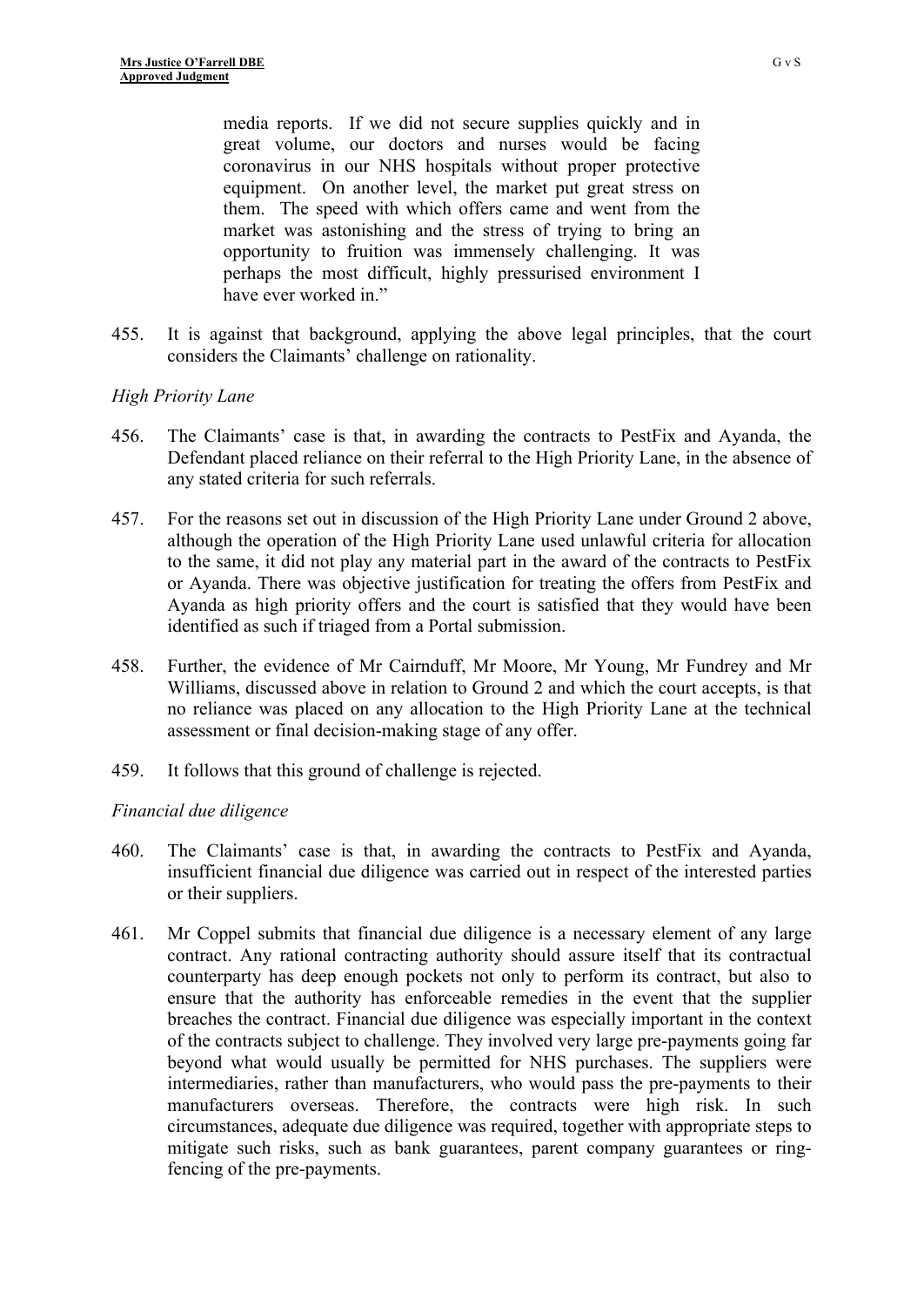> media reports. If we did not secure supplies quickly and in great volume, our doctors and nurses would be facing coronavirus in our NHS hospitals without proper protective equipment. On another level, the market put great stress on them. The speed with which offers came and went from the market was astonishing and the stress of trying to bring an opportunity to fruition was immensely challenging. It was perhaps the most difficult, highly pressurised environment I have ever worked in."

455. It is against that background, applying the above legal principles, that the court considers the Claimants' challenge on rationality.

*High Priority Lane*

456. The Claimants' case is that, in awarding the contracts to PestFix and Ayanda, the Defendant placed reliance on their referral to the High Priority Lane, in the absence of any stated criteria for such referrals.

457. For the reasons set out in discussion of the High Priority Lane under Ground 2 above, although the operation of the High Priority Lane used unlawful criteria for allocation to the same, it did not play any material part in the award of the contracts to PestFix or Ayanda. There was objective justification for treating the offers from PestFix and Ayanda as high priority offers and the court is satisfied that they would have been identified as such if triaged from a Portal submission.

458. Further, the evidence of Mr Cairnduff, Mr Moore, Mr Young, Mr Fundrey and Mr Williams, discussed above in relation to Ground 2 and which the court accepts, is that no reliance was placed on any allocation to the High Priority Lane at the technical assessment or final decision-making stage of any offer.

459. It follows that this ground of challenge is rejected.

*Financial due diligence*

460. The Claimants' case is that, in awarding the contracts to PestFix and Ayanda, insufficient financial due diligence was carried out in respect of the interested parties or their suppliers.

461. Mr Coppel submits that financial due diligence is a necessary element of any large contract. Any rational contracting authority should assure itself that its contractual counterparty has deep enough pockets not only to perform its contract, but also to ensure that the authority has enforceable remedies in the event that the supplier breaches the contract. Financial due diligence was especially important in the context of the contracts subject to challenge. They involved very large pre-payments going far beyond what would usually be permitted for NHS purchases. The suppliers were intermediaries, rather than manufacturers, who would pass the pre-payments to their manufacturers overseas. Therefore, the contracts were high risk. In such circumstances, adequate due diligence was required, together with appropriate steps to mitigate such risks, such as bank guarantees, parent company guarantees or ring-fencing of the pre-payments.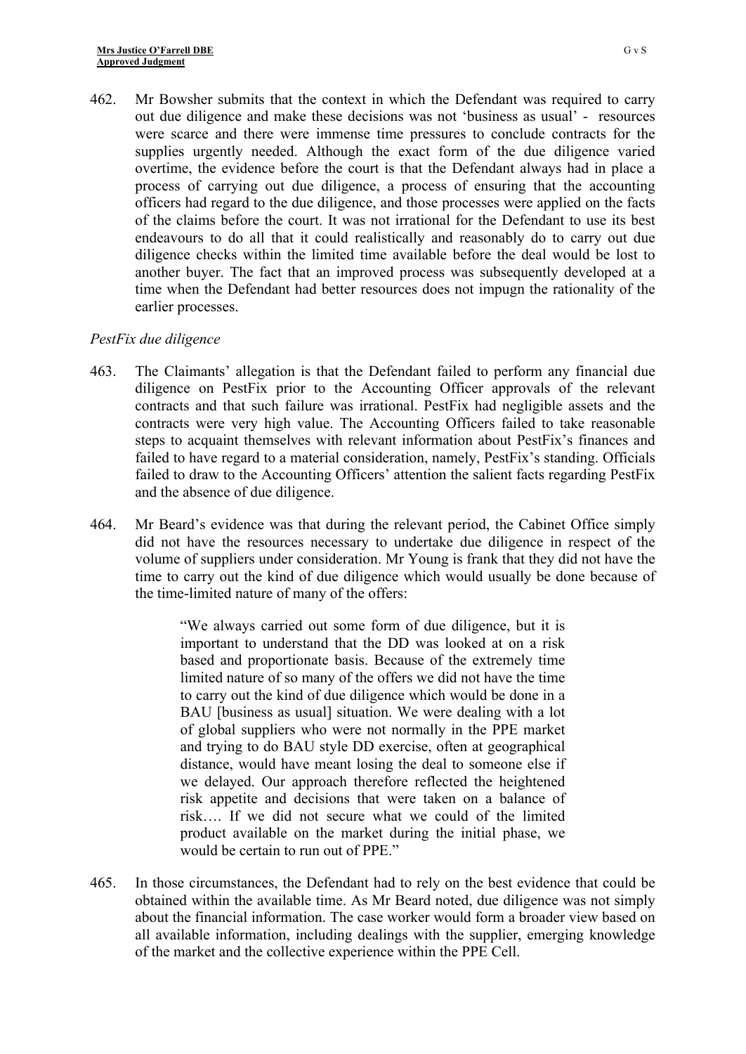462. Mr Bowsher submits that the context in which the Defendant was required to carry out due diligence and make these decisions was not 'business as usual' - resources were scarce and there were immense time pressures to conclude contracts for the supplies urgently needed. Although the exact form of the due diligence varied overtime, the evidence before the court is that the Defendant always had in place a process of carrying out due diligence, a process of ensuring that the accounting officers had regard to the due diligence, and those processes were applied on the facts of the claims before the court. It was not irrational for the Defendant to use its best endeavours to do all that it could realistically and reasonably do to carry out due diligence checks within the limited time available before the deal would be lost to another buyer. The fact that an improved process was subsequently developed at a time when the Defendant had better resources does not impugn the rationality of the earlier processes.

*PestFix due diligence*

463. The Claimants' allegation is that the Defendant failed to perform any financial due diligence on PestFix prior to the Accounting Officer approvals of the relevant contracts and that such failure was irrational. PestFix had negligible assets and the contracts were very high value. The Accounting Officers failed to take reasonable steps to acquaint themselves with relevant information about PestFix's finances and failed to have regard to a material consideration, namely, PestFix's standing. Officials failed to draw to the Accounting Officers' attention the salient facts regarding PestFix and the absence of due diligence.

464. Mr Beard's evidence was that during the relevant period, the Cabinet Office simply did not have the resources necessary to undertake due diligence in respect of the volume of suppliers under consideration. Mr Young is frank that they did not have the time to carry out the kind of due diligence which would usually be done because of the time-limited nature of many of the offers:

> "We always carried out some form of due diligence, but it is important to understand that the DD was looked at on a risk based and proportionate basis. Because of the extremely time limited nature of so many of the offers we did not have the time to carry out the kind of due diligence which would be done in a BAU [business as usual] situation. We were dealing with a lot of global suppliers who were not normally in the PPE market and trying to do BAU style DD exercise, often at geographical distance, would have meant losing the deal to someone else if we delayed. Our approach therefore reflected the heightened risk appetite and decisions that were taken on a balance of risk…. If we did not secure what we could of the limited product available on the market during the initial phase, we would be certain to run out of PPE."

465. In those circumstances, the Defendant had to rely on the best evidence that could be obtained within the available time. As Mr Beard noted, due diligence was not simply about the financial information. The case worker would form a broader view based on all available information, including dealings with the supplier, emerging knowledge of the market and the collective experience within the PPE Cell.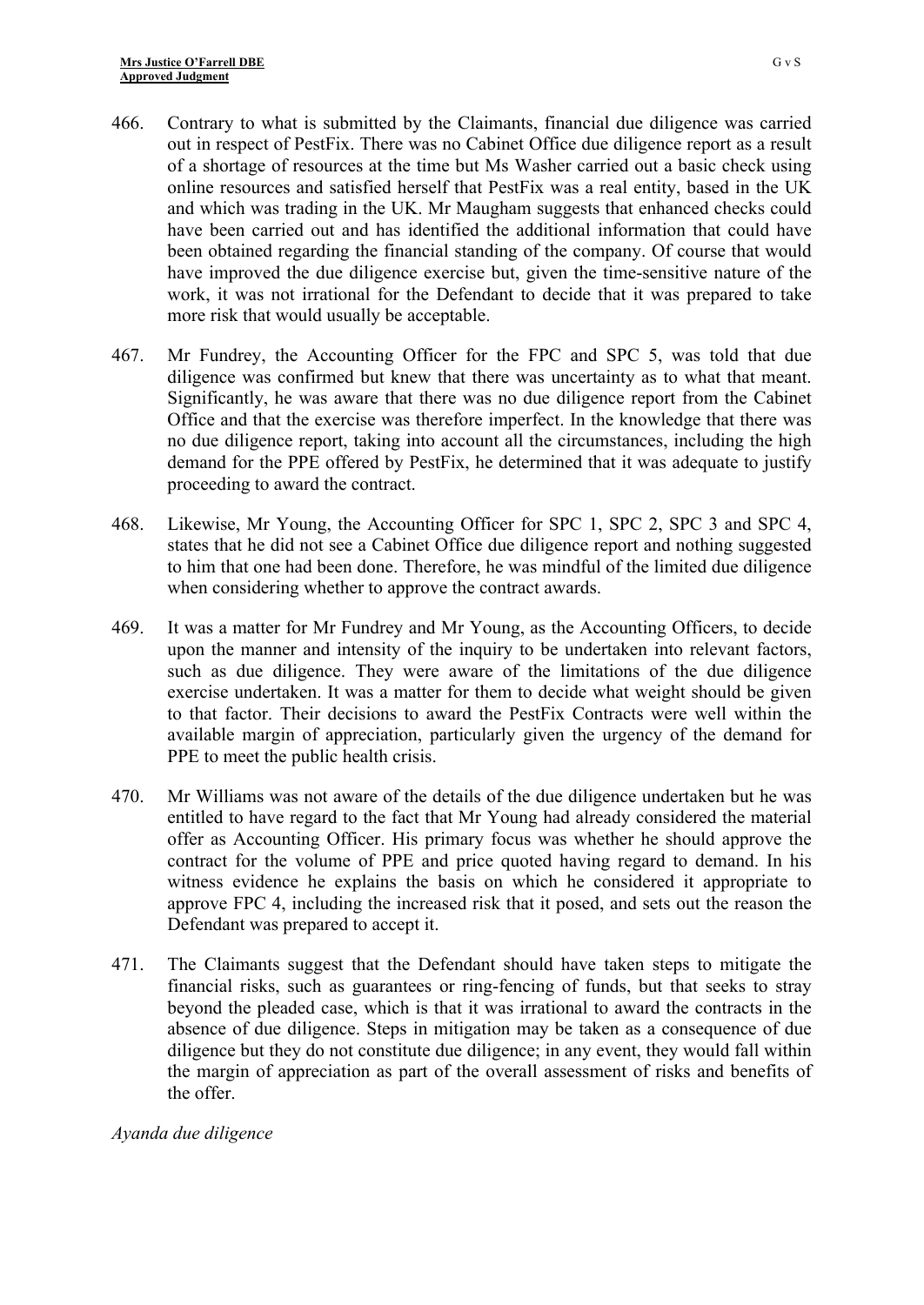466. Contrary to what is submitted by the Claimants, financial due diligence was carried out in respect of PestFix. There was no Cabinet Office due diligence report as a result of a shortage of resources at the time but Ms Washer carried out a basic check using online resources and satisfied herself that PestFix was a real entity, based in the UK and which was trading in the UK. Mr Maugham suggests that enhanced checks could have been carried out and has identified the additional information that could have been obtained regarding the financial standing of the company. Of course that would have improved the due diligence exercise but, given the time-sensitive nature of the work, it was not irrational for the Defendant to decide that it was prepared to take more risk that would usually be acceptable.

467. Mr Fundrey, the Accounting Officer for the FPC and SPC 5, was told that due diligence was confirmed but knew that there was uncertainty as to what that meant. Significantly, he was aware that there was no due diligence report from the Cabinet Office and that the exercise was therefore imperfect. In the knowledge that there was no due diligence report, taking into account all the circumstances, including the high demand for the PPE offered by PestFix, he determined that it was adequate to justify proceeding to award the contract.

468. Likewise, Mr Young, the Accounting Officer for SPC 1, SPC 2, SPC 3 and SPC 4, states that he did not see a Cabinet Office due diligence report and nothing suggested to him that one had been done. Therefore, he was mindful of the limited due diligence when considering whether to approve the contract awards.

469. It was a matter for Mr Fundrey and Mr Young, as the Accounting Officers, to decide upon the manner and intensity of the inquiry to be undertaken into relevant factors, such as due diligence. They were aware of the limitations of the due diligence exercise undertaken. It was a matter for them to decide what weight should be given to that factor. Their decisions to award the PestFix Contracts were well within the available margin of appreciation, particularly given the urgency of the demand for PPE to meet the public health crisis.

470. Mr Williams was not aware of the details of the due diligence undertaken but he was entitled to have regard to the fact that Mr Young had already considered the material offer as Accounting Officer. His primary focus was whether he should approve the contract for the volume of PPE and price quoted having regard to demand. In his witness evidence he explains the basis on which he considered it appropriate to approve FPC 4, including the increased risk that it posed, and sets out the reason the Defendant was prepared to accept it.

471. The Claimants suggest that the Defendant should have taken steps to mitigate the financial risks, such as guarantees or ring-fencing of funds, but that seeks to stray beyond the pleaded case, which is that it was irrational to award the contracts in the absence of due diligence. Steps in mitigation may be taken as a consequence of due diligence but they do not constitute due diligence; in any event, they would fall within the margin of appreciation as part of the overall assessment of risks and benefits of the offer.

*Ayanda due diligence*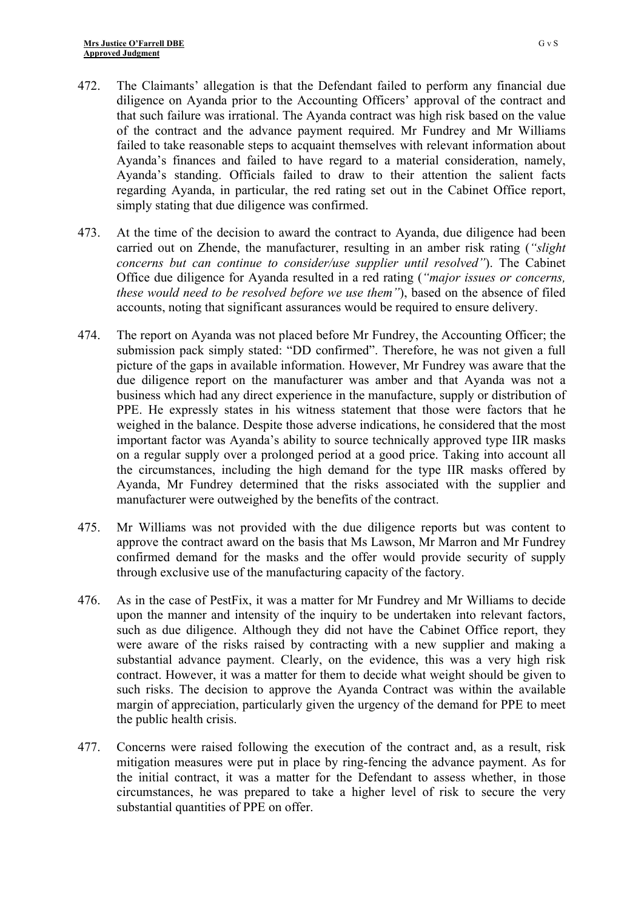472. The Claimants' allegation is that the Defendant failed to perform any financial due diligence on Ayanda prior to the Accounting Officers' approval of the contract and that such failure was irrational. The Ayanda contract was high risk based on the value of the contract and the advance payment required. Mr Fundrey and Mr Williams failed to take reasonable steps to acquaint themselves with relevant information about Ayanda's finances and failed to have regard to a material consideration, namely, Ayanda's standing. Officials failed to draw to their attention the salient facts regarding Ayanda, in particular, the red rating set out in the Cabinet Office report, simply stating that due diligence was confirmed.

473. At the time of the decision to award the contract to Ayanda, due diligence had been carried out on Zhende, the manufacturer, resulting in an amber risk rating (*"slight concerns but can continue to consider/use supplier until resolved"*). The Cabinet Office due diligence for Ayanda resulted in a red rating (*"major issues or concerns, these would need to be resolved before we use them"*), based on the absence of filed accounts, noting that significant assurances would be required to ensure delivery.

474. The report on Ayanda was not placed before Mr Fundrey, the Accounting Officer; the submission pack simply stated: "DD confirmed". Therefore, he was not given a full picture of the gaps in available information. However, Mr Fundrey was aware that the due diligence report on the manufacturer was amber and that Ayanda was not a business which had any direct experience in the manufacture, supply or distribution of PPE. He expressly states in his witness statement that those were factors that he weighed in the balance. Despite those adverse indications, he considered that the most important factor was Ayanda's ability to source technically approved type IIR masks on a regular supply over a prolonged period at a good price. Taking into account all the circumstances, including the high demand for the type IIR masks offered by Ayanda, Mr Fundrey determined that the risks associated with the supplier and manufacturer were outweighed by the benefits of the contract.

475. Mr Williams was not provided with the due diligence reports but was content to approve the contract award on the basis that Ms Lawson, Mr Marron and Mr Fundrey confirmed demand for the masks and the offer would provide security of supply through exclusive use of the manufacturing capacity of the factory.

476. As in the case of PestFix, it was a matter for Mr Fundrey and Mr Williams to decide upon the manner and intensity of the inquiry to be undertaken into relevant factors, such as due diligence. Although they did not have the Cabinet Office report, they were aware of the risks raised by contracting with a new supplier and making a substantial advance payment. Clearly, on the evidence, this was a very high risk contract. However, it was a matter for them to decide what weight should be given to such risks. The decision to approve the Ayanda Contract was within the available margin of appreciation, particularly given the urgency of the demand for PPE to meet the public health crisis.

477. Concerns were raised following the execution of the contract and, as a result, risk mitigation measures were put in place by ring-fencing the advance payment. As for the initial contract, it was a matter for the Defendant to assess whether, in those circumstances, he was prepared to take a higher level of risk to secure the very substantial quantities of PPE on offer.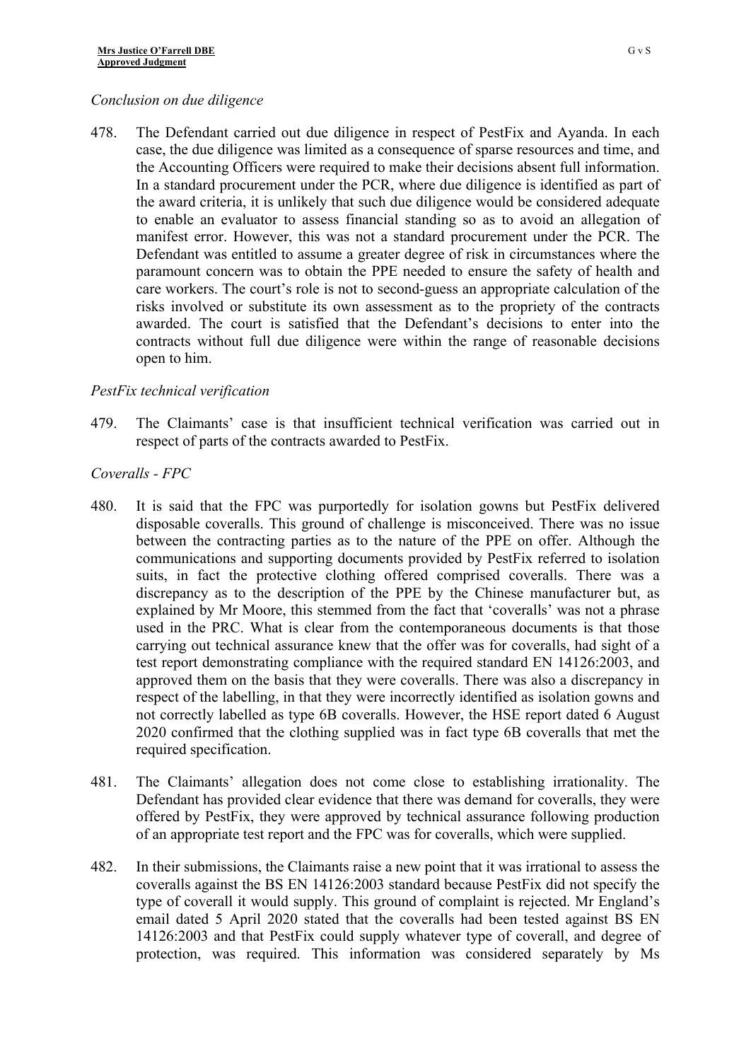*Conclusion on due diligence*

478. The Defendant carried out due diligence in respect of PestFix and Ayanda. In each case, the due diligence was limited as a consequence of sparse resources and time, and the Accounting Officers were required to make their decisions absent full information. In a standard procurement under the PCR, where due diligence is identified as part of the award criteria, it is unlikely that such due diligence would be considered adequate to enable an evaluator to assess financial standing so as to avoid an allegation of manifest error. However, this was not a standard procurement under the PCR. The Defendant was entitled to assume a greater degree of risk in circumstances where the paramount concern was to obtain the PPE needed to ensure the safety of health and care workers. The court's role is not to second-guess an appropriate calculation of the risks involved or substitute its own assessment as to the propriety of the contracts awarded. The court is satisfied that the Defendant's decisions to enter into the contracts without full due diligence were within the range of reasonable decisions open to him.

*PestFix technical verification*

479. The Claimants' case is that insufficient technical verification was carried out in respect of parts of the contracts awarded to PestFix.

*Coveralls - FPC*

480. It is said that the FPC was purportedly for isolation gowns but PestFix delivered disposable coveralls. This ground of challenge is misconceived. There was no issue between the contracting parties as to the nature of the PPE on offer. Although the communications and supporting documents provided by PestFix referred to isolation suits, in fact the protective clothing offered comprised coveralls. There was a discrepancy as to the description of the PPE by the Chinese manufacturer but, as explained by Mr Moore, this stemmed from the fact that 'coveralls' was not a phrase used in the PRC. What is clear from the contemporaneous documents is that those carrying out technical assurance knew that the offer was for coveralls, had sight of a test report demonstrating compliance with the required standard EN 14126:2003, and approved them on the basis that they were coveralls. There was also a discrepancy in respect of the labelling, in that they were incorrectly identified as isolation gowns and not correctly labelled as type 6B coveralls. However, the HSE report dated 6 August 2020 confirmed that the clothing supplied was in fact type 6B coveralls that met the required specification.

481. The Claimants' allegation does not come close to establishing irrationality. The Defendant has provided clear evidence that there was demand for coveralls, they were offered by PestFix, they were approved by technical assurance following production of an appropriate test report and the FPC was for coveralls, which were supplied.

482. In their submissions, the Claimants raise a new point that it was irrational to assess the coveralls against the BS EN 14126:2003 standard because PestFix did not specify the type of coverall it would supply. This ground of complaint is rejected. Mr England's email dated 5 April 2020 stated that the coveralls had been tested against BS EN 14126:2003 and that PestFix could supply whatever type of coverall, and degree of protection, was required. This information was considered separately by Ms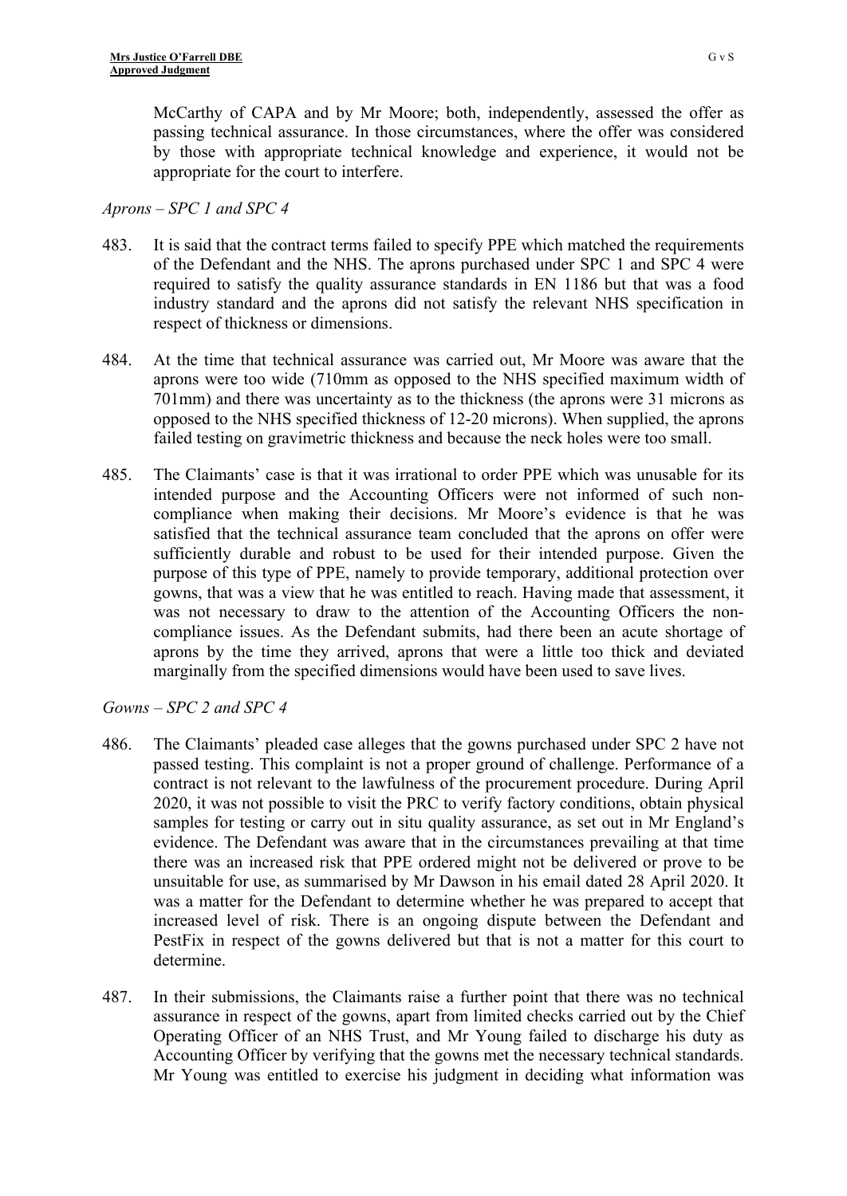McCarthy of CAPA and by Mr Moore; both, independently, assessed the offer as passing technical assurance. In those circumstances, where the offer was considered by those with appropriate technical knowledge and experience, it would not be appropriate for the court to interfere.

*Aprons – SPC 1 and SPC 4*

483. It is said that the contract terms failed to specify PPE which matched the requirements of the Defendant and the NHS. The aprons purchased under SPC 1 and SPC 4 were required to satisfy the quality assurance standards in EN 1186 but that was a food industry standard and the aprons did not satisfy the relevant NHS specification in respect of thickness or dimensions.

484. At the time that technical assurance was carried out, Mr Moore was aware that the aprons were too wide (710mm as opposed to the NHS specified maximum width of 701mm) and there was uncertainty as to the thickness (the aprons were 31 microns as opposed to the NHS specified thickness of 12-20 microns). When supplied, the aprons failed testing on gravimetric thickness and because the neck holes were too small.

485. The Claimants' case is that it was irrational to order PPE which was unusable for its intended purpose and the Accounting Officers were not informed of such non-compliance when making their decisions. Mr Moore's evidence is that he was satisfied that the technical assurance team concluded that the aprons on offer were sufficiently durable and robust to be used for their intended purpose. Given the purpose of this type of PPE, namely to provide temporary, additional protection over gowns, that was a view that he was entitled to reach. Having made that assessment, it was not necessary to draw to the attention of the Accounting Officers the non-compliance issues. As the Defendant submits, had there been an acute shortage of aprons by the time they arrived, aprons that were a little too thick and deviated marginally from the specified dimensions would have been used to save lives.

*Gowns – SPC 2 and SPC 4*

486. The Claimants' pleaded case alleges that the gowns purchased under SPC 2 have not passed testing. This complaint is not a proper ground of challenge. Performance of a contract is not relevant to the lawfulness of the procurement procedure. During April 2020, it was not possible to visit the PRC to verify factory conditions, obtain physical samples for testing or carry out in situ quality assurance, as set out in Mr England's evidence. The Defendant was aware that in the circumstances prevailing at that time there was an increased risk that PPE ordered might not be delivered or prove to be unsuitable for use, as summarised by Mr Dawson in his email dated 28 April 2020. It was a matter for the Defendant to determine whether he was prepared to accept that increased level of risk. There is an ongoing dispute between the Defendant and PestFix in respect of the gowns delivered but that is not a matter for this court to determine.

487. In their submissions, the Claimants raise a further point that there was no technical assurance in respect of the gowns, apart from limited checks carried out by the Chief Operating Officer of an NHS Trust, and Mr Young failed to discharge his duty as Accounting Officer by verifying that the gowns met the necessary technical standards. Mr Young was entitled to exercise his judgment in deciding what information was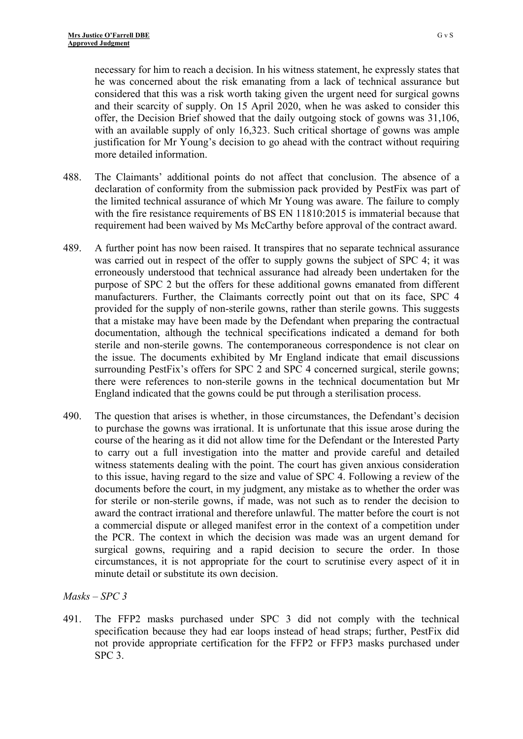necessary for him to reach a decision. In his witness statement, he expressly states that he was concerned about the risk emanating from a lack of technical assurance but considered that this was a risk worth taking given the urgent need for surgical gowns and their scarcity of supply. On 15 April 2020, when he was asked to consider this offer, the Decision Brief showed that the daily outgoing stock of gowns was 31,106, with an available supply of only 16,323. Such critical shortage of gowns was ample justification for Mr Young's decision to go ahead with the contract without requiring more detailed information.

488. The Claimants' additional points do not affect that conclusion. The absence of a declaration of conformity from the submission pack provided by PestFix was part of the limited technical assurance of which Mr Young was aware. The failure to comply with the fire resistance requirements of BS EN 11810:2015 is immaterial because that requirement had been waived by Ms McCarthy before approval of the contract award.

489. A further point has now been raised. It transpires that no separate technical assurance was carried out in respect of the offer to supply gowns the subject of SPC 4; it was erroneously understood that technical assurance had already been undertaken for the purpose of SPC 2 but the offers for these additional gowns emanated from different manufacturers. Further, the Claimants correctly point out that on its face, SPC 4 provided for the supply of non-sterile gowns, rather than sterile gowns. This suggests that a mistake may have been made by the Defendant when preparing the contractual documentation, although the technical specifications indicated a demand for both sterile and non-sterile gowns. The contemporaneous correspondence is not clear on the issue. The documents exhibited by Mr England indicate that email discussions surrounding PestFix's offers for SPC 2 and SPC 4 concerned surgical, sterile gowns; there were references to non-sterile gowns in the technical documentation but Mr England indicated that the gowns could be put through a sterilisation process.

490. The question that arises is whether, in those circumstances, the Defendant's decision to purchase the gowns was irrational. It is unfortunate that this issue arose during the course of the hearing as it did not allow time for the Defendant or the Interested Party to carry out a full investigation into the matter and provide careful and detailed witness statements dealing with the point. The court has given anxious consideration to this issue, having regard to the size and value of SPC 4. Following a review of the documents before the court, in my judgment, any mistake as to whether the order was for sterile or non-sterile gowns, if made, was not such as to render the decision to award the contract irrational and therefore unlawful. The matter before the court is not a commercial dispute or alleged manifest error in the context of a competition under the PCR. The context in which the decision was made was an urgent demand for surgical gowns, requiring and a rapid decision to secure the order. In those circumstances, it is not appropriate for the court to scrutinise every aspect of it in minute detail or substitute its own decision.

*Masks – SPC 3*

491. The FFP2 masks purchased under SPC 3 did not comply with the technical specification because they had ear loops instead of head straps; further, PestFix did not provide appropriate certification for the FFP2 or FFP3 masks purchased under SPC 3.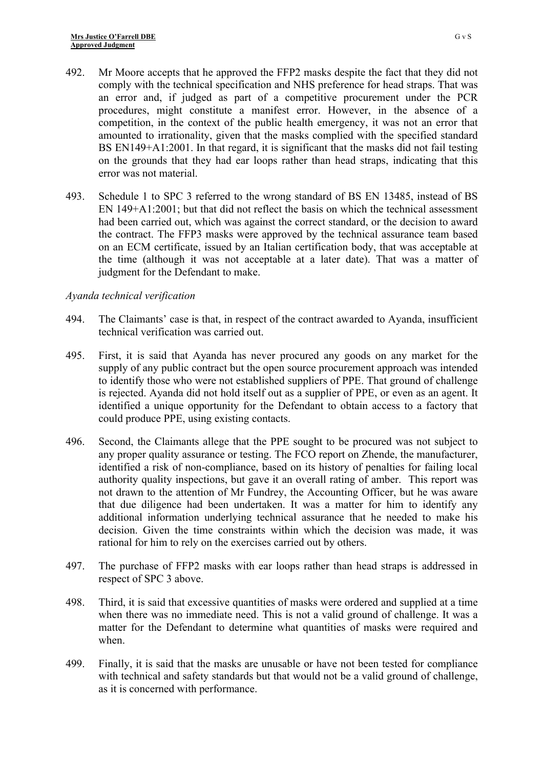492. Mr Moore accepts that he approved the FFP2 masks despite the fact that they did not comply with the technical specification and NHS preference for head straps. That was an error and, if judged as part of a competitive procurement under the PCR procedures, might constitute a manifest error. However, in the absence of a competition, in the context of the public health emergency, it was not an error that amounted to irrationality, given that the masks complied with the specified standard BS EN149+A1:2001. In that regard, it is significant that the masks did not fail testing on the grounds that they had ear loops rather than head straps, indicating that this error was not material.

493. Schedule 1 to SPC 3 referred to the wrong standard of BS EN 13485, instead of BS EN 149+A1:2001; but that did not reflect the basis on which the technical assessment had been carried out, which was against the correct standard, or the decision to award the contract. The FFP3 masks were approved by the technical assurance team based on an ECM certificate, issued by an Italian certification body, that was acceptable at the time (although it was not acceptable at a later date). That was a matter of judgment for the Defendant to make.

*Ayanda technical verification*

494. The Claimants' case is that, in respect of the contract awarded to Ayanda, insufficient technical verification was carried out.

495. First, it is said that Ayanda has never procured any goods on any market for the supply of any public contract but the open source procurement approach was intended to identify those who were not established suppliers of PPE. That ground of challenge is rejected. Ayanda did not hold itself out as a supplier of PPE, or even as an agent. It identified a unique opportunity for the Defendant to obtain access to a factory that could produce PPE, using existing contacts.

496. Second, the Claimants allege that the PPE sought to be procured was not subject to any proper quality assurance or testing. The FCO report on Zhende, the manufacturer, identified a risk of non-compliance, based on its history of penalties for failing local authority quality inspections, but gave it an overall rating of amber. This report was not drawn to the attention of Mr Fundrey, the Accounting Officer, but he was aware that due diligence had been undertaken. It was a matter for him to identify any additional information underlying technical assurance that he needed to make his decision. Given the time constraints within which the decision was made, it was rational for him to rely on the exercises carried out by others.

497. The purchase of FFP2 masks with ear loops rather than head straps is addressed in respect of SPC 3 above.

498. Third, it is said that excessive quantities of masks were ordered and supplied at a time when there was no immediate need. This is not a valid ground of challenge. It was a matter for the Defendant to determine what quantities of masks were required and when.

499. Finally, it is said that the masks are unusable or have not been tested for compliance with technical and safety standards but that would not be a valid ground of challenge, as it is concerned with performance.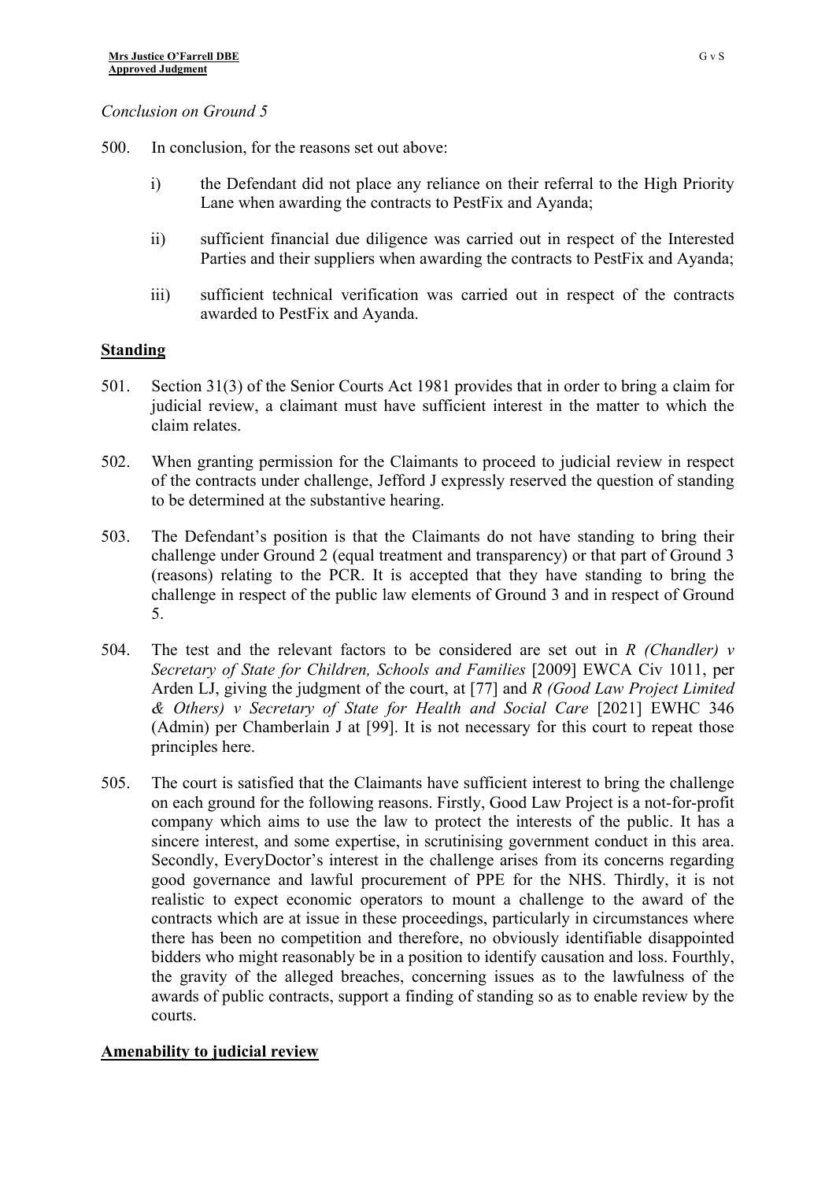*Conclusion on Ground 5*

500. In conclusion, for the reasons set out above:

   i) the Defendant did not place any reliance on their referral to the High Priority Lane when awarding the contracts to PestFix and Ayanda;

   ii) sufficient financial due diligence was carried out in respect of the Interested Parties and their suppliers when awarding the contracts to PestFix and Ayanda;

   iii) sufficient technical verification was carried out in respect of the contracts awarded to PestFix and Ayanda.

## Standing

501. Section 31(3) of the Senior Courts Act 1981 provides that in order to bring a claim for judicial review, a claimant must have sufficient interest in the matter to which the claim relates.

502. When granting permission for the Claimants to proceed to judicial review in respect of the contracts under challenge, Jefford J expressly reserved the question of standing to be determined at the substantive hearing.

503. The Defendant's position is that the Claimants do not have standing to bring their challenge under Ground 2 (equal treatment and transparency) or that part of Ground 3 (reasons) relating to the PCR. It is accepted that they have standing to bring the challenge in respect of the public law elements of Ground 3 and in respect of Ground 5.

504. The test and the relevant factors to be considered are set out in *R (Chandler) v Secretary of State for Children, Schools and Families* [2009] EWCA Civ 1011, per Arden LJ, giving the judgment of the court, at [77] and *R (Good Law Project Limited & Others) v Secretary of State for Health and Social Care* [2021] EWHC 346 (Admin) per Chamberlain J at [99]. It is not necessary for this court to repeat those principles here.

505. The court is satisfied that the Claimants have sufficient interest to bring the challenge on each ground for the following reasons. Firstly, Good Law Project is a not-for-profit company which aims to use the law to protect the interests of the public. It has a sincere interest, and some expertise, in scrutinising government conduct in this area. Secondly, EveryDoctor's interest in the challenge arises from its concerns regarding good governance and lawful procurement of PPE for the NHS. Thirdly, it is not realistic to expect economic operators to mount a challenge to the award of the contracts which are at issue in these proceedings, particularly in circumstances where there has been no competition and therefore, no obviously identifiable disappointed bidders who might reasonably be in a position to identify causation and loss. Fourthly, the gravity of the alleged breaches, concerning issues as to the lawfulness of the awards of public contracts, support a finding of standing so as to enable review by the courts.

## Amenability to judicial review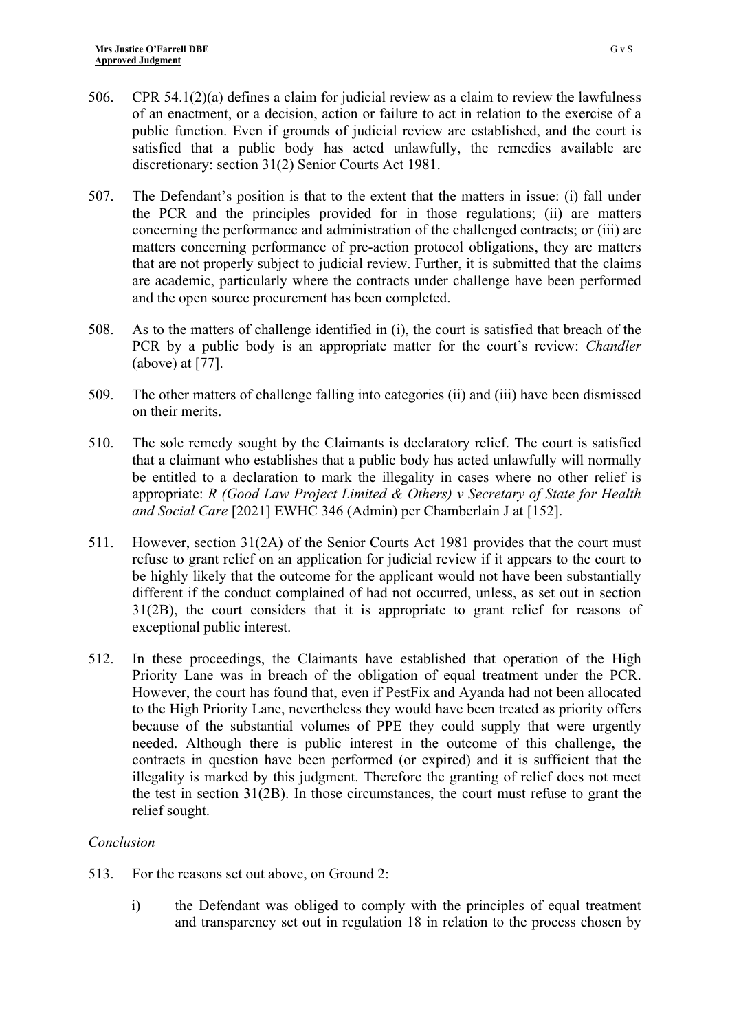506. CPR 54.1(2)(a) defines a claim for judicial review as a claim to review the lawfulness of an enactment, or a decision, action or failure to act in relation to the exercise of a public function. Even if grounds of judicial review are established, and the court is satisfied that a public body has acted unlawfully, the remedies available are discretionary: section 31(2) Senior Courts Act 1981.

507. The Defendant's position is that to the extent that the matters in issue: (i) fall under the PCR and the principles provided for in those regulations; (ii) are matters concerning the performance and administration of the challenged contracts; or (iii) are matters concerning performance of pre-action protocol obligations, they are matters that are not properly subject to judicial review. Further, it is submitted that the claims are academic, particularly where the contracts under challenge have been performed and the open source procurement has been completed.

508. As to the matters of challenge identified in (i), the court is satisfied that breach of the PCR by a public body is an appropriate matter for the court's review: *Chandler* (above) at [77].

509. The other matters of challenge falling into categories (ii) and (iii) have been dismissed on their merits.

510. The sole remedy sought by the Claimants is declaratory relief. The court is satisfied that a claimant who establishes that a public body has acted unlawfully will normally be entitled to a declaration to mark the illegality in cases where no other relief is appropriate: *R (Good Law Project Limited & Others) v Secretary of State for Health and Social Care* [2021] EWHC 346 (Admin) per Chamberlain J at [152].

511. However, section 31(2A) of the Senior Courts Act 1981 provides that the court must refuse to grant relief on an application for judicial review if it appears to the court to be highly likely that the outcome for the applicant would not have been substantially different if the conduct complained of had not occurred, unless, as set out in section 31(2B), the court considers that it is appropriate to grant relief for reasons of exceptional public interest.

512. In these proceedings, the Claimants have established that operation of the High Priority Lane was in breach of the obligation of equal treatment under the PCR. However, the court has found that, even if PestFix and Ayanda had not been allocated to the High Priority Lane, nevertheless they would have been treated as priority offers because of the substantial volumes of PPE they could supply that were urgently needed. Although there is public interest in the outcome of this challenge, the contracts in question have been performed (or expired) and it is sufficient that the illegality is marked by this judgment. Therefore the granting of relief does not meet the test in section 31(2B). In those circumstances, the court must refuse to grant the relief sought.

*Conclusion*

513. For the reasons set out above, on Ground 2:

   i) the Defendant was obliged to comply with the principles of equal treatment and transparency set out in regulation 18 in relation to the process chosen by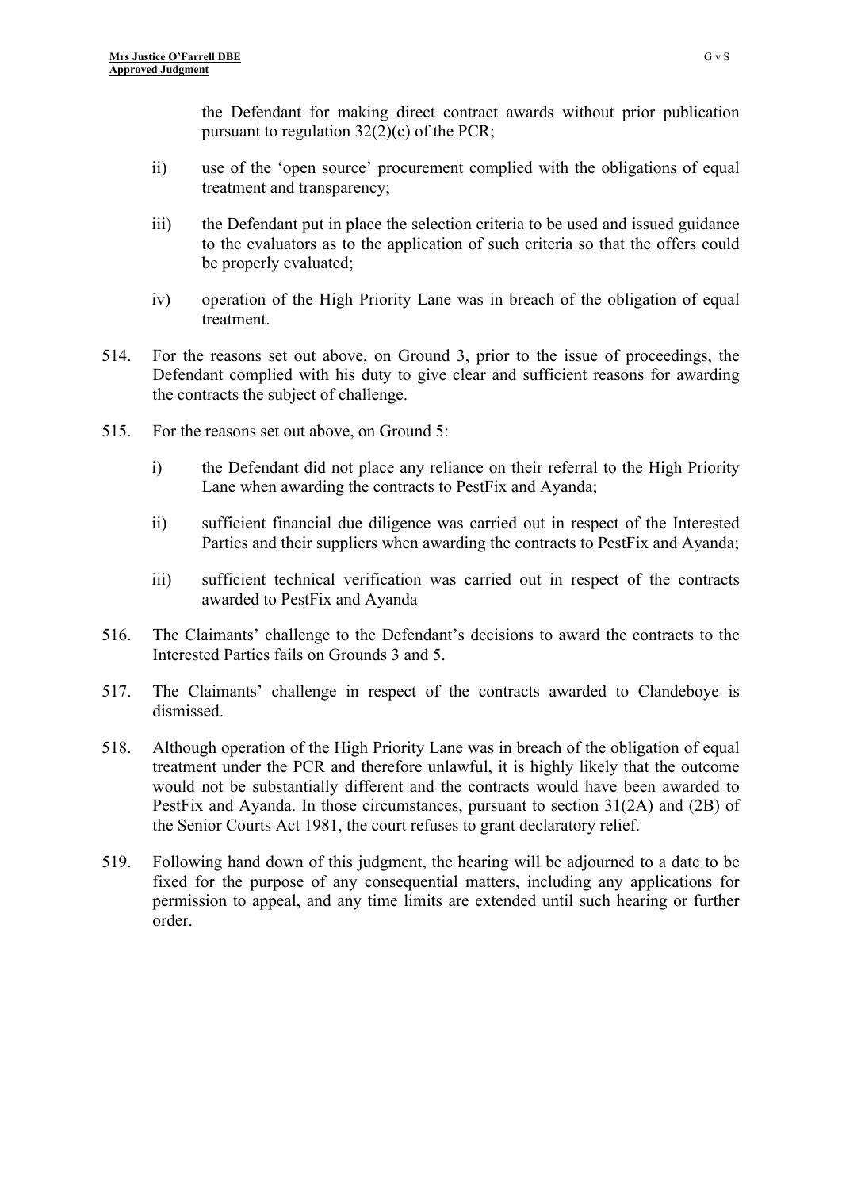the Defendant for making direct contract awards without prior publication pursuant to regulation 32(2)(c) of the PCR;

ii) use of the 'open source' procurement complied with the obligations of equal treatment and transparency;

iii) the Defendant put in place the selection criteria to be used and issued guidance to the evaluators as to the application of such criteria so that the offers could be properly evaluated;

iv) operation of the High Priority Lane was in breach of the obligation of equal treatment.

514. For the reasons set out above, on Ground 3, prior to the issue of proceedings, the Defendant complied with his duty to give clear and sufficient reasons for awarding the contracts the subject of challenge.

515. For the reasons set out above, on Ground 5:

i) the Defendant did not place any reliance on their referral to the High Priority Lane when awarding the contracts to PestFix and Ayanda;

ii) sufficient financial due diligence was carried out in respect of the Interested Parties and their suppliers when awarding the contracts to PestFix and Ayanda;

iii) sufficient technical verification was carried out in respect of the contracts awarded to PestFix and Ayanda

516. The Claimants' challenge to the Defendant's decisions to award the contracts to the Interested Parties fails on Grounds 3 and 5.

517. The Claimants' challenge in respect of the contracts awarded to Clandeboye is dismissed.

518. Although operation of the High Priority Lane was in breach of the obligation of equal treatment under the PCR and therefore unlawful, it is highly likely that the outcome would not be substantially different and the contracts would have been awarded to PestFix and Ayanda. In those circumstances, pursuant to section 31(2A) and (2B) of the Senior Courts Act 1981, the court refuses to grant declaratory relief.

519. Following hand down of this judgment, the hearing will be adjourned to a date to be fixed for the purpose of any consequential matters, including any applications for permission to appeal, and any time limits are extended until such hearing or further order.